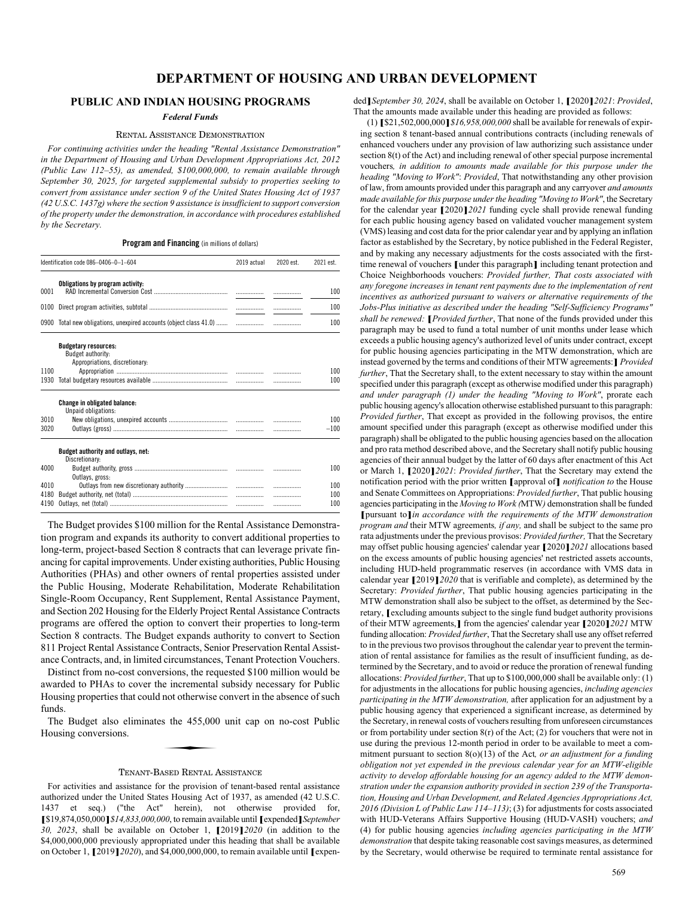# DEPARTMENT OF HOUSING AND URBAN DEVELOPMENT

## PUBLIC AND INDIAN HOUSING PROGRAMS

*Federal Funds*

### RENTAL ASSISTANCE DEMONSTRATION

*For continuing activities under the heading "Rental Assistance Demonstration" in the Department of Housing and Urban Development Appropriations Act, 2012 (Public Law 112–55), as amended, $100,000,000, to remain available through September 30, 2025, for targeted supplemental subsidy to properties seeking to convert from assistance under section 9 of the United States Housing Act of 1937 (42 U.S.C. 1437g) where the section 9 assistance is insufficient to support conversion of the property under the demonstration, in accordance with procedures established by the Secretary.*

**Program and Financing** (in millions of dollars)

| Identification code 086–0406–0–1–604 | | 2019 actual | 2020 est. | 2021 est. |
|---|---|---|---|---|
| | **Obligations by program activity:** | | | |
| 0001 | RAD Incremental Conversion Cost | .................. | .................. | 100 |
| 0100 | Direct program activities, subtotal | .................. | .................. | 100 |
| 0900 | Total new obligations, unexpired accounts (object class 41.0) | .................. | .................. | 100 |
| | **Budgetary resources:** | | | |
| | Budget authority: | | | |
| | Appropriations, discretionary: | | | |
| 1100 | Appropriation | .................. | .................. | 100 |
| 1930 | Total budgetary resources available | .................. | .................. | 100 |
| | **Change in obligated balance:** | | | |
| | Unpaid obligations: | | | |
| 3010 | New obligations, unexpired accounts | .................. | .................. | 100 |
| 3020 | Outlays (gross) | .................. | .................. | –100 |
| | **Budget authority and outlays, net:** | | | |
| | Discretionary: | | | |
| 4000 | Budget authority, gross | .................. | .................. | 100 |
| | Outlays, gross: | | | |
| 4010 | Outlays from new discretionary authority | .................. | .................. | 100 |
| 4180 | Budget authority, net (total) | .................. | .................. | 100 |
| 4190 | Outlays, net (total) | .................. | .................. | 100 |

The Budget provides $100 million for the Rental Assistance Demonstration program and expands its authority to convert additional properties to long-term, project-based Section 8 contracts that can leverage private financing for capital improvements. Under existing authorities, Public Housing Authorities (PHAs) and other owners of rental properties assisted under the Public Housing, Moderate Rehabilitation, Moderate Rehabilitation Single-Room Occupancy, Rent Supplement, Rental Assistance Payment, and Section 202 Housing for the Elderly Project Rental Assistance Contracts programs are offered the option to convert their properties to long-term Section 8 contracts. The Budget expands authority to convert to Section 811 Project Rental Assistance Contracts, Senior Preservation Rental Assistance Contracts, and, in limited circumstances, Tenant Protection Vouchers.

Distinct from no-cost conversions, the requested $100 million would be awarded to PHAs to cover the incremental subsidy necessary for Public Housing properties that could not otherwise convert in the absence of such funds.

The Budget also eliminates the 455,000 unit cap on no-cost Public Housing conversions.

### TENANT-BASED RENTAL ASSISTANCE

For activities and assistance for the provision of tenant-based rental assistance authorized under the United States Housing Act of 1937, as amended (42 U.S.C. 1437 et seq.) ("the Act" herein), not otherwise provided for, [$19,874,050,000] *$14,833,000,000*, to remain available until [expended] *September 30, 2023*, shall be available on October 1, [2019] *2020* (in addition to the $4,000,000,000 previously appropriated under this heading that shall be available on October 1, [2019] *2020*), and $4,000,000,000, to remain available until [expended] *September 30, 2024*, shall be available on October 1, [2020] *2021*: *Provided*, That the amounts made available under this heading are provided as follows:

(1) [$21,502,000,000] *$16,958,000,000* shall be available for renewals of expiring section 8 tenant-based annual contributions contracts (including renewals of enhanced vouchers under any provision of law authorizing such assistance under section 8(t) of the Act) and including renewal of other special purpose incremental vouchers*, in addition to amounts made available for this purpose under the heading "Moving to Work"*: *Provided*, That notwithstanding any other provision of law, from amounts provided under this paragraph and any carryover *and amounts made available for this purpose under the heading "Moving to Work"*, the Secretary for the calendar year [2020] *2021* funding cycle shall provide renewal funding for each public housing agency based on validated voucher management system (VMS) leasing and cost data for the prior calendar year and by applying an inflation factor as established by the Secretary, by notice published in the Federal Register, and by making any necessary adjustments for the costs associated with the first-time renewal of vouchers [under this paragraph] including tenant protection and Choice Neighborhoods vouchers: *Provided further, That costs associated with any foregone increases in tenant rent payments due to the implementation of rent incentives as authorized pursuant to waivers or alternative requirements of the Jobs-Plus initiative as described under the heading "Self-Sufficiency Programs" shall be renewed:* [*Provided further*, That none of the funds provided under this paragraph may be used to fund a total number of unit months under lease which exceeds a public housing agency's authorized level of units under contract, except for public housing agencies participating in the MTW demonstration, which are instead governed by the terms and conditions of their MTW agreements:] *Provided further*, That the Secretary shall, to the extent necessary to stay within the amount specified under this paragraph (except as otherwise modified under this paragraph) *and under paragraph (1) under the heading "Moving to Work"*, prorate each public housing agency's allocation otherwise established pursuant to this paragraph: *Provided further*, That except as provided in the following provisos, the entire amount specified under this paragraph (except as otherwise modified under this paragraph) shall be obligated to the public housing agencies based on the allocation and pro rata method described above, and the Secretary shall notify public housing agencies of their annual budget by the latter of 60 days after enactment of this Act or March 1, [2020] *2021*: *Provided further*, That the Secretary may extend the notification period with the prior written [approval of] *notification to* the House and Senate Committees on Appropriations: *Provided further*, That public housing agencies participating in the *Moving to Work (*MTW*)* demonstration shall be funded [pursuant to] *in accordance with the requirements of the MTW demonstration program and* their MTW agreements*, if any,* and shall be subject to the same pro rata adjustments under the previous provisos: *Provided further,* That the Secretary may offset public housing agencies' calendar year [2020] *2021* allocations based on the excess amounts of public housing agencies' net restricted assets accounts, including HUD-held programmatic reserves (in accordance with VMS data in calendar year [2019] *2020* that is verifiable and complete), as determined by the Secretary: *Provided further*, That public housing agencies participating in the MTW demonstration shall also be subject to the offset, as determined by the Secretary, [excluding amounts subject to the single fund budget authority provisions of their MTW agreements,] from the agencies' calendar year [2020] *2021* MTW funding allocation: *Provided further*, That the Secretary shall use any offset referred to in the previous two provisos throughout the calendar year to prevent the termination of rental assistance for families as the result of insufficient funding, as determined by the Secretary, and to avoid or reduce the proration of renewal funding allocations: *Provided further*, That up to $100,000,000 shall be available only: (1) for adjustments in the allocations for public housing agencies, *including agencies participating in the MTW demonstration,* after application for an adjustment by a public housing agency that experienced a significant increase, as determined by the Secretary, in renewal costs of vouchers resulting from unforeseen circumstances or from portability under section 8(r) of the Act; (2) for vouchers that were not in use during the previous 12-month period in order to be available to meet a commitment pursuant to section 8(o)(13) of the Act*, or an adjustment for a funding obligation not yet expended in the previous calendar year for an MTW-eligible activity to develop affordable housing for an agency added to the MTW demonstration under the expansion authority provided in section 239 of the Transportation, Housing and Urban Development, and Related Agencies Appropriations Act, 2016 (Division L of Public Law 114–113)*; (3) for adjustments for costs associated with HUD-Veterans Affairs Supportive Housing (HUD-VASH) vouchers; *and* (4) for public housing agencies *including agencies participating in the MTW demonstration* that despite taking reasonable cost savings measures, as determined by the Secretary, would otherwise be required to terminate rental assistance for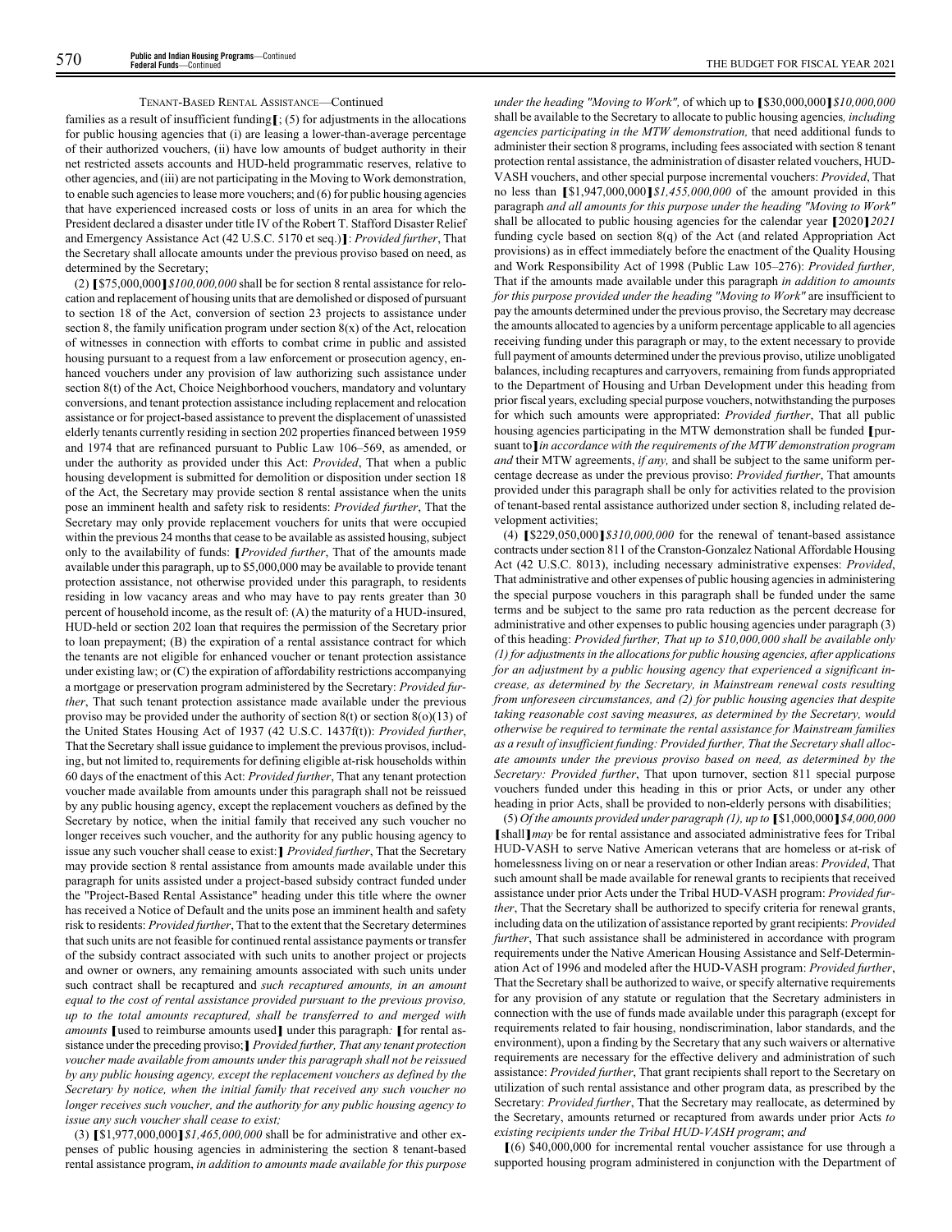TENANT-BASED RENTAL ASSISTANCE—Continued

families as a result of insufficient funding【; (5) for adjustments in the allocations for public housing agencies that (i) are leasing a lower-than-average percentage of their authorized vouchers, (ii) have low amounts of budget authority in their net restricted assets accounts and HUD-held programmatic reserves, relative to other agencies, and (iii) are not participating in the Moving to Work demonstration, to enable such agencies to lease more vouchers; and (6) for public housing agencies that have experienced increased costs or loss of units in an area for which the President declared a disaster under title IV of the Robert T. Stafford Disaster Relief and Emergency Assistance Act (42 U.S.C. 5170 et seq.)】: *Provided further*, That the Secretary shall allocate amounts under the previous proviso based on need, as determined by the Secretary;

(2) 【$75,000,000】*$100,000,000* shall be for section 8 rental assistance for relocation and replacement of housing units that are demolished or disposed of pursuant to section 18 of the Act, conversion of section 23 projects to assistance under section 8, the family unification program under section 8(x) of the Act, relocation of witnesses in connection with efforts to combat crime in public and assisted housing pursuant to a request from a law enforcement or prosecution agency, enhanced vouchers under any provision of law authorizing such assistance under section 8(t) of the Act, Choice Neighborhood vouchers, mandatory and voluntary conversions, and tenant protection assistance including replacement and relocation assistance or for project-based assistance to prevent the displacement of unassisted elderly tenants currently residing in section 202 properties financed between 1959 and 1974 that are refinanced pursuant to Public Law 106–569, as amended, or under the authority as provided under this Act: *Provided*, That when a public housing development is submitted for demolition or disposition under section 18 of the Act, the Secretary may provide section 8 rental assistance when the units pose an imminent health and safety risk to residents: *Provided further*, That the Secretary may only provide replacement vouchers for units that were occupied within the previous 24 months that cease to be available as assisted housing, subject only to the availability of funds: 【*Provided further*, That of the amounts made available under this paragraph, up to $5,000,000 may be available to provide tenant protection assistance, not otherwise provided under this paragraph, to residents residing in low vacancy areas and who may have to pay rents greater than 30 percent of household income, as the result of: (A) the maturity of a HUD-insured, HUD-held or section 202 loan that requires the permission of the Secretary prior to loan prepayment; (B) the expiration of a rental assistance contract for which the tenants are not eligible for enhanced voucher or tenant protection assistance under existing law; or (C) the expiration of affordability restrictions accompanying a mortgage or preservation program administered by the Secretary: *Provided further*, That such tenant protection assistance made available under the previous proviso may be provided under the authority of section 8(t) or section 8(o)(13) of the United States Housing Act of 1937 (42 U.S.C. 1437f(t)): *Provided further*, That the Secretary shall issue guidance to implement the previous provisos, including, but not limited to, requirements for defining eligible at-risk households within 60 days of the enactment of this Act: *Provided further*, That any tenant protection voucher made available from amounts under this paragraph shall not be reissued by any public housing agency, except the replacement vouchers as defined by the Secretary by notice, when the initial family that received any such voucher no longer receives such voucher, and the authority for any public housing agency to issue any such voucher shall cease to exist:】 *Provided further*, That the Secretary may provide section 8 rental assistance from amounts made available under this paragraph for units assisted under a project-based subsidy contract funded under the "Project-Based Rental Assistance" heading under this title where the owner has received a Notice of Default and the units pose an imminent health and safety risk to residents: *Provided further*, That to the extent that the Secretary determines that such units are not feasible for continued rental assistance payments or transfer of the subsidy contract associated with such units to another project or projects and owner or owners, any remaining amounts associated with such units under such contract shall be recaptured and *such recaptured amounts, in an amount equal to the cost of rental assistance provided pursuant to the previous proviso, up to the total amounts recaptured, shall be transferred to and merged with amounts* 【used to reimburse amounts used】 under this paragraph*:* 【for rental assistance under the preceding proviso;】 *Provided further, That any tenant protection voucher made available from amounts under this paragraph shall not be reissued by any public housing agency, except the replacement vouchers as defined by the Secretary by notice, when the initial family that received any such voucher no longer receives such voucher, and the authority for any public housing agency to issue any such voucher shall cease to exist;*

(3) 【$1,977,000,000】*$1,465,000,000* shall be for administrative and other expenses of public housing agencies in administering the section 8 tenant-based rental assistance program, *in addition to amounts made available for this purpose under the heading "Moving to Work",* of which up to 【$30,000,000】*$10,000,000* shall be available to the Secretary to allocate to public housing agencies*, including agencies participating in the MTW demonstration,* that need additional funds to administer their section 8 programs, including fees associated with section 8 tenant protection rental assistance, the administration of disaster related vouchers, HUD-VASH vouchers, and other special purpose incremental vouchers: *Provided*, That no less than 【$1,947,000,000】*$1,455,000,000* of the amount provided in this paragraph *and all amounts for this purpose under the heading "Moving to Work"* shall be allocated to public housing agencies for the calendar year 【2020】*2021* funding cycle based on section 8(q) of the Act (and related Appropriation Act provisions) as in effect immediately before the enactment of the Quality Housing and Work Responsibility Act of 1998 (Public Law 105–276): *Provided further,* That if the amounts made available under this paragraph *in addition to amounts for this purpose provided under the heading "Moving to Work"* are insufficient to pay the amounts determined under the previous proviso, the Secretary may decrease the amounts allocated to agencies by a uniform percentage applicable to all agencies receiving funding under this paragraph or may, to the extent necessary to provide full payment of amounts determined under the previous proviso, utilize unobligated balances, including recaptures and carryovers, remaining from funds appropriated to the Department of Housing and Urban Development under this heading from prior fiscal years, excluding special purpose vouchers, notwithstanding the purposes for which such amounts were appropriated: *Provided further*, That all public housing agencies participating in the MTW demonstration shall be funded 【pursuant to】*in accordance with the requirements of the MTW demonstration program and* their MTW agreements, *if any,* and shall be subject to the same uniform percentage decrease as under the previous proviso: *Provided further*, That amounts provided under this paragraph shall be only for activities related to the provision of tenant-based rental assistance authorized under section 8, including related development activities;

(4) 【$229,050,000】*$310,000,000* for the renewal of tenant-based assistance contracts under section 811 of the Cranston-Gonzalez National Affordable Housing Act (42 U.S.C. 8013), including necessary administrative expenses: *Provided*, That administrative and other expenses of public housing agencies in administering the special purpose vouchers in this paragraph shall be funded under the same terms and be subject to the same pro rata reduction as the percent decrease for administrative and other expenses to public housing agencies under paragraph (3) of this heading: *Provided further, That up to $10,000,000 shall be available only (1) for adjustments in the allocations for public housing agencies, after applications for an adjustment by a public housing agency that experienced a significant increase, as determined by the Secretary, in Mainstream renewal costs resulting from unforeseen circumstances, and (2) for public housing agencies that despite taking reasonable cost saving measures, as determined by the Secretary, would otherwise be required to terminate the rental assistance for Mainstream families as a result of insufficient funding: Provided further, That the Secretary shall allocate amounts under the previous proviso based on need, as determined by the Secretary: Provided further*, That upon turnover, section 811 special purpose vouchers funded under this heading in this or prior Acts, or under any other heading in prior Acts, shall be provided to non-elderly persons with disabilities;

(5) *Of the amounts provided under paragraph (1), up to* 【$1,000,000】*$4,000,000* 【shall】*may* be for rental assistance and associated administrative fees for Tribal HUD-VASH to serve Native American veterans that are homeless or at-risk of homelessness living on or near a reservation or other Indian areas: *Provided*, That such amount shall be made available for renewal grants to recipients that received assistance under prior Acts under the Tribal HUD-VASH program: *Provided further*, That the Secretary shall be authorized to specify criteria for renewal grants, including data on the utilization of assistance reported by grant recipients: *Provided further*, That such assistance shall be administered in accordance with program requirements under the Native American Housing Assistance and Self-Determination Act of 1996 and modeled after the HUD-VASH program: *Provided further*, That the Secretary shall be authorized to waive, or specify alternative requirements for any provision of any statute or regulation that the Secretary administers in connection with the use of funds made available under this paragraph (except for requirements related to fair housing, nondiscrimination, labor standards, and the environment), upon a finding by the Secretary that any such waivers or alternative requirements are necessary for the effective delivery and administration of such assistance: *Provided further*, That grant recipients shall report to the Secretary on utilization of such rental assistance and other program data, as prescribed by the Secretary: *Provided further*, That the Secretary may reallocate, as determined by the Secretary, amounts returned or recaptured from awards under prior Acts *to existing recipients under the Tribal HUD-VASH program*; *and*

【(6) $40,000,000 for incremental rental voucher assistance for use through a supported housing program administered in conjunction with the Department of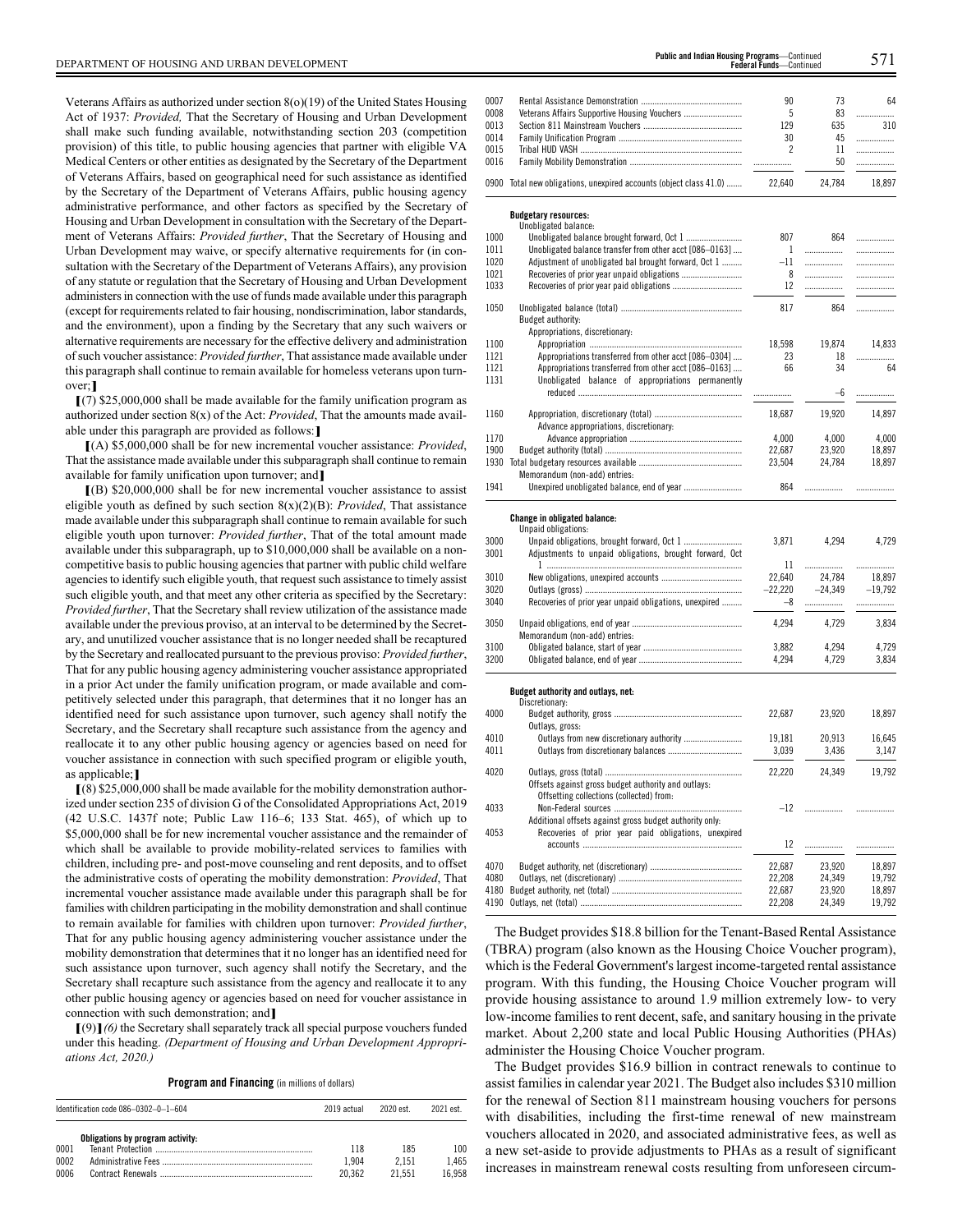Veterans Affairs as authorized under section 8(o)(19) of the United States Housing Act of 1937: *Provided,* That the Secretary of Housing and Urban Development shall make such funding available, notwithstanding section 203 (competition provision) of this title, to public housing agencies that partner with eligible VA Medical Centers or other entities as designated by the Secretary of the Department of Veterans Affairs, based on geographical need for such assistance as identified by the Secretary of the Department of Veterans Affairs, public housing agency administrative performance, and other factors as specified by the Secretary of Housing and Urban Development in consultation with the Secretary of the Department of Veterans Affairs: *Provided further*, That the Secretary of Housing and Urban Development may waive, or specify alternative requirements for (in consultation with the Secretary of the Department of Veterans Affairs), any provision of any statute or regulation that the Secretary of Housing and Urban Development administers in connection with the use of funds made available under this paragraph (except for requirements related to fair housing, nondiscrimination, labor standards, and the environment), upon a finding by the Secretary that any such waivers or alternative requirements are necessary for the effective delivery and administration of such voucher assistance: *Provided further*, That assistance made available under this paragraph shall continue to remain available for homeless veterans upon turnover;】

【(7) $25,000,000 shall be made available for the family unification program as authorized under section 8(x) of the Act: *Provided*, That the amounts made available under this paragraph are provided as follows:】

【(A) $5,000,000 shall be for new incremental voucher assistance: *Provided*, That the assistance made available under this subparagraph shall continue to remain available for family unification upon turnover; and】

【(B) $20,000,000 shall be for new incremental voucher assistance to assist eligible youth as defined by such section 8(x)(2)(B): *Provided*, That assistance made available under this subparagraph shall continue to remain available for such eligible youth upon turnover: *Provided further*, That of the total amount made available under this subparagraph, up to $10,000,000 shall be available on a noncompetitive basis to public housing agencies that partner with public child welfare agencies to identify such eligible youth, that request such assistance to timely assist such eligible youth, and that meet any other criteria as specified by the Secretary: *Provided further*, That the Secretary shall review utilization of the assistance made available under the previous proviso, at an interval to be determined by the Secretary, and unutilized voucher assistance that is no longer needed shall be recaptured by the Secretary and reallocated pursuant to the previous proviso: *Provided further*, That for any public housing agency administering voucher assistance appropriated in a prior Act under the family unification program, or made available and competitively selected under this paragraph, that determines that it no longer has an identified need for such assistance upon turnover, such agency shall notify the Secretary, and the Secretary shall recapture such assistance from the agency and reallocate it to any other public housing agency or agencies based on need for voucher assistance in connection with such specified program or eligible youth, as applicable;】

【(8) $25,000,000 shall be made available for the mobility demonstration authorized under section 235 of division G of the Consolidated Appropriations Act, 2019 (42 U.S.C. 1437f note; Public Law 116–6; 133 Stat. 465), of which up to $5,000,000 shall be for new incremental voucher assistance and the remainder of which shall be available to provide mobility-related services to families with children, including pre- and post-move counseling and rent deposits, and to offset the administrative costs of operating the mobility demonstration: *Provided*, That incremental voucher assistance made available under this paragraph shall be for families with children participating in the mobility demonstration and shall continue to remain available for families with children upon turnover: *Provided further*, That for any public housing agency administering voucher assistance under the mobility demonstration that determines that it no longer has an identified need for such assistance upon turnover, such agency shall notify the Secretary, and the Secretary shall recapture such assistance from the agency and reallocate it to any other public housing agency or agencies based on need for voucher assistance in connection with such demonstration; and】

【(9)】*(6)* the Secretary shall separately track all special purpose vouchers funded under this heading. *(Department of Housing and Urban Development Appropriations Act, 2020.)*

**Program and Financing** (in millions of dollars)

| Identification code 086–0302–0–1–604 | | 2019 actual | 2020 est. | 2021 est. |
|---|---|---|---|---|
| | **Obligations by program activity:** | | | |
| 0001 | Tenant Protection | 118 | 185 | 100 |
| 0002 | Administrative Fees | 1,904 | 2,151 | 1,465 |
| 0006 | Contract Renewals | 20,362 | 21,551 | 16,958 |
| 0007 | Rental Assistance Demonstration | 90 | 73 | 64 |
| 0008 | Veterans Affairs Supportive Housing Vouchers | 5 | 83 | |
| 0013 | Section 811 Mainstream Vouchers | 129 | 635 | 310 |
| 0014 | Family Unification Program | 30 | 45 | |
| 0015 | Tribal HUD VASH | 2 | 11 | |
| 0016 | Family Mobility Demonstration | | 50 | |
| 0900 | Total new obligations, unexpired accounts (object class 41.0) | 22,640 | 24,784 | 18,897 |
| | **Budgetary resources:** | | | |
| | Unobligated balance: | | | |
| 1000 | Unobligated balance brought forward, Oct 1 | 807 | 864 | |
| 1011 | Unobligated balance transfer from other acct [086–0163] | 1 | | |
| 1020 | Adjustment of unobligated bal brought forward, Oct 1 | –11 | | |
| 1021 | Recoveries of prior year unpaid obligations | 8 | | |
| 1033 | Recoveries of prior year paid obligations | 12 | | |
| 1050 | Unobligated balance (total) | 817 | 864 | |
| | Budget authority: | | | |
| | Appropriations, discretionary: | | | |
| 1100 | Appropriation | 18,598 | 19,874 | 14,833 |
| 1121 | Appropriations transferred from other acct [086–0304] | 23 | 18 | |
| 1121 | Appropriations transferred from other acct [086–0163] | 66 | 34 | 64 |
| 1131 | Unobligated balance of appropriations permanently reduced | | –6 | |
| 1160 | Appropriation, discretionary (total) | 18,687 | 19,920 | 14,897 |
| | Advance appropriations, discretionary: | | | |
| 1170 | Advance appropriation | 4,000 | 4,000 | 4,000 |
| 1900 | Budget authority (total) | 22,687 | 23,920 | 18,897 |
| 1930 | Total budgetary resources available | 23,504 | 24,784 | 18,897 |
| | Memorandum (non-add) entries: | | | |
| 1941 | Unexpired unobligated balance, end of year | 864 | | |
| | **Change in obligated balance:** | | | |
| | Unpaid obligations: | | | |
| 3000 | Unpaid obligations, brought forward, Oct 1 | 3,871 | 4,294 | 4,729 |
| 3001 | Adjustments to unpaid obligations, brought forward, Oct 1 | 11 | | |
| 3010 | New obligations, unexpired accounts | 22,640 | 24,784 | 18,897 |
| 3020 | Outlays (gross) | –22,220 | –24,349 | –19,792 |
| 3040 | Recoveries of prior year unpaid obligations, unexpired | –8 | | |
| 3050 | Unpaid obligations, end of year | 4,294 | 4,729 | 3,834 |
| | Memorandum (non-add) entries: | | | |
| 3100 | Obligated balance, start of year | 3,882 | 4,294 | 4,729 |
| 3200 | Obligated balance, end of year | 4,294 | 4,729 | 3,834 |
| | **Budget authority and outlays, net:** | | | |
| | Discretionary: | | | |
| 4000 | Budget authority, gross | 22,687 | 23,920 | 18,897 |
| | Outlays, gross: | | | |
| 4010 | Outlays from new discretionary authority | 19,181 | 20,913 | 16,645 |
| 4011 | Outlays from discretionary balances | 3,039 | 3,436 | 3,147 |
| 4020 | Outlays, gross (total) | 22,220 | 24,349 | 19,792 |
| | Offsets against gross budget authority and outlays: | | | |
| | Offsetting collections (collected) from: | | | |
| 4033 | Non-Federal sources | –12 | | |
| | Additional offsets against gross budget authority only: | | | |
| 4053 | Recoveries of prior year paid obligations, unexpired accounts | 12 | | |
| 4070 | Budget authority, net (discretionary) | 22,687 | 23,920 | 18,897 |
| 4080 | Outlays, net (discretionary) | 22,208 | 24,349 | 19,792 |
| 4180 | Budget authority, net (total) | 22,687 | 23,920 | 18,897 |
| 4190 | Outlays, net (total) | 22,208 | 24,349 | 19,792 |

The Budget provides $18.8 billion for the Tenant-Based Rental Assistance (TBRA) program (also known as the Housing Choice Voucher program), which is the Federal Government's largest income-targeted rental assistance program. With this funding, the Housing Choice Voucher program will provide housing assistance to around 1.9 million extremely low- to very low-income families to rent decent, safe, and sanitary housing in the private market. About 2,200 state and local Public Housing Authorities (PHAs) administer the Housing Choice Voucher program.

The Budget provides $16.9 billion in contract renewals to continue to assist families in calendar year 2021. The Budget also includes $310 million for the renewal of Section 811 mainstream housing vouchers for persons with disabilities, including the first-time renewal of new mainstream vouchers allocated in 2020, and associated administrative fees, as well as a new set-aside to provide adjustments to PHAs as a result of significant increases in mainstream renewal costs resulting from unforeseen circum-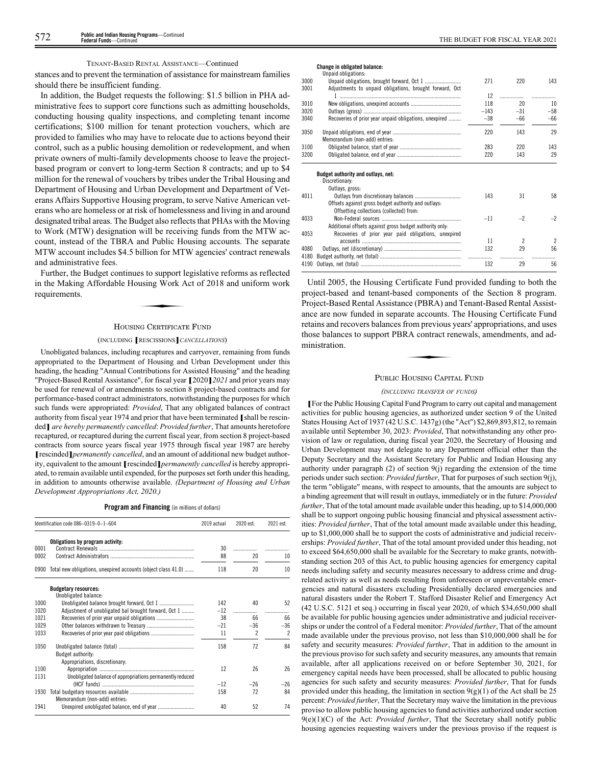TENANT-BASED RENTAL ASSISTANCE—Continued

stances and to prevent the termination of assistance for mainstream families should there be insufficient funding.

In addition, the Budget requests the following: $1.5 billion in PHA administrative fees to support core functions such as admitting households, conducting housing quality inspections, and completing tenant income certifications; $100 million for tenant protection vouchers, which are provided to families who may have to relocate due to actions beyond their control, such as a public housing demolition or redevelopment, and when private owners of multi-family developments choose to leave the project-based program or convert to long-term Section 8 contracts; and up to $4 million for the renewal of vouchers by tribes under the Tribal Housing and Department of Housing and Urban Development and Department of Veterans Affairs Supportive Housing program, to serve Native American veterans who are homeless or at risk of homelessness and living in and around designated tribal areas. The Budget also reflects that PHAs with the Moving to Work (MTW) designation will be receiving funds from the MTW account, instead of the TBRA and Public Housing accounts. The separate MTW account includes $4.5 billion for MTW agencies' contract renewals and administrative fees.

Further, the Budget continues to support legislative reforms as reflected in the Making Affordable Housing Work Act of 2018 and uniform work requirements.

## HOUSING CERTIFICATE FUND

(INCLUDING [RESCISSIONS] *CANCELLATIONS*)

Unobligated balances, including recaptures and carryover, remaining from funds appropriated to the Department of Housing and Urban Development under this heading, the heading "Annual Contributions for Assisted Housing" and the heading "Project-Based Rental Assistance", for fiscal year [2020] *2021* and prior years may be used for renewal of or amendments to section 8 project-based contracts and for performance-based contract administrators, notwithstanding the purposes for which such funds were appropriated: *Provided*, That any obligated balances of contract authority from fiscal year 1974 and prior that have been terminated [shall be rescinded] *are hereby permanently cancelled*: *Provided further*, That amounts heretofore recaptured, or recaptured during the current fiscal year, from section 8 project-based contracts from source years fiscal year 1975 through fiscal year 1987 are hereby [rescinded] *permanently cancelled*, and an amount of additional new budget authority, equivalent to the amount [rescinded] *permanently cancelled* is hereby appropriated, to remain available until expended, for the purposes set forth under this heading, in addition to amounts otherwise available. *(Department of Housing and Urban Development Appropriations Act, 2020.)*

**Program and Financing** (in millions of dollars)

| Identification code 086–0319–0–1–604 | | 2019 actual | 2020 est. | 2021 est. |
|---|---|---|---|---|
| | **Obligations by program activity:** | | | |
| 0001 | Contract Renewals | 30 | | |
| 0002 | Contract Administrators | 88 | 20 | 10 |
| 0900 | Total new obligations, unexpired accounts (object class 41.0) | 118 | 20 | 10 |
| | **Budgetary resources:** | | | |
| | Unobligated balance: | | | |
| 1000 | Unobligated balance brought forward, Oct 1 | 142 | 40 | 52 |
| 1020 | Adjustment of unobligated bal brought forward, Oct 1 | –12 | | |
| 1021 | Recoveries of prior year unpaid obligations | 38 | 66 | 66 |
| 1029 | Other balances withdrawn to Treasury | –21 | –36 | –36 |
| 1033 | Recoveries of prior year paid obligations | 11 | 2 | 2 |
| 1050 | Unobligated balance (total) | 158 | 72 | 84 |
| | Budget authority: | | | |
| | Appropriations, discretionary: | | | |
| 1100 | Appropriation | 12 | 26 | 26 |
| 1131 | Unobligated balance of appropriations permanently reduced (HCF funds) | –12 | –26 | –26 |
| 1930 | Total budgetary resources available | 158 | 72 | 84 |
| | Memorandum (non-add) entries: | | | |
| 1941 | Unexpired unobligated balance, end of year | 40 | 52 | 74 |
| | **Change in obligated balance:** | | | |
| | Unpaid obligations: | | | |
| 3000 | Unpaid obligations, brought forward, Oct 1 | 271 | 220 | 143 |
| 3001 | Adjustments to unpaid obligations, brought forward, Oct 1 | 12 | | |
| 3010 | New obligations, unexpired accounts | 118 | 20 | 10 |
| 3020 | Outlays (gross) | –143 | –31 | –58 |
| 3040 | Recoveries of prior year unpaid obligations, unexpired | –38 | –66 | –66 |
| 3050 | Unpaid obligations, end of year | 220 | 143 | 29 |
| | Memorandum (non-add) entries: | | | |
| 3100 | Obligated balance, start of year | 283 | 220 | 143 |
| 3200 | Obligated balance, end of year | 220 | 143 | 29 |
| | **Budget authority and outlays, net:** | | | |
| | Discretionary: | | | |
| | Outlays, gross: | | | |
| 4011 | Outlays from discretionary balances | 143 | 31 | 58 |
| | Offsets against gross budget authority and outlays: | | | |
| | Offsetting collections (collected) from: | | | |
| 4033 | Non-Federal sources | –11 | –2 | –2 |
| | Additional offsets against gross budget authority only: | | | |
| 4053 | Recoveries of prior year paid obligations, unexpired accounts | 11 | 2 | 2 |
| 4080 | Outlays, net (discretionary) | 132 | 29 | 56 |
| 4180 | Budget authority, net (total) | | | |
| 4190 | Outlays, net (total) | 132 | 29 | 56 |

Until 2005, the Housing Certificate Fund provided funding to both the project-based and tenant-based components of the Section 8 program. Project-Based Rental Assistance (PBRA) and Tenant-Based Rental Assistance are now funded in separate accounts. The Housing Certificate Fund retains and recovers balances from previous years' appropriations, and uses those balances to support PBRA contract renewals, amendments, and administration.

## PUBLIC HOUSING CAPITAL FUND

*(INCLUDING TRANSFER OF FUNDS)*

[For the Public Housing Capital Fund Program to carry out capital and management activities for public housing agencies, as authorized under section 9 of the United States Housing Act of 1937 (42 U.S.C. 1437g) (the "Act") $2,869,893,812, to remain available until September 30, 2023: *Provided*, That notwithstanding any other provision of law or regulation, during fiscal year 2020, the Secretary of Housing and Urban Development may not delegate to any Department official other than the Deputy Secretary and the Assistant Secretary for Public and Indian Housing any authority under paragraph (2) of section 9(j) regarding the extension of the time periods under such section: *Provided further*, That for purposes of such section 9(j), the term "obligate" means, with respect to amounts, that the amounts are subject to a binding agreement that will result in outlays, immediately or in the future: *Provided further*, That of the total amount made available under this heading, up to $14,000,000 shall be to support ongoing public housing financial and physical assessment activities: *Provided further*, That of the total amount made available under this heading, up to $1,000,000 shall be to support the costs of administrative and judicial receiverships: *Provided further*, That of the total amount provided under this heading, not to exceed $64,650,000 shall be available for the Secretary to make grants, notwithstanding section 203 of this Act, to public housing agencies for emergency capital needs including safety and security measures necessary to address crime and drug-related activity as well as needs resulting from unforeseen or unpreventable emergencies and natural disasters excluding Presidentially declared emergencies and natural disasters under the Robert T. Stafford Disaster Relief and Emergency Act (42 U.S.C. 5121 et seq.) occurring in fiscal year 2020, of which $34,650,000 shall be available for public housing agencies under administrative and judicial receiverships or under the control of a Federal monitor: *Provided further*, That of the amount made available under the previous proviso, not less than $10,000,000 shall be for safety and security measures: *Provided further*, That in addition to the amount in the previous proviso for such safety and security measures, any amounts that remain available, after all applications received on or before September 30, 2021, for emergency capital needs have been processed, shall be allocated to public housing agencies for such safety and security measures: *Provided further*, That for funds provided under this heading, the limitation in section 9(g)(1) of the Act shall be 25 percent: *Provided further*, That the Secretary may waive the limitation in the previous proviso to allow public housing agencies to fund activities authorized under section 9(e)(1)(C) of the Act: *Provided further*, That the Secretary shall notify public housing agencies requesting waivers under the previous proviso if the request is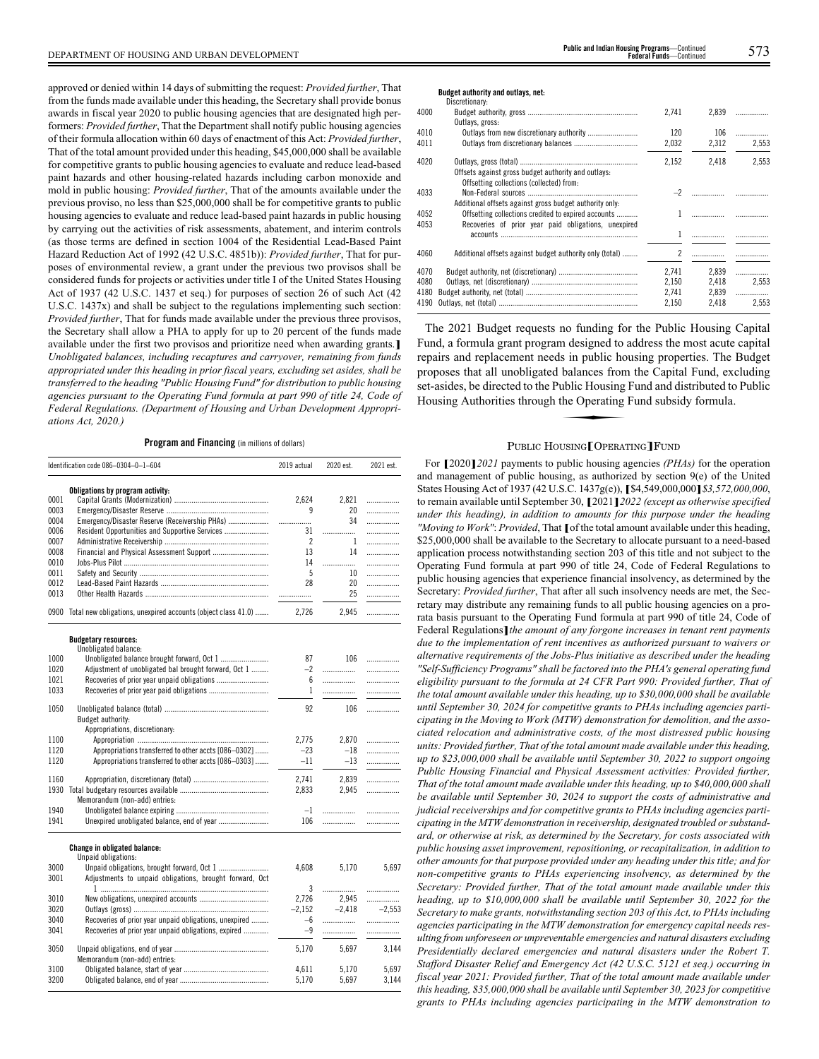approved or denied within 14 days of submitting the request: *Provided further*, That from the funds made available under this heading, the Secretary shall provide bonus awards in fiscal year 2020 to public housing agencies that are designated high performers: *Provided further*, That the Department shall notify public housing agencies of their formula allocation within 60 days of enactment of this Act: *Provided further*, That of the total amount provided under this heading, $45,000,000 shall be available for competitive grants to public housing agencies to evaluate and reduce lead-based paint hazards and other housing-related hazards including carbon monoxide and mold in public housing: *Provided further*, That of the amounts available under the previous proviso, no less than $25,000,000 shall be for competitive grants to public housing agencies to evaluate and reduce lead-based paint hazards in public housing by carrying out the activities of risk assessments, abatement, and interim controls (as those terms are defined in section 1004 of the Residential Lead-Based Paint Hazard Reduction Act of 1992 (42 U.S.C. 4851b)): *Provided further*, That for purposes of environmental review, a grant under the previous two provisos shall be considered funds for projects or activities under title I of the United States Housing Act of 1937 (42 U.S.C. 1437 et seq.) for purposes of section 26 of such Act (42 U.S.C. 1437x) and shall be subject to the regulations implementing such section: *Provided further*, That for funds made available under the previous three provisos, the Secretary shall allow a PHA to apply for up to 20 percent of the funds made available under the first two provisos and prioritize need when awarding grants.] *Unobligated balances, including recaptures and carryover, remaining from funds appropriated under this heading in prior fiscal years, excluding set asides, shall be transferred to the heading "Public Housing Fund" for distribution to public housing agencies pursuant to the Operating Fund formula at part 990 of title 24, Code of Federal Regulations. (Department of Housing and Urban Development Appropriations Act, 2020.)*

**Program and Financing** (in millions of dollars)

| Identification code 086–0304–0–1–604 | | 2019 actual | 2020 est. | 2021 est. |
|---|---|---|---|---|
| | **Obligations by program activity:** | | | |
| 0001 | Capital Grants (Modernization) | 2,624 | 2,821 | |
| 0003 | Emergency/Disaster Reserve | 9 | 20 | |
| 0004 | Emergency/Disaster Reserve (Receivership PHAs) | | 34 | |
| 0006 | Resident Opportunities and Supportive Services | 31 | | |
| 0007 | Administrative Receivership | 2 | 1 | |
| 0008 | Financial and Physical Assessment Support | 13 | 14 | |
| 0010 | Jobs-Plus Pilot | 14 | | |
| 0011 | Safety and Security | 5 | 10 | |
| 0012 | Lead-Based Paint Hazards | 28 | 20 | |
| 0013 | Other Health Hazards | | 25 | |
| 0900 | Total new obligations, unexpired accounts (object class 41.0) | 2,726 | 2,945 | |
| | **Budgetary resources:** | | | |
| | Unobligated balance: | | | |
| 1000 | Unobligated balance brought forward, Oct 1 | 87 | 106 | |
| 1020 | Adjustment of unobligated bal brought forward, Oct 1 | –2 | | |
| 1021 | Recoveries of prior year unpaid obligations | 6 | | |
| 1033 | Recoveries of prior year paid obligations | 1 | | |
| 1050 | Unobligated balance (total) | 92 | 106 | |
| | Budget authority: | | | |
| | Appropriations, discretionary: | | | |
| 1100 | Appropriation | 2,775 | 2,870 | |
| 1120 | Appropriations transferred to other accts [086–0302] | –23 | –18 | |
| 1120 | Appropriations transferred to other accts [086–0303] | –11 | –13 | |
| 1160 | Appropriation, discretionary (total) | 2,741 | 2,839 | |
| 1930 | Total budgetary resources available | 2,833 | 2,945 | |
| | Memorandum (non-add) entries: | | | |
| 1940 | Unobligated balance expiring | –1 | | |
| 1941 | Unexpired unobligated balance, end of year | 106 | | |
| | **Change in obligated balance:** | | | |
| | Unpaid obligations: | | | |
| 3000 | Unpaid obligations, brought forward, Oct 1 | 4,608 | 5,170 | 5,697 |
| 3001 | Adjustments to unpaid obligations, brought forward, Oct 1 | 3 | | |
| 3010 | New obligations, unexpired accounts | 2,726 | 2,945 | |
| 3020 | Outlays (gross) | –2,152 | –2,418 | –2,553 |
| 3040 | Recoveries of prior year unpaid obligations, unexpired | –6 | | |
| 3041 | Recoveries of prior year unpaid obligations, expired | –9 | | |
| 3050 | Unpaid obligations, end of year | 5,170 | 5,697 | 3,144 |
| | Memorandum (non-add) entries: | | | |
| 3100 | Obligated balance, start of year | 4,611 | 5,170 | 5,697 |
| 3200 | Obligated balance, end of year | 5,170 | 5,697 | 3,144 |
| | **Budget authority and outlays, net:** | | | |
| | Discretionary: | | | |
| 4000 | Budget authority, gross | 2,741 | 2,839 | |
| | Outlays, gross: | | | |
| 4010 | Outlays from new discretionary authority | 120 | 106 | |
| 4011 | Outlays from discretionary balances | 2,032 | 2,312 | 2,553 |
| 4020 | Outlays, gross (total) | 2,152 | 2,418 | 2,553 |
| | Offsets against gross budget authority and outlays: | | | |
| | Offsetting collections (collected) from: | | | |
| 4033 | Non-Federal sources | –2 | | |
| | Additional offsets against gross budget authority only: | | | |
| 4052 | Offsetting collections credited to expired accounts | 1 | | |
| 4053 | Recoveries of prior year paid obligations, unexpired accounts | 1 | | |
| 4060 | Additional offsets against budget authority only (total) | 2 | | |
| 4070 | Budget authority, net (discretionary) | 2,741 | 2,839 | |
| 4080 | Outlays, net (discretionary) | 2,150 | 2,418 | 2,553 |
| 4180 | Budget authority, net (total) | 2,741 | 2,839 | |
| 4190 | Outlays, net (total) | 2,150 | 2,418 | 2,553 |

The 2021 Budget requests no funding for the Public Housing Capital Fund, a formula grant program designed to address the most acute capital repairs and replacement needs in public housing properties. The Budget proposes that all unobligated balances from the Capital Fund, excluding set-asides, be directed to the Public Housing Fund and distributed to Public Housing Authorities through the Operating Fund subsidy formula.

## PUBLIC HOUSING [OPERATING] FUND

For [2020] *2021* payments to public housing agencies *(PHAs)* for the operation and management of public housing, as authorized by section 9(e) of the United States Housing Act of 1937 (42 U.S.C. 1437g(e)), [$4,549,000,000] *$3,572,000,000*, to remain available until September 30, [2021] *2022 (except as otherwise specified under this heading), in addition to amounts for this purpose under the heading "Moving to Work"*: *Provided*, That [of the total amount available under this heading, $25,000,000 shall be available to the Secretary to allocate pursuant to a need-based application process notwithstanding section 203 of this title and not subject to the Operating Fund formula at part 990 of title 24, Code of Federal Regulations to public housing agencies that experience financial insolvency, as determined by the Secretary: *Provided further*, That after all such insolvency needs are met, the Secretary may distribute any remaining funds to all public housing agencies on a pro-rata basis pursuant to the Operating Fund formula at part 990 of title 24, Code of Federal Regulations] *the amount of any forgone increases in tenant rent payments due to the implementation of rent incentives as authorized pursuant to waivers or alternative requirements of the Jobs-Plus initiative as described under the heading "Self-Sufficiency Programs" shall be factored into the PHA's general operating fund eligibility pursuant to the formula at 24 CFR Part 990: Provided further, That of the total amount available under this heading, up to $30,000,000 shall be available until September 30, 2024 for competitive grants to PHAs including agencies participating in the Moving to Work (MTW) demonstration for demolition, and the associated relocation and administrative costs, of the most distressed public housing units: Provided further, That of the total amount made available under this heading, up to $23,000,000 shall be available until September 30, 2022 to support ongoing Public Housing Financial and Physical Assessment activities: Provided further, That of the total amount made available under this heading, up to $40,000,000 shall be available until September 30, 2024 to support the costs of administrative and judicial receiverships and for competitive grants to PHAs including agencies participating in the MTW demonstration in receivership, designated troubled or substandard, or otherwise at risk, as determined by the Secretary, for costs associated with public housing asset improvement, repositioning, or recapitalization, in addition to other amounts for that purpose provided under any heading under this title; and for non-competitive grants to PHAs experiencing insolvency, as determined by the Secretary: Provided further, That of the total amount made available under this heading, up to $10,000,000 shall be available until September 30, 2022 for the Secretary to make grants, notwithstanding section 203 of this Act, to PHAs including agencies participating in the MTW demonstration for emergency capital needs resulting from unforeseen or unpreventable emergencies and natural disasters excluding Presidentially declared emergencies and natural disasters under the Robert T. Stafford Disaster Relief and Emergency Act (42 U.S.C. 5121 et seq.) occurring in fiscal year 2021: Provided further, That of the total amount made available under this heading, $35,000,000 shall be available until September 30, 2023 for competitive grants to PHAs including agencies participating in the MTW demonstration to*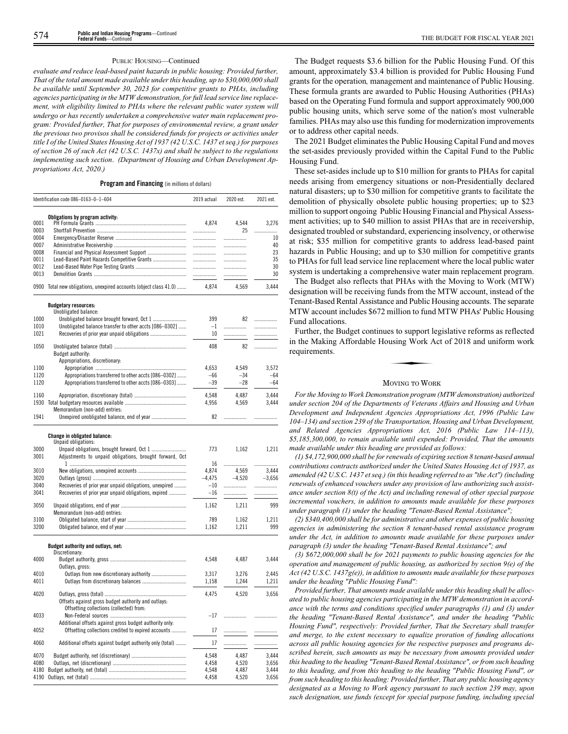PUBLIC HOUSING—Continued

*evaluate and reduce lead-based paint hazards in public housing: Provided further, That of the total amount made available under this heading, up to $30,000,000 shall be available until September 30, 2023 for competitive grants to PHAs, including agencies participating in the MTW demonstration, for full lead service line replacement, with eligibility limited to PHAs where the relevant public water system will undergo or has recently undertaken a comprehensive water main replacement program: Provided further, That for purposes of environmental review, a grant under the previous two provisos shall be considered funds for projects or activities under title I of the United States Housing Act of 1937 (42 U.S.C. 1437 et seq.) for purposes of section 26 of such Act (42 U.S.C. 1437x) and shall be subject to the regulations implementing such section. (Department of Housing and Urban Development Appropriations Act, 2020.)*

**Program and Financing** (in millions of dollars)

| Identification code 086–0163–0–1–604 | | 2019 actual | 2020 est. | 2021 est. |
|---|---|---|---|---|
| | **Obligations by program activity:** | | | |
| 0001 | PH Formula Grants | 4,874 | 4,544 | 3,276 |
| 0003 | Shortfall Prevention | ................. | 25 | ................. |
| 0004 | Emergency/Disaster Reserve | ................. | ................. | 10 |
| 0007 | Administrative Receivership | ................. | ................. | 40 |
| 0008 | Financial and Physical Assessment Support | ................. | ................. | 23 |
| 0011 | Lead-Based Paint Hazards Competitive Grants | ................. | ................. | 35 |
| 0012 | Lead-Based Water Pipe Testing Grants | ................. | ................. | 30 |
| 0013 | Demolition Grants | ................. | ................. | 30 |
| 0900 | Total new obligations, unexpired accounts (object class 41.0) | 4,874 | 4,569 | 3,444 |
| | **Budgetary resources:** | | | |
| | Unobligated balance: | | | |
| 1000 | Unobligated balance brought forward, Oct 1 | 399 | 82 | ................. |
| 1010 | Unobligated balance transfer to other accts [086–0302] | –1 | ................. | ................. |
| 1021 | Recoveries of prior year unpaid obligations | 10 | ................. | ................. |
| 1050 | Unobligated balance (total) | 408 | 82 | ................. |
| | Budget authority: | | | |
| | Appropriations, discretionary: | | | |
| 1100 | Appropriation | 4,653 | 4,549 | 3,572 |
| 1120 | Appropriations transferred to other accts [086–0302] | –66 | –34 | –64 |
| 1120 | Appropriations transferred to other accts [086–0303] | –39 | –28 | –64 |
| 1160 | Appropriation, discretionary (total) | 4,548 | 4,487 | 3,444 |
| 1930 | Total budgetary resources available | 4,956 | 4,569 | 3,444 |
| | Memorandum (non-add) entries: | | | |
| 1941 | Unexpired unobligated balance, end of year | 82 | ................. | ................. |
| | **Change in obligated balance:** | | | |
| | Unpaid obligations: | | | |
| 3000 | Unpaid obligations, brought forward, Oct 1 | 773 | 1,162 | 1,211 |
| 3001 | Adjustments to unpaid obligations, brought forward, Oct 1 | 16 | ................. | ................. |
| 3010 | New obligations, unexpired accounts | 4,874 | 4,569 | 3,444 |
| 3020 | Outlays (gross) | –4,475 | –4,520 | –3,656 |
| 3040 | Recoveries of prior year unpaid obligations, unexpired | –10 | ................. | ................. |
| 3041 | Recoveries of prior year unpaid obligations, expired | –16 | ................. | ................. |
| 3050 | Unpaid obligations, end of year | 1,162 | 1,211 | 999 |
| | Memorandum (non-add) entries: | | | |
| 3100 | Obligated balance, start of year | 789 | 1,162 | 1,211 |
| 3200 | Obligated balance, end of year | 1,162 | 1,211 | 999 |
| | **Budget authority and outlays, net:** | | | |
| | Discretionary: | | | |
| 4000 | Budget authority, gross | 4,548 | 4,487 | 3,444 |
| | Outlays, gross: | | | |
| 4010 | Outlays from new discretionary authority | 3,317 | 3,276 | 2,445 |
| 4011 | Outlays from discretionary balances | 1,158 | 1,244 | 1,211 |
| 4020 | Outlays, gross (total) | 4,475 | 4,520 | 3,656 |
| | Offsets against gross budget authority and outlays: | | | |
| | Offsetting collections (collected) from: | | | |
| 4033 | Non-Federal sources | –17 | ................. | ................. |
| | Additional offsets against gross budget authority only: | | | |
| 4052 | Offsetting collections credited to expired accounts | 17 | ................. | ................. |
| 4060 | Additional offsets against budget authority only (total) | 17 | ................. | ................. |
| 4070 | Budget authority, net (discretionary) | 4,548 | 4,487 | 3,444 |
| 4080 | Outlays, net (discretionary) | 4,458 | 4,520 | 3,656 |
| 4180 | Budget authority, net (total) | 4,548 | 4,487 | 3,444 |
| 4190 | Outlays, net (total) | 4,458 | 4,520 | 3,656 |

The Budget requests $3.6 billion for the Public Housing Fund. Of this amount, approximately $3.4 billion is provided for Public Housing Fund grants for the operation, management and maintenance of Public Housing. These formula grants are awarded to Public Housing Authorities (PHAs) based on the Operating Fund formula and support approximately 900,000 public housing units, which serve some of the nation's most vulnerable families. PHAs may also use this funding for modernization improvements or to address other capital needs.

The 2021 Budget eliminates the Public Housing Capital Fund and moves the set-asides previously provided within the Capital Fund to the Public Housing Fund.

These set-asides include up to $10 million for grants to PHAs for capital needs arising from emergency situations or non-Presidentially declared natural disasters; up to $30 million for competitive grants to facilitate the demolition of physically obsolete public housing properties; up to $23 million to support ongoing Public Housing Financial and Physical Assessment activities; up to $40 million to assist PHAs that are in receivership, designated troubled or substandard, experiencing insolvency, or otherwise at risk; $35 million for competitive grants to address lead-based paint hazards in Public Housing; and up to $30 million for competitive grants to PHAs for full lead service line replacement where the local public water system is undertaking a comprehensive water main replacement program.

The Budget also reflects that PHAs with the Moving to Work (MTW) designation will be receiving funds from the MTW account, instead of the Tenant-Based Rental Assistance and Public Housing accounts. The separate MTW account includes $672 million to fund MTW PHAs' Public Housing Fund allocations.

Further, the Budget continues to support legislative reforms as reflected in the Making Affordable Housing Work Act of 2018 and uniform work requirements.

## MOVING TO WORK

*For the Moving to Work Demonstration program (MTW demonstration) authorized under section 204 of the Departments of Veterans Affairs and Housing and Urban Development and Independent Agencies Appropriations Act, 1996 (Public Law 104–134) and section 239 of the Transportation, Housing and Urban Development, and Related Agencies Appropriations Act, 2016 (Public Law 114–113), $5,185,300,000, to remain available until expended: Provided, That the amounts made available under this heading are provided as follows:*

*(1) $4,172,900,000 shall be for renewals of expiring section 8 tenant-based annual contributions contracts authorized under the United States Housing Act of 1937, as amended (42 U.S.C. 1437 et seq.) (in this heading referred to as "the Act") (including renewals of enhanced vouchers under any provision of law authorizing such assistance under section 8(t) of the Act) and including renewal of other special purpose incremental vouchers, in addition to amounts made available for these purposes under paragraph (1) under the heading "Tenant-Based Rental Assistance";*

*(2) $340,400,000 shall be for administrative and other expenses of public housing agencies in administering the section 8 tenant-based rental assistance program under the Act, in addition to amounts made available for these purposes under paragraph (3) under the heading "Tenant-Based Rental Assistance"; and*

*(3) $672,000,000 shall be for 2021 payments to public housing agencies for the operation and management of public housing, as authorized by section 9(e) of the Act (42 U.S.C. 1437g(e)), in addition to amounts made available for these purposes under the heading "Public Housing Fund":*

*Provided further, That amounts made available under this heading shall be allocated to public housing agencies participating in the MTW demonstration in accordance with the terms and conditions specified under paragraphs (1) and (3) under the heading "Tenant-Based Rental Assistance", and under the heading "Public Housing Fund", respectively: Provided further, That the Secretary shall transfer and merge, to the extent necessary to equalize proration of funding allocations across all public housing agencies for the respective purposes and programs described herein, such amounts as may be necessary from amounts provided under this heading to the heading "Tenant-Based Rental Assistance", or from such heading to this heading, and from this heading to the heading "Public Housing Fund", or from such heading to this heading: Provided further, That any public housing agency designated as a Moving to Work agency pursuant to such section 239 may, upon such designation, use funds (except for special purpose funding, including special*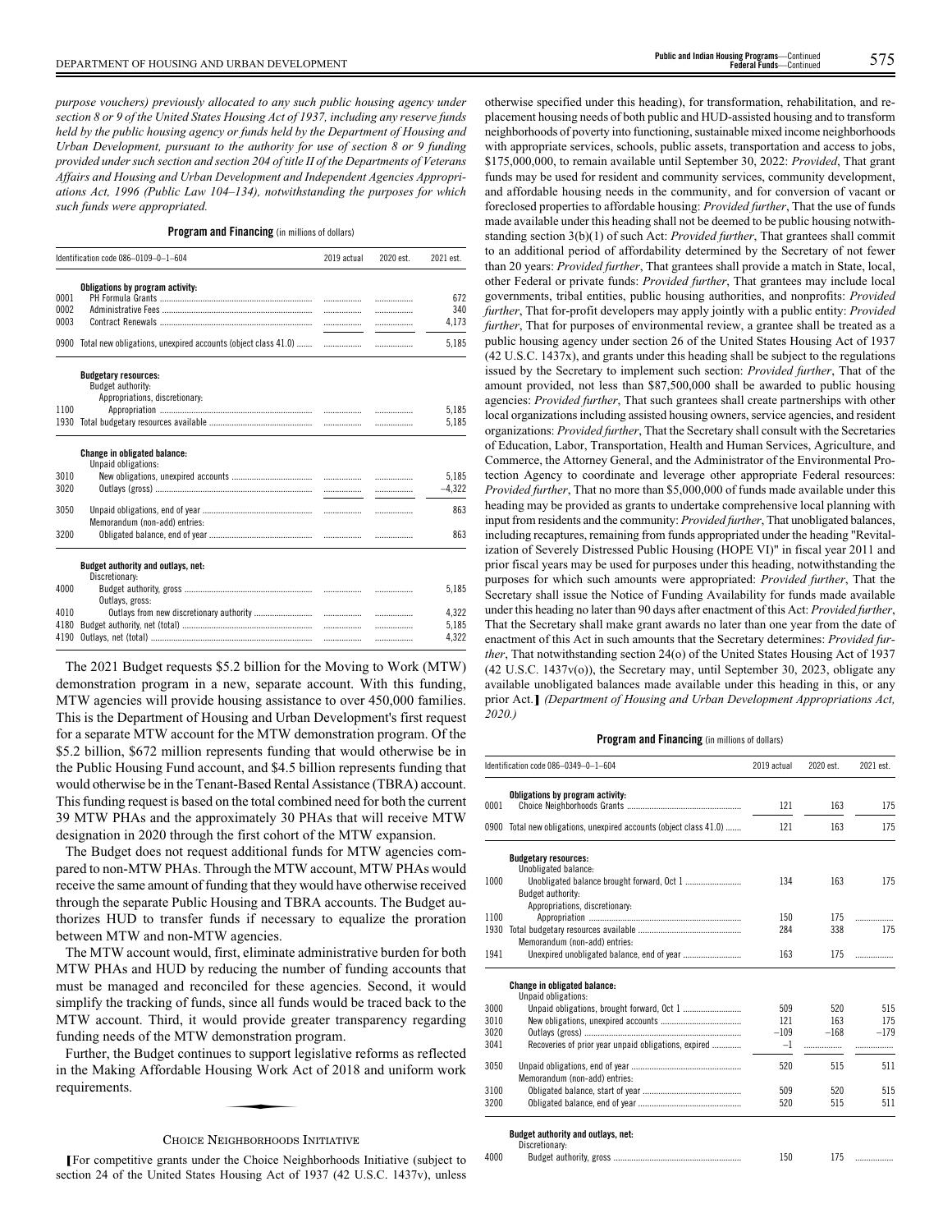*purpose vouchers) previously allocated to any such public housing agency under section 8 or 9 of the United States Housing Act of 1937, including any reserve funds held by the public housing agency or funds held by the Department of Housing and Urban Development, pursuant to the authority for use of section 8 or 9 funding provided under such section and section 204 of title II of the Departments of Veterans Affairs and Housing and Urban Development and Independent Agencies Appropriations Act, 1996 (Public Law 104–134), notwithstanding the purposes for which such funds were appropriated.*

**Program and Financing** (in millions of dollars)

| Identification code 086–0109–0–1–604 | | 2019 actual | 2020 est. | 2021 est. |
|---|---|---|---|---|
| | **Obligations by program activity:** | | | |
| 0001 | PH Formula Grants | | | 672 |
| 0002 | Administrative Fees | | | 340 |
| 0003 | Contract Renewals | | | 4,173 |
| 0900 | Total new obligations, unexpired accounts (object class 41.0) | | | 5,185 |
| | **Budgetary resources:** | | | |
| | Budget authority: | | | |
| | Appropriations, discretionary: | | | |
| 1100 | Appropriation | | | 5,185 |
| 1930 | Total budgetary resources available | | | 5,185 |
| | **Change in obligated balance:** | | | |
| | Unpaid obligations: | | | |
| 3010 | New obligations, unexpired accounts | | | 5,185 |
| 3020 | Outlays (gross) | | | –4,322 |
| 3050 | Unpaid obligations, end of year | | | 863 |
| | Memorandum (non-add) entries: | | | |
| 3200 | Obligated balance, end of year | | | 863 |
| | **Budget authority and outlays, net:** | | | |
| | Discretionary: | | | |
| 4000 | Budget authority, gross | | | 5,185 |
| | Outlays, gross: | | | |
| 4010 | Outlays from new discretionary authority | | | 4,322 |
| 4180 | Budget authority, net (total) | | | 5,185 |
| 4190 | Outlays, net (total) | | | 4,322 |

The 2021 Budget requests $5.2 billion for the Moving to Work (MTW) demonstration program in a new, separate account. With this funding, MTW agencies will provide housing assistance to over 450,000 families. This is the Department of Housing and Urban Development's first request for a separate MTW account for the MTW demonstration program. Of the $5.2 billion, $672 million represents funding that would otherwise be in the Public Housing Fund account, and $4.5 billion represents funding that would otherwise be in the Tenant-Based Rental Assistance (TBRA) account. This funding request is based on the total combined need for both the current 39 MTW PHAs and the approximately 30 PHAs that will receive MTW designation in 2020 through the first cohort of the MTW expansion.

The Budget does not request additional funds for MTW agencies compared to non-MTW PHAs. Through the MTW account, MTW PHAs would receive the same amount of funding that they would have otherwise received through the separate Public Housing and TBRA accounts. The Budget authorizes HUD to transfer funds if necessary to equalize the proration between MTW and non-MTW agencies.

The MTW account would, first, eliminate administrative burden for both MTW PHAs and HUD by reducing the number of funding accounts that must be managed and reconciled for these agencies. Second, it would simplify the tracking of funds, since all funds would be traced back to the MTW account. Third, it would provide greater transparency regarding funding needs of the MTW demonstration program.

Further, the Budget continues to support legislative reforms as reflected in the Making Affordable Housing Work Act of 2018 and uniform work requirements.

## Choice Neighborhoods Initiative

[For competitive grants under the Choice Neighborhoods Initiative (subject to section 24 of the United States Housing Act of 1937 (42 U.S.C. 1437v), unless otherwise specified under this heading), for transformation, rehabilitation, and replacement housing needs of both public and HUD-assisted housing and to transform neighborhoods of poverty into functioning, sustainable mixed income neighborhoods with appropriate services, schools, public assets, transportation and access to jobs, $175,000,000, to remain available until September 30, 2022: *Provided*, That grant funds may be used for resident and community services, community development, and affordable housing needs in the community, and for conversion of vacant or foreclosed properties to affordable housing: *Provided further*, That the use of funds made available under this heading shall not be deemed to be public housing notwithstanding section 3(b)(1) of such Act: *Provided further*, That grantees shall commit to an additional period of affordability determined by the Secretary of not fewer than 20 years: *Provided further*, That grantees shall provide a match in State, local, other Federal or private funds: *Provided further*, That grantees may include local governments, tribal entities, public housing authorities, and nonprofits: *Provided further*, That for-profit developers may apply jointly with a public entity: *Provided further*, That for purposes of environmental review, a grantee shall be treated as a public housing agency under section 26 of the United States Housing Act of 1937 (42 U.S.C. 1437x), and grants under this heading shall be subject to the regulations issued by the Secretary to implement such section: *Provided further*, That of the amount provided, not less than $87,500,000 shall be awarded to public housing agencies: *Provided further*, That such grantees shall create partnerships with other local organizations including assisted housing owners, service agencies, and resident organizations: *Provided further*, That the Secretary shall consult with the Secretaries of Education, Labor, Transportation, Health and Human Services, Agriculture, and Commerce, the Attorney General, and the Administrator of the Environmental Protection Agency to coordinate and leverage other appropriate Federal resources: *Provided further*, That no more than $5,000,000 of funds made available under this heading may be provided as grants to undertake comprehensive local planning with input from residents and the community: *Provided further*, That unobligated balances, including recaptures, remaining from funds appropriated under the heading "Revitalization of Severely Distressed Public Housing (HOPE VI)" in fiscal year 2011 and prior fiscal years may be used for purposes under this heading, notwithstanding the purposes for which such amounts were appropriated: *Provided further*, That the Secretary shall issue the Notice of Funding Availability for funds made available under this heading no later than 90 days after enactment of this Act: *Provided further*, That the Secretary shall make grant awards no later than one year from the date of enactment of this Act in such amounts that the Secretary determines: *Provided further*, That notwithstanding section 24(o) of the United States Housing Act of 1937 (42 U.S.C. 1437v(o)), the Secretary may, until September 30, 2023, obligate any available unobligated balances made available under this heading in this, or any prior Act.] *(Department of Housing and Urban Development Appropriations Act, 2020.)*

**Program and Financing** (in millions of dollars)

| Identification code 086–0349–0–1–604 | | 2019 actual | 2020 est. | 2021 est. |
|---|---|---|---|---|
| | **Obligations by program activity:** | | | |
| 0001 | Choice Neighborhoods Grants | 121 | 163 | 175 |
| 0900 | Total new obligations, unexpired accounts (object class 41.0) | 121 | 163 | 175 |
| | **Budgetary resources:** | | | |
| | Unobligated balance: | | | |
| 1000 | Unobligated balance brought forward, Oct 1 | 134 | 163 | 175 |
| | Budget authority: | | | |
| | Appropriations, discretionary: | | | |
| 1100 | Appropriation | 150 | 175 | |
| 1930 | Total budgetary resources available | 284 | 338 | 175 |
| | Memorandum (non-add) entries: | | | |
| 1941 | Unexpired unobligated balance, end of year | 163 | 175 | |
| | **Change in obligated balance:** | | | |
| | Unpaid obligations: | | | |
| 3000 | Unpaid obligations, brought forward, Oct 1 | 509 | 520 | 515 |
| 3010 | New obligations, unexpired accounts | 121 | 163 | 175 |
| 3020 | Outlays (gross) | –109 | –168 | –179 |
| 3041 | Recoveries of prior year unpaid obligations, expired | –1 | | |
| 3050 | Unpaid obligations, end of year | 520 | 515 | 511 |
| | Memorandum (non-add) entries: | | | |
| 3100 | Obligated balance, start of year | 509 | 520 | 515 |
| 3200 | Obligated balance, end of year | 520 | 515 | 511 |
| | **Budget authority and outlays, net:** | | | |
| | Discretionary: | | | |
| 4000 | Budget authority, gross | 150 | 175 | |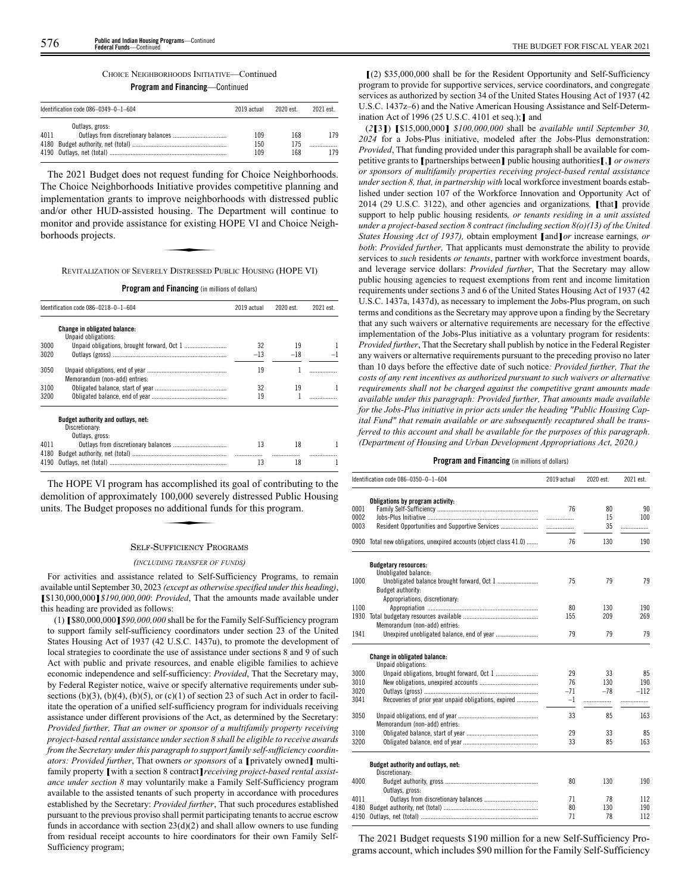CHOICE NEIGHBORHOODS INITIATIVE—Continued

**Program and Financing**—Continued

| Identification code 086–0349–0–1–604 | | 2019 actual | 2020 est. | 2021 est. |
|---|---|---|---|---|
| | Outlays, gross: | | | |
| 4011 | Outlays from discretionary balances | 109 | 168 | 179 |
| 4180 | Budget authority, net (total) | 150 | 175 | |
| 4190 | Outlays, net (total) | 109 | 168 | 179 |

The 2021 Budget does not request funding for Choice Neighborhoods. The Choice Neighborhoods Initiative provides competitive planning and implementation grants to improve neighborhoods with distressed public and/or other HUD-assisted housing. The Department will continue to monitor and provide assistance for existing HOPE VI and Choice Neighborhoods projects.

REVITALIZATION OF SEVERELY DISTRESSED PUBLIC HOUSING (HOPE VI)

**Program and Financing** (in millions of dollars)

| Identification code 086–0218–0–1–604 | | 2019 actual | 2020 est. | 2021 est. |
|---|---|---|---|---|
| | **Change in obligated balance:** | | | |
| | Unpaid obligations: | | | |
| 3000 | Unpaid obligations, brought forward, Oct 1 | 32 | 19 | 1 |
| 3020 | Outlays (gross) | –13 | –18 | –1 |
| 3050 | Unpaid obligations, end of year | 19 | 1 | |
| | Memorandum (non-add) entries: | | | |
| 3100 | Obligated balance, start of year | 32 | 19 | 1 |
| 3200 | Obligated balance, end of year | 19 | 1 | |
| | **Budget authority and outlays, net:** | | | |
| | Discretionary: | | | |
| | Outlays, gross: | | | |
| 4011 | Outlays from discretionary balances | 13 | 18 | 1 |
| 4180 | Budget authority, net (total) | | | |
| 4190 | Outlays, net (total) | 13 | 18 | 1 |

The HOPE VI program has accomplished its goal of contributing to the demolition of approximately 100,000 severely distressed Public Housing units. The Budget proposes no additional funds for this program.

SELF-SUFFICIENCY PROGRAMS

*(INCLUDING TRANSFER OF FUNDS)*

For activities and assistance related to Self-Sufficiency Programs, to remain available until September 30, 2023 *(except as otherwise specified under this heading)*, [$130,000,000] *$190,000,000*: *Provided*, That the amounts made available under this heading are provided as follows:

(1) [$80,000,000] *$90,000,000* shall be for the Family Self-Sufficiency program to support family self-sufficiency coordinators under section 23 of the United States Housing Act of 1937 (42 U.S.C. 1437u), to promote the development of local strategies to coordinate the use of assistance under sections 8 and 9 of such Act with public and private resources, and enable eligible families to achieve economic independence and self-sufficiency: *Provided*, That the Secretary may, by Federal Register notice, waive or specify alternative requirements under subsections (b)(3), (b)(4), (b)(5), or (c)(1) of section 23 of such Act in order to facilitate the operation of a unified self-sufficiency program for individuals receiving assistance under different provisions of the Act, as determined by the Secretary: *Provided further, That an owner or sponsor of a multifamily property receiving project-based rental assistance under section 8 shall be eligible to receive awards from the Secretary under this paragraph to support family self-sufficiency coordinators: Provided further*, That owners *or sponsors* of a [privately owned] multifamily property [with a section 8 contract] *receiving project-based rental assistance under section 8* may voluntarily make a Family Self-Sufficiency program available to the assisted tenants of such property in accordance with procedures established by the Secretary: *Provided further*, That such procedures established pursuant to the previous proviso shall permit participating tenants to accrue escrow funds in accordance with section 23(d)(2) and shall allow owners to use funding from residual receipt accounts to hire coordinators for their own Family Self-Sufficiency program;

[(2) $35,000,000 shall be for the Resident Opportunity and Self-Sufficiency program to provide for supportive services, service coordinators, and congregate services as authorized by section 34 of the United States Housing Act of 1937 (42 U.S.C. 1437z–6) and the Native American Housing Assistance and Self-Determination Act of 1996 (25 U.S.C. 4101 et seq.);] and

(*2*[3]) [$15,000,000] *$100,000,000* shall be *available until September 30, 2024* for a Jobs-Plus initiative, modeled after the Jobs-Plus demonstration: *Provided*, That funding provided under this paragraph shall be available for competitive grants to [partnerships between] public housing authorities[,] *or owners or sponsors of multifamily properties receiving project-based rental assistance under section 8, that, in partnership with* local workforce investment boards established under section 107 of the Workforce Innovation and Opportunity Act of 2014 (29 U.S.C. 3122), and other agencies and organizations*,* [that] provide support to help public housing residents*, or tenants residing in a unit assisted under a project-based section 8 contract (including section 8(o)(13) of the United States Housing Act of 1937),* obtain employment [and] *or* increase earnings*, or both*: *Provided further,* That applicants must demonstrate the ability to provide services to *such* residents *or tenants*, partner with workforce investment boards, and leverage service dollars: *Provided further*, That the Secretary may allow public housing agencies to request exemptions from rent and income limitation requirements under sections 3 and 6 of the United States Housing Act of 1937 (42 U.S.C. 1437a, 1437d), as necessary to implement the Jobs-Plus program, on such terms and conditions as the Secretary may approve upon a finding by the Secretary that any such waivers or alternative requirements are necessary for the effective implementation of the Jobs-Plus initiative as a voluntary program for residents: *Provided further*, That the Secretary shall publish by notice in the Federal Register any waivers or alternative requirements pursuant to the preceding proviso no later than 10 days before the effective date of such notice*: Provided further, That the costs of any rent incentives as authorized pursuant to such waivers or alternative requirements shall not be charged against the competitive grant amounts made available under this paragraph: Provided further, That amounts made available for the Jobs-Plus initiative in prior acts under the heading "Public Housing Capital Fund" that remain available or are subsequently recaptured shall be transferred to this account and shall be available for the purposes of this paragraph. (Department of Housing and Urban Development Appropriations Act, 2020.)*

**Program and Financing** (in millions of dollars)

| Identification code 086–0350–0–1–604 | | 2019 actual | 2020 est. | 2021 est. |
|---|---|---|---|---|
| | **Obligations by program activity:** | | | |
| 0001 | Family Self-Sufficiency | 76 | 80 | 90 |
| 0002 | Jobs-Plus Initiative | | 15 | 100 |
| 0003 | Resident Opportunities and Supportive Services | | 35 | |
| 0900 | Total new obligations, unexpired accounts (object class 41.0) | 76 | 130 | 190 |
| | **Budgetary resources:** | | | |
| | Unobligated balance: | | | |
| 1000 | Unobligated balance brought forward, Oct 1 | 75 | 79 | 79 |
| | Budget authority: | | | |
| | Appropriations, discretionary: | | | |
| 1100 | Appropriation | 80 | 130 | 190 |
| 1930 | Total budgetary resources available | 155 | 209 | 269 |
| | Memorandum (non-add) entries: | | | |
| 1941 | Unexpired unobligated balance, end of year | 79 | 79 | 79 |
| | **Change in obligated balance:** | | | |
| | Unpaid obligations: | | | |
| 3000 | Unpaid obligations, brought forward, Oct 1 | 29 | 33 | 85 |
| 3010 | New obligations, unexpired accounts | 76 | 130 | 190 |
| 3020 | Outlays (gross) | –71 | –78 | –112 |
| 3041 | Recoveries of prior year unpaid obligations, expired | –1 | | |
| 3050 | Unpaid obligations, end of year | 33 | 85 | 163 |
| | Memorandum (non-add) entries: | | | |
| 3100 | Obligated balance, start of year | 29 | 33 | 85 |
| 3200 | Obligated balance, end of year | 33 | 85 | 163 |
| | **Budget authority and outlays, net:** | | | |
| | Discretionary: | | | |
| 4000 | Budget authority, gross | 80 | 130 | 190 |
| | Outlays, gross: | | | |
| 4011 | Outlays from discretionary balances | 71 | 78 | 112 |
| 4180 | Budget authority, net (total) | 80 | 130 | 190 |
| 4190 | Outlays, net (total) | 71 | 78 | 112 |

The 2021 Budget requests $190 million for a new Self-Sufficiency Programs account, which includes $90 million for the Family Self-Sufficiency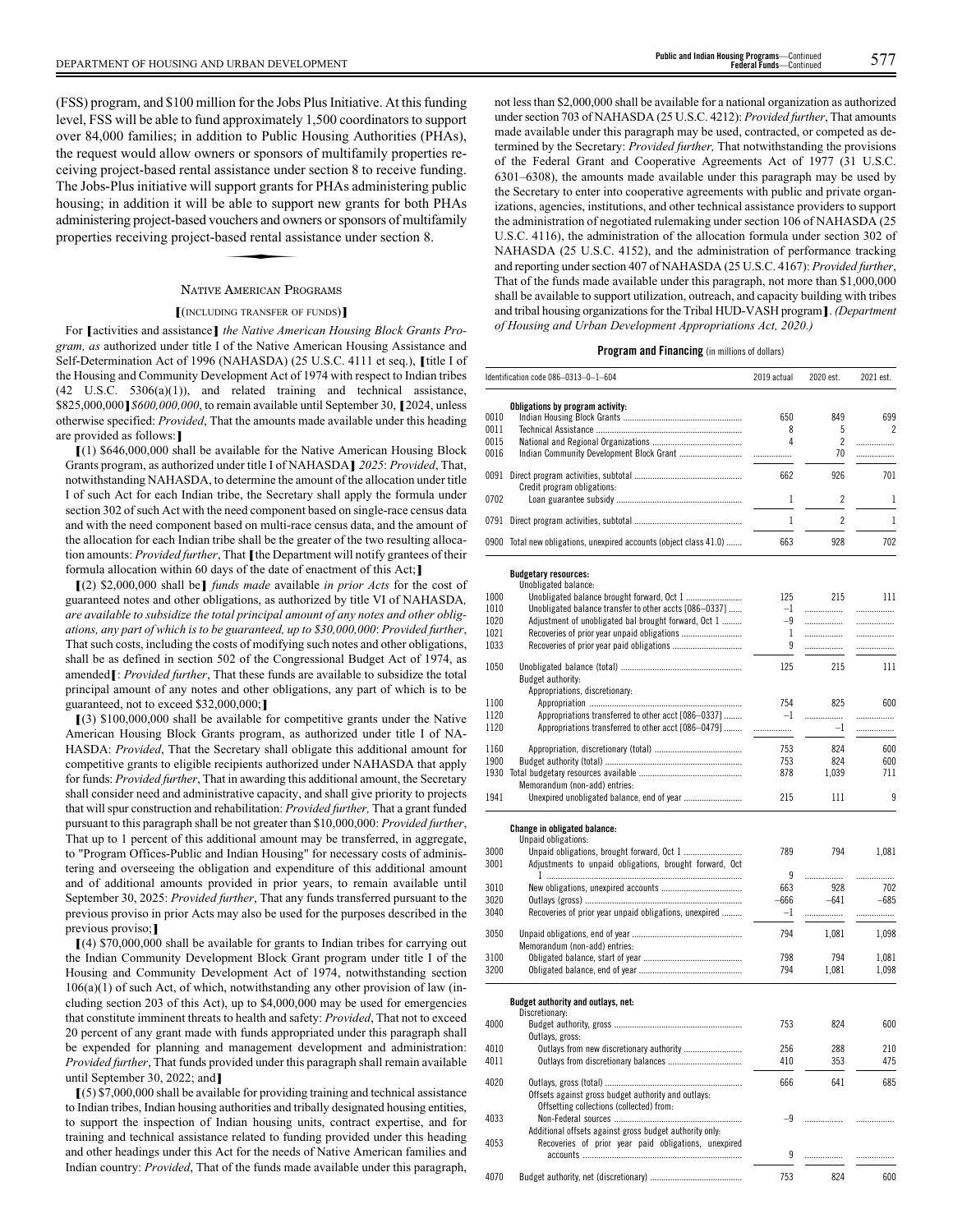(FSS) program, and $100 million for the Jobs Plus Initiative. At this funding level, FSS will be able to fund approximately 1,500 coordinators to support over 84,000 families; in addition to Public Housing Authorities (PHAs), the request would allow owners or sponsors of multifamily properties receiving project-based rental assistance under section 8 to receive funding. The Jobs-Plus initiative will support grants for PHAs administering public housing; in addition it will be able to support new grants for both PHAs administering project-based vouchers and owners or sponsors of multifamily properties receiving project-based rental assistance under section 8.

## NATIVE AMERICAN PROGRAMS

**[**(INCLUDING TRANSFER OF FUNDS)**]**

For **[**activities and assistance**]** *the Native American Housing Block Grants Program, as* authorized under title I of the Native American Housing Assistance and Self-Determination Act of 1996 (NAHASDA) (25 U.S.C. 4111 et seq.), **[**title I of the Housing and Community Development Act of 1974 with respect to Indian tribes (42 U.S.C. 5306(a)(1)), and related training and technical assistance, $825,000,000**]** *$600,000,000*, to remain available until September 30, **[**2024, unless otherwise specified: *Provided*, That the amounts made available under this heading are provided as follows:**]**

**[**(1) $646,000,000 shall be available for the Native American Housing Block Grants program, as authorized under title I of NAHASDA**]** *2025*: *Provided*, That, notwithstanding NAHASDA, to determine the amount of the allocation under title I of such Act for each Indian tribe, the Secretary shall apply the formula under section 302 of such Act with the need component based on single-race census data and with the need component based on multi-race census data, and the amount of the allocation for each Indian tribe shall be the greater of the two resulting allocation amounts: *Provided further*, That **[**the Department will notify grantees of their formula allocation within 60 days of the date of enactment of this Act;**]**

**[**(2) $2,000,000 shall be**]** *funds made* available *in prior Acts* for the cost of guaranteed notes and other obligations, as authorized by title VI of NAHASDA*, are available to subsidize the total principal amount of any notes and other obligations, any part of which is to be guaranteed, up to $30,000,000*: *Provided further*, That such costs, including the costs of modifying such notes and other obligations, shall be as defined in section 502 of the Congressional Budget Act of 1974, as amended**[**: *Provided further*, That these funds are available to subsidize the total principal amount of any notes and other obligations, any part of which is to be guaranteed, not to exceed $32,000,000;**]**

**[**(3) $100,000,000 shall be available for competitive grants under the Native American Housing Block Grants program, as authorized under title I of NAHASDA: *Provided*, That the Secretary shall obligate this additional amount for competitive grants to eligible recipients authorized under NAHASDA that apply for funds: *Provided further*, That in awarding this additional amount, the Secretary shall consider need and administrative capacity, and shall give priority to projects that will spur construction and rehabilitation: *Provided further,* That a grant funded pursuant to this paragraph shall be not greater than $10,000,000: *Provided further*, That up to 1 percent of this additional amount may be transferred, in aggregate, to "Program Offices-Public and Indian Housing" for necessary costs of administering and overseeing the obligation and expenditure of this additional amount and of additional amounts provided in prior years, to remain available until September 30, 2025: *Provided further*, That any funds transferred pursuant to the previous proviso in prior Acts may also be used for the purposes described in the previous proviso;**]**

**[**(4) $70,000,000 shall be available for grants to Indian tribes for carrying out the Indian Community Development Block Grant program under title I of the Housing and Community Development Act of 1974, notwithstanding section 106(a)(1) of such Act, of which, notwithstanding any other provision of law (including section 203 of this Act), up to $4,000,000 may be used for emergencies that constitute imminent threats to health and safety: *Provided*, That not to exceed 20 percent of any grant made with funds appropriated under this paragraph shall be expended for planning and management development and administration: *Provided further*, That funds provided under this paragraph shall remain available until September 30, 2022; and**]**

**[**(5) $7,000,000 shall be available for providing training and technical assistance to Indian tribes, Indian housing authorities and tribally designated housing entities, to support the inspection of Indian housing units, contract expertise, and for training and technical assistance related to funding provided under this heading and other headings under this Act for the needs of Native American families and Indian country: *Provided*, That of the funds made available under this paragraph, not less than $2,000,000 shall be available for a national organization as authorized under section 703 of NAHASDA (25 U.S.C. 4212): *Provided further*, That amounts made available under this paragraph may be used, contracted, or competed as determined by the Secretary: *Provided further,* That notwithstanding the provisions of the Federal Grant and Cooperative Agreements Act of 1977 (31 U.S.C. 6301–6308), the amounts made available under this paragraph may be used by the Secretary to enter into cooperative agreements with public and private organizations, agencies, institutions, and other technical assistance providers to support the administration of negotiated rulemaking under section 106 of NAHASDA (25 U.S.C. 4116), the administration of the allocation formula under section 302 of NAHASDA (25 U.S.C. 4152), and the administration of performance tracking and reporting under section 407 of NAHASDA (25 U.S.C. 4167): *Provided further*, That of the funds made available under this paragraph, not more than $1,000,000 shall be available to support utilization, outreach, and capacity building with tribes and tribal housing organizations for the Tribal HUD-VASH program**]**. *(Department of Housing and Urban Development Appropriations Act, 2020.)*

### Program and Financing (in millions of dollars)

| | Identification code 086–0313–0–1–604 | 2019 actual | 2020 est. | 2021 est. |
|---|---|---|---|---|
| | **Obligations by program activity:** | | | |
| 0010 | Indian Housing Block Grants | 650 | 849 | 699 |
| 0011 | Technical Assistance | 8 | 5 | 2 |
| 0015 | National and Regional Organizations | 4 | 2 | ........ |
| 0016 | Indian Community Development Block Grant | ........ | 70 | ........ |
| 0091 | Direct program activities, subtotal | 662 | 926 | 701 |
| | Credit program obligations: | | | |
| 0702 | Loan guarantee subsidy | 1 | 2 | 1 |
| 0791 | Direct program activities, subtotal | 1 | 2 | 1 |
| 0900 | Total new obligations, unexpired accounts (object class 41.0) | 663 | 928 | 702 |
| | **Budgetary resources:** | | | |
| | Unobligated balance: | | | |
| 1000 | Unobligated balance brought forward, Oct 1 | 125 | 215 | 111 |
| 1010 | Unobligated balance transfer to other accts [086–0337] | –1 | ........ | ........ |
| 1020 | Adjustment of unobligated bal brought forward, Oct 1 | –9 | ........ | ........ |
| 1021 | Recoveries of prior year unpaid obligations | 1 | ........ | ........ |
| 1033 | Recoveries of prior year paid obligations | 9 | ........ | ........ |
| 1050 | Unobligated balance (total) | 125 | 215 | 111 |
| | Budget authority: | | | |
| | Appropriations, discretionary: | | | |
| 1100 | Appropriation | 754 | 825 | 600 |
| 1120 | Appropriations transferred to other acct [086–0337] | –1 | ........ | ........ |
| 1120 | Appropriations transferred to other acct [086–0479] | ........ | –1 | ........ |
| 1160 | Appropriation, discretionary (total) | 753 | 824 | 600 |
| 1900 | Budget authority (total) | 753 | 824 | 600 |
| 1930 | Total budgetary resources available | 878 | 1,039 | 711 |
| | Memorandum (non-add) entries: | | | |
| 1941 | Unexpired unobligated balance, end of year | 215 | 111 | 9 |
| | **Change in obligated balance:** | | | |
| | Unpaid obligations: | | | |
| 3000 | Unpaid obligations, brought forward, Oct 1 | 789 | 794 | 1,081 |
| 3001 | Adjustments to unpaid obligations, brought forward, Oct 1 | 9 | ........ | ........ |
| 3010 | New obligations, unexpired accounts | 663 | 928 | 702 |
| 3020 | Outlays (gross) | –666 | –641 | –685 |
| 3040 | Recoveries of prior year unpaid obligations, unexpired | –1 | ........ | ........ |
| 3050 | Unpaid obligations, end of year | 794 | 1,081 | 1,098 |
| | Memorandum (non-add) entries: | | | |
| 3100 | Obligated balance, start of year | 798 | 794 | 1,081 |
| 3200 | Obligated balance, end of year | 794 | 1,081 | 1,098 |
| | **Budget authority and outlays, net:** | | | |
| | Discretionary: | | | |
| 4000 | Budget authority, gross | 753 | 824 | 600 |
| | Outlays, gross: | | | |
| 4010 | Outlays from new discretionary authority | 256 | 288 | 210 |
| 4011 | Outlays from discretionary balances | 410 | 353 | 475 |
| 4020 | Outlays, gross (total) | 666 | 641 | 685 |
| | Offsets against gross budget authority and outlays: | | | |
| | Offsetting collections (collected) from: | | | |
| 4033 | Non-Federal sources | –9 | ........ | ........ |
| | Additional offsets against gross budget authority only: | | | |
| 4053 | Recoveries of prior year paid obligations, unexpired accounts | 9 | ........ | ........ |
| 4070 | Budget authority, net (discretionary) | 753 | 824 | 600 |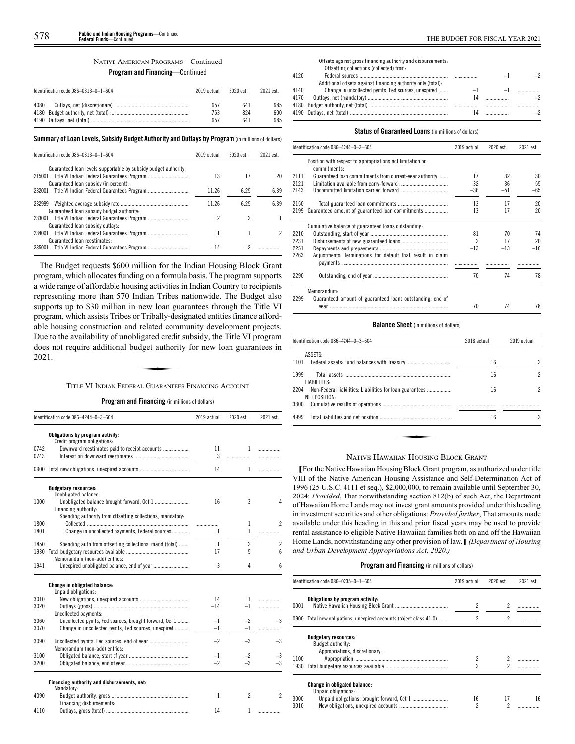## NATIVE AMERICAN PROGRAMS—Continued

### Program and Financing—Continued

| Identification code 086–0313–0–1–604 | 2019 actual | 2020 est. | 2021 est. |
|---|---|---|---|
| 4080 Outlays, net (discretionary) | 657 | 641 | 685 |
| 4180 Budget authority, net (total) | 753 | 824 | 600 |
| 4190 Outlays, net (total) | 657 | 641 | 685 |

### Summary of Loan Levels, Subsidy Budget Authority and Outlays by Program (in millions of dollars)

| Identification code 086–0313–0–1–604 | 2019 actual | 2020 est. | 2021 est. |
|---|---|---|---|
| Guaranteed loan levels supportable by subsidy budget authority: | | | |
| 215001 Title VI Indian Federal Guarantees Program | 13 | 17 | 20 |
| Guaranteed loan subsidy (in percent): | | | |
| 232001 Title VI Indian Federal Guarantees Program | 11.26 | 6.25 | 6.39 |
| 232999 Weighted average subsidy rate | 11.26 | 6.25 | 6.39 |
| Guaranteed loan subsidy budget authority: | | | |
| 233001 Title VI Indian Federal Guarantees Program | 2 | 2 | 1 |
| Guaranteed loan subsidy outlays: | | | |
| 234001 Title VI Indian Federal Guarantees Program | 1 | 1 | 2 |
| Guaranteed loan reestimates: | | | |
| 235001 Title VI Indian Federal Guarantees Program | –14 | –2 | |

The Budget requests $600 million for the Indian Housing Block Grant program, which allocates funding on a formula basis. The program supports a wide range of affordable housing activities in Indian Country to recipients representing more than 570 Indian Tribes nationwide. The Budget also supports up to $30 million in new loan guarantees through the Title VI program, which assists Tribes or Tribally-designated entities finance affordable housing construction and related community development projects. Due to the availability of unobligated credit subsidy, the Title VI program does not require additional budget authority for new loan guarantees in 2021.

## TITLE VI INDIAN FEDERAL GUARANTEES FINANCING ACCOUNT

### Program and Financing (in millions of dollars)

| Identification code 086–4244–0–3–604 | 2019 actual | 2020 est. | 2021 est. |
|---|---|---|---|
| **Obligations by program activity:** | | | |
| Credit program obligations: | | | |
| 0742 Downward reestimates paid to receipt accounts | 11 | 1 | |
| 0743 Interest on downward reestimates | 3 | | |
| 0900 Total new obligations, unexpired accounts | 14 | 1 | |
| **Budgetary resources:** | | | |
| Unobligated balance: | | | |
| 1000 Unobligated balance brought forward, Oct 1 | 16 | 3 | 4 |
| Financing authority: | | | |
| Spending authority from offsetting collections, mandatory: | | | |
| 1800 Collected | | 1 | 2 |
| 1801 Change in uncollected payments, Federal sources | 1 | 1 | |
| 1850 Spending auth from offsetting collections, mand (total) | 1 | 2 | 2 |
| 1930 Total budgetary resources available | 17 | 5 | 6 |
| Memorandum (non-add) entries: | | | |
| 1941 Unexpired unobligated balance, end of year | 3 | 4 | 6 |
| **Change in obligated balance:** | | | |
| Unpaid obligations: | | | |
| 3010 New obligations, unexpired accounts | 14 | 1 | |
| 3020 Outlays (gross) | –14 | –1 | |
| Uncollected payments: | | | |
| 3060 Uncollected pymts, Fed sources, brought forward, Oct 1 | –1 | –2 | –3 |
| 3070 Change in uncollected pymts, Fed sources, unexpired | –1 | –1 | |
| 3090 Uncollected pymts, Fed sources, end of year | –2 | –3 | –3 |
| Memorandum (non-add) entries: | | | |
| 3100 Obligated balance, start of year | –1 | –2 | –3 |
| 3200 Obligated balance, end of year | –2 | –3 | –3 |
| **Financing authority and disbursements, net:** | | | |
| Mandatory: | | | |
| 4090 Budget authority, gross | 1 | 2 | 2 |
| Financing disbursements: | | | |
| 4110 Outlays, gross (total) | 14 | 1 | |
| Offsets against gross financing authority and disbursements: | | | |
| Offsetting collections (collected) from: | | | |
| 4120 Federal sources | | –1 | –2 |
| Additional offsets against financing authority only (total): | | | |
| 4140 Change in uncollected pymts, Fed sources, unexpired | –1 | –1 | |
| 4170 Outlays, net (mandatory) | 14 | | –2 |
| 4180 Budget authority, net (total) | | | |
| 4190 Outlays, net (total) | 14 | | –2 |

### Status of Guaranteed Loans (in millions of dollars)

| Identification code 086–4244–0–3–604 | 2019 actual | 2020 est. | 2021 est. |
|---|---|---|---|
| Position with respect to appropriations act limitation on commitments: | | | |
| 2111 Guaranteed loan commitments from current-year authority | 17 | 32 | 30 |
| 2121 Limitation available from carry-forward | 32 | 36 | 55 |
| 2143 Uncommitted limitation carried forward | –36 | –51 | –65 |
| 2150 Total guaranteed loan commitments | 13 | 17 | 20 |
| 2199 Guaranteed amount of guaranteed loan commitments | 13 | 17 | 20 |
| Cumulative balance of guaranteed loans outstanding: | | | |
| 2210 Outstanding, start of year | 81 | 70 | 74 |
| 2231 Disbursements of new guaranteed loans | 2 | 17 | 20 |
| 2251 Repayments and prepayments | –13 | –13 | –16 |
| 2263 Adjustments: Terminations for default that result in claim payments | | | |
| 2290 Outstanding, end of year | 70 | 74 | 78 |
| Memorandum: | | | |
| 2299 Guaranteed amount of guaranteed loans outstanding, end of year | 70 | 74 | 78 |

### Balance Sheet (in millions of dollars)

| Identification code 086–4244–0–3–604 | 2018 actual | 2019 actual |
|---|---|---|
| ASSETS: | | |
| 1101 Federal assets: Fund balances with Treasury | 16 | 2 |
| 1999 Total assets | 16 | 2 |
| LIABILITIES: | | |
| 2204 Non-Federal liabilities: Liabilities for loan guarantees | 16 | 2 |
| NET POSITION: | | |
| 3300 Cumulative results of operations | | |
| 4999 Total liabilities and net position | 16 | 2 |

## NATIVE HAWAIIAN HOUSING BLOCK GRANT

[For the Native Hawaiian Housing Block Grant program, as authorized under title VIII of the Native American Housing Assistance and Self-Determination Act of 1996 (25 U.S.C. 4111 et seq.), $2,000,000, to remain available until September 30, 2024: *Provided*, That notwithstanding section 812(b) of such Act, the Department of Hawaiian Home Lands may not invest grant amounts provided under this heading in investment securities and other obligations: *Provided further*, That amounts made available under this heading in this and prior fiscal years may be used to provide rental assistance to eligible Native Hawaiian families both on and off the Hawaiian Home Lands, notwithstanding any other provision of law.] *(Department of Housing and Urban Development Appropriations Act, 2020.)*

### Program and Financing (in millions of dollars)

| Identification code 086–0235–0–1–604 | 2019 actual | 2020 est. | 2021 est. |
|---|---|---|---|
| **Obligations by program activity:** | | | |
| 0001 Native Hawaiian Housing Block Grant | 2 | 2 | |
| 0900 Total new obligations, unexpired accounts (object class 41.0) | 2 | 2 | |
| **Budgetary resources:** | | | |
| Budget authority: | | | |
| Appropriations, discretionary: | | | |
| 1100 Appropriation | 2 | 2 | |
| 1930 Total budgetary resources available | 2 | 2 | |
| **Change in obligated balance:** | | | |
| Unpaid obligations: | | | |
| 3000 Unpaid obligations, brought forward, Oct 1 | 16 | 17 | 16 |
| 3010 New obligations, unexpired accounts | 2 | 2 | |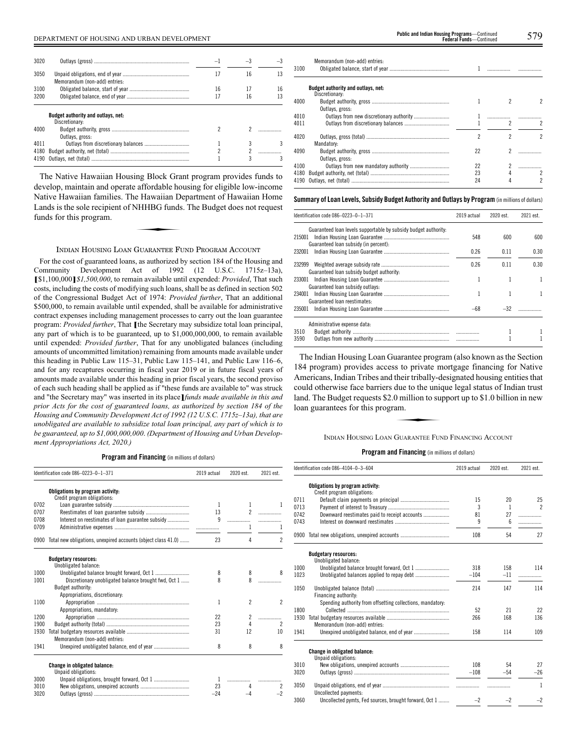| | | | | |
|---|---|---|---|---|
| 3020 | Outlays (gross) | –1 | –3 | –3 |
| 3050 | Unpaid obligations, end of year | 17 | 16 | 13 |
| | Memorandum (non-add) entries: | | | |
| 3100 | Obligated balance, start of year | 16 | 17 | 16 |
| 3200 | Obligated balance, end of year | 17 | 16 | 13 |
| | **Budget authority and outlays, net:** | | | |
| | Discretionary: | | | |
| 4000 | Budget authority, gross | 2 | 2 | |
| | Outlays, gross: | | | |
| 4011 | Outlays from discretionary balances | 1 | 3 | 3 |
| 4180 | Budget authority, net (total) | 2 | 2 | |
| 4190 | Outlays, net (total) | 1 | 3 | 3 |

The Native Hawaiian Housing Block Grant program provides funds to develop, maintain and operate affordable housing for eligible low-income Native Hawaiian families. The Hawaiian Department of Hawaiian Home Lands is the sole recipient of NHHBG funds. The Budget does not request funds for this program.

## INDIAN HOUSING LOAN GUARANTEE FUND PROGRAM ACCOUNT

For the cost of guaranteed loans, as authorized by section 184 of the Housing and Community Development Act of 1992 (12 U.S.C. 1715z–13a), [$1,100,000] *$1,500,000*, to remain available until expended: *Provided*, That such costs, including the costs of modifying such loans, shall be as defined in section 502 of the Congressional Budget Act of 1974: *Provided further*, That an additional $500,000, to remain available until expended, shall be available for administrative contract expenses including management processes to carry out the loan guarantee program: *Provided further*, That [the Secretary may subsidize total loan principal, any part of which is to be guaranteed, up to $1,000,000,000, to remain available until expended: *Provided further*, That for any unobligated balances (including amounts of uncommitted limitation) remaining from amounts made available under this heading in Public Law 115–31, Public Law 115–141, and Public Law 116–6, and for any recaptures occurring in fiscal year 2019 or in future fiscal years of amounts made available under this heading in prior fiscal years, the second proviso of each such heading shall be applied as if "these funds are available to" was struck and "the Secretary may" was inserted in its place] *funds made available in this and prior Acts for the cost of guaranteed loans, as authorized by section 184 of the Housing and Community Development Act of 1992 (12 U.S.C. 1715z–13a), that are unobligated are available to subsidize total loan principal, any part of which is to be guaranteed, up to $1,000,000,000*. (Department of Housing and Urban Development Appropriations Act, 2020.)

**Program and Financing** (in millions of dollars)

| | Identification code 086–0223–0–1–371 | 2019 actual | 2020 est. | 2021 est. |
|---|---|---|---|---|
| | **Obligations by program activity:** | | | |
| | Credit program obligations: | | | |
| 0702 | Loan guarantee subsidy | 1 | 1 | 1 |
| 0707 | Reestimates of loan guarantee subsidy | 13 | 2 | |
| 0708 | Interest on reestimates of loan guarantee subsidy | 9 | | |
| 0709 | Administrative expenses | | 1 | 1 |
| 0900 | Total new obligations, unexpired accounts (object class 41.0) | 23 | 4 | 2 |
| | **Budgetary resources:** | | | |
| | Unobligated balance: | | | |
| 1000 | Unobligated balance brought forward, Oct 1 | 8 | 8 | 8 |
| 1001 | Discretionary unobligated balance brought fwd, Oct 1 | 8 | 8 | |
| | Budget authority: | | | |
| | Appropriations, discretionary: | | | |
| 1100 | Appropriation | 1 | 2 | 2 |
| | Appropriations, mandatory: | | | |
| 1200 | Appropriation | 22 | 2 | |
| 1900 | Budget authority (total) | 23 | 4 | 2 |
| 1930 | Total budgetary resources available | 31 | 12 | 10 |
| | Memorandum (non-add) entries: | | | |
| 1941 | Unexpired unobligated balance, end of year | 8 | 8 | 8 |
| | **Change in obligated balance:** | | | |
| | Unpaid obligations: | | | |
| 3000 | Unpaid obligations, brought forward, Oct 1 | 1 | | |
| 3010 | New obligations, unexpired accounts | 23 | 4 | 2 |
| 3020 | Outlays (gross) | –24 | –4 | –2 |
| | Memorandum (non-add) entries: | | | |
| 3100 | Obligated balance, start of year | 1 | | |
| | **Budget authority and outlays, net:** | | | |
| | Discretionary: | | | |
| 4000 | Budget authority, gross | 1 | 2 | 2 |
| | Outlays, gross: | | | |
| 4010 | Outlays from new discretionary authority | 1 | | |
| 4011 | Outlays from discretionary balances | 1 | 2 | 2 |
| 4020 | Outlays, gross (total) | 2 | 2 | 2 |
| | Mandatory: | | | |
| 4090 | Budget authority, gross | 22 | 2 | |
| | Outlays, gross: | | | |
| 4100 | Outlays from new mandatory authority | 22 | 2 | |
| 4180 | Budget authority, net (total) | 23 | 4 | 2 |
| 4190 | Outlays, net (total) | 24 | 4 | 2 |

**Summary of Loan Levels, Subsidy Budget Authority and Outlays by Program** (in millions of dollars)

| | Identification code 086–0223–0–1–371 | 2019 actual | 2020 est. | 2021 est. |
|---|---|---|---|---|
| | Guaranteed loan levels supportable by subsidy budget authority: | | | |
| 215001 | Indian Housing Loan Guarantee | 548 | 600 | 600 |
| | Guaranteed loan subsidy (in percent): | | | |
| 232001 | Indian Housing Loan Guarantee | 0.26 | 0.11 | 0.30 |
| 232999 | Weighted average subsidy rate | 0.26 | 0.11 | 0.30 |
| | Guaranteed loan subsidy budget authority: | | | |
| 233001 | Indian Housing Loan Guarantee | 1 | 1 | 1 |
| | Guaranteed loan subsidy outlays: | | | |
| 234001 | Indian Housing Loan Guarantee | 1 | 1 | 1 |
| | Guaranteed loan reestimates: | | | |
| 235001 | Indian Housing Loan Guarantee | –68 | –32 | |
| | Administrative expense data: | | | |
| 3510 | Budget authority | | 1 | 1 |
| 3590 | Outlays from new authority | | 1 | 1 |

The Indian Housing Loan Guarantee program (also known as the Section 184 program) provides access to private mortgage financing for Native Americans, Indian Tribes and their tribally-designated housing entities that could otherwise face barriers due to the unique legal status of Indian trust land. The Budget requests $2.0 million to support up to $1.0 billion in new loan guarantees for this program.

## INDIAN HOUSING LOAN GUARANTEE FUND FINANCING ACCOUNT

**Program and Financing** (in millions of dollars)

| | Identification code 086–4104–0–3–604 | 2019 actual | 2020 est. | 2021 est. |
|---|---|---|---|---|
| | **Obligations by program activity:** | | | |
| | Credit program obligations: | | | |
| 0711 | Default claim payments on principal | 15 | 20 | 25 |
| 0713 | Payment of interest to Treasury | 3 | 1 | 2 |
| 0742 | Downward reestimates paid to receipt accounts | 81 | 27 | |
| 0743 | Interest on downward reestimates | 9 | 6 | |
| 0900 | Total new obligations, unexpired accounts | 108 | 54 | 27 |
| | **Budgetary resources:** | | | |
| | Unobligated balance: | | | |
| 1000 | Unobligated balance brought forward, Oct 1 | 318 | 158 | 114 |
| 1023 | Unobligated balances applied to repay debt | –104 | –11 | |
| 1050 | Unobligated balance (total) | 214 | 147 | 114 |
| | Financing authority: | | | |
| | Spending authority from offsetting collections, mandatory: | | | |
| 1800 | Collected | 52 | 21 | 22 |
| 1930 | Total budgetary resources available | 266 | 168 | 136 |
| | Memorandum (non-add) entries: | | | |
| 1941 | Unexpired unobligated balance, end of year | 158 | 114 | 109 |
| | **Change in obligated balance:** | | | |
| | Unpaid obligations: | | | |
| 3010 | New obligations, unexpired accounts | 108 | 54 | 27 |
| 3020 | Outlays (gross) | –108 | –54 | –26 |
| 3050 | Unpaid obligations, end of year | | | 1 |
| | Uncollected payments: | | | |
| 3060 | Uncollected pymts, Fed sources, brought forward, Oct 1 | –2 | –2 | –2 |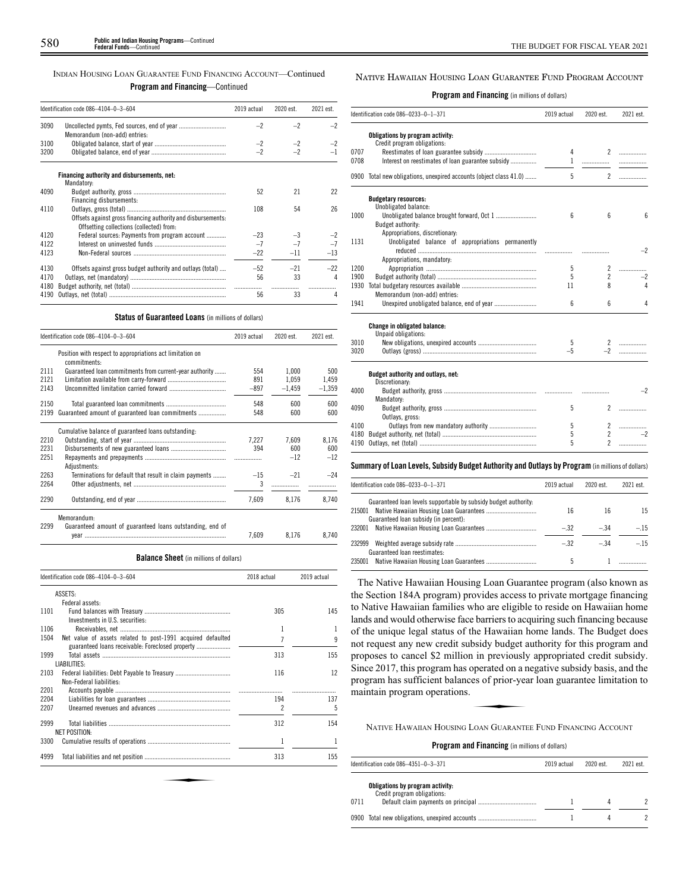## INDIAN HOUSING LOAN GUARANTEE FUND FINANCING ACCOUNT—Continued

### Program and Financing—Continued

| Identification code 086–4104–0–3–604 | | 2019 actual | 2020 est. | 2021 est. |
|---|---|---|---|---|
| 3090 | Uncollected pymts, Fed sources, end of year | –2 | –2 | –2 |
| | Memorandum (non-add) entries: | | | |
| 3100 | Obligated balance, start of year | –2 | –2 | –2 |
| 3200 | Obligated balance, end of year | –2 | –2 | –1 |
| | **Financing authority and disbursements, net:** | | | |
| | Mandatory: | | | |
| 4090 | Budget authority, gross | 52 | 21 | 22 |
| | Financing disbursements: | | | |
| 4110 | Outlays, gross (total) | 108 | 54 | 26 |
| | Offsets against gross financing authority and disbursements: | | | |
| | Offsetting collections (collected) from: | | | |
| 4120 | Federal sources: Payments from program account | –23 | –3 | –2 |
| 4122 | Interest on uninvested funds | –7 | –7 | –7 |
| 4123 | Non-Federal sources | –22 | –11 | –13 |
| 4130 | Offsets against gross budget authority and outlays (total) | –52 | –21 | –22 |
| 4170 | Outlays, net (mandatory) | 56 | 33 | 4 |
| 4180 | Budget authority, net (total) | | | |
| 4190 | Outlays, net (total) | 56 | 33 | 4 |

### Status of Guaranteed Loans (in millions of dollars)

| Identification code 086–4104–0–3–604 | | 2019 actual | 2020 est. | 2021 est. |
|---|---|---|---|---|
| | Position with respect to appropriations act limitation on commitments: | | | |
| 2111 | Guaranteed loan commitments from current-year authority | 554 | 1,000 | 500 |
| 2121 | Limitation available from carry-forward | 891 | 1,059 | 1,459 |
| 2143 | Uncommitted limitation carried forward | –897 | –1,459 | –1,359 |
| 2150 | Total guaranteed loan commitments | 548 | 600 | 600 |
| 2199 | Guaranteed amount of guaranteed loan commitments | 548 | 600 | 600 |
| | Cumulative balance of guaranteed loans outstanding: | | | |
| 2210 | Outstanding, start of year | 7,227 | 7,609 | 8,176 |
| 2231 | Disbursements of new guaranteed loans | 394 | 600 | 600 |
| 2251 | Repayments and prepayments | | –12 | –12 |
| | Adjustments: | | | |
| 2263 | Terminations for default that result in claim payments | –15 | –21 | –24 |
| 2264 | Other adjustments, net | 3 | | |
| 2290 | Outstanding, end of year | 7,609 | 8,176 | 8,740 |
| | Memorandum: | | | |
| 2299 | Guaranteed amount of guaranteed loans outstanding, end of year | 7,609 | 8,176 | 8,740 |

### Balance Sheet (in millions of dollars)

| Identification code 086–4104–0–3–604 | | 2018 actual | 2019 actual |
|---|---|---|---|
| | ASSETS: | | |
| | Federal assets: | | |
| 1101 | Fund balances with Treasury | 305 | 145 |
| | Investments in U.S. securities: | | |
| 1106 | Receivables, net | 1 | 1 |
| 1504 | Net value of assets related to post-1991 acquired defaulted guaranteed loans receivable: Foreclosed property | 7 | 9 |
| 1999 | Total assets | 313 | 155 |
| | LIABILITIES: | | |
| 2103 | Federal liabilities: Debt Payable to Treasury | 116 | 12 |
| | Non-Federal liabilities: | | |
| 2201 | Accounts payable | | |
| 2204 | Liabilities for loan guarantees | 194 | 137 |
| 2207 | Unearned revenues and advances | 2 | 5 |
| 2999 | Total liabilities | 312 | 154 |
| | NET POSITION: | | |
| 3300 | Cumulative results of operations | 1 | 1 |
| 4999 | Total liabilities and net position | 313 | 155 |

## NATIVE HAWAIIAN HOUSING LOAN GUARANTEE FUND PROGRAM ACCOUNT

### Program and Financing (in millions of dollars)

| Identification code 086–0233–0–1–371 | | 2019 actual | 2020 est. | 2021 est. |
|---|---|---|---|---|
| | **Obligations by program activity:** | | | |
| | Credit program obligations: | | | |
| 0707 | Reestimates of loan guarantee subsidy | 4 | 2 | |
| 0708 | Interest on reestimates of loan guarantee subsidy | 1 | | |
| 0900 | Total new obligations, unexpired accounts (object class 41.0) | 5 | 2 | |
| | **Budgetary resources:** | | | |
| | Unobligated balance: | | | |
| 1000 | Unobligated balance brought forward, Oct 1 | 6 | 6 | 6 |
| | Budget authority: | | | |
| | Appropriations, discretionary: | | | |
| 1131 | Unobligated balance of appropriations permanently reduced | | | –2 |
| | Appropriations, mandatory: | | | |
| 1200 | Appropriation | 5 | 2 | |
| 1900 | Budget authority (total) | 5 | 2 | –2 |
| 1930 | Total budgetary resources available | 11 | 8 | 4 |
| | Memorandum (non-add) entries: | | | |
| 1941 | Unexpired unobligated balance, end of year | 6 | 6 | 4 |
| | **Change in obligated balance:** | | | |
| | Unpaid obligations: | | | |
| 3010 | New obligations, unexpired accounts | 5 | 2 | |
| 3020 | Outlays (gross) | –5 | –2 | |
| | **Budget authority and outlays, net:** | | | |
| | Discretionary: | | | |
| 4000 | Budget authority, gross | | | –2 |
| | Mandatory: | | | |
| 4090 | Budget authority, gross | 5 | 2 | |
| | Outlays, gross: | | | |
| 4100 | Outlays from new mandatory authority | 5 | 2 | |
| 4180 | Budget authority, net (total) | 5 | 2 | –2 |
| 4190 | Outlays, net (total) | 5 | 2 | |

### Summary of Loan Levels, Subsidy Budget Authority and Outlays by Program (in millions of dollars)

| Identification code 086–0233–0–1–371 | | 2019 actual | 2020 est. | 2021 est. |
|---|---|---|---|---|
| | Guaranteed loan levels supportable by subsidy budget authority: | | | |
| 215001 | Native Hawaiian Housing Loan Guarantees | 16 | 16 | 15 |
| | Guaranteed loan subsidy (in percent): | | | |
| 232001 | Native Hawaiian Housing Loan Guarantees | –.32 | –.34 | –.15 |
| 232999 | Weighted average subsidy rate | –.32 | –.34 | –.15 |
| | Guaranteed loan reestimates: | | | |
| 235001 | Native Hawaiian Housing Loan Guarantees | 5 | 1 | |

The Native Hawaiian Housing Loan Guarantee program (also known as the Section 184A program) provides access to private mortgage financing to Native Hawaiian families who are eligible to reside on Hawaiian home lands and would otherwise face barriers to acquiring such financing because of the unique legal status of the Hawaiian home lands. The Budget does not request any new credit subsidy budget authority for this program and proposes to cancel $2 million in previously appropriated credit subsidy. Since 2017, this program has operated on a negative subsidy basis, and the program has sufficient balances of prior-year loan guarantee limitation to maintain program operations.

## NATIVE HAWAIIAN HOUSING LOAN GUARANTEE FUND FINANCING ACCOUNT

### Program and Financing (in millions of dollars)

| Identification code 086–4351–0–3–371 | | 2019 actual | 2020 est. | 2021 est. |
|---|---|---|---|---|
| | **Obligations by program activity:** | | | |
| | Credit program obligations: | | | |
| 0711 | Default claim payments on principal | 1 | 4 | 2 |
| 0900 | Total new obligations, unexpired accounts | 1 | 4 | 2 |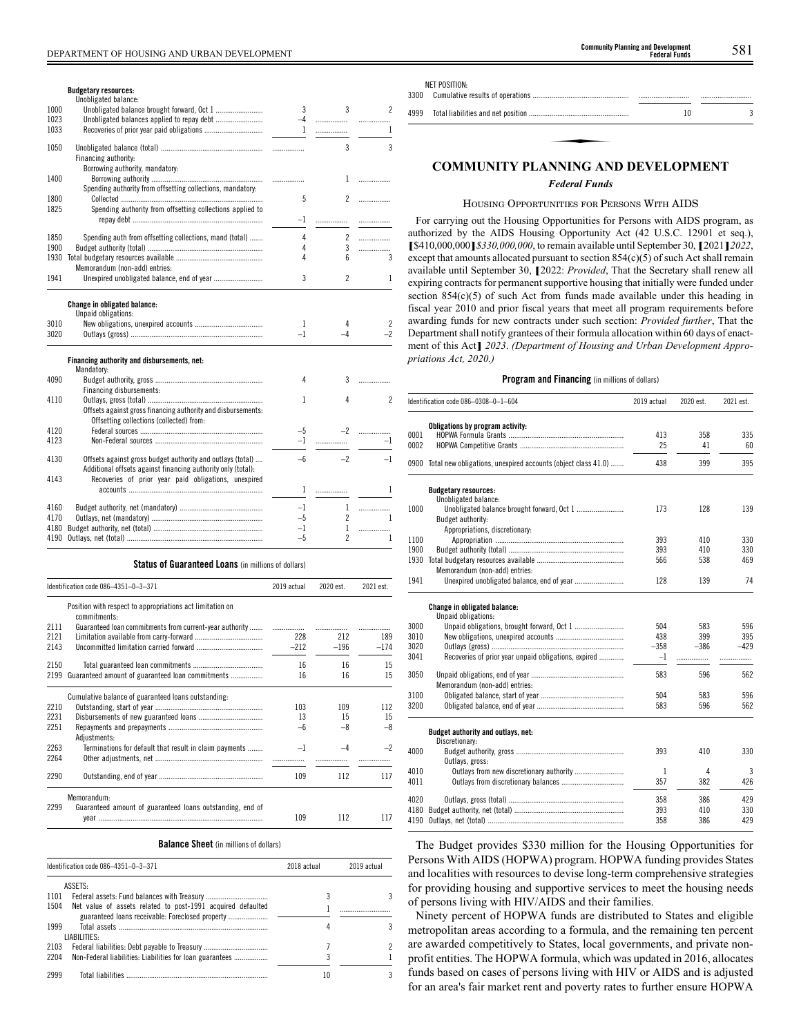| | | | | |
|---|---|---|---|---|
| | **Budgetary resources:** | | | |
| | Unobligated balance: | | | |
| 1000 | Unobligated balance brought forward, Oct 1 | 3 | 3 | 2 |
| 1023 | Unobligated balances applied to repay debt | –4 | | |
| 1033 | Recoveries of prior year paid obligations | 1 | | 1 |
| 1050 | Unobligated balance (total) | | 3 | 3 |
| | Financing authority: | | | |
| | Borrowing authority, mandatory: | | | |
| 1400 | Borrowing authority | | 1 | |
| | Spending authority from offsetting collections, mandatory: | | | |
| 1800 | Collected | 5 | 2 | |
| 1825 | Spending authority from offsetting collections applied to repay debt | –1 | | |
| 1850 | Spending auth from offsetting collections, mand (total) | 4 | 2 | |
| 1900 | Budget authority (total) | 4 | 3 | |
| 1930 | Total budgetary resources available | 4 | 6 | 3 |
| | Memorandum (non-add) entries: | | | |
| 1941 | Unexpired unobligated balance, end of year | 3 | 2 | 1 |
| | **Change in obligated balance:** | | | |
| | Unpaid obligations: | | | |
| 3010 | New obligations, unexpired accounts | 1 | 4 | 2 |
| 3020 | Outlays (gross) | –1 | –4 | –2 |
| | **Financing authority and disbursements, net:** | | | |
| | Mandatory: | | | |
| 4090 | Budget authority, gross | 4 | 3 | |
| | Financing disbursements: | | | |
| 4110 | Outlays, gross (total) | 1 | 4 | 2 |
| | Offsets against gross financing authority and disbursements: | | | |
| | Offsetting collections (collected) from: | | | |
| 4120 | Federal sources | –5 | –2 | |
| 4123 | Non-Federal sources | –1 | | –1 |
| 4130 | Offsets against gross budget authority and outlays (total) | –6 | –2 | –1 |
| | Additional offsets against financing authority only (total): | | | |
| 4143 | Recoveries of prior year paid obligations, unexpired accounts | 1 | | 1 |
| 4160 | Budget authority, net (mandatory) | –1 | 1 | |
| 4170 | Outlays, net (mandatory) | –5 | 2 | 1 |
| 4180 | Budget authority, net (total) | –1 | 1 | |
| 4190 | Outlays, net (total) | –5 | 2 | 1 |

**Status of Guaranteed Loans** (in millions of dollars)

| Identification code 086–4351–0–3–371 | | 2019 actual | 2020 est. | 2021 est. |
|---|---|---|---|---|
| | Position with respect to appropriations act limitation on commitments: | | | |
| 2111 | Guaranteed loan commitments from current-year authority | | | |
| 2121 | Limitation available from carry-forward | 228 | 212 | 189 |
| 2143 | Uncommitted limitation carried forward | –212 | –196 | –174 |
| 2150 | Total guaranteed loan commitments | 16 | 16 | 15 |
| 2199 | Guaranteed amount of guaranteed loan commitments | 16 | 16 | 15 |
| | Cumulative balance of guaranteed loans outstanding: | | | |
| 2210 | Outstanding, start of year | 103 | 109 | 112 |
| 2231 | Disbursements of new guaranteed loans | 13 | 15 | 15 |
| 2251 | Repayments and prepayments | –6 | –8 | –8 |
| | Adjustments: | | | |
| 2263 | Terminations for default that result in claim payments | –1 | –4 | –2 |
| 2264 | Other adjustments, net | | | |
| 2290 | Outstanding, end of year | 109 | 112 | 117 |
| | Memorandum: | | | |
| 2299 | Guaranteed amount of guaranteed loans outstanding, end of year | 109 | 112 | 117 |

**Balance Sheet** (in millions of dollars)

| Identification code 086–4351–0–3–371 | | 2018 actual | 2019 actual |
|---|---|---|---|
| | ASSETS: | | |
| 1101 | Federal assets: Fund balances with Treasury | 3 | 3 |
| 1504 | Net value of assets related to post-1991 acquired defaulted guaranteed loans receivable: Foreclosed property | 1 | |
| 1999 | Total assets | 4 | 3 |
| | LIABILITIES: | | |
| 2103 | Federal liabilities: Debt payable to Treasury | 7 | 2 |
| 2204 | Non-Federal liabilities: Liabilities for loan guarantees | 3 | 1 |
| 2999 | Total liabilities | 10 | 3 |
| | NET POSITION: | | |
| 3300 | Cumulative results of operations | | |
| 4999 | Total liabilities and net position | 10 | 3 |

## COMMUNITY PLANNING AND DEVELOPMENT

*Federal Funds*

### Housing Opportunities for Persons With AIDS

For carrying out the Housing Opportunities for Persons with AIDS program, as authorized by the AIDS Housing Opportunity Act (42 U.S.C. 12901 et seq.), [$410,000,000] *$330,000,000*, to remain available until September 30, [2021] *2022*, except that amounts allocated pursuant to section 854(c)(5) of such Act shall remain available until September 30, [2022: *Provided*, That the Secretary shall renew all expiring contracts for permanent supportive housing that initially were funded under section 854(c)(5) of such Act from funds made available under this heading in fiscal year 2010 and prior fiscal years that meet all program requirements before awarding funds for new contracts under such section: *Provided further*, That the Department shall notify grantees of their formula allocation within 60 days of enactment of this Act] *2023. (Department of Housing and Urban Development Appropriations Act, 2020.)*

**Program and Financing** (in millions of dollars)

| Identification code 086–0308–0–1–604 | | 2019 actual | 2020 est. | 2021 est. |
|---|---|---|---|---|
| | **Obligations by program activity:** | | | |
| 0001 | HOPWA Formula Grants | 413 | 358 | 335 |
| 0002 | HOPWA Competitive Grants | 25 | 41 | 60 |
| 0900 | Total new obligations, unexpired accounts (object class 41.0) | 438 | 399 | 395 |
| | **Budgetary resources:** | | | |
| | Unobligated balance: | | | |
| 1000 | Unobligated balance brought forward, Oct 1 | 173 | 128 | 139 |
| | Budget authority: | | | |
| | Appropriations, discretionary: | | | |
| 1100 | Appropriation | 393 | 410 | 330 |
| 1900 | Budget authority (total) | 393 | 410 | 330 |
| 1930 | Total budgetary resources available | 566 | 538 | 469 |
| | Memorandum (non-add) entries: | | | |
| 1941 | Unexpired unobligated balance, end of year | 128 | 139 | 74 |
| | **Change in obligated balance:** | | | |
| | Unpaid obligations: | | | |
| 3000 | Unpaid obligations, brought forward, Oct 1 | 504 | 583 | 596 |
| 3010 | New obligations, unexpired accounts | 438 | 399 | 395 |
| 3020 | Outlays (gross) | –358 | –386 | –429 |
| 3041 | Recoveries of prior year unpaid obligations, expired | –1 | | |
| 3050 | Unpaid obligations, end of year | 583 | 596 | 562 |
| | Memorandum (non-add) entries: | | | |
| 3100 | Obligated balance, start of year | 504 | 583 | 596 |
| 3200 | Obligated balance, end of year | 583 | 596 | 562 |
| | **Budget authority and outlays, net:** | | | |
| | Discretionary: | | | |
| 4000 | Budget authority, gross | 393 | 410 | 330 |
| | Outlays, gross: | | | |
| 4010 | Outlays from new discretionary authority | 1 | 4 | 3 |
| 4011 | Outlays from discretionary balances | 357 | 382 | 426 |
| 4020 | Outlays, gross (total) | 358 | 386 | 429 |
| 4180 | Budget authority, net (total) | 393 | 410 | 330 |
| 4190 | Outlays, net (total) | 358 | 386 | 429 |

The Budget provides $330 million for the Housing Opportunities for Persons With AIDS (HOPWA) program. HOPWA funding provides States and localities with resources to devise long-term comprehensive strategies for providing housing and supportive services to meet the housing needs of persons living with HIV/AIDS and their families.

Ninety percent of HOPWA funds are distributed to States and eligible metropolitan areas according to a formula, and the remaining ten percent are awarded competitively to States, local governments, and private nonprofit entities. The HOPWA formula, which was updated in 2016, allocates funds based on cases of persons living with HIV or AIDS and is adjusted for an area's fair market rent and poverty rates to further ensure HOPWA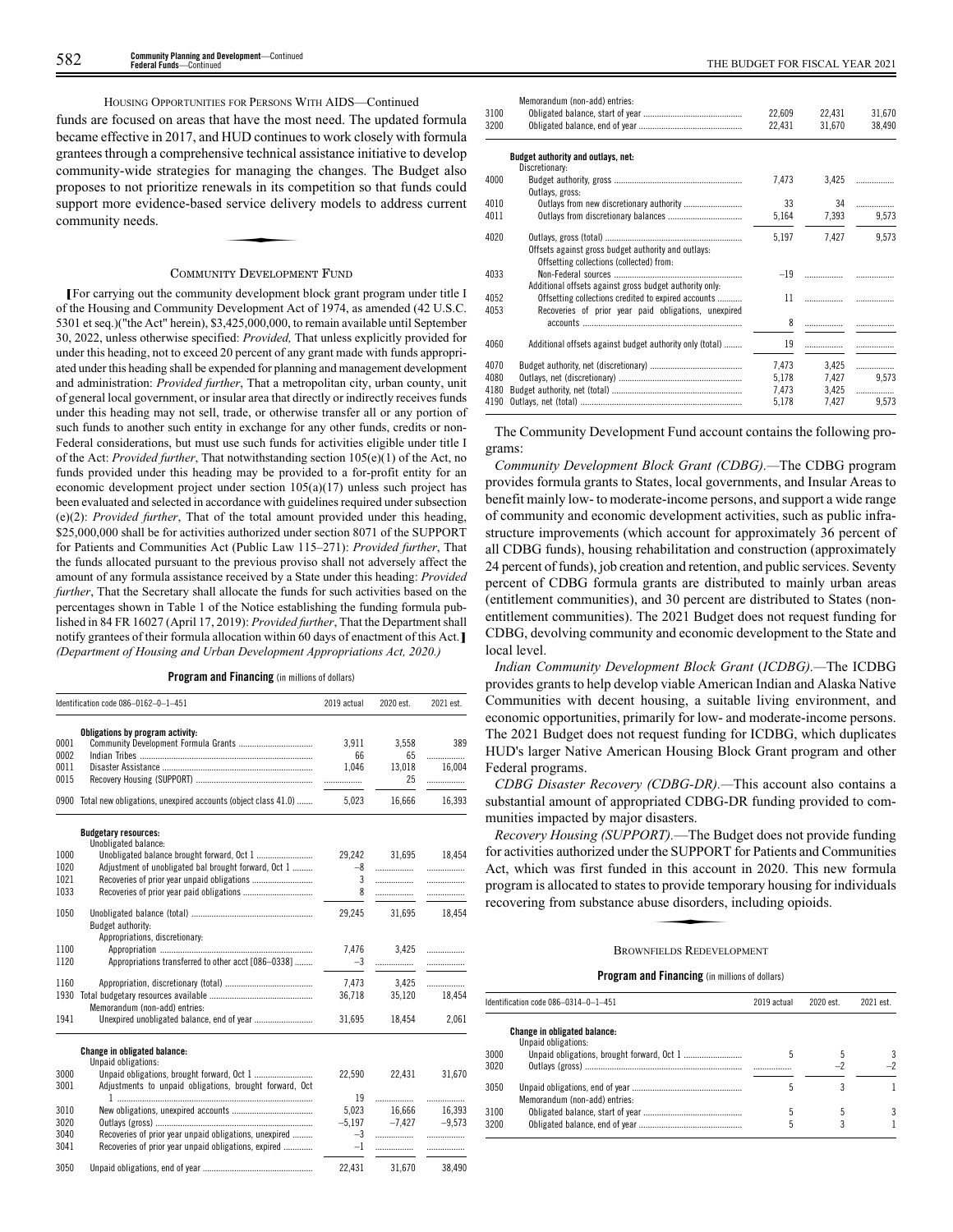HOUSING OPPORTUNITIES FOR PERSONS WITH AIDS—Continued

funds are focused on areas that have the most need. The updated formula became effective in 2017, and HUD continues to work closely with formula grantees through a comprehensive technical assistance initiative to develop community-wide strategies for managing the changes. The Budget also proposes to not prioritize renewals in its competition so that funds could support more evidence-based service delivery models to address current community needs.

## COMMUNITY DEVELOPMENT FUND

[For carrying out the community development block grant program under title I of the Housing and Community Development Act of 1974, as amended (42 U.S.C. 5301 et seq.)("the Act" herein), $3,425,000,000, to remain available until September 30, 2022, unless otherwise specified: *Provided,* That unless explicitly provided for under this heading, not to exceed 20 percent of any grant made with funds appropriated under this heading shall be expended for planning and management development and administration: *Provided further*, That a metropolitan city, urban county, unit of general local government, or insular area that directly or indirectly receives funds under this heading may not sell, trade, or otherwise transfer all or any portion of such funds to another such entity in exchange for any other funds, credits or non-Federal considerations, but must use such funds for activities eligible under title I of the Act: *Provided further*, That notwithstanding section 105(e)(1) of the Act, no funds provided under this heading may be provided to a for-profit entity for an economic development project under section 105(a)(17) unless such project has been evaluated and selected in accordance with guidelines required under subsection (e)(2): *Provided further*, That of the total amount provided under this heading, $25,000,000 shall be for activities authorized under section 8071 of the SUPPORT for Patients and Communities Act (Public Law 115–271): *Provided further*, That the funds allocated pursuant to the previous proviso shall not adversely affect the amount of any formula assistance received by a State under this heading: *Provided further*, That the Secretary shall allocate the funds for such activities based on the percentages shown in Table 1 of the Notice establishing the funding formula published in 84 FR 16027 (April 17, 2019): *Provided further*, That the Department shall notify grantees of their formula allocation within 60 days of enactment of this Act.] *(Department of Housing and Urban Development Appropriations Act, 2020.)*

**Program and Financing** (in millions of dollars)

| | Identification code 086–0162–0–1–451 | 2019 actual | 2020 est. | 2021 est. |
|---|---|---|---|---|
| | **Obligations by program activity:** | | | |
| 0001 | Community Development Formula Grants | 3,911 | 3,558 | 389 |
| 0002 | Indian Tribes | 66 | 65 | ................ |
| 0011 | Disaster Assistance | 1,046 | 13,018 | 16,004 |
| 0015 | Recovery Housing (SUPPORT) | ................ | 25 | ................ |
| 0900 | Total new obligations, unexpired accounts (object class 41.0) | 5,023 | 16,666 | 16,393 |
| | **Budgetary resources:** | | | |
| | Unobligated balance: | | | |
| 1000 | Unobligated balance brought forward, Oct 1 | 29,242 | 31,695 | 18,454 |
| 1020 | Adjustment of unobligated bal brought forward, Oct 1 | –8 | ................ | ................ |
| 1021 | Recoveries of prior year unpaid obligations | 3 | ................ | ................ |
| 1033 | Recoveries of prior year paid obligations | 8 | ................ | ................ |
| 1050 | Unobligated balance (total) | 29,245 | 31,695 | 18,454 |
| | Budget authority: | | | |
| | Appropriations, discretionary: | | | |
| 1100 | Appropriation | 7,476 | 3,425 | ................ |
| 1120 | Appropriations transferred to other acct [086–0338] | –3 | ................ | ................ |
| 1160 | Appropriation, discretionary (total) | 7,473 | 3,425 | ................ |
| 1930 | Total budgetary resources available | 36,718 | 35,120 | 18,454 |
| | Memorandum (non-add) entries: | | | |
| 1941 | Unexpired unobligated balance, end of year | 31,695 | 18,454 | 2,061 |
| | **Change in obligated balance:** | | | |
| | Unpaid obligations: | | | |
| 3000 | Unpaid obligations, brought forward, Oct 1 | 22,590 | 22,431 | 31,670 |
| 3001 | Adjustments to unpaid obligations, brought forward, Oct 1 | 19 | ................ | ................ |
| 3010 | New obligations, unexpired accounts | 5,023 | 16,666 | 16,393 |
| 3020 | Outlays (gross) | –5,197 | –7,427 | –9,573 |
| 3040 | Recoveries of prior year unpaid obligations, unexpired | –3 | ................ | ................ |
| 3041 | Recoveries of prior year unpaid obligations, expired | –1 | ................ | ................ |
| 3050 | Unpaid obligations, end of year | 22,431 | 31,670 | 38,490 |
| | Memorandum (non-add) entries: | | | |
| 3100 | Obligated balance, start of year | 22,609 | 22,431 | 31,670 |
| 3200 | Obligated balance, end of year | 22,431 | 31,670 | 38,490 |
| | **Budget authority and outlays, net:** | | | |
| | Discretionary: | | | |
| 4000 | Budget authority, gross | 7,473 | 3,425 | ................ |
| | Outlays, gross: | | | |
| 4010 | Outlays from new discretionary authority | 33 | 34 | ................ |
| 4011 | Outlays from discretionary balances | 5,164 | 7,393 | 9,573 |
| 4020 | Outlays, gross (total) | 5,197 | 7,427 | 9,573 |
| | Offsets against gross budget authority and outlays: | | | |
| | Offsetting collections (collected) from: | | | |
| 4033 | Non-Federal sources | –19 | ................ | ................ |
| | Additional offsets against gross budget authority only: | | | |
| 4052 | Offsetting collections credited to expired accounts | 11 | ................ | ................ |
| 4053 | Recoveries of prior year paid obligations, unexpired accounts | 8 | ................ | ................ |
| 4060 | Additional offsets against budget authority only (total) | 19 | ................ | ................ |
| 4070 | Budget authority, net (discretionary) | 7,473 | 3,425 | ................ |
| 4080 | Outlays, net (discretionary) | 5,178 | 7,427 | 9,573 |
| 4180 | Budget authority, net (total) | 7,473 | 3,425 | ................ |
| 4190 | Outlays, net (total) | 5,178 | 7,427 | 9,573 |

The Community Development Fund account contains the following programs:

*Community Development Block Grant (CDBG)*.—The CDBG program provides formula grants to States, local governments, and Insular Areas to benefit mainly low- to moderate-income persons, and support a wide range of community and economic development activities, such as public infrastructure improvements (which account for approximately 36 percent of all CDBG funds), housing rehabilitation and construction (approximately 24 percent of funds), job creation and retention, and public services. Seventy percent of CDBG formula grants are distributed to mainly urban areas (entitlement communities), and 30 percent are distributed to States (non-entitlement communities). The 2021 Budget does not request funding for CDBG, devolving community and economic development to the State and local level.

*Indian Community Development Block Grant (ICDBG)*.—The ICDBG provides grants to help develop viable American Indian and Alaska Native Communities with decent housing, a suitable living environment, and economic opportunities, primarily for low- and moderate-income persons. The 2021 Budget does not request funding for ICDBG, which duplicates HUD's larger Native American Housing Block Grant program and other Federal programs.

*CDBG Disaster Recovery (CDBG-DR)*.—This account also contains a substantial amount of appropriated CDBG-DR funding provided to communities impacted by major disasters.

*Recovery Housing (SUPPORT)*.—The Budget does not provide funding for activities authorized under the SUPPORT for Patients and Communities Act, which was first funded in this account in 2020. This new formula program is allocated to states to provide temporary housing for individuals recovering from substance abuse disorders, including opioids.

## BROWNFIELDS REDEVELOPMENT

**Program and Financing** (in millions of dollars)

| | Identification code 086–0314–0–1–451 | 2019 actual | 2020 est. | 2021 est. |
|---|---|---|---|---|
| | **Change in obligated balance:** | | | |
| | Unpaid obligations: | | | |
| 3000 | Unpaid obligations, brought forward, Oct 1 | 5 | 5 | 3 |
| 3020 | Outlays (gross) | ................ | –2 | –2 |
| 3050 | Unpaid obligations, end of year | 5 | 3 | 1 |
| | Memorandum (non-add) entries: | | | |
| 3100 | Obligated balance, start of year | 5 | 5 | 3 |
| 3200 | Obligated balance, end of year | 5 | 3 | 1 |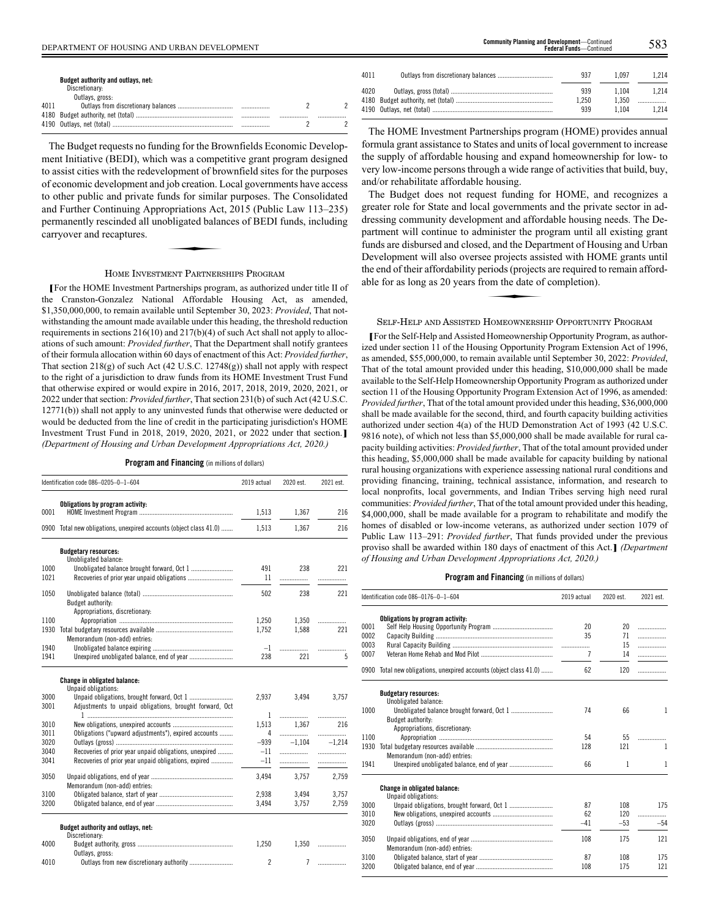| Identification code | | 2019 actual | 2020 est. | 2021 est. |
|---|---|---|---|---|
| | **Budget authority and outlays, net:** | | | |
| | Discretionary: | | | |
| | Outlays, gross: | | | |
| 4011 | Outlays from discretionary balances | ................ | 2 | 2 |
| 4180 | Budget authority, net (total) | ................ | ................ | ................ |
| 4190 | Outlays, net (total) | ................ | 2 | 2 |

The Budget requests no funding for the Brownfields Economic Development Initiative (BEDI), which was a competitive grant program designed to assist cities with the redevelopment of brownfield sites for the purposes of economic development and job creation. Local governments have access to other public and private funds for similar purposes. The Consolidated and Further Continuing Appropriations Act, 2015 (Public Law 113–235) permanently rescinded all unobligated balances of BEDI funds, including carryover and recaptures.

## HOME Investment Partnerships Program

[For the HOME Investment Partnerships program, as authorized under title II of the Cranston-Gonzalez National Affordable Housing Act, as amended, $1,350,000,000, to remain available until September 30, 2023: *Provided*, That notwithstanding the amount made available under this heading, the threshold reduction requirements in sections 216(10) and 217(b)(4) of such Act shall not apply to allocations of such amount: *Provided further*, That the Department shall notify grantees of their formula allocation within 60 days of enactment of this Act: *Provided further*, That section 218(g) of such Act (42 U.S.C. 12748(g)) shall not apply with respect to the right of a jurisdiction to draw funds from its HOME Investment Trust Fund that otherwise expired or would expire in 2016, 2017, 2018, 2019, 2020, 2021, or 2022 under that section: *Provided further*, That section 231(b) of such Act (42 U.S.C. 12771(b)) shall not apply to any uninvested funds that otherwise were deducted or would be deducted from the line of credit in the participating jurisdiction's HOME Investment Trust Fund in 2018, 2019, 2020, 2021, or 2022 under that section.] *(Department of Housing and Urban Development Appropriations Act, 2020.)*

**Program and Financing** (in millions of dollars)

| Identification code 086–0205–0–1–604 | | 2019 actual | 2020 est. | 2021 est. |
|---|---|---|---|---|
| | **Obligations by program activity:** | | | |
| 0001 | HOME Investment Program | 1,513 | 1,367 | 216 |
| 0900 | Total new obligations, unexpired accounts (object class 41.0) | 1,513 | 1,367 | 216 |
| | **Budgetary resources:** | | | |
| | Unobligated balance: | | | |
| 1000 | Unobligated balance brought forward, Oct 1 | 491 | 238 | 221 |
| 1021 | Recoveries of prior year unpaid obligations | 11 | ................ | ................ |
| 1050 | Unobligated balance (total) | 502 | 238 | 221 |
| | Budget authority: | | | |
| | Appropriations, discretionary: | | | |
| 1100 | Appropriation | 1,250 | 1,350 | ................ |
| 1930 | Total budgetary resources available | 1,752 | 1,588 | 221 |
| | Memorandum (non-add) entries: | | | |
| 1940 | Unobligated balance expiring | –1 | ................ | ................ |
| 1941 | Unexpired unobligated balance, end of year | 238 | 221 | 5 |
| | **Change in obligated balance:** | | | |
| | Unpaid obligations: | | | |
| 3000 | Unpaid obligations, brought forward, Oct 1 | 2,937 | 3,494 | 3,757 |
| 3001 | Adjustments to unpaid obligations, brought forward, Oct 1 | 1 | ................ | ................ |
| 3010 | New obligations, unexpired accounts | 1,513 | 1,367 | 216 |
| 3011 | Obligations ("upward adjustments"), expired accounts | 4 | ................ | ................ |
| 3020 | Outlays (gross) | –939 | –1,104 | –1,214 |
| 3040 | Recoveries of prior year unpaid obligations, unexpired | –11 | ................ | ................ |
| 3041 | Recoveries of prior year unpaid obligations, expired | –11 | ................ | ................ |
| 3050 | Unpaid obligations, end of year | 3,494 | 3,757 | 2,759 |
| | Memorandum (non-add) entries: | | | |
| 3100 | Obligated balance, start of year | 2,938 | 3,494 | 3,757 |
| 3200 | Obligated balance, end of year | 3,494 | 3,757 | 2,759 |
| | **Budget authority and outlays, net:** | | | |
| | Discretionary: | | | |
| 4000 | Budget authority, gross | 1,250 | 1,350 | ................ |
| | Outlays, gross: | | | |
| 4010 | Outlays from new discretionary authority | 2 | 7 | ................ |
| 4011 | Outlays from discretionary balances | 937 | 1,097 | 1,214 |
| 4020 | Outlays, gross (total) | 939 | 1,104 | 1,214 |
| 4180 | Budget authority, net (total) | 1,250 | 1,350 | ................ |
| 4190 | Outlays, net (total) | 939 | 1,104 | 1,214 |

The HOME Investment Partnerships program (HOME) provides annual formula grant assistance to States and units of local government to increase the supply of affordable housing and expand homeownership for low- to very low-income persons through a wide range of activities that build, buy, and/or rehabilitate affordable housing.

The Budget does not request funding for HOME, and recognizes a greater role for State and local governments and the private sector in addressing community development and affordable housing needs. The Department will continue to administer the program until all existing grant funds are disbursed and closed, and the Department of Housing and Urban Development will also oversee projects assisted with HOME grants until the end of their affordability periods (projects are required to remain affordable for as long as 20 years from the date of completion).

## Self-Help and Assisted Homeownership Opportunity Program

[For the Self-Help and Assisted Homeownership Opportunity Program, as authorized under section 11 of the Housing Opportunity Program Extension Act of 1996, as amended, $55,000,000, to remain available until September 30, 2022: *Provided*, That of the total amount provided under this heading, $10,000,000 shall be made available to the Self-Help Homeownership Opportunity Program as authorized under section 11 of the Housing Opportunity Program Extension Act of 1996, as amended: *Provided further*, That of the total amount provided under this heading, $36,000,000 shall be made available for the second, third, and fourth capacity building activities authorized under section 4(a) of the HUD Demonstration Act of 1993 (42 U.S.C. 9816 note), of which not less than $5,000,000 shall be made available for rural capacity building activities: *Provided further*, That of the total amount provided under this heading, $5,000,000 shall be made available for capacity building by national rural housing organizations with experience assessing national rural conditions and providing financing, training, technical assistance, information, and research to local nonprofits, local governments, and Indian Tribes serving high need rural communities: *Provided further*, That of the total amount provided under this heading, $4,000,000, shall be made available for a program to rehabilitate and modify the homes of disabled or low-income veterans, as authorized under section 1079 of Public Law 113–291: *Provided further*, That funds provided under the previous proviso shall be awarded within 180 days of enactment of this Act.] *(Department of Housing and Urban Development Appropriations Act, 2020.)*

**Program and Financing** (in millions of dollars)

| Identification code 086–0176–0–1–604 | | 2019 actual | 2020 est. | 2021 est. |
|---|---|---|---|---|
| | **Obligations by program activity:** | | | |
| 0001 | Self Help Housing Opportunity Program | 20 | 20 | ................ |
| 0002 | Capacity Building | 35 | 71 | ................ |
| 0003 | Rural Capacity Building | ................ | 15 | ................ |
| 0007 | Veteran Home Rehab and Mod Pilot | 7 | 14 | ................ |
| 0900 | Total new obligations, unexpired accounts (object class 41.0) | 62 | 120 | ................ |
| | **Budgetary resources:** | | | |
| | Unobligated balance: | | | |
| 1000 | Unobligated balance brought forward, Oct 1 | 74 | 66 | 1 |
| | Budget authority: | | | |
| | Appropriations, discretionary: | | | |
| 1100 | Appropriation | 54 | 55 | ................ |
| 1930 | Total budgetary resources available | 128 | 121 | 1 |
| | Memorandum (non-add) entries: | | | |
| 1941 | Unexpired unobligated balance, end of year | 66 | 1 | 1 |
| | **Change in obligated balance:** | | | |
| | Unpaid obligations: | | | |
| 3000 | Unpaid obligations, brought forward, Oct 1 | 87 | 108 | 175 |
| 3010 | New obligations, unexpired accounts | 62 | 120 | ................ |
| 3020 | Outlays (gross) | –41 | –53 | –54 |
| 3050 | Unpaid obligations, end of year | 108 | 175 | 121 |
| | Memorandum (non-add) entries: | | | |
| 3100 | Obligated balance, start of year | 87 | 108 | 175 |
| 3200 | Obligated balance, end of year | 108 | 175 | 121 |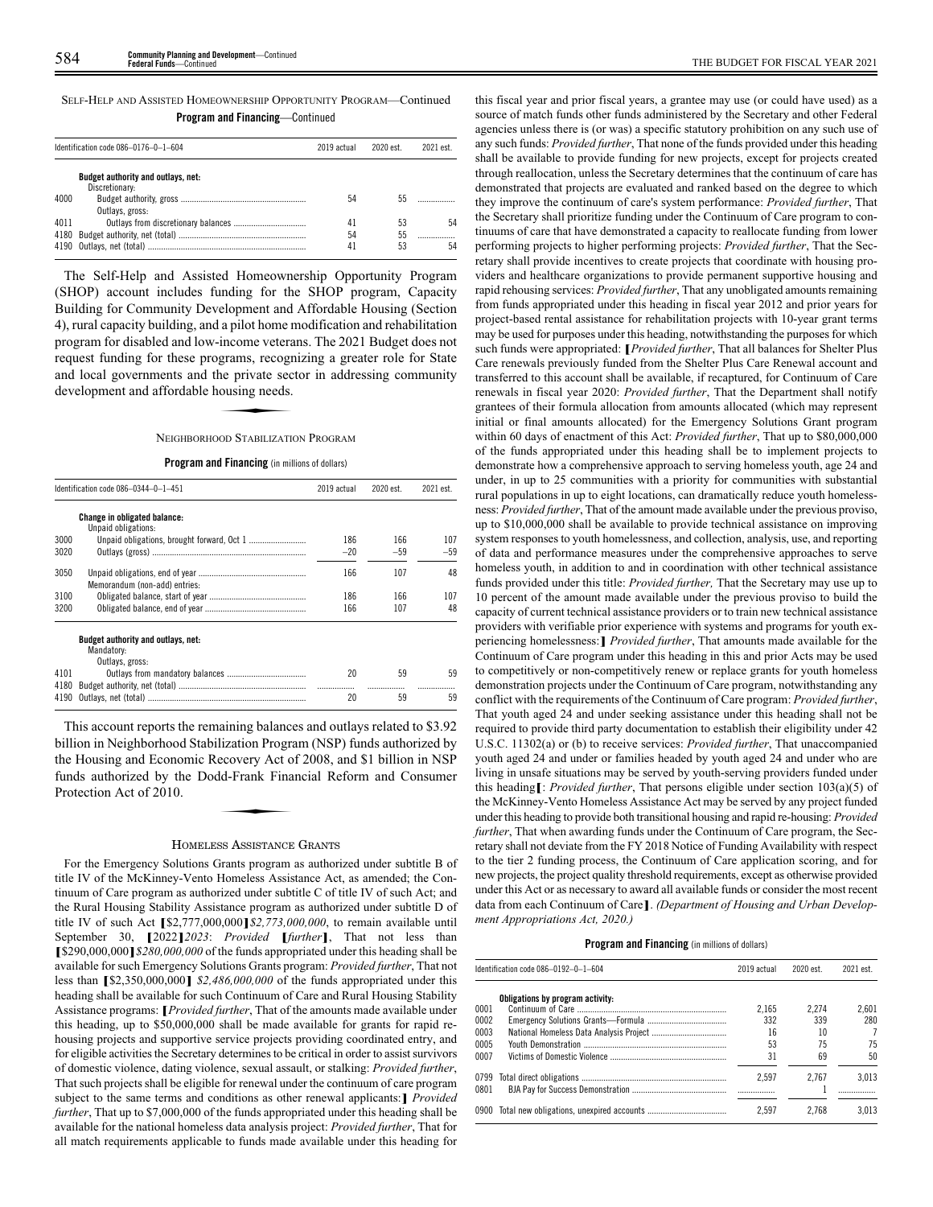SELF-HELP AND ASSISTED HOMEOWNERSHIP OPPORTUNITY PROGRAM—Continued

**Program and Financing**—Continued

| Identification code 086–0176–0–1–604 | | 2019 actual | 2020 est. | 2021 est. |
|---|---|---|---|---|
| | **Budget authority and outlays, net:** | | | |
| | Discretionary: | | | |
| 4000 | Budget authority, gross | 54 | 55 | ................ |
| | Outlays, gross: | | | |
| 4011 | Outlays from discretionary balances | 41 | 53 | 54 |
| 4180 | Budget authority, net (total) | 54 | 55 | ................ |
| 4190 | Outlays, net (total) | 41 | 53 | 54 |

The Self-Help and Assisted Homeownership Opportunity Program (SHOP) account includes funding for the SHOP program, Capacity Building for Community Development and Affordable Housing (Section 4), rural capacity building, and a pilot home modification and rehabilitation program for disabled and low-income veterans. The 2021 Budget does not request funding for these programs, recognizing a greater role for State and local governments and the private sector in addressing community development and affordable housing needs.

NEIGHBORHOOD STABILIZATION PROGRAM

**Program and Financing** (in millions of dollars)

| Identification code 086–0344–0–1–451 | | 2019 actual | 2020 est. | 2021 est. |
|---|---|---|---|---|
| | **Change in obligated balance:** | | | |
| | Unpaid obligations: | | | |
| 3000 | Unpaid obligations, brought forward, Oct 1 | 186 | 166 | 107 |
| 3020 | Outlays (gross) | –20 | –59 | –59 |
| 3050 | Unpaid obligations, end of year | 166 | 107 | 48 |
| | Memorandum (non-add) entries: | | | |
| 3100 | Obligated balance, start of year | 186 | 166 | 107 |
| 3200 | Obligated balance, end of year | 166 | 107 | 48 |
| | **Budget authority and outlays, net:** | | | |
| | Mandatory: | | | |
| | Outlays, gross: | | | |
| 4101 | Outlays from mandatory balances | 20 | 59 | 59 |
| 4180 | Budget authority, net (total) | ................ | ................ | ................ |
| 4190 | Outlays, net (total) | 20 | 59 | 59 |

This account reports the remaining balances and outlays related to $3.92 billion in Neighborhood Stabilization Program (NSP) funds authorized by the Housing and Economic Recovery Act of 2008, and $1 billion in NSP funds authorized by the Dodd-Frank Financial Reform and Consumer Protection Act of 2010.

HOMELESS ASSISTANCE GRANTS

For the Emergency Solutions Grants program as authorized under subtitle B of title IV of the McKinney-Vento Homeless Assistance Act, as amended; the Continuum of Care program as authorized under subtitle C of title IV of such Act; and the Rural Housing Stability Assistance program as authorized under subtitle D of title IV of such Act [$2,777,000,000] *$2,773,000,000*, to remain available until September 30, [2022] *2023*: *Provided* [*further*], That not less than [$290,000,000] *$280,000,000* of the funds appropriated under this heading shall be available for such Emergency Solutions Grants program: *Provided further*, That not less than [$2,350,000,000] *$2,486,000,000* of the funds appropriated under this heading shall be available for such Continuum of Care and Rural Housing Stability Assistance programs: [*Provided further*, That of the amounts made available under this heading, up to $50,000,000 shall be made available for grants for rapid rehousing projects and supportive service projects providing coordinated entry, and for eligible activities the Secretary determines to be critical in order to assist survivors of domestic violence, dating violence, sexual assault, or stalking: *Provided further*, That such projects shall be eligible for renewal under the continuum of care program subject to the same terms and conditions as other renewal applicants:] *Provided further*, That up to $7,000,000 of the funds appropriated under this heading shall be available for the national homeless data analysis project: *Provided further*, That for all match requirements applicable to funds made available under this heading for this fiscal year and prior fiscal years, a grantee may use (or could have used) as a source of match funds other funds administered by the Secretary and other Federal agencies unless there is (or was) a specific statutory prohibition on any such use of any such funds: *Provided further*, That none of the funds provided under this heading shall be available to provide funding for new projects, except for projects created through reallocation, unless the Secretary determines that the continuum of care has demonstrated that projects are evaluated and ranked based on the degree to which they improve the continuum of care's system performance: *Provided further*, That the Secretary shall prioritize funding under the Continuum of Care program to continuums of care that have demonstrated a capacity to reallocate funding from lower performing projects to higher performing projects: *Provided further*, That the Secretary shall provide incentives to create projects that coordinate with housing providers and healthcare organizations to provide permanent supportive housing and rapid rehousing services: *Provided further*, That any unobligated amounts remaining from funds appropriated under this heading in fiscal year 2012 and prior years for project-based rental assistance for rehabilitation projects with 10-year grant terms may be used for purposes under this heading, notwithstanding the purposes for which such funds were appropriated: [*Provided further*, That all balances for Shelter Plus Care renewals previously funded from the Shelter Plus Care Renewal account and transferred to this account shall be available, if recaptured, for Continuum of Care renewals in fiscal year 2020: *Provided further*, That the Department shall notify grantees of their formula allocation from amounts allocated (which may represent initial or final amounts allocated) for the Emergency Solutions Grant program within 60 days of enactment of this Act: *Provided further*, That up to $80,000,000 of the funds appropriated under this heading shall be to implement projects to demonstrate how a comprehensive approach to serving homeless youth, age 24 and under, in up to 25 communities with a priority for communities with substantial rural populations in up to eight locations, can dramatically reduce youth homelessness: *Provided further*, That of the amount made available under the previous proviso, up to $10,000,000 shall be available to provide technical assistance on improving system responses to youth homelessness, and collection, analysis, use, and reporting of data and performance measures under the comprehensive approaches to serve homeless youth, in addition to and in coordination with other technical assistance funds provided under this title: *Provided further,* That the Secretary may use up to 10 percent of the amount made available under the previous proviso to build the capacity of current technical assistance providers or to train new technical assistance providers with verifiable prior experience with systems and programs for youth experiencing homelessness:] *Provided further*, That amounts made available for the Continuum of Care program under this heading in this and prior Acts may be used to competitively or non-competitively renew or replace grants for youth homeless demonstration projects under the Continuum of Care program, notwithstanding any conflict with the requirements of the Continuum of Care program: *Provided further*, That youth aged 24 and under seeking assistance under this heading shall not be required to provide third party documentation to establish their eligibility under 42 U.S.C. 11302(a) or (b) to receive services: *Provided further*, That unaccompanied youth aged 24 and under or families headed by youth aged 24 and under who are living in unsafe situations may be served by youth-serving providers funded under this heading[: *Provided further*, That persons eligible under section 103(a)(5) of the McKinney-Vento Homeless Assistance Act may be served by any project funded under this heading to provide both transitional housing and rapid re-housing: *Provided further*, That when awarding funds under the Continuum of Care program, the Secretary shall not deviate from the FY 2018 Notice of Funding Availability with respect to the tier 2 funding process, the Continuum of Care application scoring, and for new projects, the project quality threshold requirements, except as otherwise provided under this Act or as necessary to award all available funds or consider the most recent data from each Continuum of Care]. *(Department of Housing and Urban Development Appropriations Act, 2020.)*

**Program and Financing** (in millions of dollars)

| Identification code 086–0192–0–1–604 | | 2019 actual | 2020 est. | 2021 est. |
|---|---|---|---|---|
| | **Obligations by program activity:** | | | |
| 0001 | Continuum of Care | 2,165 | 2,274 | 2,601 |
| 0002 | Emergency Solutions Grants—Formula | 332 | 339 | 280 |
| 0003 | National Homeless Data Analysis Project | 16 | 10 | 7 |
| 0005 | Youth Demonstration | 53 | 75 | 75 |
| 0007 | Victims of Domestic Violence | 31 | 69 | 50 |
| 0799 | Total direct obligations | 2,597 | 2,767 | 3,013 |
| 0801 | BJA Pay for Success Demonstration | ................ | 1 | ................ |
| 0900 | Total new obligations, unexpired accounts | 2,597 | 2,768 | 3,013 |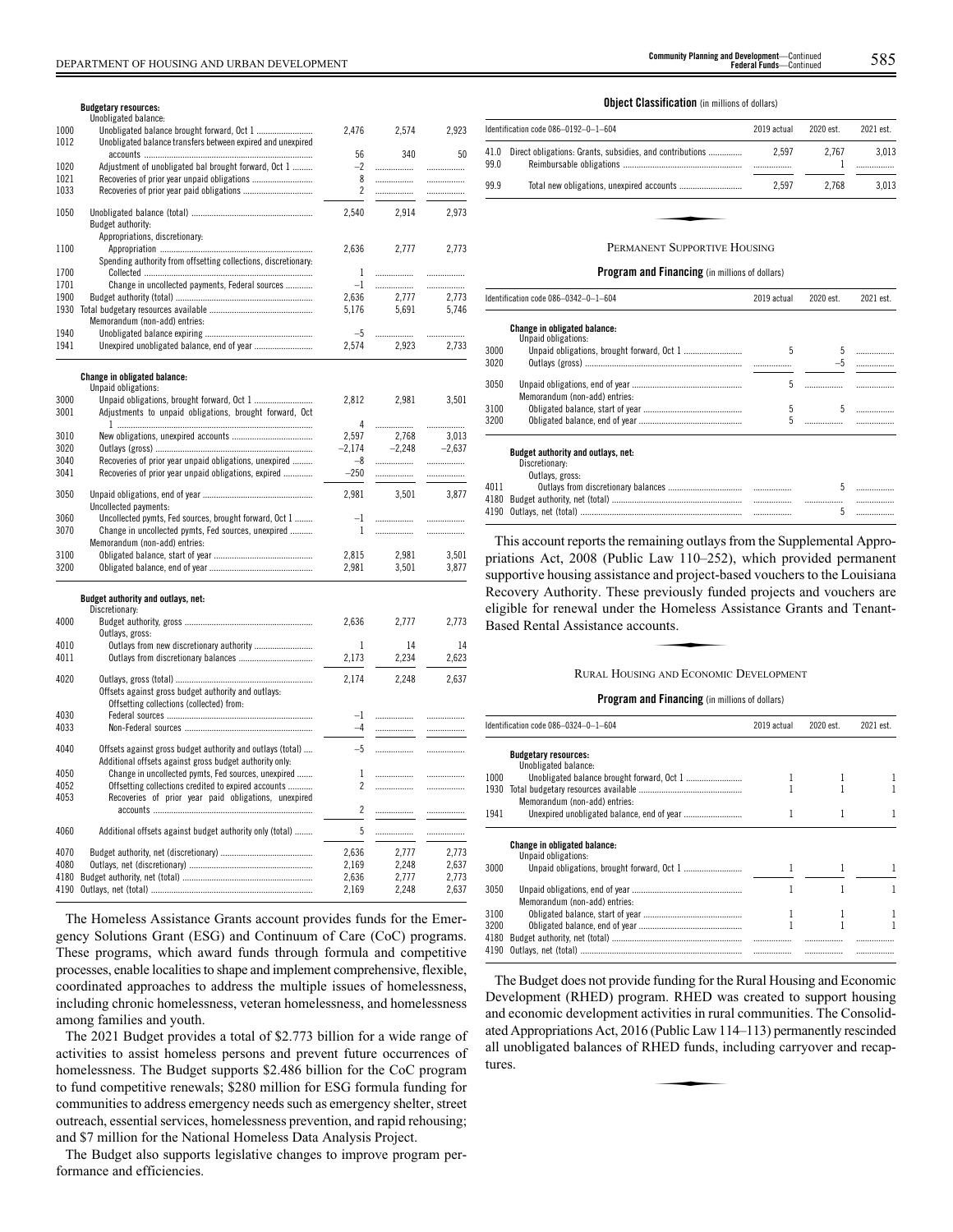**Budgetary resources:**

| | | 2019 actual | 2020 est. | 2021 est. |
|---|---|---|---|---|
| | Unobligated balance: | | | |
| 1000 | Unobligated balance brought forward, Oct 1 | 2,476 | 2,574 | 2,923 |
| 1012 | Unobligated balance transfers between expired and unexpired accounts | 56 | 340 | 50 |
| 1020 | Adjustment of unobligated bal brought forward, Oct 1 | –2 | | |
| 1021 | Recoveries of prior year unpaid obligations | 8 | | |
| 1033 | Recoveries of prior year paid obligations | 2 | | |
| 1050 | Unobligated balance (total) | 2,540 | 2,914 | 2,973 |
| | Budget authority: | | | |
| | Appropriations, discretionary: | | | |
| 1100 | Appropriation | 2,636 | 2,777 | 2,773 |
| | Spending authority from offsetting collections, discretionary: | | | |
| 1700 | Collected | 1 | | |
| 1701 | Change in uncollected payments, Federal sources | –1 | | |
| 1900 | Budget authority (total) | 2,636 | 2,777 | 2,773 |
| 1930 | Total budgetary resources available | 5,176 | 5,691 | 5,746 |
| | Memorandum (non-add) entries: | | | |
| 1940 | Unobligated balance expiring | –5 | | |
| 1941 | Unexpired unobligated balance, end of year | 2,574 | 2,923 | 2,733 |
| | **Change in obligated balance:** | | | |
| | Unpaid obligations: | | | |
| 3000 | Unpaid obligations, brought forward, Oct 1 | 2,812 | 2,981 | 3,501 |
| 3001 | Adjustments to unpaid obligations, brought forward, Oct 1 | 4 | | |
| 3010 | New obligations, unexpired accounts | 2,597 | 2,768 | 3,013 |
| 3020 | Outlays (gross) | –2,174 | –2,248 | –2,637 |
| 3040 | Recoveries of prior year unpaid obligations, unexpired | –8 | | |
| 3041 | Recoveries of prior year unpaid obligations, expired | –250 | | |
| 3050 | Unpaid obligations, end of year | 2,981 | 3,501 | 3,877 |
| | Uncollected payments: | | | |
| 3060 | Uncollected pymts, Fed sources, brought forward, Oct 1 | –1 | | |
| 3070 | Change in uncollected pymts, Fed sources, unexpired | 1 | | |
| | Memorandum (non-add) entries: | | | |
| 3100 | Obligated balance, start of year | 2,815 | 2,981 | 3,501 |
| 3200 | Obligated balance, end of year | 2,981 | 3,501 | 3,877 |
| | **Budget authority and outlays, net:** | | | |
| | Discretionary: | | | |
| 4000 | Budget authority, gross | 2,636 | 2,777 | 2,773 |
| | Outlays, gross: | | | |
| 4010 | Outlays from new discretionary authority | 1 | 14 | 14 |
| 4011 | Outlays from discretionary balances | 2,173 | 2,234 | 2,623 |
| 4020 | Outlays, gross (total) | 2,174 | 2,248 | 2,637 |
| | Offsets against gross budget authority and outlays: | | | |
| | Offsetting collections (collected) from: | | | |
| 4030 | Federal sources | –1 | | |
| 4033 | Non-Federal sources | –4 | | |
| 4040 | Offsets against gross budget authority and outlays (total) | –5 | | |
| | Additional offsets against gross budget authority only: | | | |
| 4050 | Change in uncollected pymts, Fed sources, unexpired | 1 | | |
| 4052 | Offsetting collections credited to expired accounts | 2 | | |
| 4053 | Recoveries of prior year paid obligations, unexpired accounts | 2 | | |
| 4060 | Additional offsets against budget authority only (total) | 5 | | |
| 4070 | Budget authority, net (discretionary) | 2,636 | 2,777 | 2,773 |
| 4080 | Outlays, net (discretionary) | 2,169 | 2,248 | 2,637 |
| 4180 | Budget authority, net (total) | 2,636 | 2,777 | 2,773 |
| 4190 | Outlays, net (total) | 2,169 | 2,248 | 2,637 |

The Homeless Assistance Grants account provides funds for the Emergency Solutions Grant (ESG) and Continuum of Care (CoC) programs. These programs, which award funds through formula and competitive processes, enable localities to shape and implement comprehensive, flexible, coordinated approaches to address the multiple issues of homelessness, including chronic homelessness, veteran homelessness, and homelessness among families and youth.

The 2021 Budget provides a total of $2.773 billion for a wide range of activities to assist homeless persons and prevent future occurrences of homelessness. The Budget supports $2.486 billion for the CoC program to fund competitive renewals; $280 million for ESG formula funding for communities to address emergency needs such as emergency shelter, street outreach, essential services, homelessness prevention, and rapid rehousing; and $7 million for the National Homeless Data Analysis Project.

The Budget also supports legislative changes to improve program performance and efficiencies.

**Object Classification** (in millions of dollars)

| Identification code 086–0192–0–1–604 | | 2019 actual | 2020 est. | 2021 est. |
|---|---|---|---|---|
| 41.0 | Direct obligations: Grants, subsidies, and contributions | 2,597 | 2,767 | 3,013 |
| 99.0 | Reimbursable obligations | | 1 | |
| 99.9 | Total new obligations, unexpired accounts | 2,597 | 2,768 | 3,013 |

## PERMANENT SUPPORTIVE HOUSING

**Program and Financing** (in millions of dollars)

| Identification code 086–0342–0–1–604 | | 2019 actual | 2020 est. | 2021 est. |
|---|---|---|---|---|
| | **Change in obligated balance:** | | | |
| | Unpaid obligations: | | | |
| 3000 | Unpaid obligations, brought forward, Oct 1 | 5 | 5 | |
| 3020 | Outlays (gross) | | –5 | |
| 3050 | Unpaid obligations, end of year | 5 | | |
| | Memorandum (non-add) entries: | | | |
| 3100 | Obligated balance, start of year | 5 | 5 | |
| 3200 | Obligated balance, end of year | 5 | | |
| | **Budget authority and outlays, net:** | | | |
| | Discretionary: | | | |
| | Outlays, gross: | | | |
| 4011 | Outlays from discretionary balances | | 5 | |
| 4180 | Budget authority, net (total) | | | |
| 4190 | Outlays, net (total) | | 5 | |

This account reports the remaining outlays from the Supplemental Appropriations Act, 2008 (Public Law 110–252), which provided permanent supportive housing assistance and project-based vouchers to the Louisiana Recovery Authority. These previously funded projects and vouchers are eligible for renewal under the Homeless Assistance Grants and Tenant-Based Rental Assistance accounts.

## RURAL HOUSING AND ECONOMIC DEVELOPMENT

**Program and Financing** (in millions of dollars)

| Identification code 086–0324–0–1–604 | | 2019 actual | 2020 est. | 2021 est. |
|---|---|---|---|---|
| | **Budgetary resources:** | | | |
| | Unobligated balance: | | | |
| 1000 | Unobligated balance brought forward, Oct 1 | 1 | 1 | 1 |
| 1930 | Total budgetary resources available | 1 | 1 | 1 |
| | Memorandum (non-add) entries: | | | |
| 1941 | Unexpired unobligated balance, end of year | 1 | 1 | 1 |
| | **Change in obligated balance:** | | | |
| | Unpaid obligations: | | | |
| 3000 | Unpaid obligations, brought forward, Oct 1 | 1 | 1 | 1 |
| 3050 | Unpaid obligations, end of year | 1 | 1 | 1 |
| | Memorandum (non-add) entries: | | | |
| 3100 | Obligated balance, start of year | 1 | 1 | 1 |
| 3200 | Obligated balance, end of year | 1 | 1 | 1 |
| 4180 | Budget authority, net (total) | | | |
| 4190 | Outlays, net (total) | | | |

The Budget does not provide funding for the Rural Housing and Economic Development (RHED) program. RHED was created to support housing and economic development activities in rural communities. The Consolidated Appropriations Act, 2016 (Public Law 114–113) permanently rescinded all unobligated balances of RHED funds, including carryover and recaptures.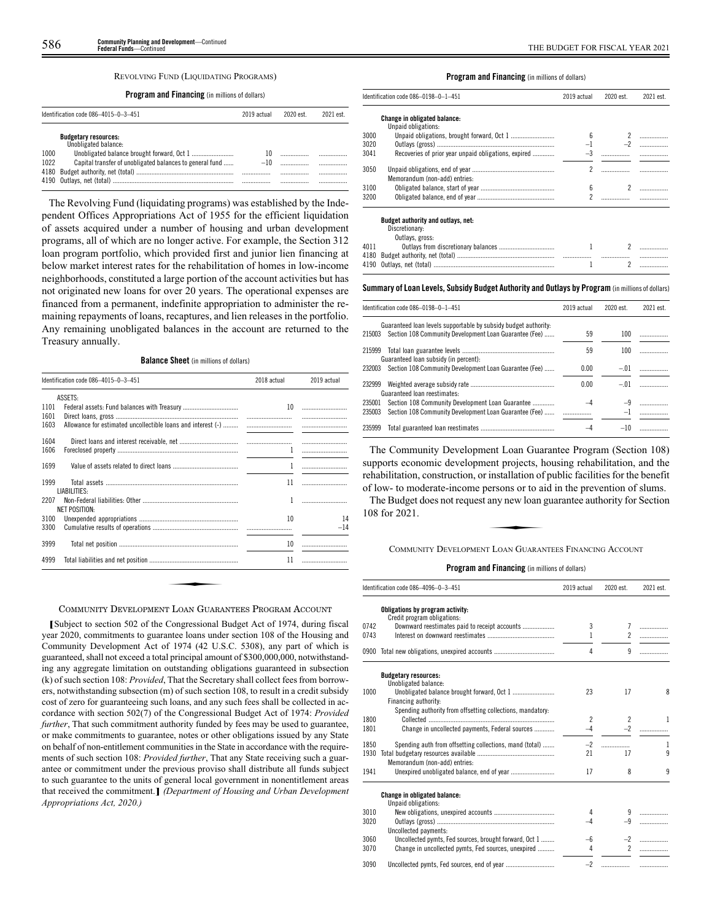### REVOLVING FUND (LIQUIDATING PROGRAMS)

**Program and Financing** (in millions of dollars)

| Identification code 086–4015–0–3–451 | | 2019 actual | 2020 est. | 2021 est. |
|---|---|---|---|---|
| | **Budgetary resources:** | | | |
| | Unobligated balance: | | | |
| 1000 | Unobligated balance brought forward, Oct 1 | 10 | | |
| 1022 | Capital transfer of unobligated balances to general fund | –10 | | |
| 4180 | Budget authority, net (total) | | | |
| 4190 | Outlays, net (total) | | | |

The Revolving Fund (liquidating programs) was established by the Independent Offices Appropriations Act of 1955 for the efficient liquidation of assets acquired under a number of housing and urban development programs, all of which are no longer active. For example, the Section 312 loan program portfolio, which provided first and junior lien financing at below market interest rates for the rehabilitation of homes in low-income neighborhoods, constituted a large portion of the account activities but has not originated new loans for over 20 years. The operational expenses are financed from a permanent, indefinite appropriation to administer the remaining repayments of loans, recaptures, and lien releases in the portfolio. Any remaining unobligated balances in the account are returned to the Treasury annually.

**Balance Sheet** (in millions of dollars)

| Identification code 086–4015–0–3–451 | | 2018 actual | 2019 actual |
|---|---|---|---|
| | ASSETS: | | |
| 1101 | Federal assets: Fund balances with Treasury | 10 | |
| 1601 | Direct loans, gross | | |
| 1603 | Allowance for estimated uncollectible loans and interest (-) | | |
| 1604 | Direct loans and interest receivable, net | | |
| 1606 | Foreclosed property | 1 | |
| 1699 | Value of assets related to direct loans | 1 | |
| 1999 | Total assets | 11 | |
| | LIABILITIES: | | |
| 2207 | Non-Federal liabilities: Other | 1 | |
| | NET POSITION: | | |
| 3100 | Unexpended appropriations | 10 | 14 |
| 3300 | Cumulative results of operations | | –14 |
| 3999 | Total net position | 10 | |
| 4999 | Total liabilities and net position | 11 | |

### COMMUNITY DEVELOPMENT LOAN GUARANTEES PROGRAM ACCOUNT

[Subject to section 502 of the Congressional Budget Act of 1974, during fiscal year 2020, commitments to guarantee loans under section 108 of the Housing and Community Development Act of 1974 (42 U.S.C. 5308), any part of which is guaranteed, shall not exceed a total principal amount of $300,000,000, notwithstanding any aggregate limitation on outstanding obligations guaranteed in subsection (k) of such section 108: *Provided*, That the Secretary shall collect fees from borrowers, notwithstanding subsection (m) of such section 108, to result in a credit subsidy cost of zero for guaranteeing such loans, and any such fees shall be collected in accordance with section 502(7) of the Congressional Budget Act of 1974: *Provided further*, That such commitment authority funded by fees may be used to guarantee, or make commitments to guarantee, notes or other obligations issued by any State on behalf of non-entitlement communities in the State in accordance with the requirements of such section 108: *Provided further*, That any State receiving such a guarantee or commitment under the previous proviso shall distribute all funds subject to such guarantee to the units of general local government in nonentitlement areas that received the commitment.] *(Department of Housing and Urban Development Appropriations Act, 2020.)*

**Program and Financing** (in millions of dollars)

| Identification code 086–0198–0–1–451 | | 2019 actual | 2020 est. | 2021 est. |
|---|---|---|---|---|
| | **Change in obligated balance:** | | | |
| | Unpaid obligations: | | | |
| 3000 | Unpaid obligations, brought forward, Oct 1 | 6 | 2 | |
| 3020 | Outlays (gross) | –1 | –2 | |
| 3041 | Recoveries of prior year unpaid obligations, expired | –3 | | |
| 3050 | Unpaid obligations, end of year | 2 | | |
| | Memorandum (non-add) entries: | | | |
| 3100 | Obligated balance, start of year | 6 | 2 | |
| 3200 | Obligated balance, end of year | 2 | | |
| | **Budget authority and outlays, net:** | | | |
| | Discretionary: | | | |
| | Outlays, gross: | | | |
| 4011 | Outlays from discretionary balances | 1 | 2 | |
| 4180 | Budget authority, net (total) | | | |
| 4190 | Outlays, net (total) | 1 | 2 | |

**Summary of Loan Levels, Subsidy Budget Authority and Outlays by Program** (in millions of dollars)

| Identification code 086–0198–0–1–451 | | 2019 actual | 2020 est. | 2021 est. |
|---|---|---|---|---|
| | Guaranteed loan levels supportable by subsidy budget authority: | | | |
| 215003 | Section 108 Community Development Loan Guarantee (Fee) | 59 | 100 | |
| 215999 | Total loan guarantee levels | 59 | 100 | |
| | Guaranteed loan subsidy (in percent): | | | |
| 232003 | Section 108 Community Development Loan Guarantee (Fee) | 0.00 | –.01 | |
| 232999 | Weighted average subsidy rate | 0.00 | –.01 | |
| | Guaranteed loan reestimates: | | | |
| 235001 | Section 108 Community Development Loan Guarantee | –4 | –9 | |
| 235003 | Section 108 Community Development Loan Guarantee (Fee) | | –1 | |
| 235999 | Total guaranteed loan reestimates | –4 | –10 | |

The Community Development Loan Guarantee Program (Section 108) supports economic development projects, housing rehabilitation, and the rehabilitation, construction, or installation of public facilities for the benefit of low- to moderate-income persons or to aid in the prevention of slums.

The Budget does not request any new loan guarantee authority for Section 108 for 2021.

### COMMUNITY DEVELOPMENT LOAN GUARANTEES FINANCING ACCOUNT

**Program and Financing** (in millions of dollars)

| Identification code 086–4096–0–3–451 | | 2019 actual | 2020 est. | 2021 est. |
|---|---|---|---|---|
| | **Obligations by program activity:** | | | |
| | Credit program obligations: | | | |
| 0742 | Downward reestimates paid to receipt accounts | 3 | 7 | |
| 0743 | Interest on downward reestimates | 1 | 2 | |
| 0900 | Total new obligations, unexpired accounts | 4 | 9 | |
| | **Budgetary resources:** | | | |
| | Unobligated balance: | | | |
| 1000 | Unobligated balance brought forward, Oct 1 | 23 | 17 | 8 |
| | Financing authority: | | | |
| | Spending authority from offsetting collections, mandatory: | | | |
| 1800 | Collected | 2 | 2 | 1 |
| 1801 | Change in uncollected payments, Federal sources | –4 | –2 | |
| 1850 | Spending auth from offsetting collections, mand (total) | –2 | | 1 |
| 1930 | Total budgetary resources available | 21 | 17 | 9 |
| | Memorandum (non-add) entries: | | | |
| 1941 | Unexpired unobligated balance, end of year | 17 | 8 | 9 |
| | **Change in obligated balance:** | | | |
| | Unpaid obligations: | | | |
| 3010 | New obligations, unexpired accounts | 4 | 9 | |
| 3020 | Outlays (gross) | –4 | –9 | |
| | Uncollected payments: | | | |
| 3060 | Uncollected pymts, Fed sources, brought forward, Oct 1 | –6 | –2 | |
| 3070 | Change in uncollected pymts, Fed sources, unexpired | 4 | 2 | |
| 3090 | Uncollected pymts, Fed sources, end of year | –2 | | |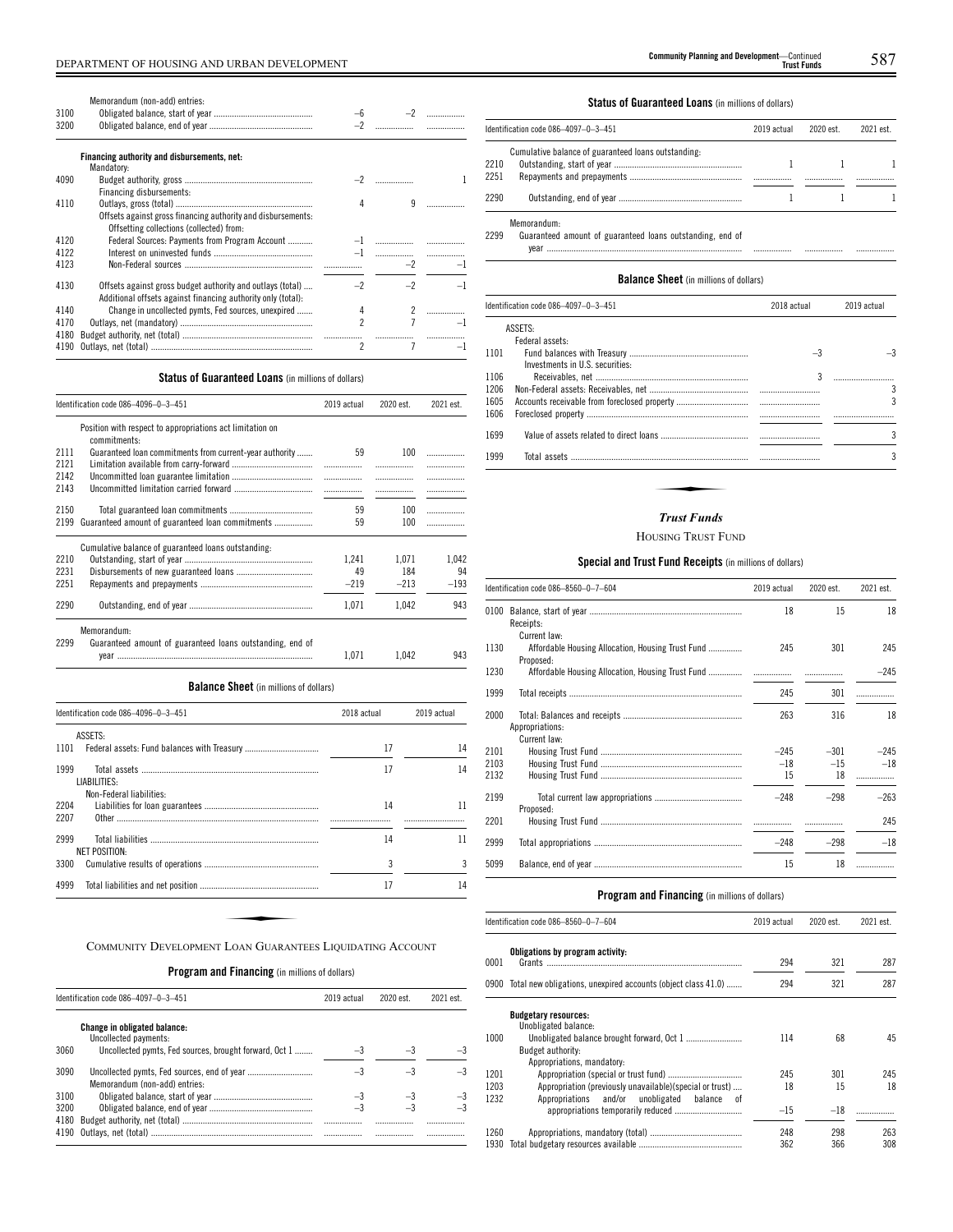| | | | | |
|---|---|---|---|---|
| | Memorandum (non-add) entries: | | | |
| 3100 | Obligated balance, start of year | −6 | −2 | |
| 3200 | Obligated balance, end of year | −2 | | |
| | **Financing authority and disbursements, net:** | | | |
| | Mandatory: | | | |
| 4090 | Budget authority, gross | −2 | | 1 |
| | Financing disbursements: | | | |
| 4110 | Outlays, gross (total) | 4 | 9 | |
| | Offsets against gross financing authority and disbursements: | | | |
| | Offsetting collections (collected) from: | | | |
| 4120 | Federal Sources: Payments from Program Account | −1 | | |
| 4122 | Interest on uninvested funds | −1 | | |
| 4123 | Non-Federal sources | | −2 | −1 |
| 4130 | Offsets against gross budget authority and outlays (total) | −2 | −2 | −1 |
| | Additional offsets against financing authority only (total): | | | |
| 4140 | Change in uncollected pymts, Fed sources, unexpired | 4 | 2 | |
| 4170 | Outlays, net (mandatory) | 2 | 7 | −1 |
| 4180 | Budget authority, net (total) | | | |
| 4190 | Outlays, net (total) | 2 | 7 | −1 |

**Status of Guaranteed Loans** (in millions of dollars)

| Identification code 086–4096–0–3–451 | | 2019 actual | 2020 est. | 2021 est. |
|---|---|---|---|---|
| | Position with respect to appropriations act limitation on commitments: | | | |
| 2111 | Guaranteed loan commitments from current-year authority | 59 | 100 | |
| 2121 | Limitation available from carry-forward | | | |
| 2142 | Uncommitted loan guarantee limitation | | | |
| 2143 | Uncommitted limitation carried forward | | | |
| 2150 | Total guaranteed loan commitments | 59 | 100 | |
| 2199 | Guaranteed amount of guaranteed loan commitments | 59 | 100 | |
| | Cumulative balance of guaranteed loans outstanding: | | | |
| 2210 | Outstanding, start of year | 1,241 | 1,071 | 1,042 |
| 2231 | Disbursements of new guaranteed loans | 49 | 184 | 94 |
| 2251 | Repayments and prepayments | −219 | −213 | −193 |
| 2290 | Outstanding, end of year | 1,071 | 1,042 | 943 |
| | Memorandum: | | | |
| 2299 | Guaranteed amount of guaranteed loans outstanding, end of year | 1,071 | 1,042 | 943 |

**Balance Sheet** (in millions of dollars)

| Identification code 086–4096–0–3–451 | | 2018 actual | 2019 actual |
|---|---|---|---|
| | ASSETS: | | |
| 1101 | Federal assets: Fund balances with Treasury | 17 | 14 |
| 1999 | Total assets | 17 | 14 |
| | LIABILITIES: | | |
| | Non-Federal liabilities: | | |
| 2204 | Liabilities for loan guarantees | 14 | 11 |
| 2207 | Other | | |
| 2999 | Total liabilities | 14 | 11 |
| | NET POSITION: | | |
| 3300 | Cumulative results of operations | 3 | 3 |
| 4999 | Total liabilities and net position | 17 | 14 |

## COMMUNITY DEVELOPMENT LOAN GUARANTEES LIQUIDATING ACCOUNT

**Program and Financing** (in millions of dollars)

| Identification code 086–4097–0–3–451 | | 2019 actual | 2020 est. | 2021 est. |
|---|---|---|---|---|
| | **Change in obligated balance:** | | | |
| | Uncollected payments: | | | |
| 3060 | Uncollected pymts, Fed sources, brought forward, Oct 1 | −3 | −3 | −3 |
| 3090 | Uncollected pymts, Fed sources, end of year | −3 | −3 | −3 |
| | Memorandum (non-add) entries: | | | |
| 3100 | Obligated balance, start of year | −3 | −3 | −3 |
| 3200 | Obligated balance, end of year | −3 | −3 | −3 |
| 4180 | Budget authority, net (total) | | | |
| 4190 | Outlays, net (total) | | | |

**Status of Guaranteed Loans** (in millions of dollars)

| Identification code 086–4097–0–3–451 | | 2019 actual | 2020 est. | 2021 est. |
|---|---|---|---|---|
| | Cumulative balance of guaranteed loans outstanding: | | | |
| 2210 | Outstanding, start of year | 1 | 1 | 1 |
| 2251 | Repayments and prepayments | | | |
| 2290 | Outstanding, end of year | 1 | 1 | 1 |
| | Memorandum: | | | |
| 2299 | Guaranteed amount of guaranteed loans outstanding, end of year | | | |

**Balance Sheet** (in millions of dollars)

| Identification code 086–4097–0–3–451 | | 2018 actual | 2019 actual |
|---|---|---|---|
| | ASSETS: | | |
| | Federal assets: | | |
| 1101 | Fund balances with Treasury | −3 | −3 |
| | Investments in U.S. securities: | | |
| 1106 | Receivables, net | 3 | |
| 1206 | Non-Federal assets: Receivables, net | | 3 |
| 1605 | Accounts receivable from foreclosed property | | 3 |
| 1606 | Foreclosed property | | |
| 1699 | Value of assets related to direct loans | | 3 |
| 1999 | Total assets | | 3 |

## *Trust Funds*

### HOUSING TRUST FUND

**Special and Trust Fund Receipts** (in millions of dollars)

| Identification code 086–8560–0–7–604 | | 2019 actual | 2020 est. | 2021 est. |
|---|---|---|---|---|
| 0100 | Balance, start of year | 18 | 15 | 18 |
| | Receipts: | | | |
| | Current law: | | | |
| 1130 | Affordable Housing Allocation, Housing Trust Fund | 245 | 301 | 245 |
| | Proposed: | | | |
| 1230 | Affordable Housing Allocation, Housing Trust Fund | | | −245 |
| 1999 | Total receipts | 245 | 301 | |
| 2000 | Total: Balances and receipts | 263 | 316 | 18 |
| | Appropriations: | | | |
| | Current law: | | | |
| 2101 | Housing Trust Fund | −245 | −301 | −245 |
| 2103 | Housing Trust Fund | −18 | −15 | −18 |
| 2132 | Housing Trust Fund | 15 | 18 | |
| 2199 | Total current law appropriations | −248 | −298 | −263 |
| | Proposed: | | | |
| 2201 | Housing Trust Fund | | | 245 |
| 2999 | Total appropriations | −248 | −298 | −18 |
| 5099 | Balance, end of year | 15 | 18 | |

**Program and Financing** (in millions of dollars)

| Identification code 086–8560–0–7–604 | | 2019 actual | 2020 est. | 2021 est. |
|---|---|---|---|---|
| | **Obligations by program activity:** | | | |
| 0001 | Grants | 294 | 321 | 287 |
| 0900 | Total new obligations, unexpired accounts (object class 41.0) | 294 | 321 | 287 |
| | **Budgetary resources:** | | | |
| | Unobligated balance: | | | |
| 1000 | Unobligated balance brought forward, Oct 1 | 114 | 68 | 45 |
| | Budget authority: | | | |
| | Appropriations, mandatory: | | | |
| 1201 | Appropriation (special or trust fund) | 245 | 301 | 245 |
| 1203 | Appropriation (previously unavailable)(special or trust) | 18 | 15 | 18 |
| 1232 | Appropriations and/or unobligated balance of appropriations temporarily reduced | −15 | −18 | |
| 1260 | Appropriations, mandatory (total) | 248 | 298 | 263 |
| 1930 | Total budgetary resources available | 362 | 366 | 308 |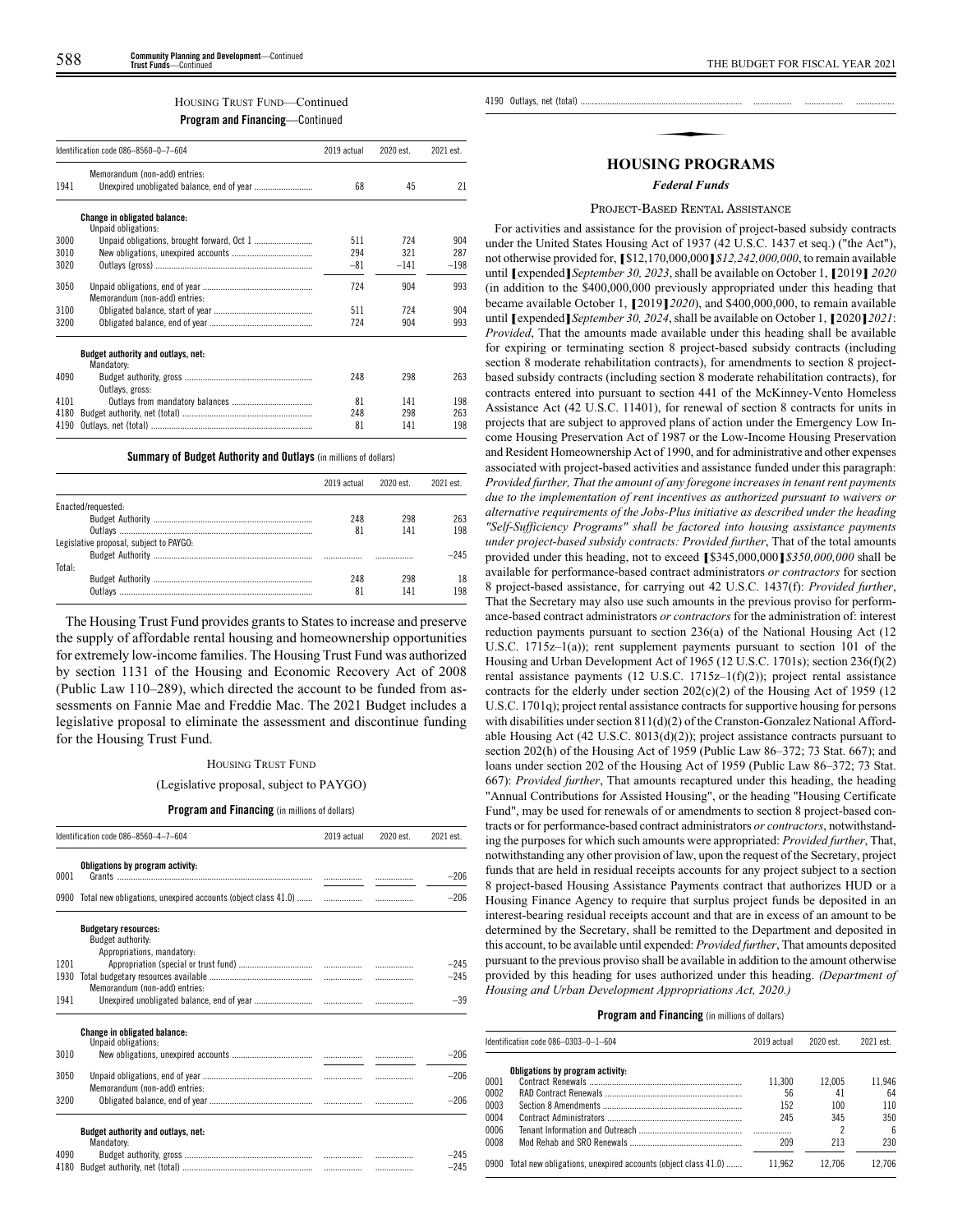HOUSING TRUST FUND—Continued

**Program and Financing**—Continued

| Identification code 086–8560–0–7–604 | | 2019 actual | 2020 est. | 2021 est. |
|---|---|---|---|---|
| | Memorandum (non-add) entries: | | | |
| 1941 | Unexpired unobligated balance, end of year | 68 | 45 | 21 |
| | **Change in obligated balance:** | | | |
| | Unpaid obligations: | | | |
| 3000 | Unpaid obligations, brought forward, Oct 1 | 511 | 724 | 904 |
| 3010 | New obligations, unexpired accounts | 294 | 321 | 287 |
| 3020 | Outlays (gross) | –81 | –141 | –198 |
| 3050 | Unpaid obligations, end of year | 724 | 904 | 993 |
| | Memorandum (non-add) entries: | | | |
| 3100 | Obligated balance, start of year | 511 | 724 | 904 |
| 3200 | Obligated balance, end of year | 724 | 904 | 993 |
| | **Budget authority and outlays, net:** | | | |
| | Mandatory: | | | |
| 4090 | Budget authority, gross | 248 | 298 | 263 |
| | Outlays, gross: | | | |
| 4101 | Outlays from mandatory balances | 81 | 141 | 198 |
| 4180 | Budget authority, net (total) | 248 | 298 | 263 |
| 4190 | Outlays, net (total) | 81 | 141 | 198 |

**Summary of Budget Authority and Outlays** (in millions of dollars)

| | 2019 actual | 2020 est. | 2021 est. |
|---|---|---|---|
| Enacted/requested: | | | |
| Budget Authority | 248 | 298 | 263 |
| Outlays | 81 | 141 | 198 |
| Legislative proposal, subject to PAYGO: | | | |
| Budget Authority | | | –245 |
| Total: | | | |
| Budget Authority | 248 | 298 | 18 |
| Outlays | 81 | 141 | 198 |

The Housing Trust Fund provides grants to States to increase and preserve the supply of affordable rental housing and homeownership opportunities for extremely low-income families. The Housing Trust Fund was authorized by section 1131 of the Housing and Economic Recovery Act of 2008 (Public Law 110–289), which directed the account to be funded from assessments on Fannie Mae and Freddie Mac. The 2021 Budget includes a legislative proposal to eliminate the assessment and discontinue funding for the Housing Trust Fund.

HOUSING TRUST FUND

(Legislative proposal, subject to PAYGO)

**Program and Financing** (in millions of dollars)

| Identification code 086–8560–4–7–604 | | 2019 actual | 2020 est. | 2021 est. |
|---|---|---|---|---|
| | **Obligations by program activity:** | | | |
| 0001 | Grants | | | –206 |
| 0900 | Total new obligations, unexpired accounts (object class 41.0) | | | –206 |
| | **Budgetary resources:** | | | |
| | Budget authority: | | | |
| | Appropriations, mandatory: | | | |
| 1201 | Appropriation (special or trust fund) | | | –245 |
| 1930 | Total budgetary resources available | | | –245 |
| | Memorandum (non-add) entries: | | | |
| 1941 | Unexpired unobligated balance, end of year | | | –39 |
| | **Change in obligated balance:** | | | |
| | Unpaid obligations: | | | |
| 3010 | New obligations, unexpired accounts | | | –206 |
| 3050 | Unpaid obligations, end of year | | | –206 |
| | Memorandum (non-add) entries: | | | |
| 3200 | Obligated balance, end of year | | | –206 |
| | **Budget authority and outlays, net:** | | | |
| | Mandatory: | | | |
| 4090 | Budget authority, gross | | | –245 |
| 4180 | Budget authority, net (total) | | | –245 |
| 4190 | Outlays, net (total) | | | |

## HOUSING PROGRAMS

### *Federal Funds*

PROJECT-BASED RENTAL ASSISTANCE

For activities and assistance for the provision of project-based subsidy contracts under the United States Housing Act of 1937 (42 U.S.C. 1437 et seq.) ("the Act"), not otherwise provided for, [$12,170,000,000] *$12,242,000,000*, to remain available until [expended] *September 30, 2023*, shall be available on October 1, [2019] *2020* (in addition to the $400,000,000 previously appropriated under this heading that became available October 1, [2019] *2020*), and $400,000,000, to remain available until [expended] *September 30, 2024*, shall be available on October 1, [2020] *2021*: *Provided*, That the amounts made available under this heading shall be available for expiring or terminating section 8 project-based subsidy contracts (including section 8 moderate rehabilitation contracts), for amendments to section 8 project-based subsidy contracts (including section 8 moderate rehabilitation contracts), for contracts entered into pursuant to section 441 of the McKinney-Vento Homeless Assistance Act (42 U.S.C. 11401), for renewal of section 8 contracts for units in projects that are subject to approved plans of action under the Emergency Low Income Housing Preservation Act of 1987 or the Low-Income Housing Preservation and Resident Homeownership Act of 1990, and for administrative and other expenses associated with project-based activities and assistance funded under this paragraph: *Provided further, That the amount of any foregone increases in tenant rent payments due to the implementation of rent incentives as authorized pursuant to waivers or alternative requirements of the Jobs-Plus initiative as described under the heading "Self-Sufficiency Programs" shall be factored into housing assistance payments under project-based subsidy contracts: Provided further*, That of the total amounts provided under this heading, not to exceed [$345,000,000] *$350,000,000* shall be available for performance-based contract administrators *or contractors* for section 8 project-based assistance, for carrying out 42 U.S.C. 1437(f): *Provided further*, That the Secretary may also use such amounts in the previous proviso for performance-based contract administrators *or contractors* for the administration of: interest reduction payments pursuant to section 236(a) of the National Housing Act (12 U.S.C. 1715z–1(a)); rent supplement payments pursuant to section 101 of the Housing and Urban Development Act of 1965 (12 U.S.C. 1701s); section 236(f)(2) rental assistance payments (12 U.S.C. 1715z–1(f)(2)); project rental assistance contracts for the elderly under section 202(c)(2) of the Housing Act of 1959 (12 U.S.C. 1701q); project rental assistance contracts for supportive housing for persons with disabilities under section 811(d)(2) of the Cranston-Gonzalez National Affordable Housing Act (42 U.S.C. 8013(d)(2)); project assistance contracts pursuant to section 202(h) of the Housing Act of 1959 (Public Law 86–372; 73 Stat. 667); and loans under section 202 of the Housing Act of 1959 (Public Law 86–372; 73 Stat. 667): *Provided further*, That amounts recaptured under this heading, the heading "Annual Contributions for Assisted Housing", or the heading "Housing Certificate Fund", may be used for renewals of or amendments to section 8 project-based contracts or for performance-based contract administrators *or contractors*, notwithstanding the purposes for which such amounts were appropriated: *Provided further*, That, notwithstanding any other provision of law, upon the request of the Secretary, project funds that are held in residual receipts accounts for any project subject to a section 8 project-based Housing Assistance Payments contract that authorizes HUD or a Housing Finance Agency to require that surplus project funds be deposited in an interest-bearing residual receipts account and that are in excess of an amount to be determined by the Secretary, shall be remitted to the Department and deposited in this account, to be available until expended: *Provided further*, That amounts deposited pursuant to the previous proviso shall be available in addition to the amount otherwise provided by this heading for uses authorized under this heading. *(Department of Housing and Urban Development Appropriations Act, 2020.)*

**Program and Financing** (in millions of dollars)

| Identification code 086–0303–0–1–604 | | 2019 actual | 2020 est. | 2021 est. |
|---|---|---|---|---|
| | **Obligations by program activity:** | | | |
| 0001 | Contract Renewals | 11,300 | 12,005 | 11,946 |
| 0002 | RAD Contract Renewals | 56 | 41 | 64 |
| 0003 | Section 8 Amendments | 152 | 100 | 110 |
| 0004 | Contract Administrators | 245 | 345 | 350 |
| 0006 | Tenant Information and Outreach | | 2 | 6 |
| 0008 | Mod Rehab and SRO Renewals | 209 | 213 | 230 |
| 0900 | Total new obligations, unexpired accounts (object class 41.0) | 11,962 | 12,706 | 12,706 |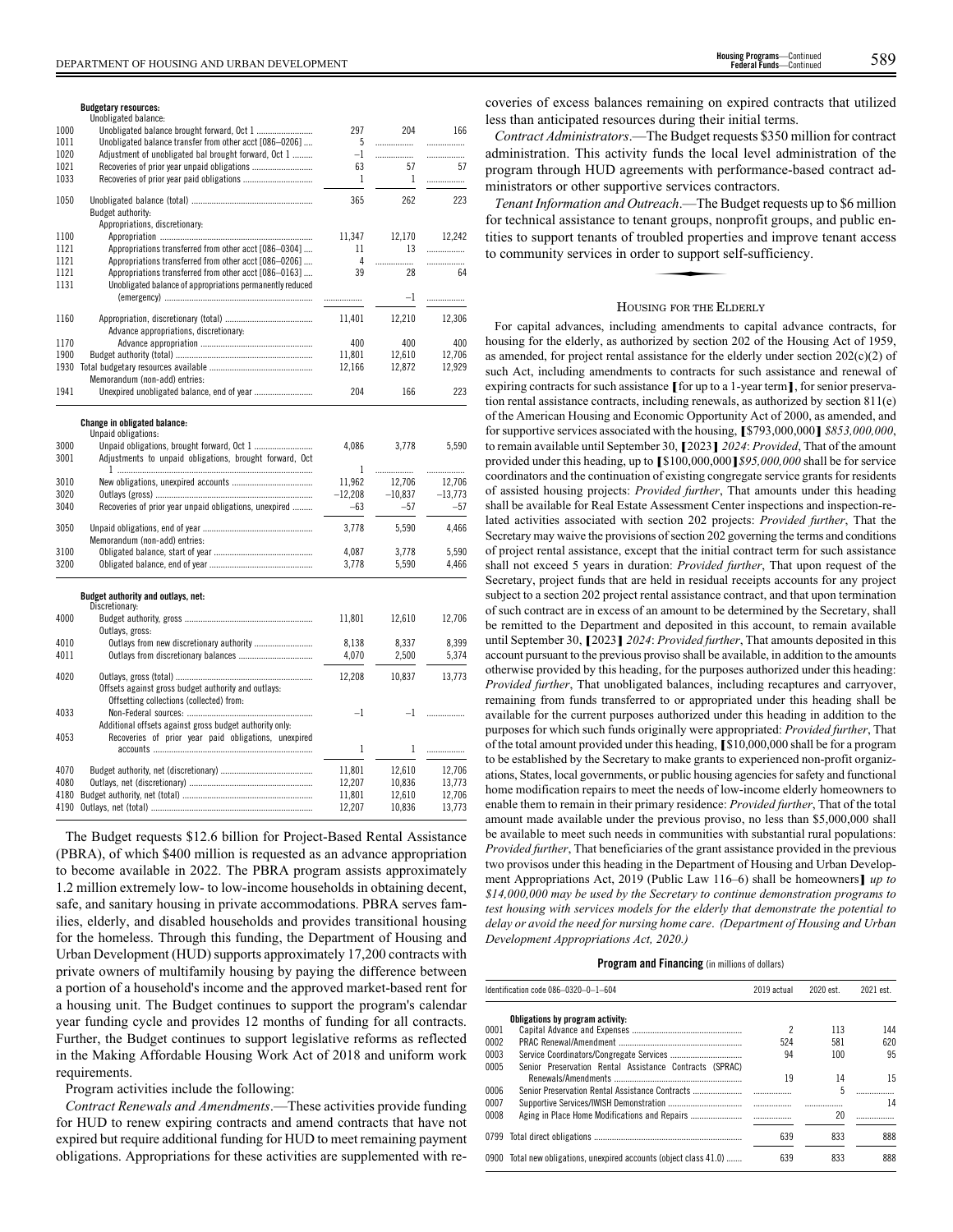| | | | | |
|---|---|---|---|---|
| | **Budgetary resources:** | | | |
| | Unobligated balance: | | | |
| 1000 | Unobligated balance brought forward, Oct 1 | 297 | 204 | 166 |
| 1011 | Unobligated balance transfer from other acct [086–0206] | 5 | | |
| 1020 | Adjustment of unobligated bal brought forward, Oct 1 | –1 | | |
| 1021 | Recoveries of prior year unpaid obligations | 63 | 57 | 57 |
| 1033 | Recoveries of prior year paid obligations | 1 | 1 | |
| 1050 | Unobligated balance (total) | 365 | 262 | 223 |
| | Budget authority: | | | |
| | Appropriations, discretionary: | | | |
| 1100 | Appropriation | 11,347 | 12,170 | 12,242 |
| 1121 | Appropriations transferred from other acct [086–0304] | 11 | 13 | |
| 1121 | Appropriations transferred from other acct [086–0206] | 4 | | |
| 1121 | Appropriations transferred from other acct [086–0163] | 39 | 28 | 64 |
| 1131 | Unobligated balance of appropriations permanently reduced (emergency) | | –1 | |
| 1160 | Appropriation, discretionary (total) | 11,401 | 12,210 | 12,306 |
| | Advance appropriations, discretionary: | | | |
| 1170 | Advance appropriation | 400 | 400 | 400 |
| 1900 | Budget authority (total) | 11,801 | 12,610 | 12,706 |
| 1930 | Total budgetary resources available | 12,166 | 12,872 | 12,929 |
| | Memorandum (non-add) entries: | | | |
| 1941 | Unexpired unobligated balance, end of year | 204 | 166 | 223 |
| | **Change in obligated balance:** | | | |
| | Unpaid obligations: | | | |
| 3000 | Unpaid obligations, brought forward, Oct 1 | 4,086 | 3,778 | 5,590 |
| 3001 | Adjustments to unpaid obligations, brought forward, Oct 1 | 1 | | |
| 3010 | New obligations, unexpired accounts | 11,962 | 12,706 | 12,706 |
| 3020 | Outlays (gross) | –12,208 | –10,837 | –13,773 |
| 3040 | Recoveries of prior year unpaid obligations, unexpired | –63 | –57 | –57 |
| 3050 | Unpaid obligations, end of year | 3,778 | 5,590 | 4,466 |
| | Memorandum (non-add) entries: | | | |
| 3100 | Obligated balance, start of year | 4,087 | 3,778 | 5,590 |
| 3200 | Obligated balance, end of year | 3,778 | 5,590 | 4,466 |
| | **Budget authority and outlays, net:** | | | |
| | Discretionary: | | | |
| 4000 | Budget authority, gross | 11,801 | 12,610 | 12,706 |
| | Outlays, gross: | | | |
| 4010 | Outlays from new discretionary authority | 8,138 | 8,337 | 8,399 |
| 4011 | Outlays from discretionary balances | 4,070 | 2,500 | 5,374 |
| 4020 | Outlays, gross (total) | 12,208 | 10,837 | 13,773 |
| | Offsets against gross budget authority and outlays: | | | |
| | Offsetting collections (collected) from: | | | |
| 4033 | Non-Federal sources: | –1 | –1 | |
| | Additional offsets against gross budget authority only: | | | |
| 4053 | Recoveries of prior year paid obligations, unexpired accounts | 1 | 1 | |
| 4070 | Budget authority, net (discretionary) | 11,801 | 12,610 | 12,706 |
| 4080 | Outlays, net (discretionary) | 12,207 | 10,836 | 13,773 |
| 4180 | Budget authority, net (total) | 11,801 | 12,610 | 12,706 |
| 4190 | Outlays, net (total) | 12,207 | 10,836 | 13,773 |

The Budget requests $12.6 billion for Project-Based Rental Assistance (PBRA), of which $400 million is requested as an advance appropriation to become available in 2022. The PBRA program assists approximately 1.2 million extremely low- to low-income households in obtaining decent, safe, and sanitary housing in private accommodations. PBRA serves families, elderly, and disabled households and provides transitional housing for the homeless. Through this funding, the Department of Housing and Urban Development (HUD) supports approximately 17,200 contracts with private owners of multifamily housing by paying the difference between a portion of a household's income and the approved market-based rent for a housing unit. The Budget continues to support the program's calendar year funding cycle and provides 12 months of funding for all contracts. Further, the Budget continues to support legislative reforms as reflected in the Making Affordable Housing Work Act of 2018 and uniform work requirements.

Program activities include the following:

*Contract Renewals and Amendments*.—These activities provide funding for HUD to renew expiring contracts and amend contracts that have not expired but require additional funding for HUD to meet remaining payment obligations. Appropriations for these activities are supplemented with recoveries of excess balances remaining on expired contracts that utilized less than anticipated resources during their initial terms.

*Contract Administrators*.—The Budget requests $350 million for contract administration. This activity funds the local level administration of the program through HUD agreements with performance-based contract administrators or other supportive services contractors.

*Tenant Information and Outreach*.—The Budget requests up to $6 million for technical assistance to tenant groups, nonprofit groups, and public entities to support tenants of troubled properties and improve tenant access to community services in order to support self-sufficiency.

## HOUSING FOR THE ELDERLY

For capital advances, including amendments to capital advance contracts, for housing for the elderly, as authorized by section 202 of the Housing Act of 1959, as amended, for project rental assistance for the elderly under section 202(c)(2) of such Act, including amendments to contracts for such assistance and renewal of expiring contracts for such assistance [for up to a 1-year term], for senior preservation rental assistance contracts, including renewals, as authorized by section 811(e) of the American Housing and Economic Opportunity Act of 2000, as amended, and for supportive services associated with the housing, [$793,000,000] *$853,000,000*, to remain available until September 30, [2023] *2024*: *Provided*, That of the amount provided under this heading, up to [$100,000,000] *$95,000,000* shall be for service coordinators and the continuation of existing congregate service grants for residents of assisted housing projects: *Provided further*, That amounts under this heading shall be available for Real Estate Assessment Center inspections and inspection-related activities associated with section 202 projects: *Provided further*, That the Secretary may waive the provisions of section 202 governing the terms and conditions of project rental assistance, except that the initial contract term for such assistance shall not exceed 5 years in duration: *Provided further*, That upon request of the Secretary, project funds that are held in residual receipts accounts for any project subject to a section 202 project rental assistance contract, and that upon termination of such contract are in excess of an amount to be determined by the Secretary, shall be remitted to the Department and deposited in this account, to remain available until September 30, [2023] *2024*: *Provided further*, That amounts deposited in this account pursuant to the previous proviso shall be available, in addition to the amounts otherwise provided by this heading, for the purposes authorized under this heading: *Provided further*, That unobligated balances, including recaptures and carryover, remaining from funds transferred to or appropriated under this heading shall be available for the current purposes authorized under this heading in addition to the purposes for which such funds originally were appropriated: *Provided further*, That of the total amount provided under this heading, [$10,000,000 shall be for a program to be established by the Secretary to make grants to experienced non-profit organizations, States, local governments, or public housing agencies for safety and functional home modification repairs to meet the needs of low-income elderly homeowners to enable them to remain in their primary residence: *Provided further*, That of the total amount made available under the previous proviso, no less than $5,000,000 shall be available to meet such needs in communities with substantial rural populations: *Provided further*, That beneficiaries of the grant assistance provided in the previous two provisos under this heading in the Department of Housing and Urban Development Appropriations Act, 2019 (Public Law 116–6) shall be homeowners] *up to $14,000,000 may be used by the Secretary to continue demonstration programs to test housing with services models for the elderly that demonstrate the potential to delay or avoid the need for nursing home care*. *(Department of Housing and Urban Development Appropriations Act, 2020.)*

**Program and Financing** (in millions of dollars)

| Identification code 086–0320–0–1–604 | | 2019 actual | 2020 est. | 2021 est. |
|---|---|---|---|---|
| | **Obligations by program activity:** | | | |
| 0001 | Capital Advance and Expenses | 2 | 113 | 144 |
| 0002 | PRAC Renewal/Amendment | 524 | 581 | 620 |
| 0003 | Service Coordinators/Congregate Services | 94 | 100 | 95 |
| 0005 | Senior Preservation Rental Assistance Contracts (SPRAC) Renewals/Amendments | 19 | 14 | 15 |
| 0006 | Senior Preservation Rental Assistance Contracts | | 5 | |
| 0007 | Supportive Services/IWISH Demonstration | | | 14 |
| 0008 | Aging in Place Home Modifications and Repairs | | 20 | |
| 0799 | Total direct obligations | 639 | 833 | 888 |
| 0900 | Total new obligations, unexpired accounts (object class 41.0) | 639 | 833 | 888 |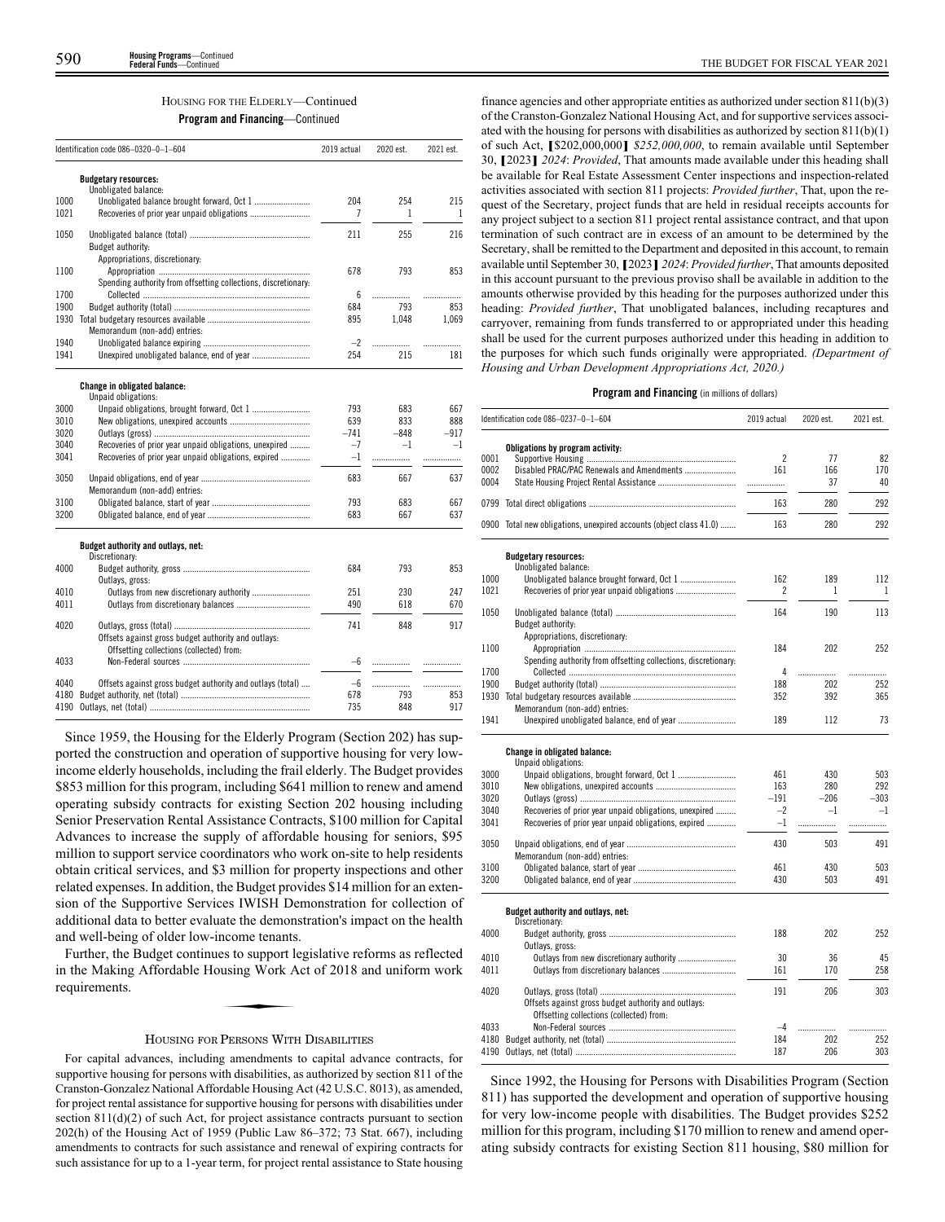HOUSING FOR THE ELDERLY—Continued

**Program and Financing**—Continued

| Identification code 086–0320–0–1–604 | | 2019 actual | 2020 est. | 2021 est. |
|---|---|---|---|---|
| | **Budgetary resources:** | | | |
| | Unobligated balance: | | | |
| 1000 | Unobligated balance brought forward, Oct 1 | 204 | 254 | 215 |
| 1021 | Recoveries of prior year unpaid obligations | 7 | 1 | 1 |
| 1050 | Unobligated balance (total) | 211 | 255 | 216 |
| | Budget authority: | | | |
| | Appropriations, discretionary: | | | |
| 1100 | Appropriation | 678 | 793 | 853 |
| | Spending authority from offsetting collections, discretionary: | | | |
| 1700 | Collected | 6 | | |
| 1900 | Budget authority (total) | 684 | 793 | 853 |
| 1930 | Total budgetary resources available | 895 | 1,048 | 1,069 |
| | Memorandum (non-add) entries: | | | |
| 1940 | Unobligated balance expiring | –2 | | |
| 1941 | Unexpired unobligated balance, end of year | 254 | 215 | 181 |
| | **Change in obligated balance:** | | | |
| | Unpaid obligations: | | | |
| 3000 | Unpaid obligations, brought forward, Oct 1 | 793 | 683 | 667 |
| 3010 | New obligations, unexpired accounts | 639 | 833 | 888 |
| 3020 | Outlays (gross) | –741 | –848 | –917 |
| 3040 | Recoveries of prior year unpaid obligations, unexpired | –7 | –1 | –1 |
| 3041 | Recoveries of prior year unpaid obligations, expired | –1 | | |
| 3050 | Unpaid obligations, end of year | 683 | 667 | 637 |
| | Memorandum (non-add) entries: | | | |
| 3100 | Obligated balance, start of year | 793 | 683 | 667 |
| 3200 | Obligated balance, end of year | 683 | 667 | 637 |
| | **Budget authority and outlays, net:** | | | |
| | Discretionary: | | | |
| 4000 | Budget authority, gross | 684 | 793 | 853 |
| | Outlays, gross: | | | |
| 4010 | Outlays from new discretionary authority | 251 | 230 | 247 |
| 4011 | Outlays from discretionary balances | 490 | 618 | 670 |
| 4020 | Outlays, gross (total) | 741 | 848 | 917 |
| | Offsets against gross budget authority and outlays: | | | |
| | Offsetting collections (collected) from: | | | |
| 4033 | Non-Federal sources | –6 | | |
| 4040 | Offsets against gross budget authority and outlays (total) | –6 | | |
| 4180 | Budget authority, net (total) | 678 | 793 | 853 |
| 4190 | Outlays, net (total) | 735 | 848 | 917 |

Since 1959, the Housing for the Elderly Program (Section 202) has supported the construction and operation of supportive housing for very low-income elderly households, including the frail elderly. The Budget provides $853 million for this program, including $641 million to renew and amend operating subsidy contracts for existing Section 202 housing including Senior Preservation Rental Assistance Contracts, $100 million for Capital Advances to increase the supply of affordable housing for seniors, $95 million to support service coordinators who work on-site to help residents obtain critical services, and $3 million for property inspections and other related expenses. In addition, the Budget provides $14 million for an extension of the Supportive Services IWISH Demonstration for collection of additional data to better evaluate the demonstration's impact on the health and well-being of older low-income tenants.

Further, the Budget continues to support legislative reforms as reflected in the Making Affordable Housing Work Act of 2018 and uniform work requirements.

HOUSING FOR PERSONS WITH DISABILITIES

For capital advances, including amendments to capital advance contracts, for supportive housing for persons with disabilities, as authorized by section 811 of the Cranston-Gonzalez National Affordable Housing Act (42 U.S.C. 8013), as amended, for project rental assistance for supportive housing for persons with disabilities under section 811(d)(2) of such Act, for project assistance contracts pursuant to section 202(h) of the Housing Act of 1959 (Public Law 86–372; 73 Stat. 667), including amendments to contracts for such assistance and renewal of expiring contracts for such assistance for up to a 1-year term, for project rental assistance to State housing finance agencies and other appropriate entities as authorized under section 811(b)(3) of the Cranston-Gonzalez National Housing Act, and for supportive services associated with the housing for persons with disabilities as authorized by section 811(b)(1) of such Act, [$202,000,000] *$252,000,000*, to remain available until September 30, [2023] *2024*: *Provided*, That amounts made available under this heading shall be available for Real Estate Assessment Center inspections and inspection-related activities associated with section 811 projects: *Provided further*, That, upon the request of the Secretary, project funds that are held in residual receipts accounts for any project subject to a section 811 project rental assistance contract, and that upon termination of such contract are in excess of an amount to be determined by the Secretary, shall be remitted to the Department and deposited in this account, to remain available until September 30, [2023] *2024*: *Provided further*, That amounts deposited in this account pursuant to the previous proviso shall be available in addition to the amounts otherwise provided by this heading for the purposes authorized under this heading: *Provided further*, That unobligated balances, including recaptures and carryover, remaining from funds transferred to or appropriated under this heading shall be used for the current purposes authorized under this heading in addition to the purposes for which such funds originally were appropriated. *(Department of Housing and Urban Development Appropriations Act, 2020.)*

**Program and Financing** (in millions of dollars)

| Identification code 086–0237–0–1–604 | | 2019 actual | 2020 est. | 2021 est. |
|---|---|---|---|---|
| | **Obligations by program activity:** | | | |
| 0001 | Supportive Housing | 2 | 77 | 82 |
| 0002 | Disabled PRAC/PAC Renewals and Amendments | 161 | 166 | 170 |
| 0004 | State Housing Project Rental Assistance | | 37 | 40 |
| 0799 | Total direct obligations | 163 | 280 | 292 |
| 0900 | Total new obligations, unexpired accounts (object class 41.0) | 163 | 280 | 292 |
| | **Budgetary resources:** | | | |
| | Unobligated balance: | | | |
| 1000 | Unobligated balance brought forward, Oct 1 | 162 | 189 | 112 |
| 1021 | Recoveries of prior year unpaid obligations | 2 | 1 | 1 |
| 1050 | Unobligated balance (total) | 164 | 190 | 113 |
| | Budget authority: | | | |
| | Appropriations, discretionary: | | | |
| 1100 | Appropriation | 184 | 202 | 252 |
| | Spending authority from offsetting collections, discretionary: | | | |
| 1700 | Collected | 4 | | |
| 1900 | Budget authority (total) | 188 | 202 | 252 |
| 1930 | Total budgetary resources available | 352 | 392 | 365 |
| | Memorandum (non-add) entries: | | | |
| 1941 | Unexpired unobligated balance, end of year | 189 | 112 | 73 |
| | **Change in obligated balance:** | | | |
| | Unpaid obligations: | | | |
| 3000 | Unpaid obligations, brought forward, Oct 1 | 461 | 430 | 503 |
| 3010 | New obligations, unexpired accounts | 163 | 280 | 292 |
| 3020 | Outlays (gross) | –191 | –206 | –303 |
| 3040 | Recoveries of prior year unpaid obligations, unexpired | –2 | –1 | –1 |
| 3041 | Recoveries of prior year unpaid obligations, expired | –1 | | |
| 3050 | Unpaid obligations, end of year | 430 | 503 | 491 |
| | Memorandum (non-add) entries: | | | |
| 3100 | Obligated balance, start of year | 461 | 430 | 503 |
| 3200 | Obligated balance, end of year | 430 | 503 | 491 |
| | **Budget authority and outlays, net:** | | | |
| | Discretionary: | | | |
| 4000 | Budget authority, gross | 188 | 202 | 252 |
| | Outlays, gross: | | | |
| 4010 | Outlays from new discretionary authority | 30 | 36 | 45 |
| 4011 | Outlays from discretionary balances | 161 | 170 | 258 |
| 4020 | Outlays, gross (total) | 191 | 206 | 303 |
| | Offsets against gross budget authority and outlays: | | | |
| | Offsetting collections (collected) from: | | | |
| 4033 | Non-Federal sources | –4 | | |
| 4180 | Budget authority, net (total) | 184 | 202 | 252 |
| 4190 | Outlays, net (total) | 187 | 206 | 303 |

Since 1992, the Housing for Persons with Disabilities Program (Section 811) has supported the development and operation of supportive housing for very low-income people with disabilities. The Budget provides $252 million for this program, including $170 million to renew and amend operating subsidy contracts for existing Section 811 housing, $80 million for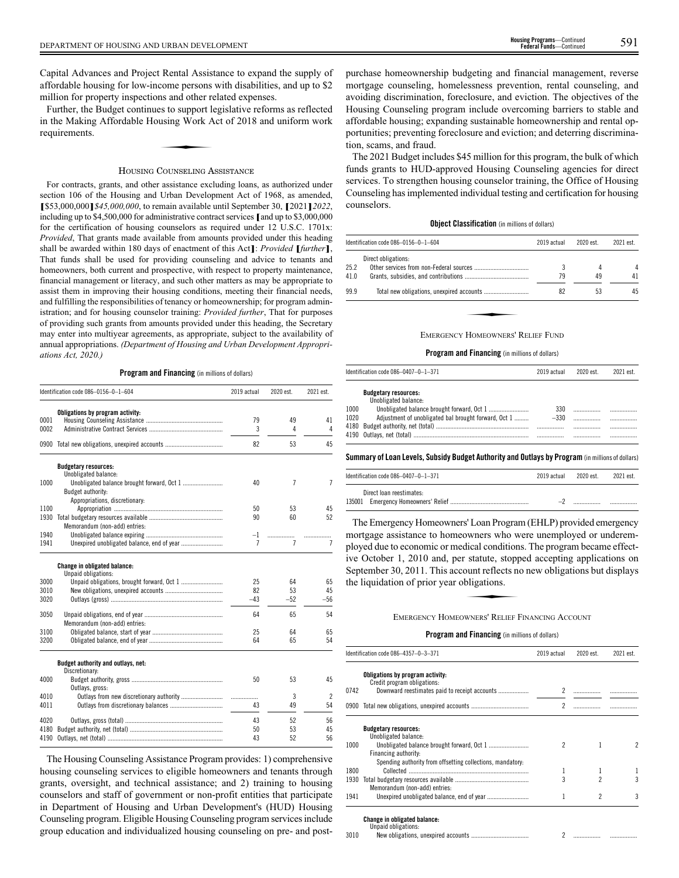Capital Advances and Project Rental Assistance to expand the supply of affordable housing for low-income persons with disabilities, and up to $2 million for property inspections and other related expenses.

Further, the Budget continues to support legislative reforms as reflected in the Making Affordable Housing Work Act of 2018 and uniform work requirements.

## HOUSING COUNSELING ASSISTANCE

For contracts, grants, and other assistance excluding loans, as authorized under section 106 of the Housing and Urban Development Act of 1968, as amended, ❲$53,000,000❳ *$45,000,000*, to remain available until September 30, ❲2021❳ *2022*, including up to $4,500,000 for administrative contract services ❲and up to $3,000,000 for the certification of housing counselors as required under 12 U.S.C. 1701x: *Provided*, That grants made available from amounts provided under this heading shall be awarded within 180 days of enactment of this Act❳: *Provided* ❲*further*❳, That funds shall be used for providing counseling and advice to tenants and homeowners, both current and prospective, with respect to property maintenance, financial management or literacy, and such other matters as may be appropriate to assist them in improving their housing conditions, meeting their financial needs, and fulfilling the responsibilities of tenancy or homeownership; for program administration; and for housing counselor training: *Provided further*, That for purposes of providing such grants from amounts provided under this heading, the Secretary may enter into multiyear agreements, as appropriate, subject to the availability of annual appropriations. *(Department of Housing and Urban Development Appropriations Act, 2020.)*

**Program and Financing** (in millions of dollars)

| Identification code 086–0156–0–1–604 | | 2019 actual | 2020 est. | 2021 est. |
|---|---|---|---|---|
| | **Obligations by program activity:** | | | |
| 0001 | Housing Counseling Assistance | 79 | 49 | 41 |
| 0002 | Administrative Contract Services | 3 | 4 | 4 |
| 0900 | Total new obligations, unexpired accounts | 82 | 53 | 45 |
| | **Budgetary resources:** | | | |
| | Unobligated balance: | | | |
| 1000 | Unobligated balance brought forward, Oct 1 | 40 | 7 | 7 |
| | Budget authority: | | | |
| | Appropriations, discretionary: | | | |
| 1100 | Appropriation | 50 | 53 | 45 |
| 1930 | Total budgetary resources available | 90 | 60 | 52 |
| | Memorandum (non-add) entries: | | | |
| 1940 | Unobligated balance expiring | –1 | | |
| 1941 | Unexpired unobligated balance, end of year | 7 | 7 | 7 |
| | **Change in obligated balance:** | | | |
| | Unpaid obligations: | | | |
| 3000 | Unpaid obligations, brought forward, Oct 1 | 25 | 64 | 65 |
| 3010 | New obligations, unexpired accounts | 82 | 53 | 45 |
| 3020 | Outlays (gross) | –43 | –52 | –56 |
| 3050 | Unpaid obligations, end of year | 64 | 65 | 54 |
| | Memorandum (non-add) entries: | | | |
| 3100 | Obligated balance, start of year | 25 | 64 | 65 |
| 3200 | Obligated balance, end of year | 64 | 65 | 54 |
| | **Budget authority and outlays, net:** | | | |
| | Discretionary: | | | |
| 4000 | Budget authority, gross | 50 | 53 | 45 |
| | Outlays, gross: | | | |
| 4010 | Outlays from new discretionary authority | | 3 | 2 |
| 4011 | Outlays from discretionary balances | 43 | 49 | 54 |
| 4020 | Outlays, gross (total) | 43 | 52 | 56 |
| 4180 | Budget authority, net (total) | 50 | 53 | 45 |
| 4190 | Outlays, net (total) | 43 | 52 | 56 |

The Housing Counseling Assistance Program provides: 1) comprehensive housing counseling services to eligible homeowners and tenants through grants, oversight, and technical assistance; and 2) training to housing counselors and staff of government or non-profit entities that participate in Department of Housing and Urban Development's (HUD) Housing Counseling program. Eligible Housing Counseling program services include group education and individualized housing counseling on pre- and post-purchase homeownership budgeting and financial management, reverse mortgage counseling, homelessness prevention, rental counseling, and avoiding discrimination, foreclosure, and eviction. The objectives of the Housing Counseling program include overcoming barriers to stable and affordable housing; expanding sustainable homeownership and rental opportunities; preventing foreclosure and eviction; and deterring discrimination, scams, and fraud.

The 2021 Budget includes $45 million for this program, the bulk of which funds grants to HUD-approved Housing Counseling agencies for direct services. To strengthen housing counselor training, the Office of Housing Counseling has implemented individual testing and certification for housing counselors.

**Object Classification** (in millions of dollars)

| Identification code 086–0156–0–1–604 | | 2019 actual | 2020 est. | 2021 est. |
|---|---|---|---|---|
| | Direct obligations: | | | |
| 25.2 | Other services from non-Federal sources | 3 | 4 | 4 |
| 41.0 | Grants, subsidies, and contributions | 79 | 49 | 41 |
| 99.9 | Total new obligations, unexpired accounts | 82 | 53 | 45 |

## EMERGENCY HOMEOWNERS' RELIEF FUND

**Program and Financing** (in millions of dollars)

| Identification code 086–0407–0–1–371 | | 2019 actual | 2020 est. | 2021 est. |
|---|---|---|---|---|
| | **Budgetary resources:** | | | |
| | Unobligated balance: | | | |
| 1000 | Unobligated balance brought forward, Oct 1 | 330 | | |
| 1020 | Adjustment of unobligated bal brought forward, Oct 1 | –330 | | |
| 4180 | Budget authority, net (total) | | | |
| 4190 | Outlays, net (total) | | | |

**Summary of Loan Levels, Subsidy Budget Authority and Outlays by Program** (in millions of dollars)

| Identification code 086–0407–0–1–371 | | 2019 actual | 2020 est. | 2021 est. |
|---|---|---|---|---|
| | Direct loan reestimates: | | | |
| 135001 | Emergency Homeowners' Relief | –2 | | |

The Emergency Homeowners' Loan Program (EHLP) provided emergency mortgage assistance to homeowners who were unemployed or underemployed due to economic or medical conditions. The program became effective October 1, 2010 and, per statute, stopped accepting applications on September 30, 2011. This account reflects no new obligations but displays the liquidation of prior year obligations.

## EMERGENCY HOMEOWNERS' RELIEF FINANCING ACCOUNT

**Program and Financing** (in millions of dollars)

| Identification code 086–4357–0–3–371 | | 2019 actual | 2020 est. | 2021 est. |
|---|---|---|---|---|
| | **Obligations by program activity:** | | | |
| | Credit program obligations: | | | |
| 0742 | Downward reestimates paid to receipt accounts | 2 | | |
| 0900 | Total new obligations, unexpired accounts | 2 | | |
| | **Budgetary resources:** | | | |
| | Unobligated balance: | | | |
| 1000 | Unobligated balance brought forward, Oct 1 | 2 | 1 | 2 |
| | Financing authority: | | | |
| | Spending authority from offsetting collections, mandatory: | | | |
| 1800 | Collected | 1 | 1 | 1 |
| 1930 | Total budgetary resources available | 3 | 2 | 3 |
| | Memorandum (non-add) entries: | | | |
| 1941 | Unexpired unobligated balance, end of year | 1 | 2 | 3 |
| | **Change in obligated balance:** | | | |
| | Unpaid obligations: | | | |
| 3010 | New obligations, unexpired accounts | 2 | | |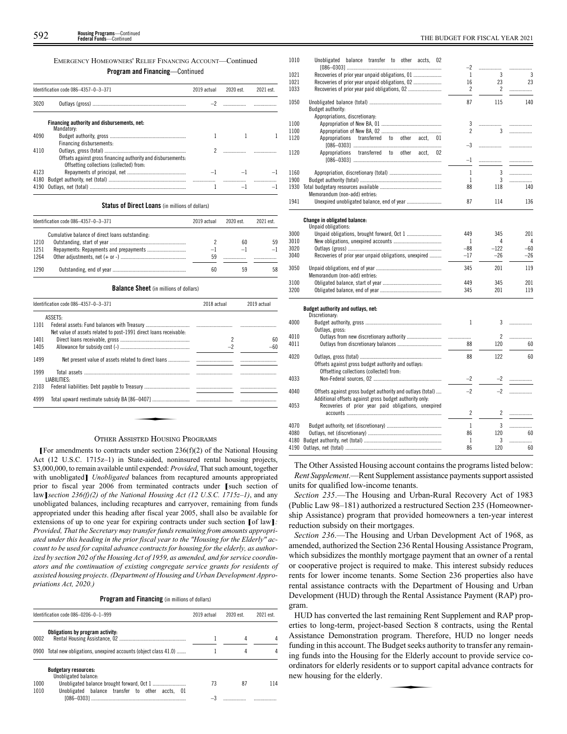EMERGENCY HOMEOWNERS' RELIEF FINANCING ACCOUNT—Continued

**Program and Financing**—Continued

| Identification code 086–4357–0–3–371 | | 2019 actual | 2020 est. | 2021 est. |
|---|---|---|---|---|
| 3020 | Outlays (gross) | –2 | | |
| | **Financing authority and disbursements, net:** | | | |
| | Mandatory: | | | |
| 4090 | Budget authority, gross | 1 | 1 | 1 |
| | Financing disbursements: | | | |
| 4110 | Outlays, gross (total) | 2 | | |
| | Offsets against gross financing authority and disbursements: | | | |
| | Offsetting collections (collected) from: | | | |
| 4123 | Repayments of principal, net | –1 | –1 | –1 |
| 4180 | Budget authority, net (total) | | | |
| 4190 | Outlays, net (total) | 1 | –1 | –1 |

**Status of Direct Loans** (in millions of dollars)

| Identification code 086–4357–0–3–371 | | 2019 actual | 2020 est. | 2021 est. |
|---|---|---|---|---|
| | Cumulative balance of direct loans outstanding: | | | |
| 1210 | Outstanding, start of year | 2 | 60 | 59 |
| 1251 | Repayments: Repayments and prepayments | –1 | –1 | –1 |
| 1264 | Other adjustments, net (+ or -) | 59 | | |
| 1290 | Outstanding, end of year | 60 | 59 | 58 |

**Balance Sheet** (in millions of dollars)

| Identification code 086–4357–0–3–371 | | 2018 actual | 2019 actual |
|---|---|---|---|
| | ASSETS: | | |
| 1101 | Federal assets: Fund balances with Treasury | | |
| | Net value of assets related to post-1991 direct loans receivable: | | |
| 1401 | Direct loans receivable, gross | 2 | 60 |
| 1405 | Allowance for subsidy cost (-) | –2 | –60 |
| 1499 | Net present value of assets related to direct loans | | |
| 1999 | Total assets | | |
| | LIABILITIES: | | |
| 2103 | Federal liabilities: Debt payable to Treasury | | |
| 4999 | Total upward reestimate subsidy BA [86–0407] | | |

## OTHER ASSISTED HOUSING PROGRAMS

[For amendments to contracts under section 236(f)(2) of the National Housing Act (12 U.S.C. 1715z–1) in State-aided, noninsured rental housing projects, $3,000,000, to remain available until expended: *Provided*, That such amount, together with unobligated] *Unobligated* balances from recaptured amounts appropriated prior to fiscal year 2006 from terminated contracts under [such section of law] *section 236(f)(2) of the National Housing Act (12 U.S.C. 1715z–1)*, and any unobligated balances, including recaptures and carryover, remaining from funds appropriated under this heading after fiscal year 2005, shall also be available for extensions of up to one year for expiring contracts under such section [of law]*: Provided, That the Secretary may transfer funds remaining from amounts appropriated under this heading in the prior fiscal year to the "Housing for the Elderly" account to be used for capital advance contracts for housing for the elderly, as authorized by section 202 of the Housing Act of 1959, as amended, and for service coordinators and the continuation of existing congregate service grants for residents of assisted housing projects*. *(Department of Housing and Urban Development Appropriations Act, 2020.)*

**Program and Financing** (in millions of dollars)

| Identification code 086–0206–0–1–999 | | 2019 actual | 2020 est. | 2021 est. |
|---|---|---|---|---|
| | **Obligations by program activity:** | | | |
| 0002 | Rental Housing Assistance, 02 | 1 | 4 | 4 |
| 0900 | Total new obligations, unexpired accounts (object class 41.0) | 1 | 4 | 4 |
| | **Budgetary resources:** | | | |
| | Unobligated balance: | | | |
| 1000 | Unobligated balance brought forward, Oct 1 | 73 | 87 | 114 |
| 1010 | Unobligated balance transfer to other accts, 01 [086–0303] | –3 | | |
| 1010 | Unobligated balance transfer to other accts, 02 [086–0303] | –2 | | |
| 1021 | Recoveries of prior year unpaid obligations, 01 | 1 | 3 | 3 |
| 1021 | Recoveries of prior year unpaid obligations, 02 | 16 | 23 | 23 |
| 1033 | Recoveries of prior year paid obligations, 02 | 2 | 2 | |
| 1050 | Unobligated balance (total) | 87 | 115 | 140 |
| | Budget authority: | | | |
| | Appropriations, discretionary: | | | |
| 1100 | Appropriation of New BA, 01 | 3 | | |
| 1100 | Appropriation of New BA, 02 | 2 | 3 | |
| 1120 | Appropriations transferred to other acct, 01 [086–0303] | –3 | | |
| 1120 | Appropriations transferred to other acct, 02 [086–0303] | –1 | | |
| 1160 | Appropriation, discretionary (total) | 1 | 3 | |
| 1900 | Budget authority (total) | 1 | 3 | |
| 1930 | Total budgetary resources available | 88 | 118 | 140 |
| | Memorandum (non-add) entries: | | | |
| 1941 | Unexpired unobligated balance, end of year | 87 | 114 | 136 |
| | **Change in obligated balance:** | | | |
| | Unpaid obligations: | | | |
| 3000 | Unpaid obligations, brought forward, Oct 1 | 449 | 345 | 201 |
| 3010 | New obligations, unexpired accounts | 1 | 4 | 4 |
| 3020 | Outlays (gross) | –88 | –122 | –60 |
| 3040 | Recoveries of prior year unpaid obligations, unexpired | –17 | –26 | –26 |
| 3050 | Unpaid obligations, end of year | 345 | 201 | 119 |
| | Memorandum (non-add) entries: | | | |
| 3100 | Obligated balance, start of year | 449 | 345 | 201 |
| 3200 | Obligated balance, end of year | 345 | 201 | 119 |
| | **Budget authority and outlays, net:** | | | |
| | Discretionary: | | | |
| 4000 | Budget authority, gross | 1 | 3 | |
| | Outlays, gross: | | | |
| 4010 | Outlays from new discretionary authority | | 2 | |
| 4011 | Outlays from discretionary balances | 88 | 120 | 60 |
| 4020 | Outlays, gross (total) | 88 | 122 | 60 |
| | Offsets against gross budget authority and outlays: | | | |
| | Offsetting collections (collected) from: | | | |
| 4033 | Non-Federal sources, 02 | –2 | –2 | |
| 4040 | Offsets against gross budget authority and outlays (total) | –2 | –2 | |
| | Additional offsets against gross budget authority only: | | | |
| 4053 | Recoveries of prior year paid obligations, unexpired accounts | 2 | 2 | |
| 4070 | Budget authority, net (discretionary) | 1 | 3 | |
| 4080 | Outlays, net (discretionary) | 86 | 120 | 60 |
| 4180 | Budget authority, net (total) | 1 | 3 | |
| 4190 | Outlays, net (total) | 86 | 120 | 60 |

The Other Assisted Housing account contains the programs listed below:

*Rent Supplement*.—Rent Supplement assistance payments support assisted units for qualified low-income tenants.

*Section 235*.—The Housing and Urban-Rural Recovery Act of 1983 (Public Law 98–181) authorized a restructured Section 235 (Homeownership Assistance) program that provided homeowners a ten-year interest reduction subsidy on their mortgages.

*Section 236*.—The Housing and Urban Development Act of 1968, as amended, authorized the Section 236 Rental Housing Assistance Program, which subsidizes the monthly mortgage payment that an owner of a rental or cooperative project is required to make. This interest subsidy reduces rents for lower income tenants. Some Section 236 properties also have rental assistance contracts with the Department of Housing and Urban Development (HUD) through the Rental Assistance Payment (RAP) program.

HUD has converted the last remaining Rent Supplement and RAP properties to long-term, project-based Section 8 contracts, using the Rental Assistance Demonstration program. Therefore, HUD no longer needs funding in this account. The Budget seeks authority to transfer any remaining funds into the Housing for the Elderly account to provide service coordinators for elderly residents or to support capital advance contracts for new housing for the elderly.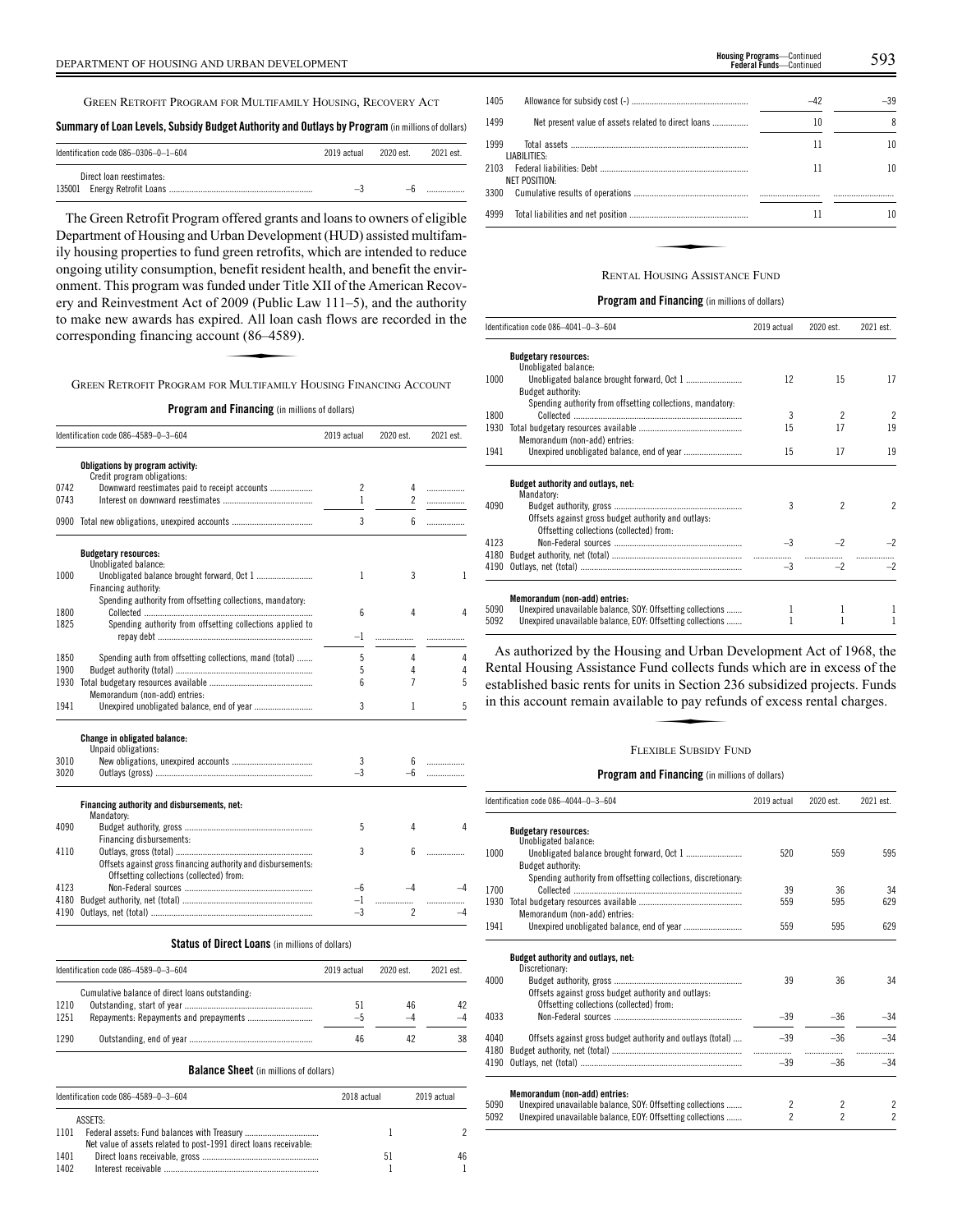## GREEN RETROFIT PROGRAM FOR MULTIFAMILY HOUSING, RECOVERY ACT

**Summary of Loan Levels, Subsidy Budget Authority and Outlays by Program** (in millions of dollars)

| Identification code 086–0306–0–1–604 | | 2019 actual | 2020 est. | 2021 est. |
|---|---|---|---|---|
| | Direct loan reestimates: | | | |
| 135001 | Energy Retrofit Loans | –3 | –6 | .......... |

The Green Retrofit Program offered grants and loans to owners of eligible Department of Housing and Urban Development (HUD) assisted multifamily housing properties to fund green retrofits, which are intended to reduce ongoing utility consumption, benefit resident health, and benefit the environment. This program was funded under Title XII of the American Recovery and Reinvestment Act of 2009 (Public Law 111–5), and the authority to make new awards has expired. All loan cash flows are recorded in the corresponding financing account (86–4589).

## GREEN RETROFIT PROGRAM FOR MULTIFAMILY HOUSING FINANCING ACCOUNT

**Program and Financing** (in millions of dollars)

| Identification code 086–4589–0–3–604 | | 2019 actual | 2020 est. | 2021 est. |
|---|---|---|---|---|
| | **Obligations by program activity:** | | | |
| | Credit program obligations: | | | |
| 0742 | Downward reestimates paid to receipt accounts | 2 | 4 | .......... |
| 0743 | Interest on downward reestimates | 1 | 2 | .......... |
| 0900 | Total new obligations, unexpired accounts | 3 | 6 | .......... |
| | **Budgetary resources:** | | | |
| | Unobligated balance: | | | |
| 1000 | Unobligated balance brought forward, Oct 1 | 1 | 3 | 1 |
| | Financing authority: | | | |
| | Spending authority from offsetting collections, mandatory: | | | |
| 1800 | Collected | 6 | 4 | 4 |
| 1825 | Spending authority from offsetting collections applied to repay debt | –1 | .......... | .......... |
| 1850 | Spending auth from offsetting collections, mand (total) | 5 | 4 | 4 |
| 1900 | Budget authority (total) | 5 | 4 | 4 |
| 1930 | Total budgetary resources available | 6 | 7 | 5 |
| | Memorandum (non-add) entries: | | | |
| 1941 | Unexpired unobligated balance, end of year | 3 | 1 | 5 |
| | **Change in obligated balance:** | | | |
| | Unpaid obligations: | | | |
| 3010 | New obligations, unexpired accounts | 3 | 6 | .......... |
| 3020 | Outlays (gross) | –3 | –6 | .......... |
| | **Financing authority and disbursements, net:** | | | |
| | Mandatory: | | | |
| 4090 | Budget authority, gross | 5 | 4 | 4 |
| | Financing disbursements: | | | |
| 4110 | Outlays, gross (total) | 3 | 6 | .......... |
| | Offsets against gross financing authority and disbursements: | | | |
| | Offsetting collections (collected) from: | | | |
| 4123 | Non-Federal sources | –6 | –4 | –4 |
| 4180 | Budget authority, net (total) | –1 | .......... | .......... |
| 4190 | Outlays, net (total) | –3 | 2 | –4 |

**Status of Direct Loans** (in millions of dollars)

| Identification code 086–4589–0–3–604 | | 2019 actual | 2020 est. | 2021 est. |
|---|---|---|---|---|
| | Cumulative balance of direct loans outstanding: | | | |
| 1210 | Outstanding, start of year | 51 | 46 | 42 |
| 1251 | Repayments: Repayments and prepayments | –5 | –4 | –4 |
| 1290 | Outstanding, end of year | 46 | 42 | 38 |

**Balance Sheet** (in millions of dollars)

| Identification code 086–4589–0–3–604 | | 2018 actual | 2019 actual |
|---|---|---|---|
| | ASSETS: | | |
| 1101 | Federal assets: Fund balances with Treasury | 1 | 2 |
| | Net value of assets related to post-1991 direct loans receivable: | | |
| 1401 | Direct loans receivable, gross | 51 | 46 |
| 1402 | Interest receivable | 1 | 1 |
| 1405 | Allowance for subsidy cost (-) | –42 | –39 |
| 1499 | Net present value of assets related to direct loans | 10 | 8 |
| 1999 | Total assets | 11 | 10 |
| | LIABILITIES: | | |
| 2103 | Federal liabilities: Debt | 11 | 10 |
| | NET POSITION: | | |
| 3300 | Cumulative results of operations | .......... | .......... |
| 4999 | Total liabilities and net position | 11 | 10 |

## RENTAL HOUSING ASSISTANCE FUND

**Program and Financing** (in millions of dollars)

| Identification code 086–4041–0–3–604 | | 2019 actual | 2020 est. | 2021 est. |
|---|---|---|---|---|
| | **Budgetary resources:** | | | |
| | Unobligated balance: | | | |
| 1000 | Unobligated balance brought forward, Oct 1 | 12 | 15 | 17 |
| | Budget authority: | | | |
| | Spending authority from offsetting collections, mandatory: | | | |
| 1800 | Collected | 3 | 2 | 2 |
| 1930 | Total budgetary resources available | 15 | 17 | 19 |
| | Memorandum (non-add) entries: | | | |
| 1941 | Unexpired unobligated balance, end of year | 15 | 17 | 19 |
| | **Budget authority and outlays, net:** | | | |
| | Mandatory: | | | |
| 4090 | Budget authority, gross | 3 | 2 | 2 |
| | Offsets against gross budget authority and outlays: | | | |
| | Offsetting collections (collected) from: | | | |
| 4123 | Non-Federal sources | –3 | –2 | –2 |
| 4180 | Budget authority, net (total) | .......... | .......... | .......... |
| 4190 | Outlays, net (total) | –3 | –2 | –2 |
| | **Memorandum (non-add) entries:** | | | |
| 5090 | Unexpired unavailable balance, SOY: Offsetting collections | 1 | 1 | 1 |
| 5092 | Unexpired unavailable balance, EOY: Offsetting collections | 1 | 1 | 1 |

As authorized by the Housing and Urban Development Act of 1968, the Rental Housing Assistance Fund collects funds which are in excess of the established basic rents for units in Section 236 subsidized projects. Funds in this account remain available to pay refunds of excess rental charges.

## FLEXIBLE SUBSIDY FUND

**Program and Financing** (in millions of dollars)

| Identification code 086–4044–0–3–604 | | 2019 actual | 2020 est. | 2021 est. |
|---|---|---|---|---|
| | **Budgetary resources:** | | | |
| | Unobligated balance: | | | |
| 1000 | Unobligated balance brought forward, Oct 1 | 520 | 559 | 595 |
| | Budget authority: | | | |
| | Spending authority from offsetting collections, discretionary: | | | |
| 1700 | Collected | 39 | 36 | 34 |
| 1930 | Total budgetary resources available | 559 | 595 | 629 |
| | Memorandum (non-add) entries: | | | |
| 1941 | Unexpired unobligated balance, end of year | 559 | 595 | 629 |
| | **Budget authority and outlays, net:** | | | |
| | Discretionary: | | | |
| 4000 | Budget authority, gross | 39 | 36 | 34 |
| | Offsets against gross budget authority and outlays: | | | |
| | Offsetting collections (collected) from: | | | |
| 4033 | Non-Federal sources | –39 | –36 | –34 |
| 4040 | Offsets against gross budget authority and outlays (total) | –39 | –36 | –34 |
| 4180 | Budget authority, net (total) | .......... | .......... | .......... |
| 4190 | Outlays, net (total) | –39 | –36 | –34 |
| | **Memorandum (non-add) entries:** | | | |
| 5090 | Unexpired unavailable balance, SOY: Offsetting collections | 2 | 2 | 2 |
| 5092 | Unexpired unavailable balance, EOY: Offsetting collections | 2 | 2 | 2 |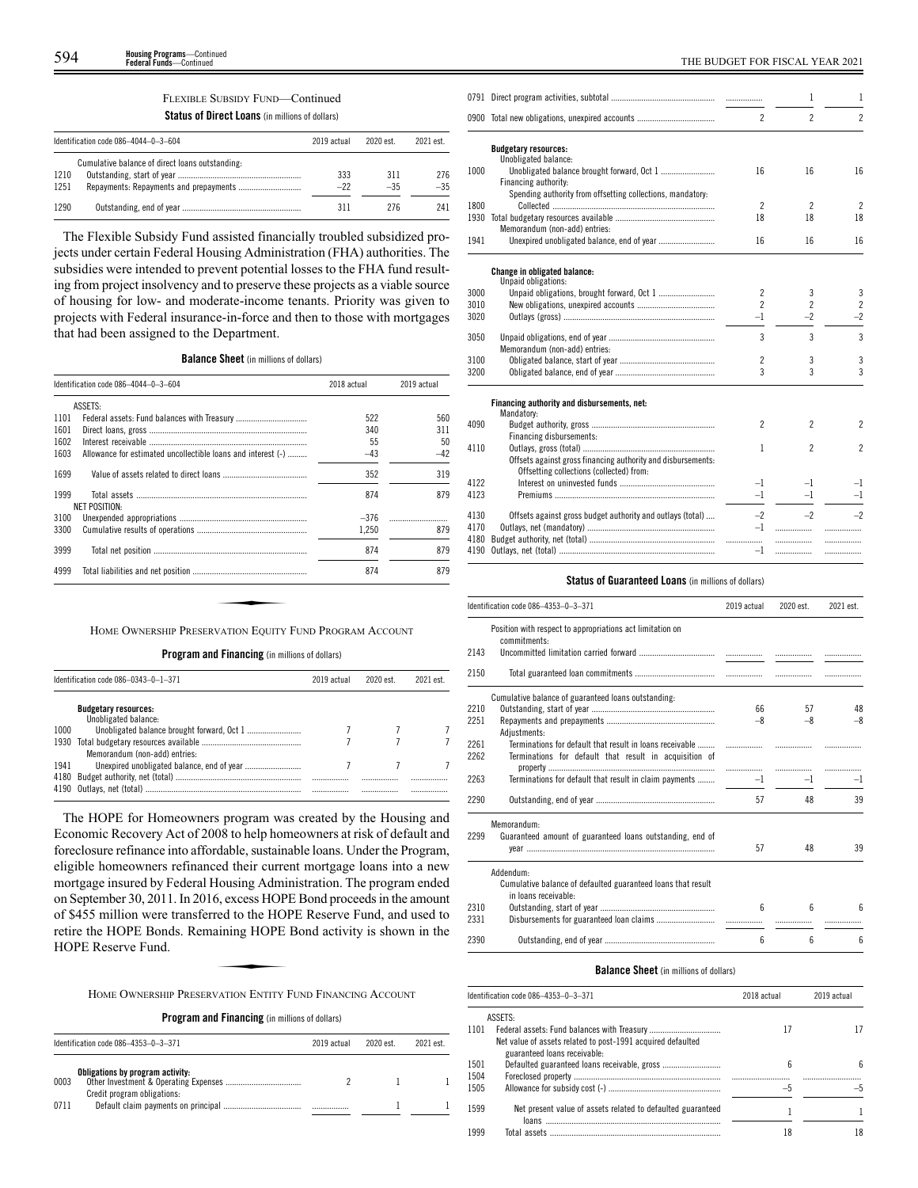FLEXIBLE SUBSIDY FUND—Continued

**Status of Direct Loans** (in millions of dollars)

| Identification code 086–4044–0–3–604 | | 2019 actual | 2020 est. | 2021 est. |
|---|---|---|---|---|
| | Cumulative balance of direct loans outstanding: | | | |
| 1210 | Outstanding, start of year | 333 | 311 | 276 |
| 1251 | Repayments: Repayments and prepayments | –22 | –35 | –35 |
| 1290 | Outstanding, end of year | 311 | 276 | 241 |

The Flexible Subsidy Fund assisted financially troubled subsidized projects under certain Federal Housing Administration (FHA) authorities. The subsidies were intended to prevent potential losses to the FHA fund resulting from project insolvency and to preserve these projects as a viable source of housing for low- and moderate-income tenants. Priority was given to projects with Federal insurance-in-force and then to those with mortgages that had been assigned to the Department.

**Balance Sheet** (in millions of dollars)

| Identification code 086–4044–0–3–604 | | 2018 actual | 2019 actual |
|---|---|---|---|
| | ASSETS: | | |
| 1101 | Federal assets: Fund balances with Treasury | 522 | 560 |
| 1601 | Direct loans, gross | 340 | 311 |
| 1602 | Interest receivable | 55 | 50 |
| 1603 | Allowance for estimated uncollectible loans and interest (-) | –43 | –42 |
| 1699 | Value of assets related to direct loans | 352 | 319 |
| 1999 | Total assets | 874 | 879 |
| | NET POSITION: | | |
| 3100 | Unexpended appropriations | –376 | |
| 3300 | Cumulative results of operations | 1,250 | 879 |
| 3999 | Total net position | 874 | 879 |
| 4999 | Total liabilities and net position | 874 | 879 |

HOME OWNERSHIP PRESERVATION EQUITY FUND PROGRAM ACCOUNT

**Program and Financing** (in millions of dollars)

| Identification code 086–0343–0–1–371 | | 2019 actual | 2020 est. | 2021 est. |
|---|---|---|---|---|
| | **Budgetary resources:** | | | |
| | Unobligated balance: | | | |
| 1000 | Unobligated balance brought forward, Oct 1 | 7 | 7 | 7 |
| 1930 | Total budgetary resources available | 7 | 7 | 7 |
| | Memorandum (non-add) entries: | | | |
| 1941 | Unexpired unobligated balance, end of year | 7 | 7 | 7 |
| 4180 | Budget authority, net (total) | | | |
| 4190 | Outlays, net (total) | | | |

The HOPE for Homeowners program was created by the Housing and Economic Recovery Act of 2008 to help homeowners at risk of default and foreclosure refinance into affordable, sustainable loans. Under the Program, eligible homeowners refinanced their current mortgage loans into a new mortgage insured by Federal Housing Administration. The program ended on September 30, 2011. In 2016, excess HOPE Bond proceeds in the amount of $455 million were transferred to the HOPE Reserve Fund, and used to retire the HOPE Bonds. Remaining HOPE Bond activity is shown in the HOPE Reserve Fund.

HOME OWNERSHIP PRESERVATION ENTITY FUND FINANCING ACCOUNT

**Program and Financing** (in millions of dollars)

| Identification code 086–4353–0–3–371 | | 2019 actual | 2020 est. | 2021 est. |
|---|---|---|---|---|
| | **Obligations by program activity:** | | | |
| 0003 | Other Investment & Operating Expenses | 2 | 1 | 1 |
| | Credit program obligations: | | | |
| 0711 | Default claim payments on principal | | 1 | 1 |
| 0791 | Direct program activities, subtotal | | 1 | 1 |
| 0900 | Total new obligations, unexpired accounts | 2 | 2 | 2 |
| | **Budgetary resources:** | | | |
| | Unobligated balance: | | | |
| 1000 | Unobligated balance brought forward, Oct 1 | 16 | 16 | 16 |
| | Financing authority: | | | |
| | Spending authority from offsetting collections, mandatory: | | | |
| 1800 | Collected | 2 | 2 | 2 |
| 1930 | Total budgetary resources available | 18 | 18 | 18 |
| | Memorandum (non-add) entries: | | | |
| 1941 | Unexpired unobligated balance, end of year | 16 | 16 | 16 |
| | **Change in obligated balance:** | | | |
| | Unpaid obligations: | | | |
| 3000 | Unpaid obligations, brought forward, Oct 1 | 2 | 3 | 3 |
| 3010 | New obligations, unexpired accounts | 2 | 2 | 2 |
| 3020 | Outlays (gross) | –1 | –2 | –2 |
| 3050 | Unpaid obligations, end of year | 3 | 3 | 3 |
| | Memorandum (non-add) entries: | | | |
| 3100 | Obligated balance, start of year | 2 | 3 | 3 |
| 3200 | Obligated balance, end of year | 3 | 3 | 3 |
| | **Financing authority and disbursements, net:** | | | |
| | Mandatory: | | | |
| 4090 | Budget authority, gross | 2 | 2 | 2 |
| | Financing disbursements: | | | |
| 4110 | Outlays, gross (total) | 1 | 2 | 2 |
| | Offsets against gross financing authority and disbursements: | | | |
| | Offsetting collections (collected) from: | | | |
| 4122 | Interest on uninvested funds | –1 | –1 | –1 |
| 4123 | Premiums | –1 | –1 | –1 |
| 4130 | Offsets against gross budget authority and outlays (total) | –2 | –2 | –2 |
| 4170 | Outlays, net (mandatory) | –1 | | |
| 4180 | Budget authority, net (total) | | | |
| 4190 | Outlays, net (total) | –1 | | |

**Status of Guaranteed Loans** (in millions of dollars)

| Identification code 086–4353–0–3–371 | | 2019 actual | 2020 est. | 2021 est. |
|---|---|---|---|---|
| | Position with respect to appropriations act limitation on commitments: | | | |
| 2143 | Uncommitted limitation carried forward | | | |
| 2150 | Total guaranteed loan commitments | | | |
| | Cumulative balance of guaranteed loans outstanding: | | | |
| 2210 | Outstanding, start of year | 66 | 57 | 48 |
| 2251 | Repayments and prepayments | –8 | –8 | –8 |
| | Adjustments: | | | |
| 2261 | Terminations for default that result in loans receivable | | | |
| 2262 | Terminations for default that result in acquisition of property | | | |
| 2263 | Terminations for default that result in claim payments | –1 | –1 | –1 |
| 2290 | Outstanding, end of year | 57 | 48 | 39 |
| | Memorandum: | | | |
| 2299 | Guaranteed amount of guaranteed loans outstanding, end of year | 57 | 48 | 39 |
| | Addendum: | | | |
| | Cumulative balance of defaulted guaranteed loans that result in loans receivable: | | | |
| 2310 | Outstanding, start of year | 6 | 6 | 6 |
| 2331 | Disbursements for guaranteed loan claims | | | |
| 2390 | Outstanding, end of year | 6 | 6 | 6 |

**Balance Sheet** (in millions of dollars)

| Identification code 086–4353–0–3–371 | | 2018 actual | 2019 actual |
|---|---|---|---|
| | ASSETS: | | |
| 1101 | Federal assets: Fund balances with Treasury | 17 | 17 |
| | Net value of assets related to post-1991 acquired defaulted guaranteed loans receivable: | | |
| 1501 | Defaulted guaranteed loans receivable, gross | 6 | 6 |
| 1504 | Foreclosed property | | |
| 1505 | Allowance for subsidy cost (-) | –5 | –5 |
| 1599 | Net present value of assets related to defaulted guaranteed loans | 1 | 1 |
| 1999 | Total assets | 18 | 18 |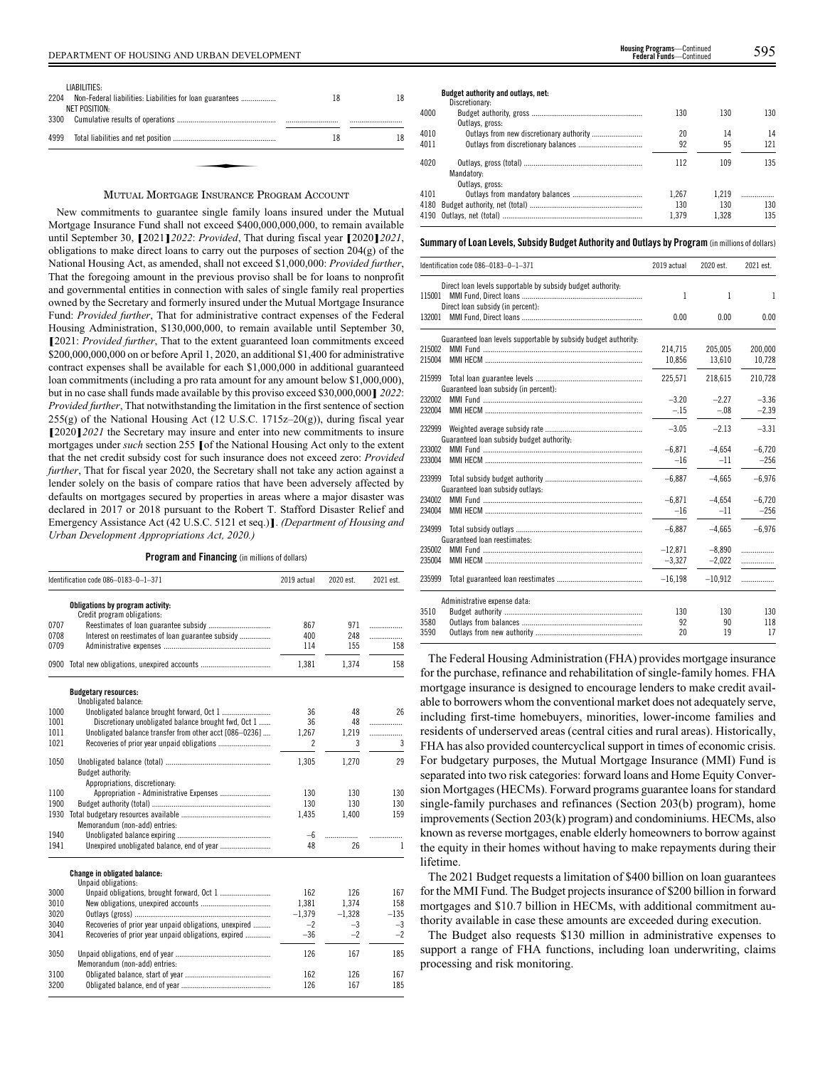| | | | |
|---|---|---|---|
| | LIABILITIES: | | |
| 2204 | Non-Federal liabilities: Liabilities for loan guarantees | 18 | 18 |
| | NET POSITION: | | |
| 3300 | Cumulative results of operations | | |
| 4999 | Total liabilities and net position | 18 | 18 |

## MUTUAL MORTGAGE INSURANCE PROGRAM ACCOUNT

New commitments to guarantee single family loans insured under the Mutual Mortgage Insurance Fund shall not exceed $400,000,000,000, to remain available until September 30, [2021]*2022*: *Provided*, That during fiscal year [2020]*2021*, obligations to make direct loans to carry out the purposes of section 204(g) of the National Housing Act, as amended, shall not exceed $1,000,000: *Provided further*, That the foregoing amount in the previous proviso shall be for loans to nonprofit and governmental entities in connection with sales of single family real properties owned by the Secretary and formerly insured under the Mutual Mortgage Insurance Fund: *Provided further*, That for administrative contract expenses of the Federal Housing Administration, $130,000,000, to remain available until September 30, [2021: *Provided further*, That to the extent guaranteed loan commitments exceed $200,000,000,000 on or before April 1, 2020, an additional $1,400 for administrative contract expenses shall be available for each $1,000,000 in additional guaranteed loan commitments (including a pro rata amount for any amount below $1,000,000), but in no case shall funds made available by this proviso exceed $30,000,000] *2022*: *Provided further*, That notwithstanding the limitation in the first sentence of section 255(g) of the National Housing Act (12 U.S.C. 1715z–20(g)), during fiscal year [2020]*2021* the Secretary may insure and enter into new commitments to insure mortgages under *such* section 255 [of the National Housing Act only to the extent that the net credit subsidy cost for such insurance does not exceed zero: *Provided further*, That for fiscal year 2020, the Secretary shall not take any action against a lender solely on the basis of compare ratios that have been adversely affected by defaults on mortgages secured by properties in areas where a major disaster was declared in 2017 or 2018 pursuant to the Robert T. Stafford Disaster Relief and Emergency Assistance Act (42 U.S.C. 5121 et seq.)]. *(Department of Housing and Urban Development Appropriations Act, 2020.)*

**Program and Financing** (in millions of dollars)

| Identification code 086–0183–0–1–371 | | 2019 actual | 2020 est. | 2021 est. |
|---|---|---|---|---|
| | **Obligations by program activity:** | | | |
| | Credit program obligations: | | | |
| 0707 | Reestimates of loan guarantee subsidy | 867 | 971 | |
| 0708 | Interest on reestimates of loan guarantee subsidy | 400 | 248 | |
| 0709 | Administrative expenses | 114 | 155 | 158 |
| 0900 | Total new obligations, unexpired accounts | 1,381 | 1,374 | 158 |
| | **Budgetary resources:** | | | |
| | Unobligated balance: | | | |
| 1000 | Unobligated balance brought forward, Oct 1 | 36 | 48 | 26 |
| 1001 | Discretionary unobligated balance brought fwd, Oct 1 | 36 | 48 | |
| 1011 | Unobligated balance transfer from other acct [086–0236] | 1,267 | 1,219 | |
| 1021 | Recoveries of prior year unpaid obligations | 2 | 3 | 3 |
| 1050 | Unobligated balance (total) | 1,305 | 1,270 | 29 |
| | Budget authority: | | | |
| | Appropriations, discretionary: | | | |
| 1100 | Appropriation - Administrative Expenses | 130 | 130 | 130 |
| 1900 | Budget authority (total) | 130 | 130 | 130 |
| 1930 | Total budgetary resources available | 1,435 | 1,400 | 159 |
| | Memorandum (non-add) entries: | | | |
| 1940 | Unobligated balance expiring | –6 | | |
| 1941 | Unexpired unobligated balance, end of year | 48 | 26 | 1 |
| | **Change in obligated balance:** | | | |
| | Unpaid obligations: | | | |
| 3000 | Unpaid obligations, brought forward, Oct 1 | 162 | 126 | 167 |
| 3010 | New obligations, unexpired accounts | 1,381 | 1,374 | 158 |
| 3020 | Outlays (gross) | –1,379 | –1,328 | –135 |
| 3040 | Recoveries of prior year unpaid obligations, unexpired | –2 | –3 | –3 |
| 3041 | Recoveries of prior year unpaid obligations, expired | –36 | –2 | –2 |
| 3050 | Unpaid obligations, end of year | 126 | 167 | 185 |
| | Memorandum (non-add) entries: | | | |
| 3100 | Obligated balance, start of year | 162 | 126 | 167 |
| 3200 | Obligated balance, end of year | 126 | 167 | 185 |
| | **Budget authority and outlays, net:** | | | |
| | Discretionary: | | | |
| 4000 | Budget authority, gross | 130 | 130 | 130 |
| | Outlays, gross: | | | |
| 4010 | Outlays from new discretionary authority | 20 | 14 | 14 |
| 4011 | Outlays from discretionary balances | 92 | 95 | 121 |
| 4020 | Outlays, gross (total) | 112 | 109 | 135 |
| | Mandatory: | | | |
| | Outlays, gross: | | | |
| 4101 | Outlays from mandatory balances | 1,267 | 1,219 | |
| 4180 | Budget authority, net (total) | 130 | 130 | 130 |
| 4190 | Outlays, net (total) | 1,379 | 1,328 | 135 |

**Summary of Loan Levels, Subsidy Budget Authority and Outlays by Program** (in millions of dollars)

| Identification code 086–0183–0–1–371 | | 2019 actual | 2020 est. | 2021 est. |
|---|---|---|---|---|
| | Direct loan levels supportable by subsidy budget authority: | | | |
| 115001 | MMI Fund, Direct loans | 1 | 1 | 1 |
| | Direct loan subsidy (in percent): | | | |
| 132001 | MMI Fund, Direct loans | 0.00 | 0.00 | 0.00 |
| | Guaranteed loan levels supportable by subsidy budget authority: | | | |
| 215002 | MMI Fund | 214,715 | 205,005 | 200,000 |
| 215004 | MMI HECM | 10,856 | 13,610 | 10,728 |
| 215999 | Total loan guarantee levels | 225,571 | 218,615 | 210,728 |
| | Guaranteed loan subsidy (in percent): | | | |
| 232002 | MMI Fund | –3.20 | –2.27 | –3.36 |
| 232004 | MMI HECM | –.15 | –.08 | –2.39 |
| 232999 | Weighted average subsidy rate | –3.05 | –2.13 | –3.31 |
| | Guaranteed loan subsidy budget authority: | | | |
| 233002 | MMI Fund | –6,871 | –4,654 | –6,720 |
| 233004 | MMI HECM | –16 | –11 | –256 |
| 233999 | Total subsidy budget authority | –6,887 | –4,665 | –6,976 |
| | Guaranteed loan subsidy outlays: | | | |
| 234002 | MMI Fund | –6,871 | –4,654 | –6,720 |
| 234004 | MMI HECM | –16 | –11 | –256 |
| 234999 | Total subsidy outlays | –6,887 | –4,665 | –6,976 |
| | Guaranteed loan reestimates: | | | |
| 235002 | MMI Fund | –12,871 | –8,890 | |
| 235004 | MMI HECM | –3,327 | –2,022 | |
| 235999 | Total guaranteed loan reestimates | –16,198 | –10,912 | |
| | Administrative expense data: | | | |
| 3510 | Budget authority | 130 | 130 | 130 |
| 3580 | Outlays from balances | 92 | 90 | 118 |
| 3590 | Outlays from new authority | 20 | 19 | 17 |

The Federal Housing Administration (FHA) provides mortgage insurance for the purchase, refinance and rehabilitation of single-family homes. FHA mortgage insurance is designed to encourage lenders to make credit available to borrowers whom the conventional market does not adequately serve, including first-time homebuyers, minorities, lower-income families and residents of underserved areas (central cities and rural areas). Historically, FHA has also provided countercyclical support in times of economic crisis. For budgetary purposes, the Mutual Mortgage Insurance (MMI) Fund is separated into two risk categories: forward loans and Home Equity Conversion Mortgages (HECMs). Forward programs guarantee loans for standard single-family purchases and refinances (Section 203(b) program), home improvements (Section 203(k) program) and condominiums. HECMs, also known as reverse mortgages, enable elderly homeowners to borrow against the equity in their homes without having to make repayments during their lifetime.

The 2021 Budget requests a limitation of $400 billion on loan guarantees for the MMI Fund. The Budget projects insurance of $200 billion in forward mortgages and $10.7 billion in HECMs, with additional commitment authority available in case these amounts are exceeded during execution.

The Budget also requests $130 million in administrative expenses to support a range of FHA functions, including loan underwriting, claims processing and risk monitoring.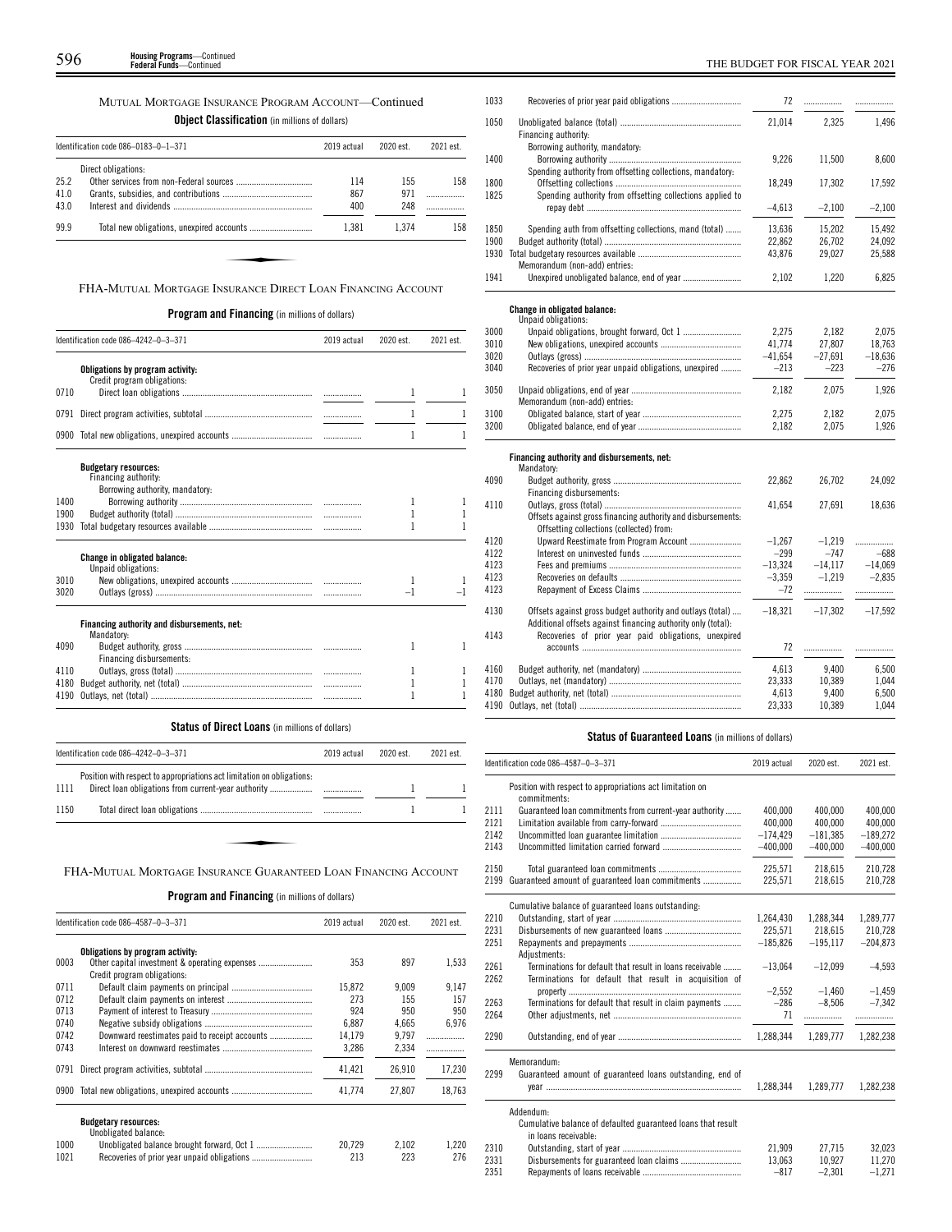MUTUAL MORTGAGE INSURANCE PROGRAM ACCOUNT—Continued

**Object Classification** (in millions of dollars)

| Identification code 086–0183–0–1–371 | | 2019 actual | 2020 est. | 2021 est. |
|---|---|---|---|---|
| | Direct obligations: | | | |
| 25.2 | Other services from non-Federal sources | 114 | 155 | 158 |
| 41.0 | Grants, subsidies, and contributions | 867 | 971 | |
| 43.0 | Interest and dividends | 400 | 248 | |
| 99.9 | Total new obligations, unexpired accounts | 1,381 | 1,374 | 158 |

FHA-MUTUAL MORTGAGE INSURANCE DIRECT LOAN FINANCING ACCOUNT

**Program and Financing** (in millions of dollars)

| Identification code 086–4242–0–3–371 | | 2019 actual | 2020 est. | 2021 est. |
|---|---|---|---|---|
| | **Obligations by program activity:** | | | |
| | Credit program obligations: | | | |
| 0710 | Direct loan obligations | | 1 | 1 |
| 0791 | Direct program activities, subtotal | | 1 | 1 |
| 0900 | Total new obligations, unexpired accounts | | 1 | 1 |
| | **Budgetary resources:** | | | |
| | Financing authority: | | | |
| | Borrowing authority, mandatory: | | | |
| 1400 | Borrowing authority | | 1 | 1 |
| 1900 | Budget authority (total) | | 1 | 1 |
| 1930 | Total budgetary resources available | | 1 | 1 |
| | **Change in obligated balance:** | | | |
| | Unpaid obligations: | | | |
| 3010 | New obligations, unexpired accounts | | 1 | 1 |
| 3020 | Outlays (gross) | | –1 | –1 |
| | **Financing authority and disbursements, net:** | | | |
| | Mandatory: | | | |
| 4090 | Budget authority, gross | | 1 | 1 |
| | Financing disbursements: | | | |
| 4110 | Outlays, gross (total) | | 1 | 1 |
| 4180 | Budget authority, net (total) | | 1 | 1 |
| 4190 | Outlays, net (total) | | 1 | 1 |

**Status of Direct Loans** (in millions of dollars)

| Identification code 086–4242–0–3–371 | | 2019 actual | 2020 est. | 2021 est. |
|---|---|---|---|---|
| | Position with respect to appropriations act limitation on obligations: | | | |
| 1111 | Direct loan obligations from current-year authority | | 1 | 1 |
| 1150 | Total direct loan obligations | | 1 | 1 |

FHA-MUTUAL MORTGAGE INSURANCE GUARANTEED LOAN FINANCING ACCOUNT

**Program and Financing** (in millions of dollars)

| Identification code 086–4587–0–3–371 | | 2019 actual | 2020 est. | 2021 est. |
|---|---|---|---|---|
| | **Obligations by program activity:** | | | |
| 0003 | Other capital investment & operating expenses | 353 | 897 | 1,533 |
| | Credit program obligations: | | | |
| 0711 | Default claim payments on principal | 15,872 | 9,009 | 9,147 |
| 0712 | Default claim payments on interest | 273 | 155 | 157 |
| 0713 | Payment of interest to Treasury | 924 | 950 | 950 |
| 0740 | Negative subsidy obligations | 6,887 | 4,665 | 6,976 |
| 0742 | Downward reestimates paid to receipt accounts | 14,179 | 9,797 | |
| 0743 | Interest on downward reestimates | 3,286 | 2,334 | |
| 0791 | Direct program activities, subtotal | 41,421 | 26,910 | 17,230 |
| 0900 | Total new obligations, unexpired accounts | 41,774 | 27,807 | 18,763 |
| | **Budgetary resources:** | | | |
| | Unobligated balance: | | | |
| 1000 | Unobligated balance brought forward, Oct 1 | 20,729 | 2,102 | 1,220 |
| 1021 | Recoveries of prior year unpaid obligations | 213 | 223 | 276 |
| 1033 | Recoveries of prior year paid obligations | 72 | | |
| 1050 | Unobligated balance (total) | 21,014 | 2,325 | 1,496 |
| | Financing authority: | | | |
| | Borrowing authority, mandatory: | | | |
| 1400 | Borrowing authority | 9,226 | 11,500 | 8,600 |
| | Spending authority from offsetting collections, mandatory: | | | |
| 1800 | Offsetting collections | 18,249 | 17,302 | 17,592 |
| 1825 | Spending authority from offsetting collections applied to repay debt | –4,613 | –2,100 | –2,100 |
| 1850 | Spending auth from offsetting collections, mand (total) | 13,636 | 15,202 | 15,492 |
| 1900 | Budget authority (total) | 22,862 | 26,702 | 24,092 |
| 1930 | Total budgetary resources available | 43,876 | 29,027 | 25,588 |
| | Memorandum (non-add) entries: | | | |
| 1941 | Unexpired unobligated balance, end of year | 2,102 | 1,220 | 6,825 |
| | **Change in obligated balance:** | | | |
| | Unpaid obligations: | | | |
| 3000 | Unpaid obligations, brought forward, Oct 1 | 2,275 | 2,182 | 2,075 |
| 3010 | New obligations, unexpired accounts | 41,774 | 27,807 | 18,763 |
| 3020 | Outlays (gross) | –41,654 | –27,691 | –18,636 |
| 3040 | Recoveries of prior year unpaid obligations, unexpired | –213 | –223 | –276 |
| 3050 | Unpaid obligations, end of year | 2,182 | 2,075 | 1,926 |
| | Memorandum (non-add) entries: | | | |
| 3100 | Obligated balance, start of year | 2,275 | 2,182 | 2,075 |
| 3200 | Obligated balance, end of year | 2,182 | 2,075 | 1,926 |
| | **Financing authority and disbursements, net:** | | | |
| | Mandatory: | | | |
| 4090 | Budget authority, gross | 22,862 | 26,702 | 24,092 |
| | Financing disbursements: | | | |
| 4110 | Outlays, gross (total) | 41,654 | 27,691 | 18,636 |
| | Offsets against gross financing authority and disbursements: | | | |
| | Offsetting collections (collected) from: | | | |
| 4120 | Upward Reestimate from Program Account | –1,267 | –1,219 | |
| 4122 | Interest on uninvested funds | –299 | –747 | –688 |
| 4123 | Fees and premiums | –13,324 | –14,117 | –14,069 |
| 4123 | Recoveries on defaults | –3,359 | –1,219 | –2,835 |
| 4123 | Repayment of Excess Claims | –72 | | |
| 4130 | Offsets against gross budget authority and outlays (total) | –18,321 | –17,302 | –17,592 |
| | Additional offsets against financing authority only (total): | | | |
| 4143 | Recoveries of prior year paid obligations, unexpired accounts | 72 | | |
| 4160 | Budget authority, net (mandatory) | 4,613 | 9,400 | 6,500 |
| 4170 | Outlays, net (mandatory) | 23,333 | 10,389 | 1,044 |
| 4180 | Budget authority, net (total) | 4,613 | 9,400 | 6,500 |
| 4190 | Outlays, net (total) | 23,333 | 10,389 | 1,044 |

**Status of Guaranteed Loans** (in millions of dollars)

| Identification code 086–4587–0–3–371 | | 2019 actual | 2020 est. | 2021 est. |
|---|---|---|---|---|
| | Position with respect to appropriations act limitation on commitments: | | | |
| 2111 | Guaranteed loan commitments from current-year authority | 400,000 | 400,000 | 400,000 |
| 2121 | Limitation available from carry-forward | 400,000 | 400,000 | 400,000 |
| 2142 | Uncommitted loan guarantee limitation | –174,429 | –181,385 | –189,272 |
| 2143 | Uncommitted limitation carried forward | –400,000 | –400,000 | –400,000 |
| 2150 | Total guaranteed loan commitments | 225,571 | 218,615 | 210,728 |
| 2199 | Guaranteed amount of guaranteed loan commitments | 225,571 | 218,615 | 210,728 |
| | Cumulative balance of guaranteed loans outstanding: | | | |
| 2210 | Outstanding, start of year | 1,264,430 | 1,288,344 | 1,289,777 |
| 2231 | Disbursements of new guaranteed loans | 225,571 | 218,615 | 210,728 |
| 2251 | Repayments and prepayments | –185,826 | –195,117 | –204,873 |
| | Adjustments: | | | |
| 2261 | Terminations for default that result in loans receivable | –13,064 | –12,099 | –4,593 |
| 2262 | Terminations for default that result in acquisition of property | –2,552 | –1,460 | –1,459 |
| 2263 | Terminations for default that result in claim payments | –286 | –8,506 | –7,342 |
| 2264 | Other adjustments, net | 71 | | |
| 2290 | Outstanding, end of year | 1,288,344 | 1,289,777 | 1,282,238 |
| | Memorandum: | | | |
| 2299 | Guaranteed amount of guaranteed loans outstanding, end of year | 1,288,344 | 1,289,777 | 1,282,238 |
| | Addendum: | | | |
| | Cumulative balance of defaulted guaranteed loans that result in loans receivable: | | | |
| 2310 | Outstanding, start of year | 21,909 | 27,715 | 32,023 |
| 2331 | Disbursements for guaranteed loan claims | 13,063 | 10,927 | 11,270 |
| 2351 | Repayments of loans receivable | –817 | –2,301 | –1,271 |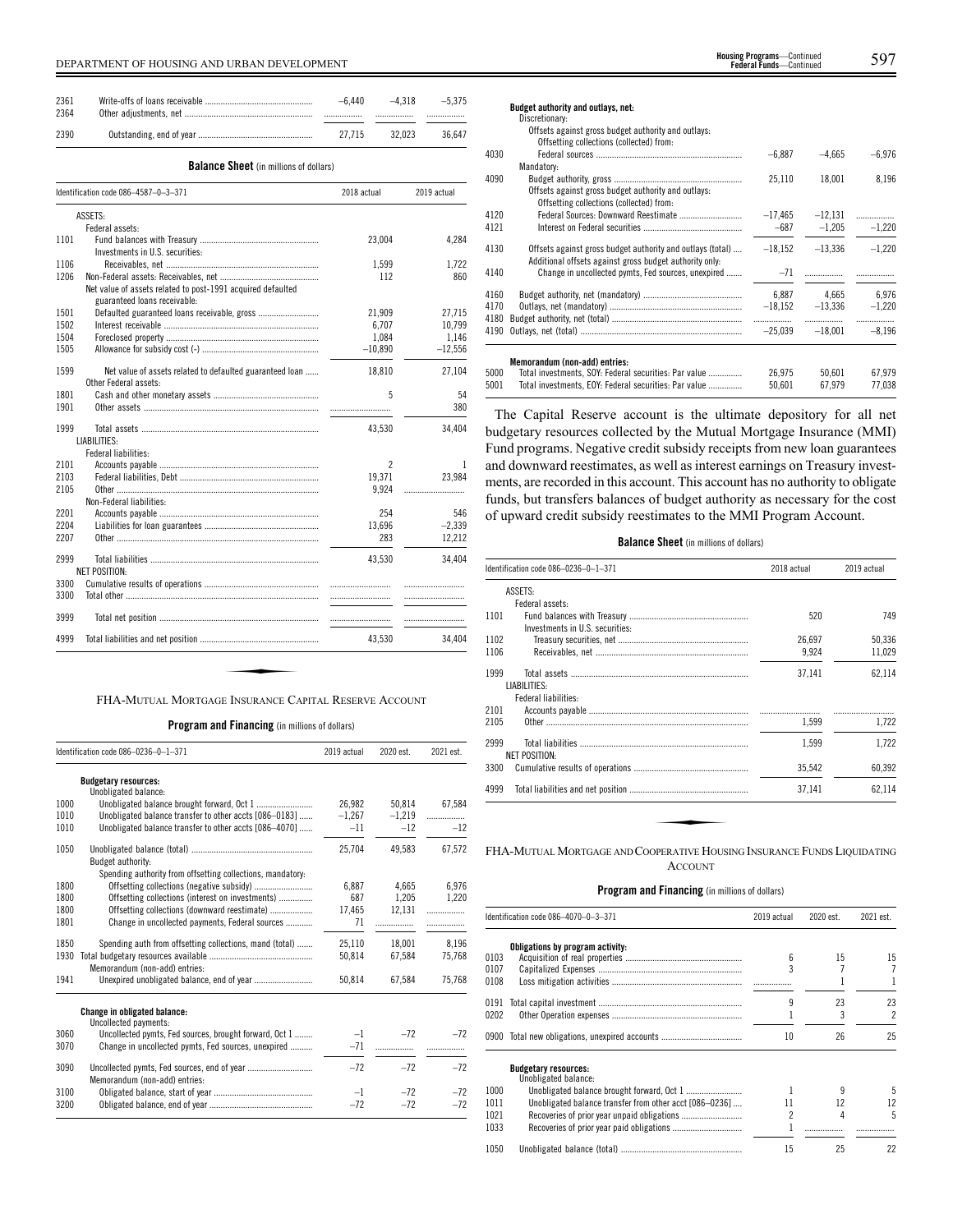| | | | | |
|---|---|---|---|---|
| 2361 | Write-offs of loans receivable | −6,440 | −4,318 | −5,375 |
| 2364 | Other adjustments, net | | | |
| 2390 | Outstanding, end of year | 27,715 | 32,023 | 36,647 |

**Balance Sheet** (in millions of dollars)

| Identification code 086–4587–0–3–371 | | 2018 actual | 2019 actual |
|---|---|---|---|
| | ASSETS: | | |
| | Federal assets: | | |
| 1101 | Fund balances with Treasury | 23,004 | 4,284 |
| | Investments in U.S. securities: | | |
| 1106 | Receivables, net | 1,599 | 1,722 |
| 1206 | Non-Federal assets: Receivables, net | 112 | 860 |
| | Net value of assets related to post-1991 acquired defaulted guaranteed loans receivable: | | |
| 1501 | Defaulted guaranteed loans receivable, gross | 21,909 | 27,715 |
| 1502 | Interest receivable | 6,707 | 10,799 |
| 1504 | Foreclosed property | 1,084 | 1,146 |
| 1505 | Allowance for subsidy cost (-) | −10,890 | −12,556 |
| 1599 | Net value of assets related to defaulted guaranteed loan | 18,810 | 27,104 |
| | Other Federal assets: | | |
| 1801 | Cash and other monetary assets | 5 | 54 |
| 1901 | Other assets | | 380 |
| 1999 | Total assets | 43,530 | 34,404 |
| | LIABILITIES: | | |
| | Federal liabilities: | | |
| 2101 | Accounts payable | 2 | 1 |
| 2103 | Federal liabilities, Debt | 19,371 | 23,984 |
| 2105 | Other | 9,924 | |
| | Non-Federal liabilities: | | |
| 2201 | Accounts payable | 254 | 546 |
| 2204 | Liabilities for loan guarantees | 13,696 | −2,339 |
| 2207 | Other | 283 | 12,212 |
| 2999 | Total liabilities | 43,530 | 34,404 |
| | NET POSITION: | | |
| 3300 | Cumulative results of operations | | |
| 3300 | Total other | | |
| 3999 | Total net position | | |
| 4999 | Total liabilities and net position | 43,530 | 34,404 |

## FHA-Mutual Mortgage Insurance Capital Reserve Account

**Program and Financing** (in millions of dollars)

| Identification code 086–0236–0–1–371 | | 2019 actual | 2020 est. | 2021 est. |
|---|---|---|---|---|
| | **Budgetary resources:** | | | |
| | Unobligated balance: | | | |
| 1000 | Unobligated balance brought forward, Oct 1 | 26,982 | 50,814 | 67,584 |
| 1010 | Unobligated balance transfer to other accts [086–0183] | −1,267 | −1,219 | |
| 1010 | Unobligated balance transfer to other accts [086–4070] | −11 | −12 | −12 |
| 1050 | Unobligated balance (total) | 25,704 | 49,583 | 67,572 |
| | Budget authority: | | | |
| | Spending authority from offsetting collections, mandatory: | | | |
| 1800 | Offsetting collections (negative subsidy) | 6,887 | 4,665 | 6,976 |
| 1800 | Offsetting collections (interest on investments) | 687 | 1,205 | 1,220 |
| 1800 | Offsetting collections (downward reestimate) | 17,465 | 12,131 | |
| 1801 | Change in uncollected payments, Federal sources | 71 | | |
| 1850 | Spending auth from offsetting collections, mand (total) | 25,110 | 18,001 | 8,196 |
| 1930 | Total budgetary resources available | 50,814 | 67,584 | 75,768 |
| | Memorandum (non-add) entries: | | | |
| 1941 | Unexpired unobligated balance, end of year | 50,814 | 67,584 | 75,768 |
| | **Change in obligated balance:** | | | |
| | Uncollected payments: | | | |
| 3060 | Uncollected pymts, Fed sources, brought forward, Oct 1 | −1 | −72 | −72 |
| 3070 | Change in uncollected pymts, Fed sources, unexpired | −71 | | |
| 3090 | Uncollected pymts, Fed sources, end of year | −72 | −72 | −72 |
| | Memorandum (non-add) entries: | | | |
| 3100 | Obligated balance, start of year | −1 | −72 | −72 |
| 3200 | Obligated balance, end of year | −72 | −72 | −72 |
| | **Budget authority and outlays, net:** | | | |
| | Discretionary: | | | |
| | Offsets against gross budget authority and outlays: | | | |
| | Offsetting collections (collected) from: | | | |
| 4030 | Federal sources | −6,887 | −4,665 | −6,976 |
| | Mandatory: | | | |
| 4090 | Budget authority, gross | 25,110 | 18,001 | 8,196 |
| | Offsets against gross budget authority and outlays: | | | |
| | Offsetting collections (collected) from: | | | |
| 4120 | Federal Sources: Downward Reestimate | −17,465 | −12,131 | |
| 4121 | Interest on Federal securities | −687 | −1,205 | −1,220 |
| 4130 | Offsets against gross budget authority and outlays (total) | −18,152 | −13,336 | −1,220 |
| | Additional offsets against gross budget authority only: | | | |
| 4140 | Change in uncollected pymts, Fed sources, unexpired | −71 | | |
| 4160 | Budget authority, net (mandatory) | 6,887 | 4,665 | 6,976 |
| 4170 | Outlays, net (mandatory) | −18,152 | −13,336 | −1,220 |
| 4180 | Budget authority, net (total) | | | |
| 4190 | Outlays, net (total) | −25,039 | −18,001 | −8,196 |
| | **Memorandum (non-add) entries:** | | | |
| 5000 | Total investments, SOY: Federal securities: Par value | 26,975 | 50,601 | 67,979 |
| 5001 | Total investments, EOY: Federal securities: Par value | 50,601 | 67,979 | 77,038 |

The Capital Reserve account is the ultimate depository for all net budgetary resources collected by the Mutual Mortgage Insurance (MMI) Fund programs. Negative credit subsidy receipts from new loan guarantees and downward reestimates, as well as interest earnings on Treasury investments, are recorded in this account. This account has no authority to obligate funds, but transfers balances of budget authority as necessary for the cost of upward credit subsidy reestimates to the MMI Program Account.

**Balance Sheet** (in millions of dollars)

| Identification code 086–0236–0–1–371 | | 2018 actual | 2019 actual |
|---|---|---|---|
| | ASSETS: | | |
| | Federal assets: | | |
| 1101 | Fund balances with Treasury | 520 | 749 |
| | Investments in U.S. securities: | | |
| 1102 | Treasury securities, net | 26,697 | 50,336 |
| 1106 | Receivables, net | 9,924 | 11,029 |
| 1999 | Total assets | 37,141 | 62,114 |
| | LIABILITIES: | | |
| | Federal liabilities: | | |
| 2101 | Accounts payable | | |
| 2105 | Other | 1,599 | 1,722 |
| 2999 | Total liabilities | 1,599 | 1,722 |
| | NET POSITION: | | |
| 3300 | Cumulative results of operations | 35,542 | 60,392 |
| 4999 | Total liabilities and net position | 37,141 | 62,114 |

## FHA-Mutual Mortgage and Cooperative Housing Insurance Funds Liquidating Account

**Program and Financing** (in millions of dollars)

| Identification code 086–4070–0–3–371 | | 2019 actual | 2020 est. | 2021 est. |
|---|---|---|---|---|
| | **Obligations by program activity:** | | | |
| 0103 | Acquisition of real properties | 6 | 15 | 15 |
| 0107 | Capitalized Expenses | 3 | 7 | 7 |
| 0108 | Loss mitigation activities | | 1 | 1 |
| 0191 | Total capital investment | 9 | 23 | 23 |
| 0202 | Other Operation expenses | 1 | 3 | 2 |
| 0900 | Total new obligations, unexpired accounts | 10 | 26 | 25 |
| | **Budgetary resources:** | | | |
| | Unobligated balance: | | | |
| 1000 | Unobligated balance brought forward, Oct 1 | 1 | 9 | 5 |
| 1011 | Unobligated balance transfer from other acct [086–0236] | 11 | 12 | 12 |
| 1021 | Recoveries of prior year unpaid obligations | 2 | 4 | 5 |
| 1033 | Recoveries of prior year paid obligations | 1 | | |
| 1050 | Unobligated balance (total) | 15 | 25 | 22 |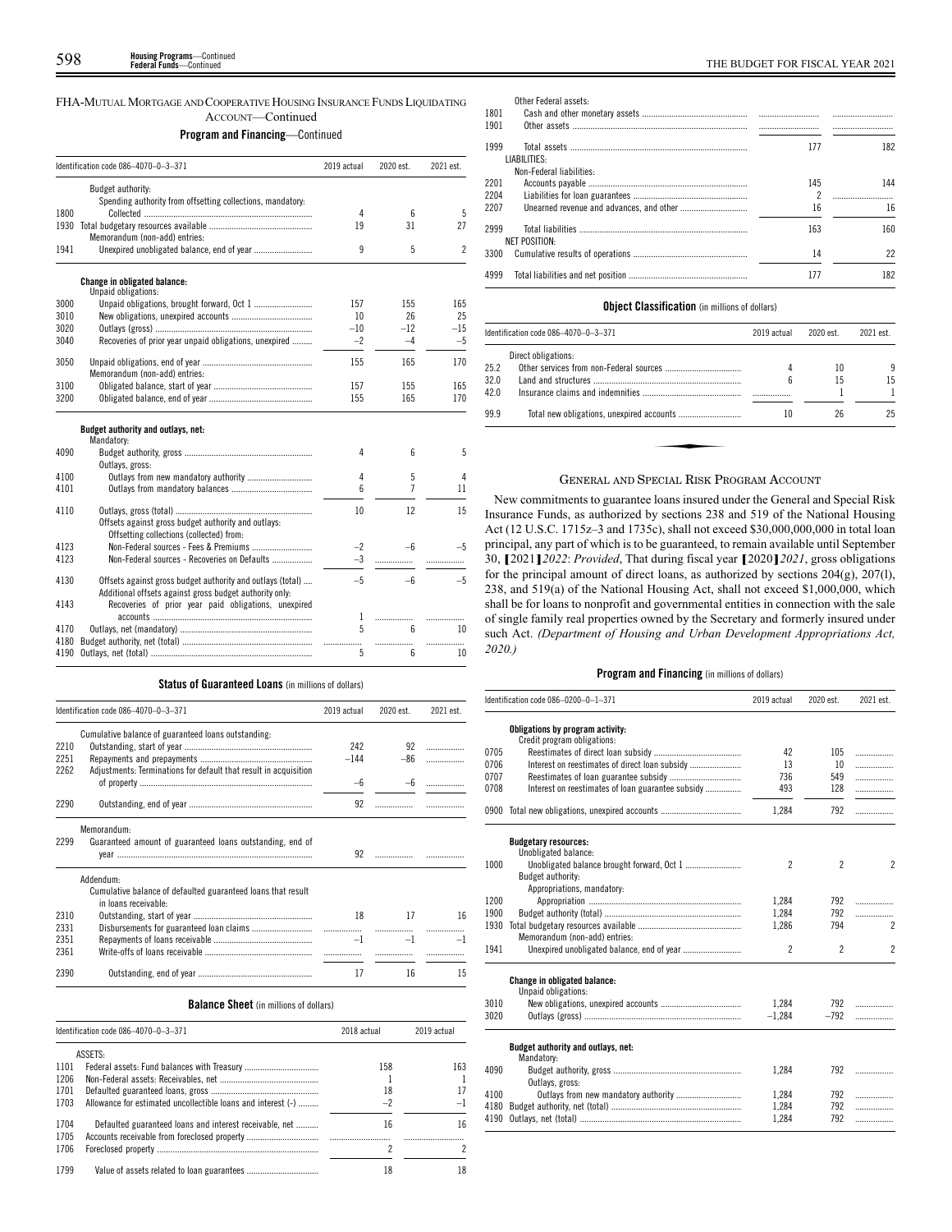## FHA-Mutual Mortgage and Cooperative Housing Insurance Funds Liquidating Account—Continued

### Program and Financing—Continued

| Identification code 086–4070–0–3–371 | | 2019 actual | 2020 est. | 2021 est. |
|---|---|---|---|---|
| | Budget authority: | | | |
| | Spending authority from offsetting collections, mandatory: | | | |
| 1800 | Collected | 4 | 6 | 5 |
| 1930 | Total budgetary resources available | 19 | 31 | 27 |
| | Memorandum (non-add) entries: | | | |
| 1941 | Unexpired unobligated balance, end of year | 9 | 5 | 2 |
| | **Change in obligated balance:** | | | |
| | Unpaid obligations: | | | |
| 3000 | Unpaid obligations, brought forward, Oct 1 | 157 | 155 | 165 |
| 3010 | New obligations, unexpired accounts | 10 | 26 | 25 |
| 3020 | Outlays (gross) | –10 | –12 | –15 |
| 3040 | Recoveries of prior year unpaid obligations, unexpired | –2 | –4 | –5 |
| 3050 | Unpaid obligations, end of year | 155 | 165 | 170 |
| | Memorandum (non-add) entries: | | | |
| 3100 | Obligated balance, start of year | 157 | 155 | 165 |
| 3200 | Obligated balance, end of year | 155 | 165 | 170 |
| | **Budget authority and outlays, net:** | | | |
| | Mandatory: | | | |
| 4090 | Budget authority, gross | 4 | 6 | 5 |
| | Outlays, gross: | | | |
| 4100 | Outlays from new mandatory authority | 4 | 5 | 4 |
| 4101 | Outlays from mandatory balances | 6 | 7 | 11 |
| 4110 | Outlays, gross (total) | 10 | 12 | 15 |
| | Offsets against gross budget authority and outlays: | | | |
| | Offsetting collections (collected) from: | | | |
| 4123 | Non-Federal sources - Fees & Premiums | –2 | –6 | –5 |
| 4123 | Non-Federal sources - Recoveries on Defaults | –3 | | |
| 4130 | Offsets against gross budget authority and outlays (total) | –5 | –6 | –5 |
| | Additional offsets against gross budget authority only: | | | |
| 4143 | Recoveries of prior year paid obligations, unexpired accounts | 1 | | |
| 4170 | Outlays, net (mandatory) | 5 | 6 | 10 |
| 4180 | Budget authority, net (total) | | | |
| 4190 | Outlays, net (total) | 5 | 6 | 10 |

### Status of Guaranteed Loans (in millions of dollars)

| Identification code 086–4070–0–3–371 | | 2019 actual | 2020 est. | 2021 est. |
|---|---|---|---|---|
| | Cumulative balance of guaranteed loans outstanding: | | | |
| 2210 | Outstanding, start of year | 242 | 92 | |
| 2251 | Repayments and prepayments | –144 | –86 | |
| 2262 | Adjustments: Terminations for default that result in acquisition of property | –6 | –6 | |
| 2290 | Outstanding, end of year | 92 | | |
| | Memorandum: | | | |
| 2299 | Guaranteed amount of guaranteed loans outstanding, end of year | 92 | | |
| | Addendum: | | | |
| | Cumulative balance of defaulted guaranteed loans that result in loans receivable: | | | |
| 2310 | Outstanding, start of year | 18 | 17 | 16 |
| 2331 | Disbursements for guaranteed loan claims | | | |
| 2351 | Repayments of loans receivable | –1 | –1 | –1 |
| 2361 | Write-offs of loans receivable | | | |
| 2390 | Outstanding, end of year | 17 | 16 | 15 |

### Balance Sheet (in millions of dollars)

| Identification code 086–4070–0–3–371 | | 2018 actual | 2019 actual |
|---|---|---|---|
| | ASSETS: | | |
| 1101 | Federal assets: Fund balances with Treasury | 158 | 163 |
| 1206 | Non-Federal assets: Receivables, net | 1 | 1 |
| 1701 | Defaulted guaranteed loans, gross | 18 | 17 |
| 1703 | Allowance for estimated uncollectible loans and interest (-) | –2 | –1 |
| 1704 | Defaulted guaranteed loans and interest receivable, net | 16 | 16 |
| 1705 | Accounts receivable from foreclosed property | | |
| 1706 | Foreclosed property | 2 | 2 |
| 1799 | Value of assets related to loan guarantees | 18 | 18 |
| | Other Federal assets: | | |
| 1801 | Cash and other monetary assets | | |
| 1901 | Other assets | | |
| 1999 | Total assets | 177 | 182 |
| | LIABILITIES: | | |
| | Non-Federal liabilities: | | |
| 2201 | Accounts payable | 145 | 144 |
| 2204 | Liabilities for loan guarantees | 2 | |
| 2207 | Unearned revenue and advances, and other | 16 | 16 |
| 2999 | Total liabilities | 163 | 160 |
| | NET POSITION: | | |
| 3300 | Cumulative results of operations | 14 | 22 |
| 4999 | Total liabilities and net position | 177 | 182 |

### Object Classification (in millions of dollars)

| Identification code 086–4070–0–3–371 | | 2019 actual | 2020 est. | 2021 est. |
|---|---|---|---|---|
| | Direct obligations: | | | |
| 25.2 | Other services from non-Federal sources | 4 | 10 | 9 |
| 32.0 | Land and structures | 6 | 15 | 15 |
| 42.0 | Insurance claims and indemnities | | 1 | 1 |
| 99.9 | Total new obligations, unexpired accounts | 10 | 26 | 25 |

## General and Special Risk Program Account

New commitments to guarantee loans insured under the General and Special Risk Insurance Funds, as authorized by sections 238 and 519 of the National Housing Act (12 U.S.C. 1715z–3 and 1735c), shall not exceed $30,000,000,000 in total loan principal, any part of which is to be guaranteed, to remain available until September 30, [2021] *2022*: *Provided*, That during fiscal year [2020] *2021*, gross obligations for the principal amount of direct loans, as authorized by sections 204(g), 207(l), 238, and 519(a) of the National Housing Act, shall not exceed $1,000,000, which shall be for loans to nonprofit and governmental entities in connection with the sale of single family real properties owned by the Secretary and formerly insured under such Act. *(Department of Housing and Urban Development Appropriations Act, 2020.)*

### Program and Financing (in millions of dollars)

| Identification code 086–0200–0–1–371 | | 2019 actual | 2020 est. | 2021 est. |
|---|---|---|---|---|
| | **Obligations by program activity:** | | | |
| | Credit program obligations: | | | |
| 0705 | Reestimates of direct loan subsidy | 42 | 105 | |
| 0706 | Interest on reestimates of direct loan subsidy | 13 | 10 | |
| 0707 | Reestimates of loan guarantee subsidy | 736 | 549 | |
| 0708 | Interest on reestimates of loan guarantee subsidy | 493 | 128 | |
| 0900 | Total new obligations, unexpired accounts | 1,284 | 792 | |
| | **Budgetary resources:** | | | |
| | Unobligated balance: | | | |
| 1000 | Unobligated balance brought forward, Oct 1 | 2 | 2 | 2 |
| | Budget authority: | | | |
| | Appropriations, mandatory: | | | |
| 1200 | Appropriation | 1,284 | 792 | |
| 1900 | Budget authority (total) | 1,284 | 792 | |
| 1930 | Total budgetary resources available | 1,286 | 794 | 2 |
| | Memorandum (non-add) entries: | | | |
| 1941 | Unexpired unobligated balance, end of year | 2 | 2 | 2 |
| | **Change in obligated balance:** | | | |
| | Unpaid obligations: | | | |
| 3010 | New obligations, unexpired accounts | 1,284 | 792 | |
| 3020 | Outlays (gross) | –1,284 | –792 | |
| | **Budget authority and outlays, net:** | | | |
| | Mandatory: | | | |
| 4090 | Budget authority, gross | 1,284 | 792 | |
| | Outlays, gross: | | | |
| 4100 | Outlays from new mandatory authority | 1,284 | 792 | |
| 4180 | Budget authority, net (total) | 1,284 | 792 | |
| 4190 | Outlays, net (total) | 1,284 | 792 | |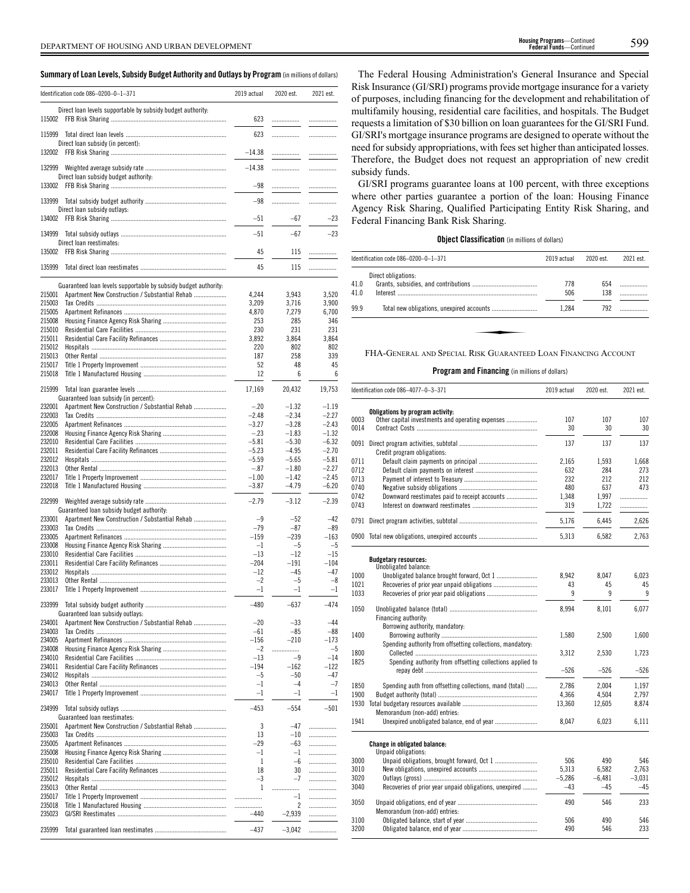**Summary of Loan Levels, Subsidy Budget Authority and Outlays by Program** (in millions of dollars)

| Identification code 086–0200–0–1–371 | | 2019 actual | 2020 est. | 2021 est. |
|---|---|---|---|---|
| | Direct loan levels supportable by subsidy budget authority: | | | |
| 115002 | FFB Risk Sharing | 623 | | |
| 115999 | Total direct loan levels | 623 | | |
| | Direct loan subsidy (in percent): | | | |
| 132002 | FFB Risk Sharing | –14.38 | | |
| 132999 | Weighted average subsidy rate | –14.38 | | |
| | Direct loan subsidy budget authority: | | | |
| 133002 | FFB Risk Sharing | –98 | | |
| 133999 | Total subsidy budget authority | –98 | | |
| | Direct loan subsidy outlays: | | | |
| 134002 | FFB Risk Sharing | –51 | –67 | –23 |
| 134999 | Total subsidy outlays | –51 | –67 | –23 |
| | Direct loan reestimates: | | | |
| 135002 | FFB Risk Sharing | 45 | 115 | |
| 135999 | Total direct loan reestimates | 45 | 115 | |
| | Guaranteed loan levels supportable by subsidy budget authority: | | | |
| 215001 | Apartment New Construction / Substantial Rehab | 4,244 | 3,943 | 3,520 |
| 215003 | Tax Credits | 3,209 | 3,716 | 3,900 |
| 215005 | Apartment Refinances | 4,870 | 7,279 | 6,700 |
| 215008 | Housing Finance Agency Risk Sharing | 253 | 285 | 346 |
| 215010 | Residential Care Facilities | 230 | 231 | 231 |
| 215011 | Residential Care Facility Refinances | 3,892 | 3,864 | 3,864 |
| 215012 | Hospitals | 220 | 802 | 802 |
| 215013 | Other Rental | 187 | 258 | 339 |
| 215017 | Title 1 Property Improvement | 52 | 48 | 45 |
| 215018 | Title 1 Manufactured Housing | 12 | 6 | 6 |
| 215999 | Total loan guarantee levels | 17,169 | 20,432 | 19,753 |
| | Guaranteed loan subsidy (in percent): | | | |
| 232001 | Apartment New Construction / Substantial Rehab | –.20 | –1.32 | –1.19 |
| 232003 | Tax Credits | –2.48 | –2.34 | –2.27 |
| 232005 | Apartment Refinances | –3.27 | –3.28 | –2.43 |
| 232008 | Housing Finance Agency Risk Sharing | –.23 | –1.83 | –1.32 |
| 232010 | Residential Care Facilities | –5.81 | –5.30 | –6.32 |
| 232011 | Residential Care Facility Refinances | –5.23 | –4.95 | –2.70 |
| 232012 | Hospitals | –5.59 | –5.65 | –5.81 |
| 232013 | Other Rental | –.87 | –1.80 | –2.27 |
| 232017 | Title 1 Property Improvement | –1.00 | –1.42 | –2.45 |
| 232018 | Title 1 Manufactured Housing | –3.87 | –4.79 | –6.20 |
| 232999 | Weighted average subsidy rate | –2.79 | –3.12 | –2.39 |
| | Guaranteed loan subsidy budget authority: | | | |
| 233001 | Apartment New Construction / Substantial Rehab | –9 | –52 | –42 |
| 233003 | Tax Credits | –79 | –87 | –89 |
| 233005 | Apartment Refinances | –159 | –239 | –163 |
| 233008 | Housing Finance Agency Risk Sharing | –1 | –5 | –5 |
| 233010 | Residential Care Facilities | –13 | –12 | –15 |
| 233011 | Residential Care Facility Refinances | –204 | –191 | –104 |
| 233012 | Hospitals | –12 | –45 | –47 |
| 233013 | Other Rental | –2 | –5 | –8 |
| 233017 | Title 1 Property Improvement | –1 | –1 | –1 |
| 233999 | Total subsidy budget authority | –480 | –637 | –474 |
| | Guaranteed loan subsidy outlays: | | | |
| 234001 | Apartment New Construction / Substantial Rehab | –20 | –33 | –44 |
| 234003 | Tax Credits | –61 | –85 | –88 |
| 234005 | Apartment Refinances | –156 | –210 | –173 |
| 234008 | Housing Finance Agency Risk Sharing | –2 | | –5 |
| 234010 | Residential Care Facilities | –13 | –9 | –14 |
| 234011 | Residential Care Facility Refinances | –194 | –162 | –122 |
| 234012 | Hospitals | –5 | –50 | –47 |
| 234013 | Other Rental | –1 | –4 | –7 |
| 234017 | Title 1 Property Improvement | –1 | –1 | –1 |
| 234999 | Total subsidy outlays | –453 | –554 | –501 |
| | Guaranteed loan reestimates: | | | |
| 235001 | Apartment New Construction / Substantial Rehab | 3 | –47 | |
| 235003 | Tax Credits | 13 | –10 | |
| 235005 | Apartment Refinances | –29 | –63 | |
| 235008 | Housing Finance Agency Risk Sharing | –1 | –1 | |
| 235010 | Residential Care Facilities | 1 | –6 | |
| 235011 | Residential Care Facility Refinances | 18 | 30 | |
| 235012 | Hospitals | –3 | –7 | |
| 235013 | Other Rental | 1 | | |
| 235017 | Title 1 Property Improvement | | –1 | |
| 235018 | Title 1 Manufactured Housing | | 2 | |
| 235023 | GI/SRI Reestimates | –440 | –2,939 | |
| 235999 | Total guaranteed loan reestimates | –437 | –3,042 | |

The Federal Housing Administration's General Insurance and Special Risk Insurance (GI/SRI) programs provide mortgage insurance for a variety of purposes, including financing for the development and rehabilitation of multifamily housing, residential care facilities, and hospitals. The Budget requests a limitation of $30 billion on loan guarantees for the GI/SRI Fund. GI/SRI's mortgage insurance programs are designed to operate without the need for subsidy appropriations, with fees set higher than anticipated losses. Therefore, the Budget does not request an appropriation of new credit subsidy funds.

GI/SRI programs guarantee loans at 100 percent, with three exceptions where other parties guarantee a portion of the loan: Housing Finance Agency Risk Sharing, Qualified Participating Entity Risk Sharing, and Federal Financing Bank Risk Sharing.

**Object Classification** (in millions of dollars)

| Identification code 086–0200–0–1–371 | | 2019 actual | 2020 est. | 2021 est. |
|---|---|---|---|---|
| | Direct obligations: | | | |
| 41.0 | Grants, subsidies, and contributions | 778 | 654 | |
| 41.0 | Interest | 506 | 138 | |
| 99.9 | Total new obligations, unexpired accounts | 1,284 | 792 | |

FHA-General and Special Risk Guaranteed Loan Financing Account

**Program and Financing** (in millions of dollars)

| Identification code 086–4077–0–3–371 | | 2019 actual | 2020 est. | 2021 est. |
|---|---|---|---|---|
| | **Obligations by program activity:** | | | |
| 0003 | Other capital investments and operating expenses | 107 | 107 | 107 |
| 0014 | Contract Costs | 30 | 30 | 30 |
| 0091 | Direct program activities, subtotal | 137 | 137 | 137 |
| | Credit program obligations: | | | |
| 0711 | Default claim payments on principal | 2,165 | 1,593 | 1,668 |
| 0712 | Default claim payments on interest | 632 | 284 | 273 |
| 0713 | Payment of interest to Treasury | 232 | 212 | 212 |
| 0740 | Negative subsidy obligations | 480 | 637 | 473 |
| 0742 | Downward reestimates paid to receipt accounts | 1,348 | 1,997 | |
| 0743 | Interest on downward reestimates | 319 | 1,722 | |
| 0791 | Direct program activities, subtotal | 5,176 | 6,445 | 2,626 |
| 0900 | Total new obligations, unexpired accounts | 5,313 | 6,582 | 2,763 |
| | **Budgetary resources:** | | | |
| | Unobligated balance: | | | |
| 1000 | Unobligated balance brought forward, Oct 1 | 8,942 | 8,047 | 6,023 |
| 1021 | Recoveries of prior year unpaid obligations | 43 | 45 | 45 |
| 1033 | Recoveries of prior year paid obligations | 9 | 9 | 9 |
| 1050 | Unobligated balance (total) | 8,994 | 8,101 | 6,077 |
| | Financing authority: | | | |
| | Borrowing authority, mandatory: | | | |
| 1400 | Borrowing authority | 1,580 | 2,500 | 1,600 |
| | Spending authority from offsetting collections, mandatory: | | | |
| 1800 | Collected | 3,312 | 2,530 | 1,723 |
| 1825 | Spending authority from offsetting collections applied to repay debt | –526 | –526 | –526 |
| 1850 | Spending auth from offsetting collections, mand (total) | 2,786 | 2,004 | 1,197 |
| 1900 | Budget authority (total) | 4,366 | 4,504 | 2,797 |
| 1930 | Total budgetary resources available | 13,360 | 12,605 | 8,874 |
| | Memorandum (non-add) entries: | | | |
| 1941 | Unexpired unobligated balance, end of year | 8,047 | 6,023 | 6,111 |
| | **Change in obligated balance:** | | | |
| | Unpaid obligations: | | | |
| 3000 | Unpaid obligations, brought forward, Oct 1 | 506 | 490 | 546 |
| 3010 | New obligations, unexpired accounts | 5,313 | 6,582 | 2,763 |
| 3020 | Outlays (gross) | –5,286 | –6,481 | –3,031 |
| 3040 | Recoveries of prior year unpaid obligations, unexpired | –43 | –45 | –45 |
| 3050 | Unpaid obligations, end of year | 490 | 546 | 233 |
| | Memorandum (non-add) entries: | | | |
| 3100 | Obligated balance, start of year | 506 | 490 | 546 |
| 3200 | Obligated balance, end of year | 490 | 546 | 233 |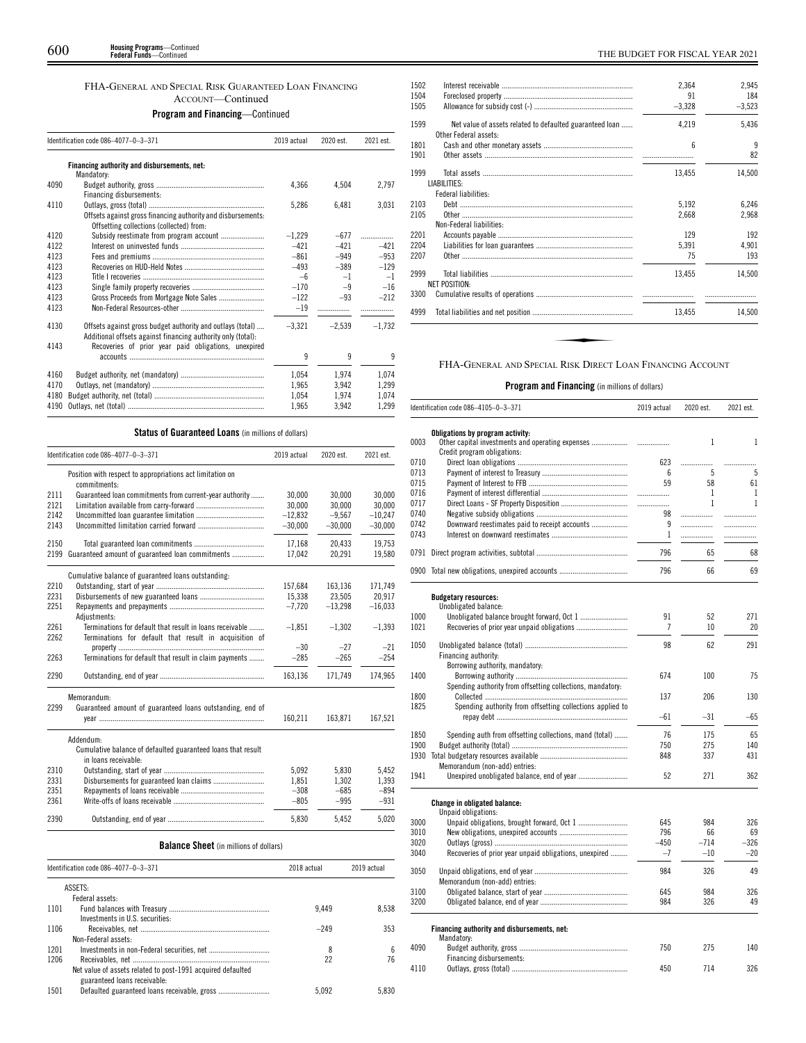FHA-GENERAL AND SPECIAL RISK GUARANTEED LOAN FINANCING ACCOUNT—Continued

**Program and Financing**—Continued

| Identification code 086–4077–0–3–371 | | 2019 actual | 2020 est. | 2021 est. |
|---|---|---|---|---|
| | **Financing authority and disbursements, net:** | | | |
| | Mandatory: | | | |
| 4090 | Budget authority, gross | 4,366 | 4,504 | 2,797 |
| | Financing disbursements: | | | |
| 4110 | Outlays, gross (total) | 5,286 | 6,481 | 3,031 |
| | Offsets against gross financing authority and disbursements: | | | |
| | Offsetting collections (collected) from: | | | |
| 4120 | Subsidy reestimate from program account | –1,229 | –677 | |
| 4122 | Interest on uninvested funds | –421 | –421 | –421 |
| 4123 | Fees and premiums | –861 | –949 | –953 |
| 4123 | Recoveries on HUD-Held Notes | –493 | –389 | –129 |
| 4123 | Title I recoveries | –6 | –1 | –1 |
| 4123 | Single family property recoveries | –170 | –9 | –16 |
| 4123 | Gross Proceeds from Mortgage Note Sales | –122 | –93 | –212 |
| 4123 | Non-Federal Resources-other | –19 | | |
| 4130 | Offsets against gross budget authority and outlays (total) | –3,321 | –2,539 | –1,732 |
| | Additional offsets against financing authority only (total): | | | |
| 4143 | Recoveries of prior year paid obligations, unexpired accounts | 9 | 9 | 9 |
| 4160 | Budget authority, net (mandatory) | 1,054 | 1,974 | 1,074 |
| 4170 | Outlays, net (mandatory) | 1,965 | 3,942 | 1,299 |
| 4180 | Budget authority, net (total) | 1,054 | 1,974 | 1,074 |
| 4190 | Outlays, net (total) | 1,965 | 3,942 | 1,299 |

**Status of Guaranteed Loans** (in millions of dollars)

| Identification code 086–4077–0–3–371 | | 2019 actual | 2020 est. | 2021 est. |
|---|---|---|---|---|
| | Position with respect to appropriations act limitation on commitments: | | | |
| 2111 | Guaranteed loan commitments from current-year authority | 30,000 | 30,000 | 30,000 |
| 2121 | Limitation available from carry-forward | 30,000 | 30,000 | 30,000 |
| 2142 | Uncommitted loan guarantee limitation | –12,832 | –9,567 | –10,247 |
| 2143 | Uncommitted limitation carried forward | –30,000 | –30,000 | –30,000 |
| 2150 | Total guaranteed loan commitments | 17,168 | 20,433 | 19,753 |
| 2199 | Guaranteed amount of guaranteed loan commitments | 17,042 | 20,291 | 19,580 |
| | Cumulative balance of guaranteed loans outstanding: | | | |
| 2210 | Outstanding, start of year | 157,684 | 163,136 | 171,749 |
| 2231 | Disbursements of new guaranteed loans | 15,338 | 23,505 | 20,917 |
| 2251 | Repayments and prepayments | –7,720 | –13,298 | –16,033 |
| | Adjustments: | | | |
| 2261 | Terminations for default that result in loans receivable | –1,851 | –1,302 | –1,393 |
| 2262 | Terminations for default that result in acquisition of property | –30 | –27 | –21 |
| 2263 | Terminations for default that result in claim payments | –285 | –265 | –254 |
| 2290 | Outstanding, end of year | 163,136 | 171,749 | 174,965 |
| | Memorandum: | | | |
| 2299 | Guaranteed amount of guaranteed loans outstanding, end of year | 160,211 | 163,871 | 167,521 |
| | Addendum: | | | |
| | Cumulative balance of defaulted guaranteed loans that result in loans receivable: | | | |
| 2310 | Outstanding, start of year | 5,092 | 5,830 | 5,452 |
| 2331 | Disbursements for guaranteed loan claims | 1,851 | 1,302 | 1,393 |
| 2351 | Repayments of loans receivable | –308 | –685 | –894 |
| 2361 | Write-offs of loans receivable | –805 | –995 | –931 |
| 2390 | Outstanding, end of year | 5,830 | 5,452 | 5,020 |

**Balance Sheet** (in millions of dollars)

| Identification code 086–4077–0–3–371 | | 2018 actual | 2019 actual |
|---|---|---|---|
| | ASSETS: | | |
| | Federal assets: | | |
| 1101 | Fund balances with Treasury | 9,449 | 8,538 |
| | Investments in U.S. securities: | | |
| 1106 | Receivables, net | –249 | 353 |
| | Non-Federal assets: | | |
| 1201 | Investments in non-Federal securities, net | 8 | 6 |
| 1206 | Receivables, net | 22 | 76 |
| | Net value of assets related to post-1991 acquired defaulted guaranteed loans receivable: | | |
| 1501 | Defaulted guaranteed loans receivable, gross | 5,092 | 5,830 |
| 1502 | Interest receivable | 2,364 | 2,945 |
| 1504 | Foreclosed property | 91 | 184 |
| 1505 | Allowance for subsidy cost (-) | –3,328 | –3,523 |
| 1599 | Net value of assets related to defaulted guaranteed loan | 4,219 | 5,436 |
| | Other Federal assets: | | |
| 1801 | Cash and other monetary assets | 6 | 9 |
| 1901 | Other assets | | 82 |
| 1999 | Total assets | 13,455 | 14,500 |
| | LIABILITIES: | | |
| | Federal liabilities: | | |
| 2103 | Debt | 5,192 | 6,246 |
| 2105 | Other | 2,668 | 2,968 |
| | Non-Federal liabilities: | | |
| 2201 | Accounts payable | 129 | 192 |
| 2204 | Liabilities for loan guarantees | 5,391 | 4,901 |
| 2207 | Other | 75 | 193 |
| 2999 | Total liabilities | 13,455 | 14,500 |
| | NET POSITION: | | |
| 3300 | Cumulative results of operations | | |
| 4999 | Total liabilities and net position | 13,455 | 14,500 |

FHA-GENERAL AND SPECIAL RISK DIRECT LOAN FINANCING ACCOUNT

**Program and Financing** (in millions of dollars)

| Identification code 086–4105–0–3–371 | | 2019 actual | 2020 est. | 2021 est. |
|---|---|---|---|---|
| | **Obligations by program activity:** | | | |
| 0003 | Other capital investments and operating expenses | | 1 | 1 |
| | Credit program obligations: | | | |
| 0710 | Direct loan obligations | 623 | | |
| 0713 | Payment of interest to Treasury | 6 | 5 | 5 |
| 0715 | Payment of Interest to FFB | 59 | 58 | 61 |
| 0716 | Payment of interest differential | | 1 | 1 |
| 0717 | Direct Loans - SF Property Disposition | | 1 | 1 |
| 0740 | Negative subsidy obligations | 98 | | |
| 0742 | Downward reestimates paid to receipt accounts | 9 | | |
| 0743 | Interest on downward reestimates | 1 | | |
| 0791 | Direct program activities, subtotal | 796 | 65 | 68 |
| 0900 | Total new obligations, unexpired accounts | 796 | 66 | 69 |
| | **Budgetary resources:** | | | |
| | Unobligated balance: | | | |
| 1000 | Unobligated balance brought forward, Oct 1 | 91 | 52 | 271 |
| 1021 | Recoveries of prior year unpaid obligations | 7 | 10 | 20 |
| 1050 | Unobligated balance (total) | 98 | 62 | 291 |
| | Financing authority: | | | |
| | Borrowing authority, mandatory: | | | |
| 1400 | Borrowing authority | 674 | 100 | 75 |
| | Spending authority from offsetting collections, mandatory: | | | |
| 1800 | Collected | 137 | 206 | 130 |
| 1825 | Spending authority from offsetting collections applied to repay debt | –61 | –31 | –65 |
| 1850 | Spending auth from offsetting collections, mand (total) | 76 | 175 | 65 |
| 1900 | Budget authority (total) | 750 | 275 | 140 |
| 1930 | Total budgetary resources available | 848 | 337 | 431 |
| | Memorandum (non-add) entries: | | | |
| 1941 | Unexpired unobligated balance, end of year | 52 | 271 | 362 |
| | **Change in obligated balance:** | | | |
| | Unpaid obligations: | | | |
| 3000 | Unpaid obligations, brought forward, Oct 1 | 645 | 984 | 326 |
| 3010 | New obligations, unexpired accounts | 796 | 66 | 69 |
| 3020 | Outlays (gross) | –450 | –714 | –326 |
| 3040 | Recoveries of prior year unpaid obligations, unexpired | –7 | –10 | –20 |
| 3050 | Unpaid obligations, end of year | 984 | 326 | 49 |
| | Memorandum (non-add) entries: | | | |
| 3100 | Obligated balance, start of year | 645 | 984 | 326 |
| 3200 | Obligated balance, end of year | 984 | 326 | 49 |
| | **Financing authority and disbursements, net:** | | | |
| | Mandatory: | | | |
| 4090 | Budget authority, gross | 750 | 275 | 140 |
| | Financing disbursements: | | | |
| 4110 | Outlays, gross (total) | 450 | 714 | 326 |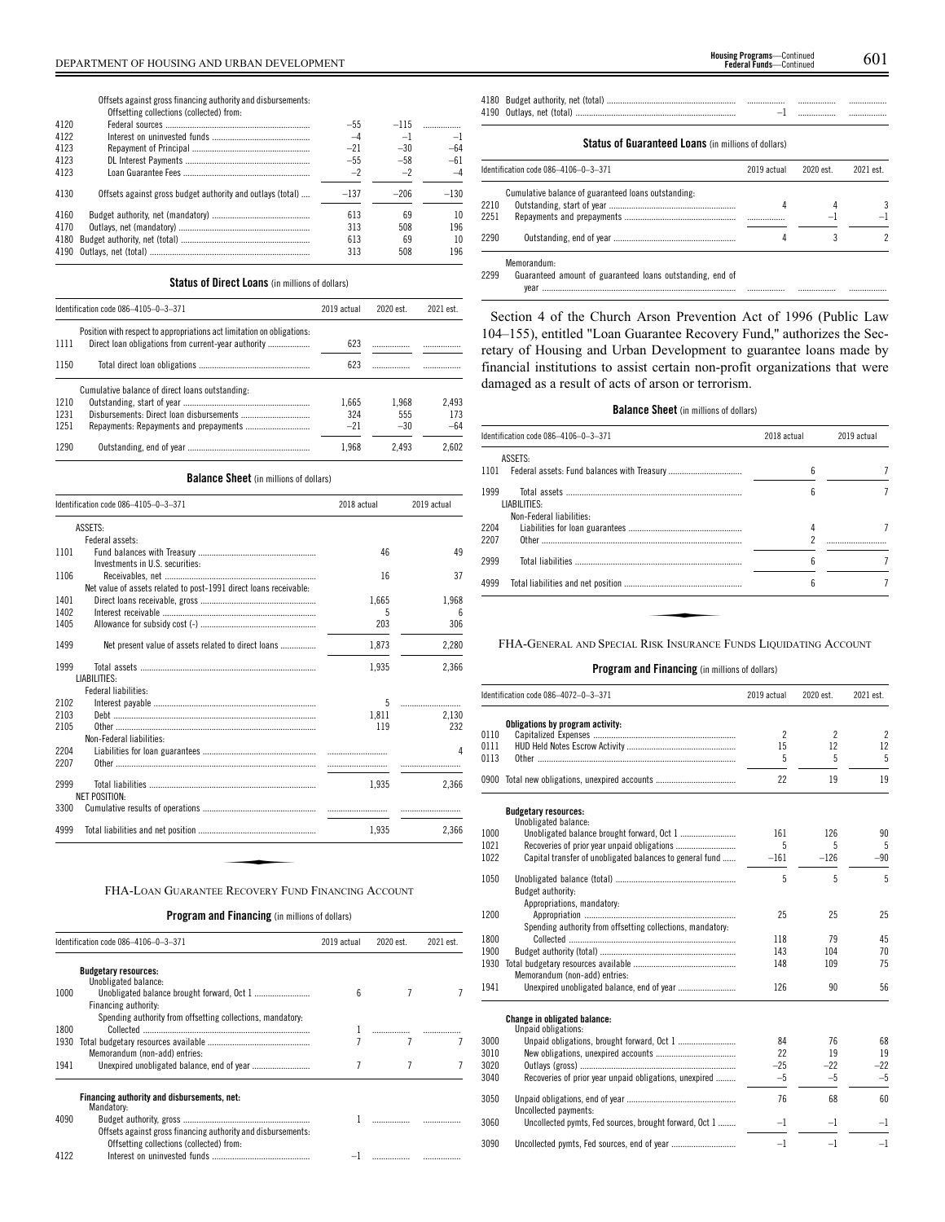| | | 2019 actual | 2020 est. | 2021 est. |
|---|---|---|---|---|
| | Offsets against gross financing authority and disbursements: | | | |
| | Offsetting collections (collected) from: | | | |
| 4120 | Federal sources | –55 | –115 | |
| 4122 | Interest on uninvested funds | –4 | –1 | –1 |
| 4123 | Repayment of Principal | –21 | –30 | –64 |
| 4123 | DL Interest Payments | –55 | –58 | –61 |
| 4123 | Loan Guarantee Fees | –2 | –2 | –4 |
| 4130 | Offsets against gross budget authority and outlays (total) | –137 | –206 | –130 |
| 4160 | Budget authority, net (mandatory) | 613 | 69 | 10 |
| 4170 | Outlays, net (mandatory) | 313 | 508 | 196 |
| 4180 | Budget authority, net (total) | 613 | 69 | 10 |
| 4190 | Outlays, net (total) | 313 | 508 | 196 |

**Status of Direct Loans** (in millions of dollars)

| Identification code 086–4105–0–3–371 | | 2019 actual | 2020 est. | 2021 est. |
|---|---|---|---|---|
| | Position with respect to appropriations act limitation on obligations: | | | |
| 1111 | Direct loan obligations from current-year authority | 623 | | |
| 1150 | Total direct loan obligations | 623 | | |
| | Cumulative balance of direct loans outstanding: | | | |
| 1210 | Outstanding, start of year | 1,665 | 1,968 | 2,493 |
| 1231 | Disbursements: Direct loan disbursements | 324 | 555 | 173 |
| 1251 | Repayments: Repayments and prepayments | –21 | –30 | –64 |
| 1290 | Outstanding, end of year | 1,968 | 2,493 | 2,602 |

**Balance Sheet** (in millions of dollars)

| Identification code 086–4105–0–3–371 | | 2018 actual | 2019 actual |
|---|---|---|---|
| | ASSETS: | | |
| | Federal assets: | | |
| 1101 | Fund balances with Treasury | 46 | 49 |
| | Investments in U.S. securities: | | |
| 1106 | Receivables, net | 16 | 37 |
| | Net value of assets related to post-1991 direct loans receivable: | | |
| 1401 | Direct loans receivable, gross | 1,665 | 1,968 |
| 1402 | Interest receivable | 5 | 6 |
| 1405 | Allowance for subsidy cost (-) | 203 | 306 |
| 1499 | Net present value of assets related to direct loans | 1,873 | 2,280 |
| 1999 | Total assets | 1,935 | 2,366 |
| | LIABILITIES: | | |
| | Federal liabilities: | | |
| 2102 | Interest payable | 5 | |
| 2103 | Debt | 1,811 | 2,130 |
| 2105 | Other | 119 | 232 |
| | Non-Federal liabilities: | | |
| 2204 | Liabilities for loan guarantees | | 4 |
| 2207 | Other | | |
| 2999 | Total liabilities | 1,935 | 2,366 |
| | NET POSITION: | | |
| 3300 | Cumulative results of operations | | |
| 4999 | Total liabilities and net position | 1,935 | 2,366 |

## FHA-Loan Guarantee Recovery Fund Financing Account

**Program and Financing** (in millions of dollars)

| Identification code 086–4106–0–3–371 | | 2019 actual | 2020 est. | 2021 est. |
|---|---|---|---|---|
| | **Budgetary resources:** | | | |
| | Unobligated balance: | | | |
| 1000 | Unobligated balance brought forward, Oct 1 | 6 | 7 | 7 |
| | Financing authority: | | | |
| | Spending authority from offsetting collections, mandatory: | | | |
| 1800 | Collected | 1 | | |
| 1930 | Total budgetary resources available | 7 | 7 | 7 |
| | Memorandum (non-add) entries: | | | |
| 1941 | Unexpired unobligated balance, end of year | 7 | 7 | 7 |
| | **Financing authority and disbursements, net:** | | | |
| | Mandatory: | | | |
| 4090 | Budget authority, gross | 1 | | |
| | Offsets against gross financing authority and disbursements: | | | |
| | Offsetting collections (collected) from: | | | |
| 4122 | Interest on uninvested funds | –1 | | |
| 4180 | Budget authority, net (total) | | | |
| 4190 | Outlays, net (total) | –1 | | |

**Status of Guaranteed Loans** (in millions of dollars)

| Identification code 086–4106–0–3–371 | | 2019 actual | 2020 est. | 2021 est. |
|---|---|---|---|---|
| | Cumulative balance of guaranteed loans outstanding: | | | |
| 2210 | Outstanding, start of year | 4 | 4 | 3 |
| 2251 | Repayments and prepayments | | –1 | –1 |
| 2290 | Outstanding, end of year | 4 | 3 | 2 |
| | Memorandum: | | | |
| 2299 | Guaranteed amount of guaranteed loans outstanding, end of year | | | |

Section 4 of the Church Arson Prevention Act of 1996 (Public Law 104–155), entitled "Loan Guarantee Recovery Fund," authorizes the Secretary of Housing and Urban Development to guarantee loans made by financial institutions to assist certain non-profit organizations that were damaged as a result of acts of arson or terrorism.

**Balance Sheet** (in millions of dollars)

| Identification code 086–4106–0–3–371 | | 2018 actual | 2019 actual |
|---|---|---|---|
| | ASSETS: | | |
| 1101 | Federal assets: Fund balances with Treasury | 6 | 7 |
| 1999 | Total assets | 6 | 7 |
| | LIABILITIES: | | |
| | Non-Federal liabilities: | | |
| 2204 | Liabilities for loan guarantees | 4 | 7 |
| 2207 | Other | 2 | |
| 2999 | Total liabilities | 6 | 7 |
| 4999 | Total liabilities and net position | 6 | 7 |

## FHA-General and Special Risk Insurance Funds Liquidating Account

**Program and Financing** (in millions of dollars)

| Identification code 086–4072–0–3–371 | | 2019 actual | 2020 est. | 2021 est. |
|---|---|---|---|---|
| | **Obligations by program activity:** | | | |
| 0110 | Capitalized Expenses | 2 | 2 | 2 |
| 0111 | HUD Held Notes Escrow Activity | 15 | 12 | 12 |
| 0113 | Other | 5 | 5 | 5 |
| 0900 | Total new obligations, unexpired accounts | 22 | 19 | 19 |
| | **Budgetary resources:** | | | |
| | Unobligated balance: | | | |
| 1000 | Unobligated balance brought forward, Oct 1 | 161 | 126 | 90 |
| 1021 | Recoveries of prior year unpaid obligations | 5 | 5 | 5 |
| 1022 | Capital transfer of unobligated balances to general fund | –161 | –126 | –90 |
| 1050 | Unobligated balance (total) | 5 | 5 | 5 |
| | Budget authority: | | | |
| | Appropriations, mandatory: | | | |
| 1200 | Appropriation | 25 | 25 | 25 |
| | Spending authority from offsetting collections, mandatory: | | | |
| 1800 | Collected | 118 | 79 | 45 |
| 1900 | Budget authority (total) | 143 | 104 | 70 |
| 1930 | Total budgetary resources available | 148 | 109 | 75 |
| | Memorandum (non-add) entries: | | | |
| 1941 | Unexpired unobligated balance, end of year | 126 | 90 | 56 |
| | **Change in obligated balance:** | | | |
| | Unpaid obligations: | | | |
| 3000 | Unpaid obligations, brought forward, Oct 1 | 84 | 76 | 68 |
| 3010 | New obligations, unexpired accounts | 22 | 19 | 19 |
| 3020 | Outlays (gross) | –25 | –22 | –22 |
| 3040 | Recoveries of prior year unpaid obligations, unexpired | –5 | –5 | –5 |
| 3050 | Unpaid obligations, end of year | 76 | 68 | 60 |
| | Uncollected payments: | | | |
| 3060 | Uncollected pymts, Fed sources, brought forward, Oct 1 | –1 | –1 | –1 |
| 3090 | Uncollected pymts, Fed sources, end of year | –1 | –1 | –1 |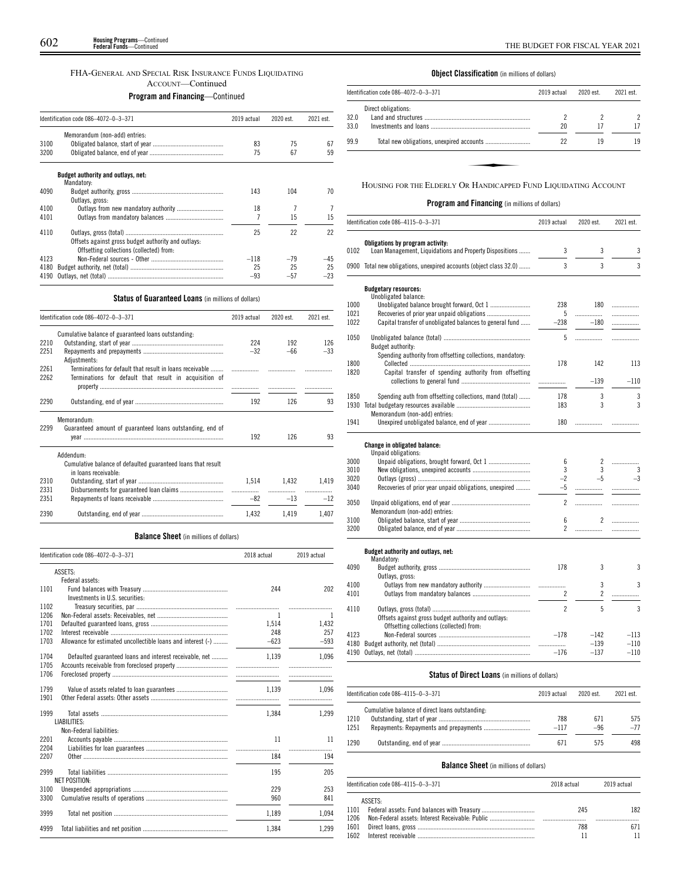## FHA-General and Special Risk Insurance Funds Liquidating Account—Continued

### Program and Financing—Continued

| Identification code 086–4072–0–3–371 | | 2019 actual | 2020 est. | 2021 est. |
|---|---|---|---|---|
| | Memorandum (non-add) entries: | | | |
| 3100 | Obligated balance, start of year | 83 | 75 | 67 |
| 3200 | Obligated balance, end of year | 75 | 67 | 59 |
| | **Budget authority and outlays, net:** | | | |
| | Mandatory: | | | |
| 4090 | Budget authority, gross | 143 | 104 | 70 |
| | Outlays, gross: | | | |
| 4100 | Outlays from new mandatory authority | 18 | 7 | 7 |
| 4101 | Outlays from mandatory balances | 7 | 15 | 15 |
| 4110 | Outlays, gross (total) | 25 | 22 | 22 |
| | Offsets against gross budget authority and outlays: | | | |
| | Offsetting collections (collected) from: | | | |
| 4123 | Non-Federal sources - Other | –118 | –79 | –45 |
| 4180 | Budget authority, net (total) | 25 | 25 | 25 |
| 4190 | Outlays, net (total) | –93 | –57 | –23 |

### Status of Guaranteed Loans (in millions of dollars)

| Identification code 086–4072–0–3–371 | | 2019 actual | 2020 est. | 2021 est. |
|---|---|---|---|---|
| | Cumulative balance of guaranteed loans outstanding: | | | |
| 2210 | Outstanding, start of year | 224 | 192 | 126 |
| 2251 | Repayments and prepayments | –32 | –66 | –33 |
| | Adjustments: | | | |
| 2261 | Terminations for default that result in loans receivable | | | |
| 2262 | Terminations for default that result in acquisition of property | | | |
| 2290 | Outstanding, end of year | 192 | 126 | 93 |
| | Memorandum: | | | |
| 2299 | Guaranteed amount of guaranteed loans outstanding, end of year | 192 | 126 | 93 |
| | Addendum: | | | |
| | Cumulative balance of defaulted guaranteed loans that result in loans receivable: | | | |
| 2310 | Outstanding, start of year | 1,514 | 1,432 | 1,419 |
| 2331 | Disbursements for guaranteed loan claims | | | |
| 2351 | Repayments of loans receivable | –82 | –13 | –12 |
| 2390 | Outstanding, end of year | 1,432 | 1,419 | 1,407 |

### Balance Sheet (in millions of dollars)

| Identification code 086–4072–0–3–371 | | 2018 actual | 2019 actual |
|---|---|---|---|
| | ASSETS: | | |
| | Federal assets: | | |
| 1101 | Fund balances with Treasury | 244 | 202 |
| | Investments in U.S. securities: | | |
| 1102 | Treasury securities, par | | |
| 1206 | Non-Federal assets: Receivables, net | 1 | 1 |
| 1701 | Defaulted guaranteed loans, gross | 1,514 | 1,432 |
| 1702 | Interest receivable | 248 | 257 |
| 1703 | Allowance for estimated uncollectible loans and interest (-) | –623 | –593 |
| 1704 | Defaulted guaranteed loans and interest receivable, net | 1,139 | 1,096 |
| 1705 | Accounts receivable from foreclosed property | | |
| 1706 | Foreclosed property | | |
| 1799 | Value of assets related to loan guarantees | 1,139 | 1,096 |
| 1901 | Other Federal assets: Other assets | | |
| 1999 | Total assets | 1,384 | 1,299 |
| | LIABILITIES: | | |
| | Non-Federal liabilities: | | |
| 2201 | Accounts payable | 11 | 11 |
| 2204 | Liabilities for loan guarantees | | |
| 2207 | Other | 184 | 194 |
| 2999 | Total liabilities | 195 | 205 |
| | NET POSITION: | | |
| 3100 | Unexpended appropriations | 229 | 253 |
| 3300 | Cumulative results of operations | 960 | 841 |
| 3999 | Total net position | 1,189 | 1,094 |
| 4999 | Total liabilities and net position | 1,384 | 1,299 |

### Object Classification (in millions of dollars)

| Identification code 086–4072–0–3–371 | | 2019 actual | 2020 est. | 2021 est. |
|---|---|---|---|---|
| | Direct obligations: | | | |
| 32.0 | Land and structures | 2 | 2 | 2 |
| 33.0 | Investments and loans | 20 | 17 | 17 |
| 99.9 | Total new obligations, unexpired accounts | 22 | 19 | 19 |

## Housing for the Elderly or Handicapped Fund Liquidating Account

### Program and Financing (in millions of dollars)

| Identification code 086–4115–0–3–371 | | 2019 actual | 2020 est. | 2021 est. |
|---|---|---|---|---|
| | **Obligations by program activity:** | | | |
| 0102 | Loan Management, Liquidations and Property Dispositions | 3 | 3 | 3 |
| 0900 | Total new obligations, unexpired accounts (object class 32.0) | 3 | 3 | 3 |
| | **Budgetary resources:** | | | |
| | Unobligated balance: | | | |
| 1000 | Unobligated balance brought forward, Oct 1 | 238 | 180 | |
| 1021 | Recoveries of prior year unpaid obligations | 5 | | |
| 1022 | Capital transfer of unobligated balances to general fund | –238 | –180 | |
| 1050 | Unobligated balance (total) | 5 | | |
| | Budget authority: | | | |
| | Spending authority from offsetting collections, mandatory: | | | |
| 1800 | Collected | 178 | 142 | 113 |
| 1820 | Capital transfer of spending authority from offsetting collections to general fund | | –139 | –110 |
| 1850 | Spending auth from offsetting collections, mand (total) | 178 | 3 | 3 |
| 1930 | Total budgetary resources available | 183 | 3 | 3 |
| | Memorandum (non-add) entries: | | | |
| 1941 | Unexpired unobligated balance, end of year | 180 | | |
| | **Change in obligated balance:** | | | |
| | Unpaid obligations: | | | |
| 3000 | Unpaid obligations, brought forward, Oct 1 | 6 | 2 | |
| 3010 | New obligations, unexpired accounts | 3 | 3 | 3 |
| 3020 | Outlays (gross) | –2 | –5 | –3 |
| 3040 | Recoveries of prior year unpaid obligations, unexpired | –5 | | |
| 3050 | Unpaid obligations, end of year | 2 | | |
| | Memorandum (non-add) entries: | | | |
| 3100 | Obligated balance, start of year | 6 | 2 | |
| 3200 | Obligated balance, end of year | 2 | | |
| | **Budget authority and outlays, net:** | | | |
| | Mandatory: | | | |
| 4090 | Budget authority, gross | 178 | 3 | 3 |
| | Outlays, gross: | | | |
| 4100 | Outlays from new mandatory authority | | 3 | 3 |
| 4101 | Outlays from mandatory balances | 2 | 2 | |
| 4110 | Outlays, gross (total) | 2 | 5 | 3 |
| | Offsets against gross budget authority and outlays: | | | |
| | Offsetting collections (collected) from: | | | |
| 4123 | Non-Federal sources | –178 | –142 | –113 |
| 4180 | Budget authority, net (total) | | –139 | –110 |
| 4190 | Outlays, net (total) | –176 | –137 | –110 |

### Status of Direct Loans (in millions of dollars)

| Identification code 086–4115–0–3–371 | | 2019 actual | 2020 est. | 2021 est. |
|---|---|---|---|---|
| | Cumulative balance of direct loans outstanding: | | | |
| 1210 | Outstanding, start of year | 788 | 671 | 575 |
| 1251 | Repayments: Repayments and prepayments | –117 | –96 | –77 |
| 1290 | Outstanding, end of year | 671 | 575 | 498 |

### Balance Sheet (in millions of dollars)

| Identification code 086–4115–0–3–371 | | 2018 actual | 2019 actual |
|---|---|---|---|
| | ASSETS: | | |
| 1101 | Federal assets: Fund balances with Treasury | 245 | 182 |
| 1206 | Non-Federal assets: Interest Receivable: Public | | |
| 1601 | Direct loans, gross | 788 | 671 |
| 1602 | Interest receivable | 11 | 11 |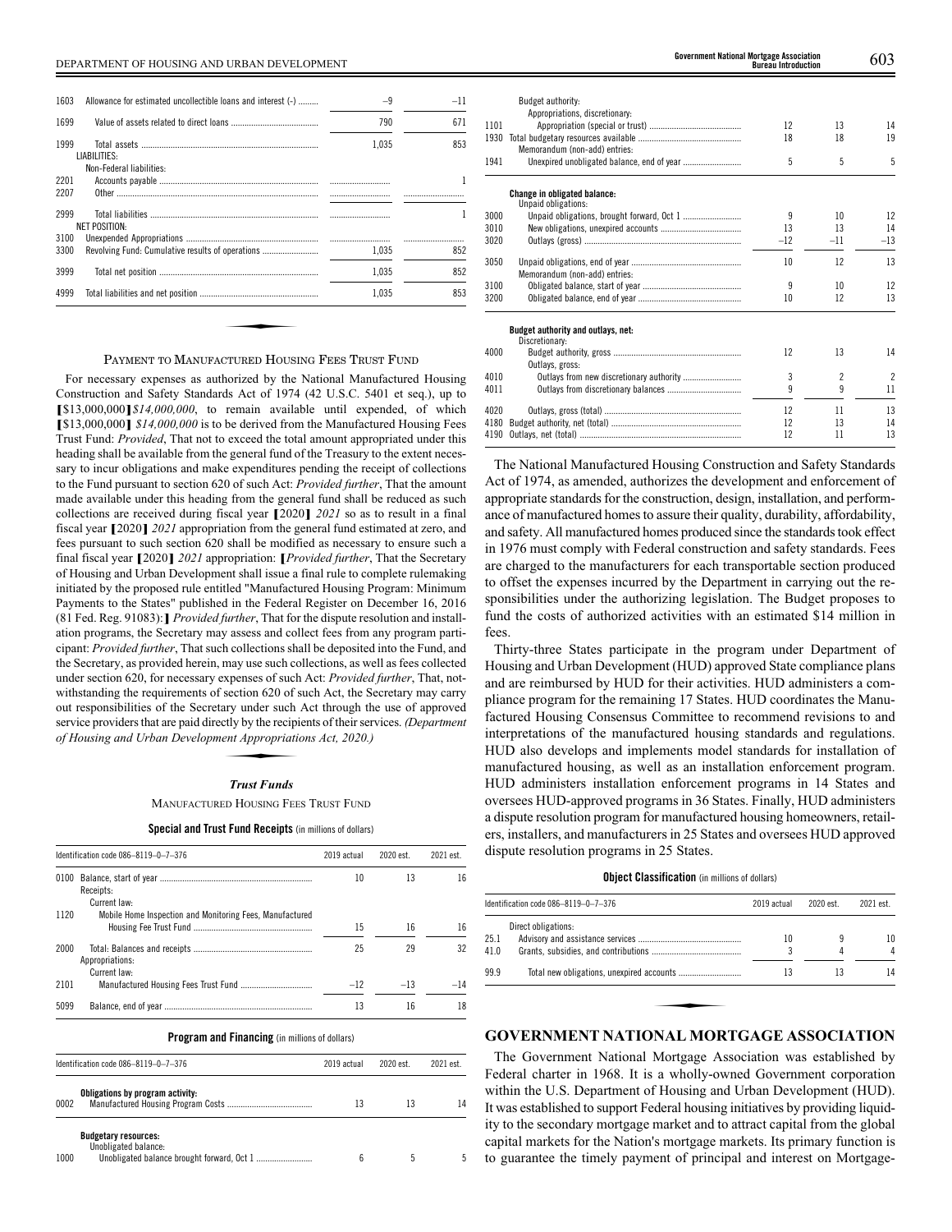| | | | |
|---|---|---|---|
| 1603 | Allowance for estimated uncollectible loans and interest (-) | −9 | −11 |
| 1699 | Value of assets related to direct loans | 790 | 671 |
| 1999 | Total assets | 1,035 | 853 |
| | LIABILITIES: | | |
| | Non-Federal liabilities: | | |
| 2201 | Accounts payable | | 1 |
| 2207 | Other | | |
| 2999 | Total liabilities | | 1 |
| | NET POSITION: | | |
| 3100 | Unexpended Appropriations | | |
| 3300 | Revolving Fund: Cumulative results of operations | 1,035 | 852 |
| 3999 | Total net position | 1,035 | 852 |
| 4999 | Total liabilities and net position | 1,035 | 853 |

## PAYMENT TO MANUFACTURED HOUSING FEES TRUST FUND

For necessary expenses as authorized by the National Manufactured Housing Construction and Safety Standards Act of 1974 (42 U.S.C. 5401 et seq.), up to [$13,000,000] *$14,000,000*, to remain available until expended, of which [$13,000,000] *$14,000,000* is to be derived from the Manufactured Housing Fees Trust Fund: *Provided*, That not to exceed the total amount appropriated under this heading shall be available from the general fund of the Treasury to the extent necessary to incur obligations and make expenditures pending the receipt of collections to the Fund pursuant to section 620 of such Act: *Provided further*, That the amount made available under this heading from the general fund shall be reduced as such collections are received during fiscal year [2020] *2021* so as to result in a final fiscal year [2020] *2021* appropriation from the general fund estimated at zero, and fees pursuant to such section 620 shall be modified as necessary to ensure such a final fiscal year [2020] *2021* appropriation: [*Provided further*, That the Secretary of Housing and Urban Development shall issue a final rule to complete rulemaking initiated by the proposed rule entitled "Manufactured Housing Program: Minimum Payments to the States" published in the Federal Register on December 16, 2016 (81 Fed. Reg. 91083):] *Provided further*, That for the dispute resolution and installation programs, the Secretary may assess and collect fees from any program participant: *Provided further*, That such collections shall be deposited into the Fund, and the Secretary, as provided herein, may use such collections, as well as fees collected under section 620, for necessary expenses of such Act: *Provided further*, That, notwithstanding the requirements of section 620 of such Act, the Secretary may carry out responsibilities of the Secretary under such Act through the use of approved service providers that are paid directly by the recipients of their services. *(Department of Housing and Urban Development Appropriations Act, 2020.)*

### *Trust Funds*

MANUFACTURED HOUSING FEES TRUST FUND

**Special and Trust Fund Receipts** (in millions of dollars)

| Identification code 086–8119–0–7–376 | | 2019 actual | 2020 est. | 2021 est. |
|---|---|---|---|---|
| 0100 | Balance, start of year | 10 | 13 | 16 |
| | Receipts: | | | |
| | Current law: | | | |
| 1120 | Mobile Home Inspection and Monitoring Fees, Manufactured Housing Fee Trust Fund | 15 | 16 | 16 |
| 2000 | Total: Balances and receipts | 25 | 29 | 32 |
| | Appropriations: | | | |
| | Current law: | | | |
| 2101 | Manufactured Housing Fees Trust Fund | −12 | −13 | −14 |
| 5099 | Balance, end of year | 13 | 16 | 18 |

**Program and Financing** (in millions of dollars)

| Identification code 086–8119–0–7–376 | | 2019 actual | 2020 est. | 2021 est. |
|---|---|---|---|---|
| | **Obligations by program activity:** | | | |
| 0002 | Manufactured Housing Program Costs | 13 | 13 | 14 |
| | **Budgetary resources:** | | | |
| | Unobligated balance: | | | |
| 1000 | Unobligated balance brought forward, Oct 1 | 6 | 5 | 5 |
| | Budget authority: | | | |
| | Appropriations, discretionary: | | | |
| 1101 | Appropriation (special or trust) | 12 | 13 | 14 |
| 1930 | Total budgetary resources available | 18 | 18 | 19 |
| | Memorandum (non-add) entries: | | | |
| 1941 | Unexpired unobligated balance, end of year | 5 | 5 | 5 |
| | **Change in obligated balance:** | | | |
| | Unpaid obligations: | | | |
| 3000 | Unpaid obligations, brought forward, Oct 1 | 9 | 10 | 12 |
| 3010 | New obligations, unexpired accounts | 13 | 13 | 14 |
| 3020 | Outlays (gross) | −12 | −11 | −13 |
| 3050 | Unpaid obligations, end of year | 10 | 12 | 13 |
| | Memorandum (non-add) entries: | | | |
| 3100 | Obligated balance, start of year | 9 | 10 | 12 |
| 3200 | Obligated balance, end of year | 10 | 12 | 13 |
| | **Budget authority and outlays, net:** | | | |
| | Discretionary: | | | |
| 4000 | Budget authority, gross | 12 | 13 | 14 |
| | Outlays, gross: | | | |
| 4010 | Outlays from new discretionary authority | 3 | 2 | 2 |
| 4011 | Outlays from discretionary balances | 9 | 9 | 11 |
| 4020 | Outlays, gross (total) | 12 | 11 | 13 |
| 4180 | Budget authority, net (total) | 12 | 13 | 14 |
| 4190 | Outlays, net (total) | 12 | 11 | 13 |

The National Manufactured Housing Construction and Safety Standards Act of 1974, as amended, authorizes the development and enforcement of appropriate standards for the construction, design, installation, and performance of manufactured homes to assure their quality, durability, affordability, and safety. All manufactured homes produced since the standards took effect in 1976 must comply with Federal construction and safety standards. Fees are charged to the manufacturers for each transportable section produced to offset the expenses incurred by the Department in carrying out the responsibilities under the authorizing legislation. The Budget proposes to fund the costs of authorized activities with an estimated $14 million in fees.

Thirty-three States participate in the program under Department of Housing and Urban Development (HUD) approved State compliance plans and are reimbursed by HUD for their activities. HUD administers a compliance program for the remaining 17 States. HUD coordinates the Manufactured Housing Consensus Committee to recommend revisions to and interpretations of the manufactured housing standards and regulations. HUD also develops and implements model standards for installation of manufactured housing, as well as an installation enforcement program. HUD administers installation enforcement programs in 14 States and oversees HUD-approved programs in 36 States. Finally, HUD administers a dispute resolution program for manufactured housing homeowners, retailers, installers, and manufacturers in 25 States and oversees HUD approved dispute resolution programs in 25 States.

**Object Classification** (in millions of dollars)

| Identification code 086–8119–0–7–376 | | 2019 actual | 2020 est. | 2021 est. |
|---|---|---|---|---|
| | Direct obligations: | | | |
| 25.1 | Advisory and assistance services | 10 | 9 | 10 |
| 41.0 | Grants, subsidies, and contributions | 3 | 4 | 4 |
| 99.9 | Total new obligations, unexpired accounts | 13 | 13 | 14 |

## GOVERNMENT NATIONAL MORTGAGE ASSOCIATION

The Government National Mortgage Association was established by Federal charter in 1968. It is a wholly-owned Government corporation within the U.S. Department of Housing and Urban Development (HUD). It was established to support Federal housing initiatives by providing liquidity to the secondary mortgage market and to attract capital from the global capital markets for the Nation's mortgage markets. Its primary function is to guarantee the timely payment of principal and interest on Mortgage-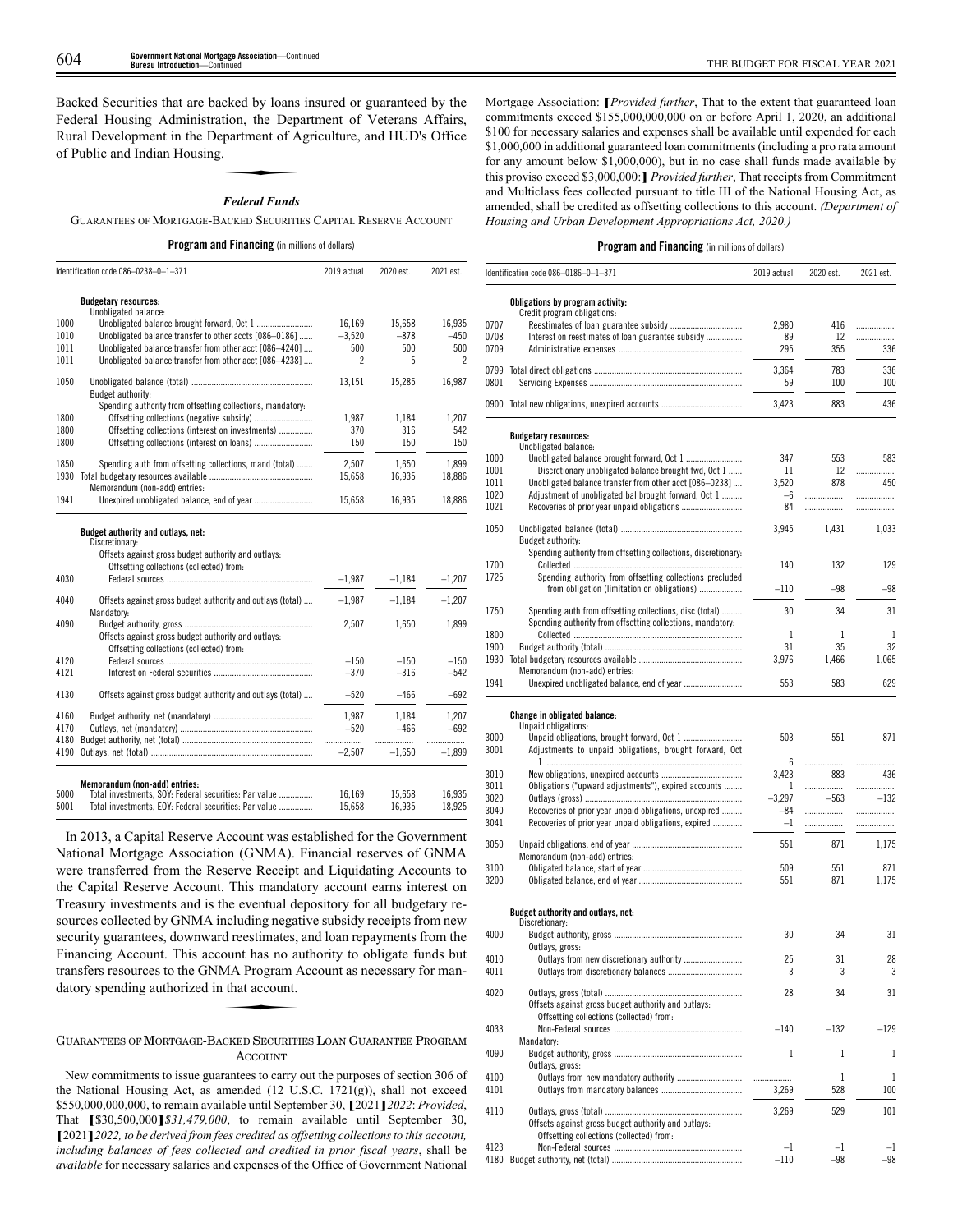Backed Securities that are backed by loans insured or guaranteed by the Federal Housing Administration, the Department of Veterans Affairs, Rural Development in the Department of Agriculture, and HUD's Office of Public and Indian Housing.

### *Federal Funds*

GUARANTEES OF MORTGAGE-BACKED SECURITIES CAPITAL RESERVE ACCOUNT

**Program and Financing** (in millions of dollars)

| Identification code 086–0238–0–1–371 | | 2019 actual | 2020 est. | 2021 est. |
|---|---|---|---|---|
| | **Budgetary resources:** | | | |
| | Unobligated balance: | | | |
| 1000 | Unobligated balance brought forward, Oct 1 | 16,169 | 15,658 | 16,935 |
| 1010 | Unobligated balance transfer to other accts [086–0186] | –3,520 | –878 | –450 |
| 1011 | Unobligated balance transfer from other acct [086–4240] | 500 | 500 | 500 |
| 1011 | Unobligated balance transfer from other acct [086–4238] | 2 | 5 | 2 |
| 1050 | Unobligated balance (total) | 13,151 | 15,285 | 16,987 |
| | Budget authority: | | | |
| | Spending authority from offsetting collections, mandatory: | | | |
| 1800 | Offsetting collections (negative subsidy) | 1,987 | 1,184 | 1,207 |
| 1800 | Offsetting collections (interest on investments) | 370 | 316 | 542 |
| 1800 | Offsetting collections (interest on loans) | 150 | 150 | 150 |
| 1850 | Spending auth from offsetting collections, mand (total) | 2,507 | 1,650 | 1,899 |
| 1930 | Total budgetary resources available | 15,658 | 16,935 | 18,886 |
| | Memorandum (non-add) entries: | | | |
| 1941 | Unexpired unobligated balance, end of year | 15,658 | 16,935 | 18,886 |
| | **Budget authority and outlays, net:** | | | |
| | Discretionary: | | | |
| | Offsets against gross budget authority and outlays: | | | |
| | Offsetting collections (collected) from: | | | |
| 4030 | Federal sources | –1,987 | –1,184 | –1,207 |
| 4040 | Offsets against gross budget authority and outlays (total) | –1,987 | –1,184 | –1,207 |
| | Mandatory: | | | |
| 4090 | Budget authority, gross | 2,507 | 1,650 | 1,899 |
| | Offsets against gross budget authority and outlays: | | | |
| | Offsetting collections (collected) from: | | | |
| 4120 | Federal sources | –150 | –150 | –150 |
| 4121 | Interest on Federal securities | –370 | –316 | –542 |
| 4130 | Offsets against gross budget authority and outlays (total) | –520 | –466 | –692 |
| 4160 | Budget authority, net (mandatory) | 1,987 | 1,184 | 1,207 |
| 4170 | Outlays, net (mandatory) | –520 | –466 | –692 |
| 4180 | Budget authority, net (total) | | | |
| 4190 | Outlays, net (total) | –2,507 | –1,650 | –1,899 |
| | **Memorandum (non-add) entries:** | | | |
| 5000 | Total investments, SOY: Federal securities: Par value | 16,169 | 15,658 | 16,935 |
| 5001 | Total investments, EOY: Federal securities: Par value | 15,658 | 16,935 | 18,925 |

In 2013, a Capital Reserve Account was established for the Government National Mortgage Association (GNMA). Financial reserves of GNMA were transferred from the Reserve Receipt and Liquidating Accounts to the Capital Reserve Account. This mandatory account earns interest on Treasury investments and is the eventual depository for all budgetary resources collected by GNMA including negative subsidy receipts from new security guarantees, downward reestimates, and loan repayments from the Financing Account. This account has no authority to obligate funds but transfers resources to the GNMA Program Account as necessary for mandatory spending authorized in that account.

GUARANTEES OF MORTGAGE-BACKED SECURITIES LOAN GUARANTEE PROGRAM ACCOUNT

New commitments to issue guarantees to carry out the purposes of section 306 of the National Housing Act, as amended (12 U.S.C. 1721(g)), shall not exceed $550,000,000,000, to remain available until September 30, [2021] *2022*: *Provided*, That [$30,500,000] *$31,479,000*, to remain available until September 30, [2021] *2022, to be derived from fees credited as offsetting collections to this account, including balances of fees collected and credited in prior fiscal years*, shall be *available* for necessary salaries and expenses of the Office of Government National Mortgage Association: [*Provided further*, That to the extent that guaranteed loan commitments exceed $155,000,000,000 on or before April 1, 2020, an additional $100 for necessary salaries and expenses shall be available until expended for each $1,000,000 in additional guaranteed loan commitments (including a pro rata amount for any amount below $1,000,000), but in no case shall funds made available by this proviso exceed $3,000,000:] *Provided further*, That receipts from Commitment and Multiclass fees collected pursuant to title III of the National Housing Act, as amended, shall be credited as offsetting collections to this account. *(Department of Housing and Urban Development Appropriations Act, 2020.)*

**Program and Financing** (in millions of dollars)

| Identification code 086–0186–0–1–371 | | 2019 actual | 2020 est. | 2021 est. |
|---|---|---|---|---|
| | **Obligations by program activity:** | | | |
| | Credit program obligations: | | | |
| 0707 | Reestimates of loan guarantee subsidy | 2,980 | 416 | |
| 0708 | Interest on reestimates of loan guarantee subsidy | 89 | 12 | |
| 0709 | Administrative expenses | 295 | 355 | 336 |
| 0799 | Total direct obligations | 3,364 | 783 | 336 |
| 0801 | Servicing Expenses | 59 | 100 | 100 |
| 0900 | Total new obligations, unexpired accounts | 3,423 | 883 | 436 |
| | **Budgetary resources:** | | | |
| | Unobligated balance: | | | |
| 1000 | Unobligated balance brought forward, Oct 1 | 347 | 553 | 583 |
| 1001 | Discretionary unobligated balance brought fwd, Oct 1 | 11 | 12 | |
| 1011 | Unobligated balance transfer from other acct [086–0238] | 3,520 | 878 | 450 |
| 1020 | Adjustment of unobligated bal brought forward, Oct 1 | –6 | | |
| 1021 | Recoveries of prior year unpaid obligations | 84 | | |
| 1050 | Unobligated balance (total) | 3,945 | 1,431 | 1,033 |
| | Budget authority: | | | |
| | Spending authority from offsetting collections, discretionary: | | | |
| 1700 | Collected | 140 | 132 | 129 |
| 1725 | Spending authority from offsetting collections precluded from obligation (limitation on obligations) | –110 | –98 | –98 |
| 1750 | Spending auth from offsetting collections, disc (total) | 30 | 34 | 31 |
| | Spending authority from offsetting collections, mandatory: | | | |
| 1800 | Collected | 1 | 1 | 1 |
| 1900 | Budget authority (total) | 31 | 35 | 32 |
| 1930 | Total budgetary resources available | 3,976 | 1,466 | 1,065 |
| | Memorandum (non-add) entries: | | | |
| 1941 | Unexpired unobligated balance, end of year | 553 | 583 | 629 |
| | **Change in obligated balance:** | | | |
| | Unpaid obligations: | | | |
| 3000 | Unpaid obligations, brought forward, Oct 1 | 503 | 551 | 871 |
| 3001 | Adjustments to unpaid obligations, brought forward, Oct 1 | 6 | | |
| 3010 | New obligations, unexpired accounts | 3,423 | 883 | 436 |
| 3011 | Obligations ("upward adjustments"), expired accounts | 1 | | |
| 3020 | Outlays (gross) | –3,297 | –563 | –132 |
| 3040 | Recoveries of prior year unpaid obligations, unexpired | –84 | | |
| 3041 | Recoveries of prior year unpaid obligations, expired | –1 | | |
| 3050 | Unpaid obligations, end of year | 551 | 871 | 1,175 |
| | Memorandum (non-add) entries: | | | |
| 3100 | Obligated balance, start of year | 509 | 551 | 871 |
| 3200 | Obligated balance, end of year | 551 | 871 | 1,175 |
| | **Budget authority and outlays, net:** | | | |
| | Discretionary: | | | |
| 4000 | Budget authority, gross | 30 | 34 | 31 |
| | Outlays, gross: | | | |
| 4010 | Outlays from new discretionary authority | 25 | 31 | 28 |
| 4011 | Outlays from discretionary balances | 3 | 3 | 3 |
| 4020 | Outlays, gross (total) | 28 | 34 | 31 |
| | Offsets against gross budget authority and outlays: | | | |
| | Offsetting collections (collected) from: | | | |
| 4033 | Non-Federal sources | –140 | –132 | –129 |
| | Mandatory: | | | |
| 4090 | Budget authority, gross | 1 | 1 | 1 |
| | Outlays, gross: | | | |
| 4100 | Outlays from new mandatory authority | | 1 | 1 |
| 4101 | Outlays from mandatory balances | 3,269 | 528 | 100 |
| 4110 | Outlays, gross (total) | 3,269 | 529 | 101 |
| | Offsets against gross budget authority and outlays: | | | |
| | Offsetting collections (collected) from: | | | |
| 4123 | Non-Federal sources | –1 | –1 | –1 |
| 4180 | Budget authority, net (total) | –110 | –98 | –98 |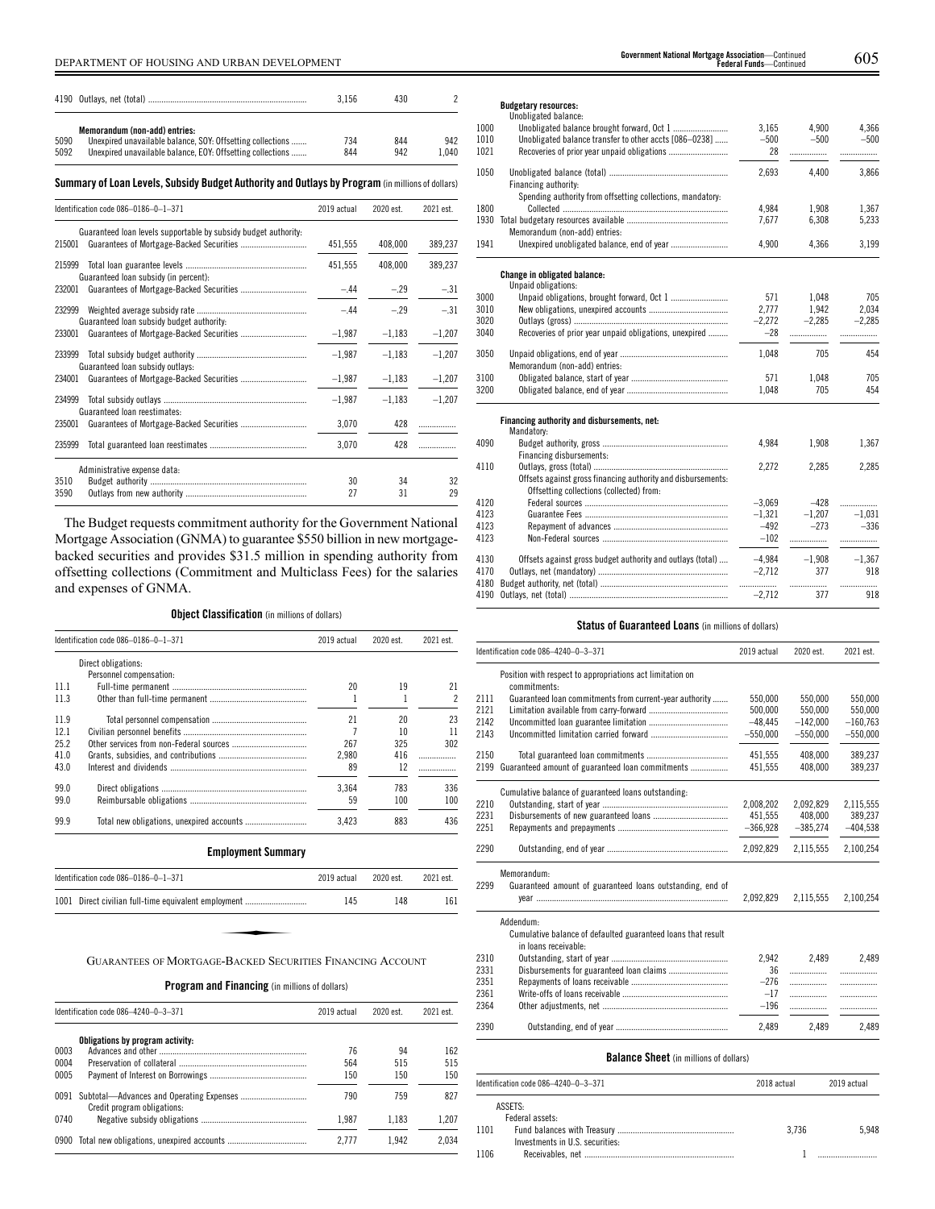| | | | | |
|---|---|---|---|---|
| 4190 | Outlays, net (total) | 3,156 | 430 | 2 |
| | Memorandum (non-add) entries: | | | |
| 5090 | Unexpired unavailable balance, SOY: Offsetting collections | 734 | 844 | 942 |
| 5092 | Unexpired unavailable balance, EOY: Offsetting collections | 844 | 942 | 1,040 |

**Summary of Loan Levels, Subsidy Budget Authority and Outlays by Program** (in millions of dollars)

| Identification code 086–0186–0–1–371 | | 2019 actual | 2020 est. | 2021 est. |
|---|---|---|---|---|
| | Guaranteed loan levels supportable by subsidy budget authority: | | | |
| 215001 | Guarantees of Mortgage-Backed Securities | 451,555 | 408,000 | 389,237 |
| 215999 | Total loan guarantee levels | 451,555 | 408,000 | 389,237 |
| | Guaranteed loan subsidy (in percent): | | | |
| 232001 | Guarantees of Mortgage-Backed Securities | –.44 | –.29 | –.31 |
| 232999 | Weighted average subsidy rate | –.44 | –.29 | –.31 |
| | Guaranteed loan subsidy budget authority: | | | |
| 233001 | Guarantees of Mortgage-Backed Securities | –1,987 | –1,183 | –1,207 |
| 233999 | Total subsidy budget authority | –1,987 | –1,183 | –1,207 |
| | Guaranteed loan subsidy outlays: | | | |
| 234001 | Guarantees of Mortgage-Backed Securities | –1,987 | –1,183 | –1,207 |
| 234999 | Total subsidy outlays | –1,987 | –1,183 | –1,207 |
| | Guaranteed loan reestimates: | | | |
| 235001 | Guarantees of Mortgage-Backed Securities | 3,070 | 428 | |
| 235999 | Total guaranteed loan reestimates | 3,070 | 428 | |
| | Administrative expense data: | | | |
| 3510 | Budget authority | 30 | 34 | 32 |
| 3590 | Outlays from new authority | 27 | 31 | 29 |

The Budget requests commitment authority for the Government National Mortgage Association (GNMA) to guarantee $550 billion in new mortgage-backed securities and provides $31.5 million in spending authority from offsetting collections (Commitment and Multiclass Fees) for the salaries and expenses of GNMA.

**Object Classification** (in millions of dollars)

| Identification code 086–0186–0–1–371 | | 2019 actual | 2020 est. | 2021 est. |
|---|---|---|---|---|
| | Direct obligations: | | | |
| | Personnel compensation: | | | |
| 11.1 | Full-time permanent | 20 | 19 | 21 |
| 11.3 | Other than full-time permanent | 1 | 1 | 2 |
| 11.9 | Total personnel compensation | 21 | 20 | 23 |
| 12.1 | Civilian personnel benefits | 7 | 10 | 11 |
| 25.2 | Other services from non-Federal sources | 267 | 325 | 302 |
| 41.0 | Grants, subsidies, and contributions | 2,980 | 416 | |
| 43.0 | Interest and dividends | 89 | 12 | |
| 99.0 | Direct obligations | 3,364 | 783 | 336 |
| 99.0 | Reimbursable obligations | 59 | 100 | 100 |
| 99.9 | Total new obligations, unexpired accounts | 3,423 | 883 | 436 |

**Employment Summary**

| Identification code 086–0186–0–1–371 | | 2019 actual | 2020 est. | 2021 est. |
|---|---|---|---|---|
| 1001 | Direct civilian full-time equivalent employment | 145 | 148 | 161 |

GUARANTEES OF MORTGAGE-BACKED SECURITIES FINANCING ACCOUNT

**Program and Financing** (in millions of dollars)

| Identification code 086–4240–0–3–371 | | 2019 actual | 2020 est. | 2021 est. |
|---|---|---|---|---|
| | **Obligations by program activity:** | | | |
| 0003 | Advances and other | 76 | 94 | 162 |
| 0004 | Preservation of collateral | 564 | 515 | 515 |
| 0005 | Payment of Interest on Borrowings | 150 | 150 | 150 |
| 0091 | Subtotal—Advances and Operating Expenses | 790 | 759 | 827 |
| | Credit program obligations: | | | |
| 0740 | Negative subsidy obligations | 1,987 | 1,183 | 1,207 |
| 0900 | Total new obligations, unexpired accounts | 2,777 | 1,942 | 2,034 |
| | **Budgetary resources:** | | | |
| | Unobligated balance: | | | |
| 1000 | Unobligated balance brought forward, Oct 1 | 3,165 | 4,900 | 4,366 |
| 1010 | Unobligated balance transfer to other accts [086–0238] | –500 | –500 | –500 |
| 1021 | Recoveries of prior year unpaid obligations | 28 | | |
| 1050 | Unobligated balance (total) | 2,693 | 4,400 | 3,866 |
| | Financing authority: | | | |
| | Spending authority from offsetting collections, mandatory: | | | |
| 1800 | Collected | 4,984 | 1,908 | 1,367 |
| 1930 | Total budgetary resources available | 7,677 | 6,308 | 5,233 |
| | Memorandum (non-add) entries: | | | |
| 1941 | Unexpired unobligated balance, end of year | 4,900 | 4,366 | 3,199 |
| | **Change in obligated balance:** | | | |
| | Unpaid obligations: | | | |
| 3000 | Unpaid obligations, brought forward, Oct 1 | 571 | 1,048 | 705 |
| 3010 | New obligations, unexpired accounts | 2,777 | 1,942 | 2,034 |
| 3020 | Outlays (gross) | –2,272 | –2,285 | –2,285 |
| 3040 | Recoveries of prior year unpaid obligations, unexpired | –28 | | |
| 3050 | Unpaid obligations, end of year | 1,048 | 705 | 454 |
| | Memorandum (non-add) entries: | | | |
| 3100 | Obligated balance, start of year | 571 | 1,048 | 705 |
| 3200 | Obligated balance, end of year | 1,048 | 705 | 454 |
| | **Financing authority and disbursements, net:** | | | |
| | Mandatory: | | | |
| 4090 | Budget authority, gross | 4,984 | 1,908 | 1,367 |
| | Financing disbursements: | | | |
| 4110 | Outlays, gross (total) | 2,272 | 2,285 | 2,285 |
| | Offsets against gross financing authority and disbursements: | | | |
| | Offsetting collections (collected) from: | | | |
| 4120 | Federal sources | –3,069 | –428 | |
| 4123 | Guarantee Fees | –1,321 | –1,207 | –1,031 |
| 4123 | Repayment of advances | –492 | –273 | –336 |
| 4123 | Non-Federal sources | –102 | | |
| 4130 | Offsets against gross budget authority and outlays (total) | –4,984 | –1,908 | –1,367 |
| 4170 | Outlays, net (mandatory) | –2,712 | 377 | 918 |
| 4180 | Budget authority, net (total) | | | |
| 4190 | Outlays, net (total) | –2,712 | 377 | 918 |

**Status of Guaranteed Loans** (in millions of dollars)

| Identification code 086–4240–0–3–371 | | 2019 actual | 2020 est. | 2021 est. |
|---|---|---|---|---|
| | Position with respect to appropriations act limitation on commitments: | | | |
| 2111 | Guaranteed loan commitments from current-year authority | 550,000 | 550,000 | 550,000 |
| 2121 | Limitation available from carry-forward | 500,000 | 550,000 | 550,000 |
| 2142 | Uncommitted loan guarantee limitation | –48,445 | –142,000 | –160,763 |
| 2143 | Uncommitted limitation carried forward | –550,000 | –550,000 | –550,000 |
| 2150 | Total guaranteed loan commitments | 451,555 | 408,000 | 389,237 |
| 2199 | Guaranteed amount of guaranteed loan commitments | 451,555 | 408,000 | 389,237 |
| | Cumulative balance of guaranteed loans outstanding: | | | |
| 2210 | Outstanding, start of year | 2,008,202 | 2,092,829 | 2,115,555 |
| 2231 | Disbursements of new guaranteed loans | 451,555 | 408,000 | 389,237 |
| 2251 | Repayments and prepayments | –366,928 | –385,274 | –404,538 |
| 2290 | Outstanding, end of year | 2,092,829 | 2,115,555 | 2,100,254 |
| | Memorandum: | | | |
| 2299 | Guaranteed amount of guaranteed loans outstanding, end of year | 2,092,829 | 2,115,555 | 2,100,254 |
| | Addendum: | | | |
| | Cumulative balance of defaulted guaranteed loans that result in loans receivable: | | | |
| 2310 | Outstanding, start of year | 2,942 | 2,489 | 2,489 |
| 2331 | Disbursements for guaranteed loan claims | 36 | | |
| 2351 | Repayments of loans receivable | –276 | | |
| 2361 | Write-offs of loans receivable | –17 | | |
| 2364 | Other adjustments, net | –196 | | |
| 2390 | Outstanding, end of year | 2,489 | 2,489 | 2,489 |

**Balance Sheet** (in millions of dollars)

| Identification code 086–4240–0–3–371 | | 2018 actual | 2019 actual |
|---|---|---|---|
| | ASSETS: | | |
| | Federal assets: | | |
| 1101 | Fund balances with Treasury | 3,736 | 5,948 |
| | Investments in U.S. securities: | | |
| 1106 | Receivables, net | 1 | |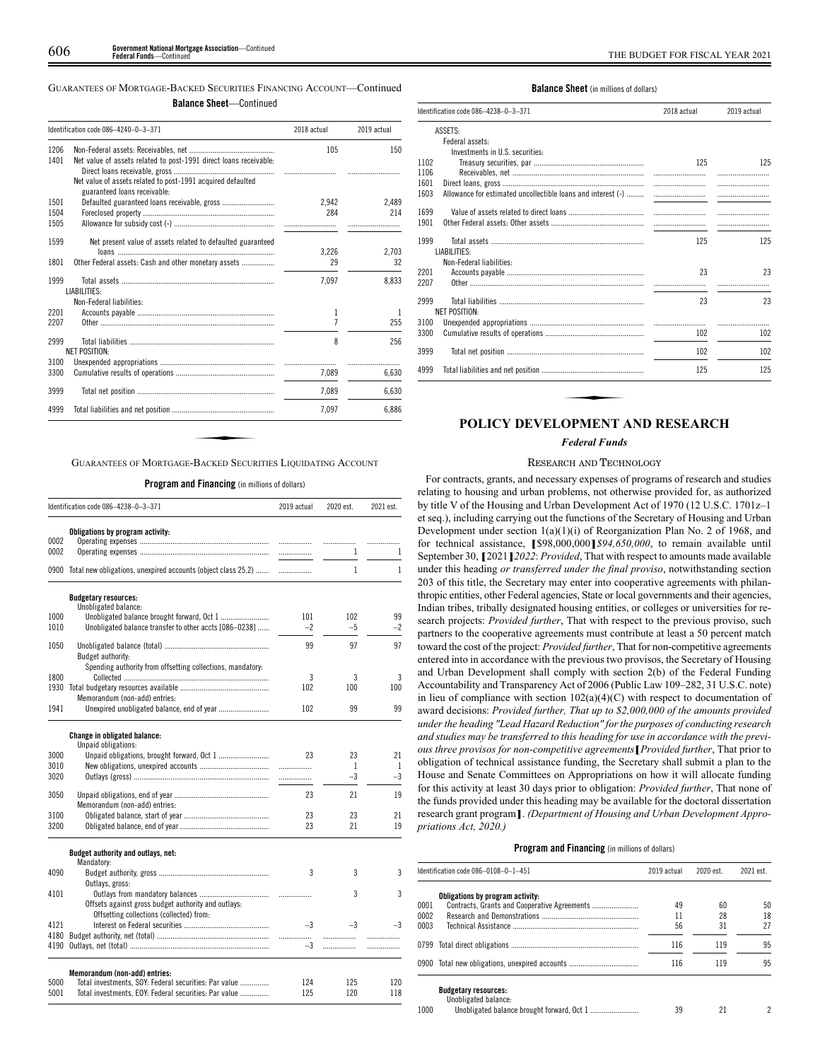GUARANTEES OF MORTGAGE-BACKED SECURITIES FINANCING ACCOUNT—Continued

**Balance Sheet**—Continued

| Identification code 086–4240–0–3–371 | | 2018 actual | 2019 actual |
|---|---|---|---|
| 1206 | Non-Federal assets: Receivables, net | 105 | 150 |
| 1401 | Net value of assets related to post-1991 direct loans receivable: Direct loans, gross | | |
| | Net value of assets related to post-1991 acquired defaulted guaranteed loans receivable: | | |
| 1501 | Defaulted guaranteed loans receivable, gross | 2,942 | 2,489 |
| 1504 | Foreclosed property | 284 | 214 |
| 1505 | Allowance for subsidy cost (-) | | |
| 1599 | Net present value of assets related to defaulted guaranteed loans | 3,226 | 2,703 |
| 1801 | Other Federal assets: Cash and other monetary assets | 29 | 32 |
| 1999 | Total assets | 7,097 | 8,833 |
| | LIABILITIES: | | |
| | Non-Federal liabilities: | | |
| 2201 | Accounts payable | 1 | 1 |
| 2207 | Other | 7 | 255 |
| 2999 | Total liabilities | 8 | 256 |
| | NET POSITION: | | |
| 3100 | Unexpended appropriations | | |
| 3300 | Cumulative results of operations | 7,089 | 6,630 |
| 3999 | Total net position | 7,089 | 6,630 |
| 4999 | Total liabilities and net position | 7,097 | 6,886 |

GUARANTEES OF MORTGAGE-BACKED SECURITIES LIQUIDATING ACCOUNT

**Program and Financing** (in millions of dollars)

| Identification code 086–4238–0–3–371 | | 2019 actual | 2020 est. | 2021 est. |
|---|---|---|---|---|
| | **Obligations by program activity:** | | | |
| 0002 | Operating expenses | | | |
| 0002 | Operating expenses | | 1 | 1 |
| 0900 | Total new obligations, unexpired accounts (object class 25.2) | | 1 | 1 |
| | **Budgetary resources:** | | | |
| | Unobligated balance: | | | |
| 1000 | Unobligated balance brought forward, Oct 1 | 101 | 102 | 99 |
| 1010 | Unobligated balance transfer to other accts [086–0238] | –2 | –5 | –2 |
| 1050 | Unobligated balance (total) | 99 | 97 | 97 |
| | Budget authority: | | | |
| | Spending authority from offsetting collections, mandatory: | | | |
| 1800 | Collected | 3 | 3 | 3 |
| 1930 | Total budgetary resources available | 102 | 100 | 100 |
| | Memorandum (non-add) entries: | | | |
| 1941 | Unexpired unobligated balance, end of year | 102 | 99 | 99 |
| | **Change in obligated balance:** | | | |
| | Unpaid obligations: | | | |
| 3000 | Unpaid obligations, brought forward, Oct 1 | 23 | 23 | 21 |
| 3010 | New obligations, unexpired accounts | | 1 | 1 |
| 3020 | Outlays (gross) | | –3 | –3 |
| 3050 | Unpaid obligations, end of year | 23 | 21 | 19 |
| | Memorandum (non-add) entries: | | | |
| 3100 | Obligated balance, start of year | 23 | 23 | 21 |
| 3200 | Obligated balance, end of year | 23 | 21 | 19 |
| | **Budget authority and outlays, net:** | | | |
| | Mandatory: | | | |
| 4090 | Budget authority, gross | 3 | 3 | 3 |
| | Outlays, gross: | | | |
| 4101 | Outlays from mandatory balances | | 3 | 3 |
| | Offsets against gross budget authority and outlays: | | | |
| | Offsetting collections (collected) from: | | | |
| 4121 | Interest on Federal securities | –3 | –3 | –3 |
| 4180 | Budget authority, net (total) | | | |
| 4190 | Outlays, net (total) | –3 | | |
| | **Memorandum (non-add) entries:** | | | |
| 5000 | Total investments, SOY: Federal securities: Par value | 124 | 125 | 120 |
| 5001 | Total investments, EOY: Federal securities: Par value | 125 | 120 | 118 |

**Balance Sheet** (in millions of dollars)

| Identification code 086–4238–0–3–371 | | 2018 actual | 2019 actual |
|---|---|---|---|
| | ASSETS: | | |
| | Federal assets: | | |
| | Investments in U.S. securities: | | |
| 1102 | Treasury securities, par | 125 | 125 |
| 1106 | Receivables, net | | |
| 1601 | Direct loans, gross | | |
| 1603 | Allowance for estimated uncollectible loans and interest (-) | | |
| 1699 | Value of assets related to direct loans | | |
| 1901 | Other Federal assets: Other assets | | |
| 1999 | Total assets | 125 | 125 |
| | LIABILITIES: | | |
| | Non-Federal liabilities: | | |
| 2201 | Accounts payable | 23 | 23 |
| 2207 | Other | | |
| 2999 | Total liabilities | 23 | 23 |
| | NET POSITION: | | |
| 3100 | Unexpended appropriations | | |
| 3300 | Cumulative results of operations | 102 | 102 |
| 3999 | Total net position | 102 | 102 |
| 4999 | Total liabilities and net position | 125 | 125 |

# POLICY DEVELOPMENT AND RESEARCH

*Federal Funds*

## RESEARCH AND TECHNOLOGY

For contracts, grants, and necessary expenses of programs of research and studies relating to housing and urban problems, not otherwise provided for, as authorized by title V of the Housing and Urban Development Act of 1970 (12 U.S.C. 1701z–1 et seq.), including carrying out the functions of the Secretary of Housing and Urban Development under section 1(a)(1)(i) of Reorganization Plan No. 2 of 1968, and for technical assistance, [$98,000,000] *$94,650,000*, to remain available until September 30, [2021] *2022*: *Provided*, That with respect to amounts made available under this heading *or transferred under the final proviso*, notwithstanding section 203 of this title, the Secretary may enter into cooperative agreements with philanthropic entities, other Federal agencies, State or local governments and their agencies, Indian tribes, tribally designated housing entities, or colleges or universities for research projects: *Provided further*, That with respect to the previous proviso, such partners to the cooperative agreements must contribute at least a 50 percent match toward the cost of the project: *Provided further*, That for non-competitive agreements entered into in accordance with the previous two provisos, the Secretary of Housing and Urban Development shall comply with section 2(b) of the Federal Funding Accountability and Transparency Act of 2006 (Public Law 109–282, 31 U.S.C. note) in lieu of compliance with section 102(a)(4)(C) with respect to documentation of award decisions: *Provided further, That up to $2,000,000 of the amounts provided under the heading "Lead Hazard Reduction" for the purposes of conducting research and studies may be transferred to this heading for use in accordance with the previous three provisos for non-competitive agreements*[*Provided further*, That prior to obligation of technical assistance funding, the Secretary shall submit a plan to the House and Senate Committees on Appropriations on how it will allocate funding for this activity at least 30 days prior to obligation: *Provided further*, That none of the funds provided under this heading may be available for the doctoral dissertation research grant program]. *(Department of Housing and Urban Development Appropriations Act, 2020.)*

**Program and Financing** (in millions of dollars)

| Identification code 086–0108–0–1–451 | | 2019 actual | 2020 est. | 2021 est. |
|---|---|---|---|---|
| | **Obligations by program activity:** | | | |
| 0001 | Contracts, Grants and Cooperative Agreements | 49 | 60 | 50 |
| 0002 | Research and Demonstrations | 11 | 28 | 18 |
| 0003 | Technical Assistance | 56 | 31 | 27 |
| 0799 | Total direct obligations | 116 | 119 | 95 |
| 0900 | Total new obligations, unexpired accounts | 116 | 119 | 95 |
| | **Budgetary resources:** | | | |
| | Unobligated balance: | | | |
| 1000 | Unobligated balance brought forward, Oct 1 | 39 | 21 | 2 |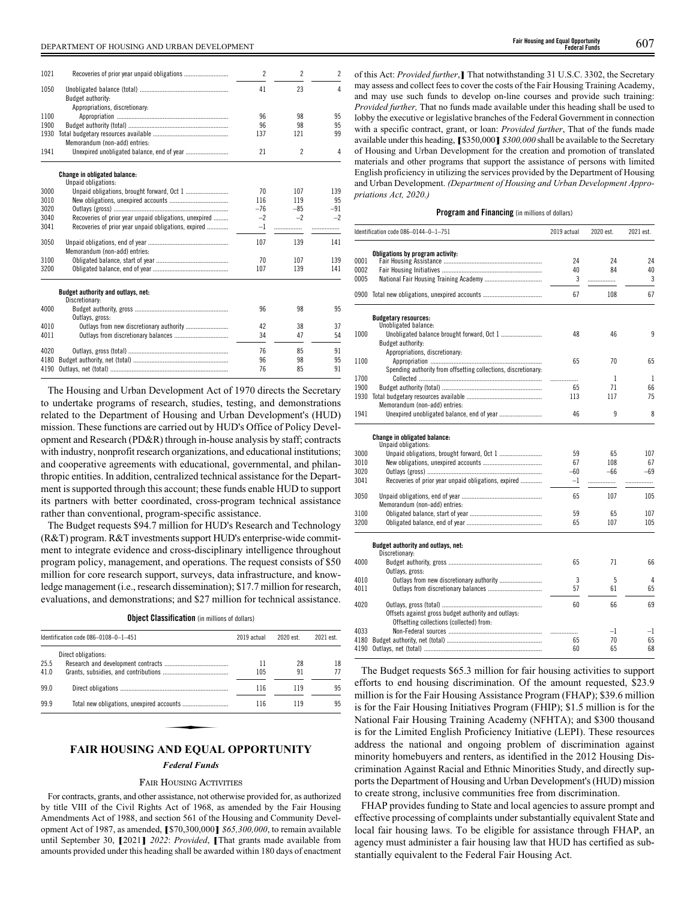| | | | | |
|---|---|---|---|---|
| 1021 | Recoveries of prior year unpaid obligations | 2 | 2 | 2 |
| 1050 | Unobligated balance (total) | 41 | 23 | 4 |
| | Budget authority: | | | |
| | Appropriations, discretionary: | | | |
| 1100 | Appropriation | 96 | 98 | 95 |
| 1900 | Budget authority (total) | 96 | 98 | 95 |
| 1930 | Total budgetary resources available | 137 | 121 | 99 |
| | Memorandum (non-add) entries: | | | |
| 1941 | Unexpired unobligated balance, end of year | 21 | 2 | 4 |
| | **Change in obligated balance:** | | | |
| | Unpaid obligations: | | | |
| 3000 | Unpaid obligations, brought forward, Oct 1 | 70 | 107 | 139 |
| 3010 | New obligations, unexpired accounts | 116 | 119 | 95 |
| 3020 | Outlays (gross) | –76 | –85 | –91 |
| 3040 | Recoveries of prior year unpaid obligations, unexpired | –2 | –2 | –2 |
| 3041 | Recoveries of prior year unpaid obligations, expired | –1 | | |
| 3050 | Unpaid obligations, end of year | 107 | 139 | 141 |
| | Memorandum (non-add) entries: | | | |
| 3100 | Obligated balance, start of year | 70 | 107 | 139 |
| 3200 | Obligated balance, end of year | 107 | 139 | 141 |
| | **Budget authority and outlays, net:** | | | |
| | Discretionary: | | | |
| 4000 | Budget authority, gross | 96 | 98 | 95 |
| | Outlays, gross: | | | |
| 4010 | Outlays from new discretionary authority | 42 | 38 | 37 |
| 4011 | Outlays from discretionary balances | 34 | 47 | 54 |
| 4020 | Outlays, gross (total) | 76 | 85 | 91 |
| 4180 | Budget authority, net (total) | 96 | 98 | 95 |
| 4190 | Outlays, net (total) | 76 | 85 | 91 |

The Housing and Urban Development Act of 1970 directs the Secretary to undertake programs of research, studies, testing, and demonstrations related to the Department of Housing and Urban Development's (HUD) mission. These functions are carried out by HUD's Office of Policy Development and Research (PD&R) through in-house analysis by staff; contracts with industry, nonprofit research organizations, and educational institutions; and cooperative agreements with educational, governmental, and philanthropic entities. In addition, centralized technical assistance for the Department is supported through this account; these funds enable HUD to support its partners with better coordinated, cross-program technical assistance rather than conventional, program-specific assistance.

The Budget requests $94.7 million for HUD's Research and Technology (R&T) program. R&T investments support HUD's enterprise-wide commitment to integrate evidence and cross-disciplinary intelligence throughout program policy, management, and operations. The request consists of $50 million for core research support, surveys, data infrastructure, and knowledge management (i.e., research dissemination); $17.7 million for research, evaluations, and demonstrations; and $27 million for technical assistance.

**Object Classification** (in millions of dollars)

| Identification code 086–0108–0–1–451 | | 2019 actual | 2020 est. | 2021 est. |
|---|---|---|---|---|
| | Direct obligations: | | | |
| 25.5 | Research and development contracts | 11 | 28 | 18 |
| 41.0 | Grants, subsidies, and contributions | 105 | 91 | 77 |
| 99.0 | Direct obligations | 116 | 119 | 95 |
| 99.9 | Total new obligations, unexpired accounts | 116 | 119 | 95 |

# FAIR HOUSING AND EQUAL OPPORTUNITY

### *Federal Funds*

#### Fair Housing Activities

For contracts, grants, and other assistance, not otherwise provided for, as authorized by title VIII of the Civil Rights Act of 1968, as amended by the Fair Housing Amendments Act of 1988, and section 561 of the Housing and Community Development Act of 1987, as amended, [$70,300,000] *$65,300,000*, to remain available until September 30, [2021] *2022*: *Provided*, [That grants made available from amounts provided under this heading shall be awarded within 180 days of enactment of this Act: *Provided further*,] That notwithstanding 31 U.S.C. 3302, the Secretary may assess and collect fees to cover the costs of the Fair Housing Training Academy, and may use such funds to develop on-line courses and provide such training: *Provided further,* That no funds made available under this heading shall be used to lobby the executive or legislative branches of the Federal Government in connection with a specific contract, grant, or loan: *Provided further*, That of the funds made available under this heading, [$350,000] *$300,000* shall be available to the Secretary of Housing and Urban Development for the creation and promotion of translated materials and other programs that support the assistance of persons with limited English proficiency in utilizing the services provided by the Department of Housing and Urban Development. *(Department of Housing and Urban Development Appropriations Act, 2020.)*

**Program and Financing** (in millions of dollars)

| Identification code 086–0144–0–1–751 | | 2019 actual | 2020 est. | 2021 est. |
|---|---|---|---|---|
| | **Obligations by program activity:** | | | |
| 0001 | Fair Housing Assistance | 24 | 24 | 24 |
| 0002 | Fair Housing Initiatives | 40 | 84 | 40 |
| 0005 | National Fair Housing Training Academy | 3 | | 3 |
| 0900 | Total new obligations, unexpired accounts | 67 | 108 | 67 |
| | **Budgetary resources:** | | | |
| | Unobligated balance: | | | |
| 1000 | Unobligated balance brought forward, Oct 1 | 48 | 46 | 9 |
| | Budget authority: | | | |
| | Appropriations, discretionary: | | | |
| 1100 | Appropriation | 65 | 70 | 65 |
| | Spending authority from offsetting collections, discretionary: | | | |
| 1700 | Collected | | 1 | 1 |
| 1900 | Budget authority (total) | 65 | 71 | 66 |
| 1930 | Total budgetary resources available | 113 | 117 | 75 |
| | Memorandum (non-add) entries: | | | |
| 1941 | Unexpired unobligated balance, end of year | 46 | 9 | 8 |
| | **Change in obligated balance:** | | | |
| | Unpaid obligations: | | | |
| 3000 | Unpaid obligations, brought forward, Oct 1 | 59 | 65 | 107 |
| 3010 | New obligations, unexpired accounts | 67 | 108 | 67 |
| 3020 | Outlays (gross) | –60 | –66 | –69 |
| 3041 | Recoveries of prior year unpaid obligations, expired | –1 | | |
| 3050 | Unpaid obligations, end of year | 65 | 107 | 105 |
| | Memorandum (non-add) entries: | | | |
| 3100 | Obligated balance, start of year | 59 | 65 | 107 |
| 3200 | Obligated balance, end of year | 65 | 107 | 105 |
| | **Budget authority and outlays, net:** | | | |
| | Discretionary: | | | |
| 4000 | Budget authority, gross | 65 | 71 | 66 |
| | Outlays, gross: | | | |
| 4010 | Outlays from new discretionary authority | 3 | 5 | 4 |
| 4011 | Outlays from discretionary balances | 57 | 61 | 65 |
| 4020 | Outlays, gross (total) | 60 | 66 | 69 |
| | Offsets against gross budget authority and outlays: | | | |
| | Offsetting collections (collected) from: | | | |
| 4033 | Non-Federal sources | | –1 | –1 |
| 4180 | Budget authority, net (total) | 65 | 70 | 65 |
| 4190 | Outlays, net (total) | 60 | 65 | 68 |

The Budget requests $65.3 million for fair housing activities to support efforts to end housing discrimination. Of the amount requested, $23.9 million is for the Fair Housing Assistance Program (FHAP); $39.6 million is for the Fair Housing Initiatives Program (FHIP); $1.5 million is for the National Fair Housing Training Academy (NFHTA); and $300 thousand is for the Limited English Proficiency Initiative (LEPI). These resources address the national and ongoing problem of discrimination against minority homebuyers and renters, as identified in the 2012 Housing Discrimination Against Racial and Ethnic Minorities Study, and directly supports the Department of Housing and Urban Development's (HUD) mission to create strong, inclusive communities free from discrimination.

FHAP provides funding to State and local agencies to assure prompt and effective processing of complaints under substantially equivalent State and local fair housing laws. To be eligible for assistance through FHAP, an agency must administer a fair housing law that HUD has certified as substantially equivalent to the Federal Fair Housing Act.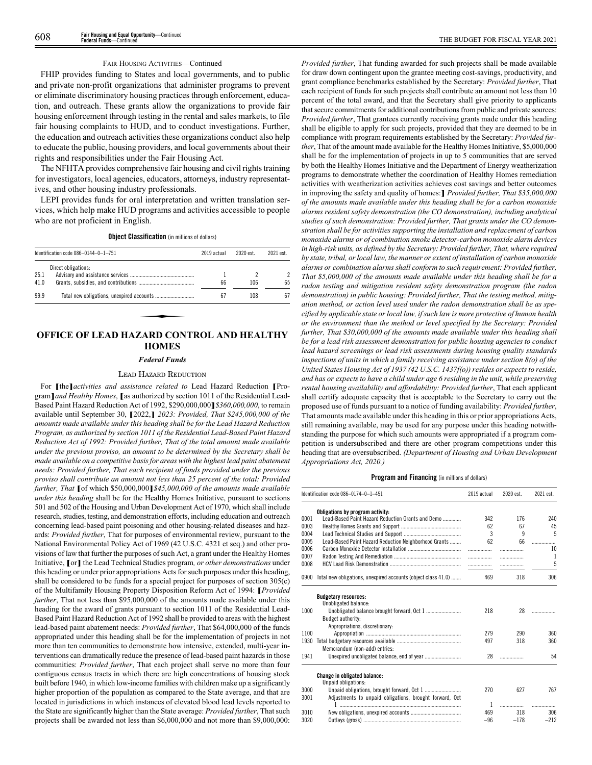FAIR HOUSING ACTIVITIES—Continued

FHIP provides funding to States and local governments, and to public and private non-profit organizations that administer programs to prevent or eliminate discriminatory housing practices through enforcement, education, and outreach. These grants allow the organizations to provide fair housing enforcement through testing in the rental and sales markets, to file fair housing complaints to HUD, and to conduct investigations. Further, the education and outreach activities these organizations conduct also help to educate the public, housing providers, and local governments about their rights and responsibilities under the Fair Housing Act.

The NFHTA provides comprehensive fair housing and civil rights training for investigators, local agencies, educators, attorneys, industry representatives, and other housing industry professionals.

LEPI provides funds for oral interpretation and written translation services, which help make HUD programs and activities accessible to people who are not proficient in English.

**Object Classification** (in millions of dollars)

| Identification code 086–0144–0–1–751 | | 2019 actual | 2020 est. | 2021 est. |
|---|---|---|---|---|
| | Direct obligations: | | | |
| 25.1 | Advisory and assistance services | 1 | 2 | 2 |
| 41.0 | Grants, subsidies, and contributions | 66 | 106 | 65 |
| 99.9 | Total new obligations, unexpired accounts | 67 | 108 | 67 |

# OFFICE OF LEAD HAZARD CONTROL AND HEALTHY HOMES

### *Federal Funds*

#### LEAD HAZARD REDUCTION

For [the] *activities and assistance related to* Lead Hazard Reduction [Program] *and Healthy Homes*, [as authorized by section 1011 of the Residential Lead-Based Paint Hazard Reduction Act of 1992, $290,000,000] *$360,000,000*, to remain available until September 30, [2022,] *2023: Provided, That $245,000,000 of the amounts made available under this heading shall be for the Lead Hazard Reduction Program, as authorized by section 1011 of the Residential Lead-Based Paint Hazard Reduction Act of 1992: Provided further, That of the total amount made available under the previous proviso, an amount to be determined by the Secretary shall be made available on a competitive basis for areas with the highest lead paint abatement needs: Provided further, That each recipient of funds provided under the previous proviso shall contribute an amount not less than 25 percent of the total: Provided further, That* [of which $50,000,000] *$45,000,000 of the amounts made available under this heading* shall be for the Healthy Homes Initiative, pursuant to sections 501 and 502 of the Housing and Urban Development Act of 1970, which shall include research, studies, testing, and demonstration efforts, including education and outreach concerning lead-based paint poisoning and other housing-related diseases and hazards: *Provided further*, That for purposes of environmental review, pursuant to the National Environmental Policy Act of 1969 (42 U.S.C. 4321 et seq.) and other provisions of law that further the purposes of such Act, a grant under the Healthy Homes Initiative, [or] the Lead Technical Studies program*, or other demonstrations* under this heading or under prior appropriations Acts for such purposes under this heading, shall be considered to be funds for a special project for purposes of section 305(c) of the Multifamily Housing Property Disposition Reform Act of 1994: [*Provided further*, That not less than $95,000,000 of the amounts made available under this heading for the award of grants pursuant to section 1011 of the Residential Lead-Based Paint Hazard Reduction Act of 1992 shall be provided to areas with the highest lead-based paint abatement needs: *Provided further*, That $64,000,000 of the funds appropriated under this heading shall be for the implementation of projects in not more than ten communities to demonstrate how intensive, extended, multi-year interventions can dramatically reduce the presence of lead-based paint hazards in those communities: *Provided further*, That each project shall serve no more than four contiguous census tracts in which there are high concentrations of housing stock built before 1940, in which low-income families with children make up a significantly higher proportion of the population as compared to the State average, and that are located in jurisdictions in which instances of elevated blood lead levels reported to the State are significantly higher than the State average: *Provided further*, That such projects shall be awarded not less than $6,000,000 and not more than $9,000,000: *Provided further*, That funding awarded for such projects shall be made available for draw down contingent upon the grantee meeting cost-savings, productivity, and grant compliance benchmarks established by the Secretary: *Provided further*, That each recipient of funds for such projects shall contribute an amount not less than 10 percent of the total award, and that the Secretary shall give priority to applicants that secure commitments for additional contributions from public and private sources: *Provided further*, That grantees currently receiving grants made under this heading shall be eligible to apply for such projects, provided that they are deemed to be in compliance with program requirements established by the Secretary: *Provided further*, That of the amount made available for the Healthy Homes Initiative, $5,000,000 shall be for the implementation of projects in up to 5 communities that are served by both the Healthy Homes Initiative and the Department of Energy weatherization programs to demonstrate whether the coordination of Healthy Homes remediation activities with weatherization activities achieves cost savings and better outcomes in improving the safety and quality of homes:] *Provided further, That $35,000,000 of the amounts made available under this heading shall be for a carbon monoxide alarms resident safety demonstration (the CO demonstration), including analytical studies of such demonstration: Provided further, That grants under the CO demonstration shall be for activities supporting the installation and replacement of carbon monoxide alarms or of combination smoke detector-carbon monoxide alarm devices in high-risk units, as defined by the Secretary: Provided further, That, where required by state, tribal, or local law, the manner or extent of installation of carbon monoxide alarms or combination alarms shall conform to such requirement: Provided further, That $5,000,000 of the amounts made available under this heading shall be for a radon testing and mitigation resident safety demonstration program (the radon demonstration) in public housing: Provided further, That the testing method, mitigation method, or action level used under the radon demonstration shall be as specified by applicable state or local law, if such law is more protective of human health or the environment than the method or level specified by the Secretary: Provided further, That $30,000,000 of the amounts made available under this heading shall be for a lead risk assessment demonstration for public housing agencies to conduct lead hazard screenings or lead risk assessments during housing quality standards inspections of units in which a family receiving assistance under section 8(o) of the United States Housing Act of 1937 (42 U.S.C. 1437f(o)) resides or expects to reside, and has or expects to have a child under age 6 residing in the unit, while preserving rental housing availability and affordability: Provided further*, That each applicant shall certify adequate capacity that is acceptable to the Secretary to carry out the proposed use of funds pursuant to a notice of funding availability: *Provided further*, That amounts made available under this heading in this or prior appropriations Acts, still remaining available, may be used for any purpose under this heading notwithstanding the purpose for which such amounts were appropriated if a program competition is undersubscribed and there are other program competitions under this heading that are oversubscribed. *(Department of Housing and Urban Development Appropriations Act, 2020.)*

**Program and Financing** (in millions of dollars)

| Identification code 086–0174–0–1–451 | | 2019 actual | 2020 est. | 2021 est. |
|---|---|---|---|---|
| | **Obligations by program activity:** | | | |
| 0001 | Lead-Based Paint Hazard Reduction Grants and Demo | 342 | 176 | 240 |
| 0003 | Healthy Homes Grants and Support | 62 | 67 | 45 |
| 0004 | Lead Technical Studies and Support | 3 | 9 | 5 |
| 0005 | Lead-Based Paint Hazard Reduction Neighborhood Grants | 62 | 66 | |
| 0006 | Carbon Monoxide Detector Installation | | | 10 |
| 0007 | Radon Testing And Remediation | | | 1 |
| 0008 | HCV Lead Risk Demonstration | | | 5 |
| 0900 | Total new obligations, unexpired accounts (object class 41.0) | 469 | 318 | 306 |
| | **Budgetary resources:** | | | |
| | Unobligated balance: | | | |
| 1000 | Unobligated balance brought forward, Oct 1 | 218 | 28 | |
| | Budget authority: | | | |
| | Appropriations, discretionary: | | | |
| 1100 | Appropriation | 279 | 290 | 360 |
| 1930 | Total budgetary resources available | 497 | 318 | 360 |
| | Memorandum (non-add) entries: | | | |
| 1941 | Unexpired unobligated balance, end of year | 28 | | 54 |
| | **Change in obligated balance:** | | | |
| | Unpaid obligations: | | | |
| 3000 | Unpaid obligations, brought forward, Oct 1 | 270 | 627 | 767 |
| 3001 | Adjustments to unpaid obligations, brought forward, Oct 1 | 1 | | |
| 3010 | New obligations, unexpired accounts | 469 | 318 | 306 |
| 3020 | Outlays (gross) | –96 | –178 | –212 |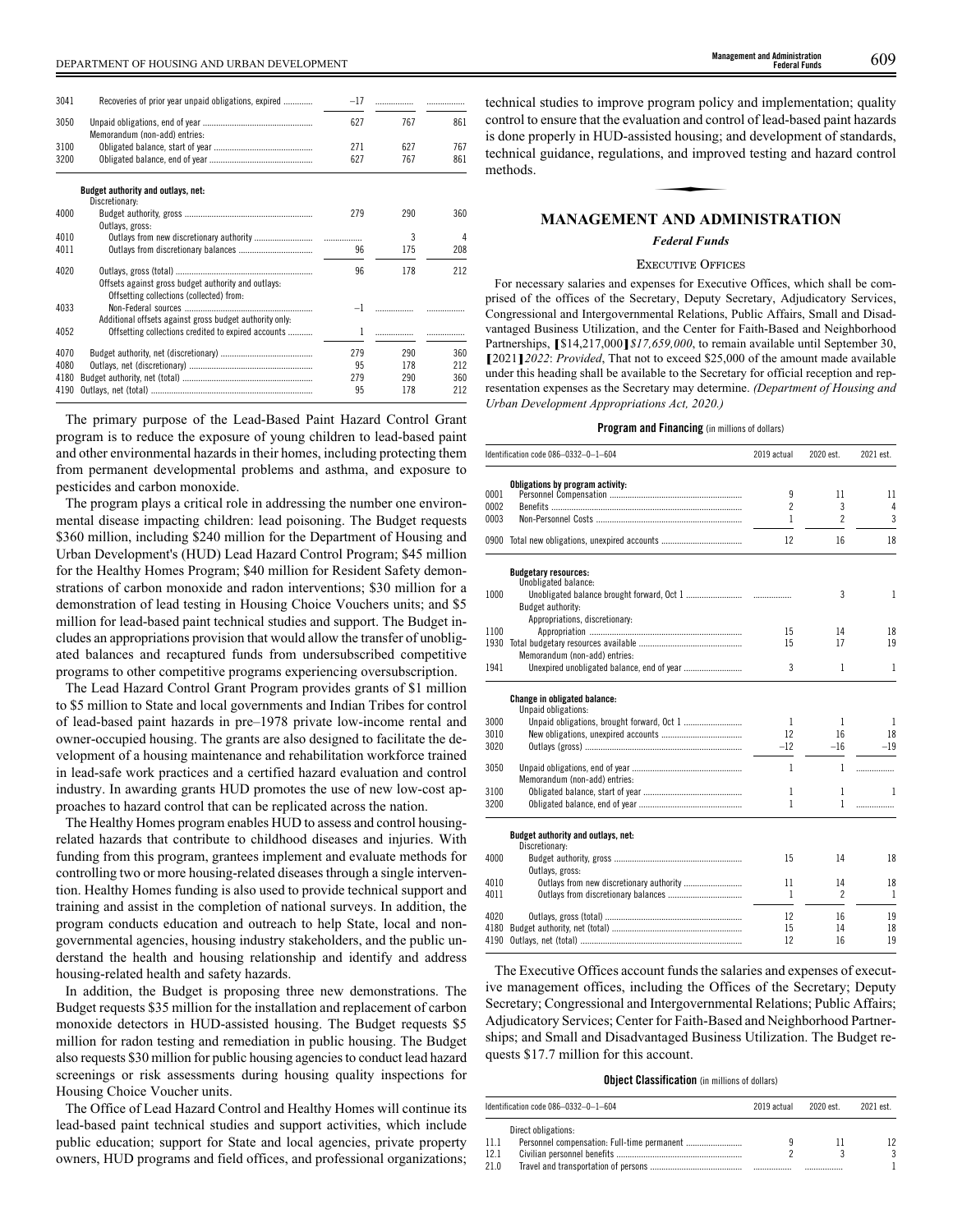| | | | | |
|---|---|---|---|---|
| 3041 | Recoveries of prior year unpaid obligations, expired | −17 | | |
| 3050 | Unpaid obligations, end of year | 627 | 767 | 861 |
| | Memorandum (non-add) entries: | | | |
| 3100 | Obligated balance, start of year | 271 | 627 | 767 |
| 3200 | Obligated balance, end of year | 627 | 767 | 861 |
| | **Budget authority and outlays, net:** | | | |
| | Discretionary: | | | |
| 4000 | Budget authority, gross | 279 | 290 | 360 |
| | Outlays, gross: | | | |
| 4010 | Outlays from new discretionary authority | | 3 | 4 |
| 4011 | Outlays from discretionary balances | 96 | 175 | 208 |
| 4020 | Outlays, gross (total) | 96 | 178 | 212 |
| | Offsets against gross budget authority and outlays: | | | |
| | Offsetting collections (collected) from: | | | |
| 4033 | Non-Federal sources | −1 | | |
| | Additional offsets against gross budget authority only: | | | |
| 4052 | Offsetting collections credited to expired accounts | 1 | | |
| 4070 | Budget authority, net (discretionary) | 279 | 290 | 360 |
| 4080 | Outlays, net (discretionary) | 95 | 178 | 212 |
| 4180 | Budget authority, net (total) | 279 | 290 | 360 |
| 4190 | Outlays, net (total) | 95 | 178 | 212 |

The primary purpose of the Lead-Based Paint Hazard Control Grant program is to reduce the exposure of young children to lead-based paint and other environmental hazards in their homes, including protecting them from permanent developmental problems and asthma, and exposure to pesticides and carbon monoxide.

The program plays a critical role in addressing the number one environmental disease impacting children: lead poisoning. The Budget requests $360 million, including $240 million for the Department of Housing and Urban Development's (HUD) Lead Hazard Control Program; $45 million for the Healthy Homes Program; $40 million for Resident Safety demonstrations of carbon monoxide and radon interventions; $30 million for a demonstration of lead testing in Housing Choice Vouchers units; and $5 million for lead-based paint technical studies and support. The Budget includes an appropriations provision that would allow the transfer of unobligated balances and recaptured funds from undersubscribed competitive programs to other competitive programs experiencing oversubscription.

The Lead Hazard Control Grant Program provides grants of $1 million to $5 million to State and local governments and Indian Tribes for control of lead-based paint hazards in pre–1978 private low-income rental and owner-occupied housing. The grants are also designed to facilitate the development of a housing maintenance and rehabilitation workforce trained in lead-safe work practices and a certified hazard evaluation and control industry. In awarding grants HUD promotes the use of new low-cost approaches to hazard control that can be replicated across the nation.

The Healthy Homes program enables HUD to assess and control housing-related hazards that contribute to childhood diseases and injuries. With funding from this program, grantees implement and evaluate methods for controlling two or more housing-related diseases through a single intervention. Healthy Homes funding is also used to provide technical support and training and assist in the completion of national surveys. In addition, the program conducts education and outreach to help State, local and non-governmental agencies, housing industry stakeholders, and the public understand the health and housing relationship and identify and address housing-related health and safety hazards.

In addition, the Budget is proposing three new demonstrations. The Budget requests $35 million for the installation and replacement of carbon monoxide detectors in HUD-assisted housing. The Budget requests $5 million for radon testing and remediation in public housing. The Budget also requests $30 million for public housing agencies to conduct lead hazard screenings or risk assessments during housing quality inspections for Housing Choice Voucher units.

The Office of Lead Hazard Control and Healthy Homes will continue its lead-based paint technical studies and support activities, which include public education; support for State and local agencies, private property owners, HUD programs and field offices, and professional organizations; technical studies to improve program policy and implementation; quality control to ensure that the evaluation and control of lead-based paint hazards is done properly in HUD-assisted housing; and development of standards, technical guidance, regulations, and improved testing and hazard control methods.

## MANAGEMENT AND ADMINISTRATION

### *Federal Funds*

#### Executive Offices

For necessary salaries and expenses for Executive Offices, which shall be comprised of the offices of the Secretary, Deputy Secretary, Adjudicatory Services, Congressional and Intergovernmental Relations, Public Affairs, Small and Disadvantaged Business Utilization, and the Center for Faith-Based and Neighborhood Partnerships, ⟦$14,217,000⟧ *$17,659,000*, to remain available until September 30, ⟦2021⟧ *2022*: *Provided*, That not to exceed $25,000 of the amount made available under this heading shall be available to the Secretary for official reception and representation expenses as the Secretary may determine. *(Department of Housing and Urban Development Appropriations Act, 2020.)*

**Program and Financing** (in millions of dollars)

| | Identification code 086–0332–0–1–604 | 2019 actual | 2020 est. | 2021 est. |
|---|---|---|---|---|
| | **Obligations by program activity:** | | | |
| 0001 | Personnel Compensation | 9 | 11 | 11 |
| 0002 | Benefits | 2 | 3 | 4 |
| 0003 | Non-Personnel Costs | 1 | 2 | 3 |
| 0900 | Total new obligations, unexpired accounts | 12 | 16 | 18 |
| | **Budgetary resources:** | | | |
| | Unobligated balance: | | | |
| 1000 | Unobligated balance brought forward, Oct 1 | | 3 | 1 |
| | Budget authority: | | | |
| | Appropriations, discretionary: | | | |
| 1100 | Appropriation | 15 | 14 | 18 |
| 1930 | Total budgetary resources available | 15 | 17 | 19 |
| | Memorandum (non-add) entries: | | | |
| 1941 | Unexpired unobligated balance, end of year | 3 | 1 | 1 |
| | **Change in obligated balance:** | | | |
| | Unpaid obligations: | | | |
| 3000 | Unpaid obligations, brought forward, Oct 1 | 1 | 1 | 1 |
| 3010 | New obligations, unexpired accounts | 12 | 16 | 18 |
| 3020 | Outlays (gross) | −12 | −16 | −19 |
| 3050 | Unpaid obligations, end of year | 1 | 1 | |
| | Memorandum (non-add) entries: | | | |
| 3100 | Obligated balance, start of year | 1 | 1 | 1 |
| 3200 | Obligated balance, end of year | 1 | 1 | |
| | **Budget authority and outlays, net:** | | | |
| | Discretionary: | | | |
| 4000 | Budget authority, gross | 15 | 14 | 18 |
| | Outlays, gross: | | | |
| 4010 | Outlays from new discretionary authority | 11 | 14 | 18 |
| 4011 | Outlays from discretionary balances | 1 | 2 | 1 |
| 4020 | Outlays, gross (total) | 12 | 16 | 19 |
| 4180 | Budget authority, net (total) | 15 | 14 | 18 |
| 4190 | Outlays, net (total) | 12 | 16 | 19 |

The Executive Offices account funds the salaries and expenses of executive management offices, including the Offices of the Secretary; Deputy Secretary; Congressional and Intergovernmental Relations; Public Affairs; Adjudicatory Services; Center for Faith-Based and Neighborhood Partnerships; and Small and Disadvantaged Business Utilization. The Budget requests $17.7 million for this account.

**Object Classification** (in millions of dollars)

| | Identification code 086–0332–0–1–604 | 2019 actual | 2020 est. | 2021 est. |
|---|---|---|---|---|
| | Direct obligations: | | | |
| 11.1 | Personnel compensation: Full-time permanent | 9 | 11 | 12 |
| 12.1 | Civilian personnel benefits | 2 | 3 | 3 |
| 21.0 | Travel and transportation of persons | | | 1 |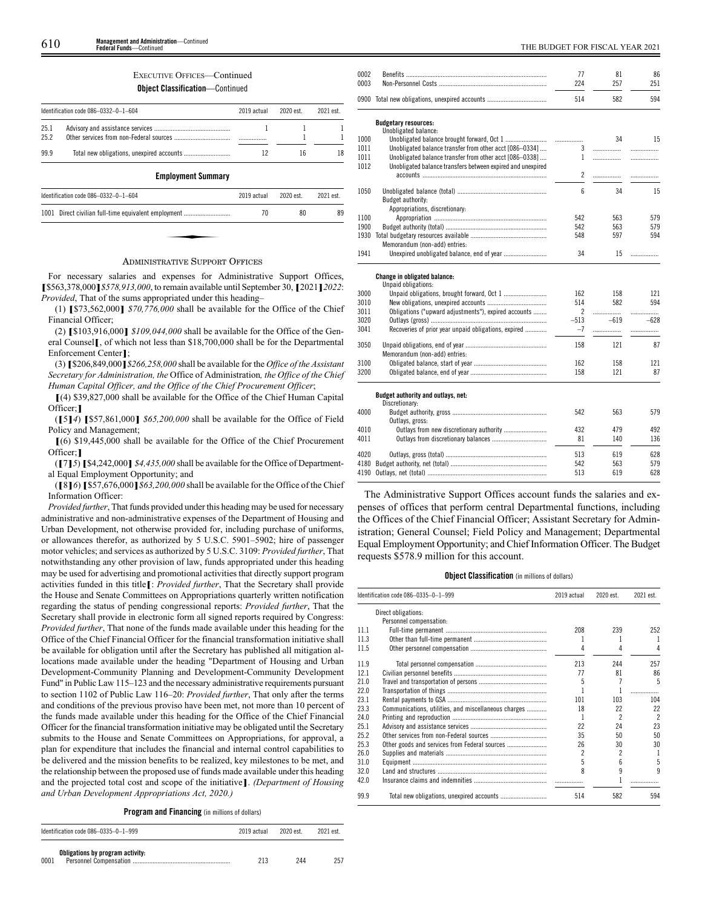EXECUTIVE OFFICES—Continued

**Object Classification**—Continued

| Identification code 086–0332–0–1–604 | | 2019 actual | 2020 est. | 2021 est. |
|---|---|---|---|---|
| 25.1 | Advisory and assistance services | 1 | 1 | 1 |
| 25.2 | Other services from non-Federal sources | | 1 | 1 |
| 99.9 | Total new obligations, unexpired accounts | 12 | 16 | 18 |

**Employment Summary**

| Identification code 086–0332–0–1–604 | | 2019 actual | 2020 est. | 2021 est. |
|---|---|---|---|---|
| 1001 | Direct civilian full-time equivalent employment | 70 | 80 | 89 |

ADMINISTRATIVE SUPPORT OFFICES

For necessary salaries and expenses for Administrative Support Offices, [$563,378,000] *$578,913,000*, to remain available until September 30, [2021] *2022*: *Provided*, That of the sums appropriated under this heading–

(1) [$73,562,000] *$70,776,000* shall be available for the Office of the Chief Financial Officer;

(2) [$103,916,000] *$109,044,000* shall be available for the Office of the General Counsel[, of which not less than $18,700,000 shall be for the Departmental Enforcement Center];

(3) [$206,849,000] *$266,258,000* shall be available for the *Office of the Assistant Secretary for Administration, the* Office of Administration*, the Office of the Chief Human Capital Officer, and the Office of the Chief Procurement Officer*;

[(4) $39,827,000 shall be available for the Office of the Chief Human Capital Officer;]

([5]*4*) [$57,861,000] *$65,200,000* shall be available for the Office of Field Policy and Management;

[(6) $19,445,000 shall be available for the Office of the Chief Procurement Officer;]

([7]*5*) [$4,242,000] *$4,435,000* shall be available for the Office of Departmental Equal Employment Opportunity; and

([8]*6*) [$57,676,000] *$63,200,000* shall be available for the Office of the Chief Information Officer:

*Provided further*, That funds provided under this heading may be used for necessary administrative and non-administrative expenses of the Department of Housing and Urban Development, not otherwise provided for, including purchase of uniforms, or allowances therefor, as authorized by 5 U.S.C. 5901–5902; hire of passenger motor vehicles; and services as authorized by 5 U.S.C. 3109: *Provided further*, That notwithstanding any other provision of law, funds appropriated under this heading may be used for advertising and promotional activities that directly support program activities funded in this title[: *Provided further*, That the Secretary shall provide the House and Senate Committees on Appropriations quarterly written notification regarding the status of pending congressional reports: *Provided further*, That the Secretary shall provide in electronic form all signed reports required by Congress: *Provided further*, That none of the funds made available under this heading for the Office of the Chief Financial Officer for the financial transformation initiative shall be available for obligation until after the Secretary has published all mitigation allocations made available under the heading "Department of Housing and Urban Development-Community Planning and Development-Community Development Fund" in Public Law 115–123 and the necessary administrative requirements pursuant to section 1102 of Public Law 116–20: *Provided further*, That only after the terms and conditions of the previous proviso have been met, not more than 10 percent of the funds made available under this heading for the Office of the Chief Financial Officer for the financial transformation initiative may be obligated until the Secretary submits to the House and Senate Committees on Appropriations, for approval, a plan for expenditure that includes the financial and internal control capabilities to be delivered and the mission benefits to be realized, key milestones to be met, and the relationship between the proposed use of funds made available under this heading and the projected total cost and scope of the initiative]. *(Department of Housing and Urban Development Appropriations Act, 2020.)*

**Program and Financing** (in millions of dollars)

| Identification code 086–0335–0–1–999 | | 2019 actual | 2020 est. | 2021 est. |
|---|---|---|---|---|
| | **Obligations by program activity:** | | | |
| 0001 | Personnel Compensation | 213 | 244 | 257 |
| 0002 | Benefits | 77 | 81 | 86 |
| 0003 | Non-Personnel Costs | 224 | 257 | 251 |
| 0900 | Total new obligations, unexpired accounts | 514 | 582 | 594 |
| | **Budgetary resources:** | | | |
| | Unobligated balance: | | | |
| 1000 | Unobligated balance brought forward, Oct 1 | | 34 | 15 |
| 1011 | Unobligated balance transfer from other acct [086–0334] | 3 | | |
| 1011 | Unobligated balance transfer from other acct [086–0338] | 1 | | |
| 1012 | Unobligated balance transfers between expired and unexpired accounts | 2 | | |
| 1050 | Unobligated balance (total) | 6 | 34 | 15 |
| | Budget authority: | | | |
| | Appropriations, discretionary: | | | |
| 1100 | Appropriation | 542 | 563 | 579 |
| 1900 | Budget authority (total) | 542 | 563 | 579 |
| 1930 | Total budgetary resources available | 548 | 597 | 594 |
| | Memorandum (non-add) entries: | | | |
| 1941 | Unexpired unobligated balance, end of year | 34 | 15 | |
| | **Change in obligated balance:** | | | |
| | Unpaid obligations: | | | |
| 3000 | Unpaid obligations, brought forward, Oct 1 | 162 | 158 | 121 |
| 3010 | New obligations, unexpired accounts | 514 | 582 | 594 |
| 3011 | Obligations ("upward adjustments"), expired accounts | 2 | | |
| 3020 | Outlays (gross) | –513 | –619 | –628 |
| 3041 | Recoveries of prior year unpaid obligations, expired | –7 | | |
| 3050 | Unpaid obligations, end of year | 158 | 121 | 87 |
| | Memorandum (non-add) entries: | | | |
| 3100 | Obligated balance, start of year | 162 | 158 | 121 |
| 3200 | Obligated balance, end of year | 158 | 121 | 87 |
| | **Budget authority and outlays, net:** | | | |
| | Discretionary: | | | |
| 4000 | Budget authority, gross | 542 | 563 | 579 |
| | Outlays, gross: | | | |
| 4010 | Outlays from new discretionary authority | 432 | 479 | 492 |
| 4011 | Outlays from discretionary balances | 81 | 140 | 136 |
| 4020 | Outlays, gross (total) | 513 | 619 | 628 |
| 4180 | Budget authority, net (total) | 542 | 563 | 579 |
| 4190 | Outlays, net (total) | 513 | 619 | 628 |

The Administrative Support Offices account funds the salaries and expenses of offices that perform central Departmental functions, including the Offices of the Chief Financial Officer; Assistant Secretary for Administration; General Counsel; Field Policy and Management; Departmental Equal Employment Opportunity; and Chief Information Officer. The Budget requests $578.9 million for this account.

**Object Classification** (in millions of dollars)

| Identification code 086–0335–0–1–999 | | 2019 actual | 2020 est. | 2021 est. |
|---|---|---|---|---|
| | Direct obligations: | | | |
| | Personnel compensation: | | | |
| 11.1 | Full-time permanent | 208 | 239 | 252 |
| 11.3 | Other than full-time permanent | 1 | 1 | 1 |
| 11.5 | Other personnel compensation | 4 | 4 | 4 |
| 11.9 | Total personnel compensation | 213 | 244 | 257 |
| 12.1 | Civilian personnel benefits | 77 | 81 | 86 |
| 21.0 | Travel and transportation of persons | 5 | 7 | 5 |
| 22.0 | Transportation of things | 1 | 1 | |
| 23.1 | Rental payments to GSA | 101 | 103 | 104 |
| 23.3 | Communications, utilities, and miscellaneous charges | 18 | 22 | 22 |
| 24.0 | Printing and reproduction | 1 | 2 | 2 |
| 25.1 | Advisory and assistance services | 22 | 24 | 23 |
| 25.2 | Other services from non-Federal sources | 35 | 50 | 50 |
| 25.3 | Other goods and services from Federal sources | 26 | 30 | 30 |
| 26.0 | Supplies and materials | 2 | 2 | 1 |
| 31.0 | Equipment | 5 | 6 | 5 |
| 32.0 | Land and structures | 8 | 9 | 9 |
| 42.0 | Insurance claims and indemnities | | 1 | |
| 99.9 | Total new obligations, unexpired accounts | 514 | 582 | 594 |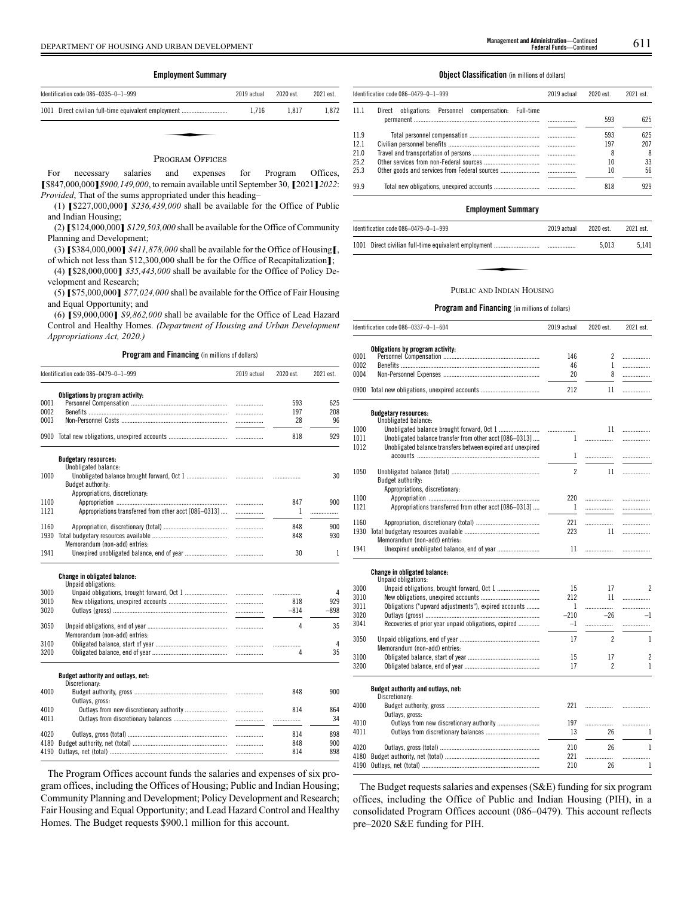**Employment Summary**

| Identification code 086–0335–0–1–999 | 2019 actual | 2020 est. | 2021 est. |
|---|---|---|---|
| 1001 Direct civilian full-time equivalent employment | 1,716 | 1,817 | 1,872 |

## Program Offices

For necessary salaries and expenses for Program Offices, [$847,000,000] *$900,149,000*, to remain available until September 30, [2021] *2022*: *Provided*, That of the sums appropriated under this heading–

(1) [$227,000,000] *$236,439,000* shall be available for the Office of Public and Indian Housing;

(2) [$124,000,000] *$129,503,000* shall be available for the Office of Community Planning and Development;

(3) [$384,000,000] *$411,878,000* shall be available for the Office of Housing[, of which not less than $12,300,000 shall be for the Office of Recapitalization];

(4) [$28,000,000] *$35,443,000* shall be available for the Office of Policy Development and Research;

(5) [$75,000,000] *$77,024,000* shall be available for the Office of Fair Housing and Equal Opportunity; and

(6) [$9,000,000] *$9,862,000* shall be available for the Office of Lead Hazard Control and Healthy Homes. *(Department of Housing and Urban Development Appropriations Act, 2020.)*

**Program and Financing** (in millions of dollars)

| Identification code 086–0479–0–1–999 | 2019 actual | 2020 est. | 2021 est. |
|---|---|---|---|
| **Obligations by program activity:** | | | |
| 0001 Personnel Compensation | | 593 | 625 |
| 0002 Benefits | | 197 | 208 |
| 0003 Non-Personnel Costs | | 28 | 96 |
| 0900 Total new obligations, unexpired accounts | | 818 | 929 |
| **Budgetary resources:** | | | |
| Unobligated balance: | | | |
| 1000 Unobligated balance brought forward, Oct 1 | | | 30 |
| Budget authority: | | | |
| Appropriations, discretionary: | | | |
| 1100 Appropriation | | 847 | 900 |
| 1121 Appropriations transferred from other acct [086–0313] | | 1 | |
| 1160 Appropriation, discretionary (total) | | 848 | 900 |
| 1930 Total budgetary resources available | | 848 | 930 |
| Memorandum (non-add) entries: | | | |
| 1941 Unexpired unobligated balance, end of year | | 30 | 1 |
| **Change in obligated balance:** | | | |
| Unpaid obligations: | | | |
| 3000 Unpaid obligations, brought forward, Oct 1 | | | 4 |
| 3010 New obligations, unexpired accounts | | 818 | 929 |
| 3020 Outlays (gross) | | –814 | –898 |
| 3050 Unpaid obligations, end of year | | 4 | 35 |
| Memorandum (non-add) entries: | | | |
| 3100 Obligated balance, start of year | | | 4 |
| 3200 Obligated balance, end of year | | 4 | 35 |
| **Budget authority and outlays, net:** | | | |
| Discretionary: | | | |
| 4000 Budget authority, gross | | 848 | 900 |
| Outlays, gross: | | | |
| 4010 Outlays from new discretionary authority | | 814 | 864 |
| 4011 Outlays from discretionary balances | | | 34 |
| 4020 Outlays, gross (total) | | 814 | 898 |
| 4180 Budget authority, net (total) | | 848 | 900 |
| 4190 Outlays, net (total) | | 814 | 898 |

The Program Offices account funds the salaries and expenses of six program offices, including the Offices of Housing; Public and Indian Housing; Community Planning and Development; Policy Development and Research; Fair Housing and Equal Opportunity; and Lead Hazard Control and Healthy Homes. The Budget requests $900.1 million for this account.

**Object Classification** (in millions of dollars)

| Identification code 086–0479–0–1–999 | 2019 actual | 2020 est. | 2021 est. |
|---|---|---|---|
| 11.1 Direct obligations: Personnel compensation: Full-time permanent | | 593 | 625 |
| 11.9 Total personnel compensation | | 593 | 625 |
| 12.1 Civilian personnel benefits | | 197 | 207 |
| 21.0 Travel and transportation of persons | | 8 | 8 |
| 25.2 Other services from non-Federal sources | | 10 | 33 |
| 25.3 Other goods and services from Federal sources | | 10 | 56 |
| 99.9 Total new obligations, unexpired accounts | | 818 | 929 |

**Employment Summary**

| Identification code 086–0479–0–1–999 | 2019 actual | 2020 est. | 2021 est. |
|---|---|---|---|
| 1001 Direct civilian full-time equivalent employment | | 5,013 | 5,141 |

## Public and Indian Housing

**Program and Financing** (in millions of dollars)

| Identification code 086–0337–0–1–604 | 2019 actual | 2020 est. | 2021 est. |
|---|---|---|---|
| **Obligations by program activity:** | | | |
| 0001 Personnel Compensation | 146 | 2 | |
| 0002 Benefits | 46 | 1 | |
| 0004 Non-Personnel Expenses | 20 | 8 | |
| 0900 Total new obligations, unexpired accounts | 212 | 11 | |
| **Budgetary resources:** | | | |
| Unobligated balance: | | | |
| 1000 Unobligated balance brought forward, Oct 1 | | 11 | |
| 1011 Unobligated balance transfer from other acct [086–0313] | 1 | | |
| 1012 Unobligated balance transfers between expired and unexpired accounts | 1 | | |
| 1050 Unobligated balance (total) | 2 | 11 | |
| Budget authority: | | | |
| Appropriations, discretionary: | | | |
| 1100 Appropriation | 220 | | |
| 1121 Appropriations transferred from other acct [086–0313] | 1 | | |
| 1160 Appropriation, discretionary (total) | 221 | | |
| 1930 Total budgetary resources available | 223 | 11 | |
| Memorandum (non-add) entries: | | | |
| 1941 Unexpired unobligated balance, end of year | 11 | | |
| **Change in obligated balance:** | | | |
| Unpaid obligations: | | | |
| 3000 Unpaid obligations, brought forward, Oct 1 | 15 | 17 | 2 |
| 3010 New obligations, unexpired accounts | 212 | 11 | |
| 3011 Obligations ("upward adjustments"), expired accounts | 1 | | |
| 3020 Outlays (gross) | –210 | –26 | –1 |
| 3041 Recoveries of prior year unpaid obligations, expired | –1 | | |
| 3050 Unpaid obligations, end of year | 17 | 2 | 1 |
| Memorandum (non-add) entries: | | | |
| 3100 Obligated balance, start of year | 15 | 17 | 2 |
| 3200 Obligated balance, end of year | 17 | 2 | 1 |
| **Budget authority and outlays, net:** | | | |
| Discretionary: | | | |
| 4000 Budget authority, gross | 221 | | |
| Outlays, gross: | | | |
| 4010 Outlays from new discretionary authority | 197 | | |
| 4011 Outlays from discretionary balances | 13 | 26 | 1 |
| 4020 Outlays, gross (total) | 210 | 26 | 1 |
| 4180 Budget authority, net (total) | 221 | | |
| 4190 Outlays, net (total) | 210 | 26 | 1 |

The Budget requests salaries and expenses (S&E) funding for six program offices, including the Office of Public and Indian Housing (PIH), in a consolidated Program Offices account (086–0479). This account reflects pre–2020 S&E funding for PIH.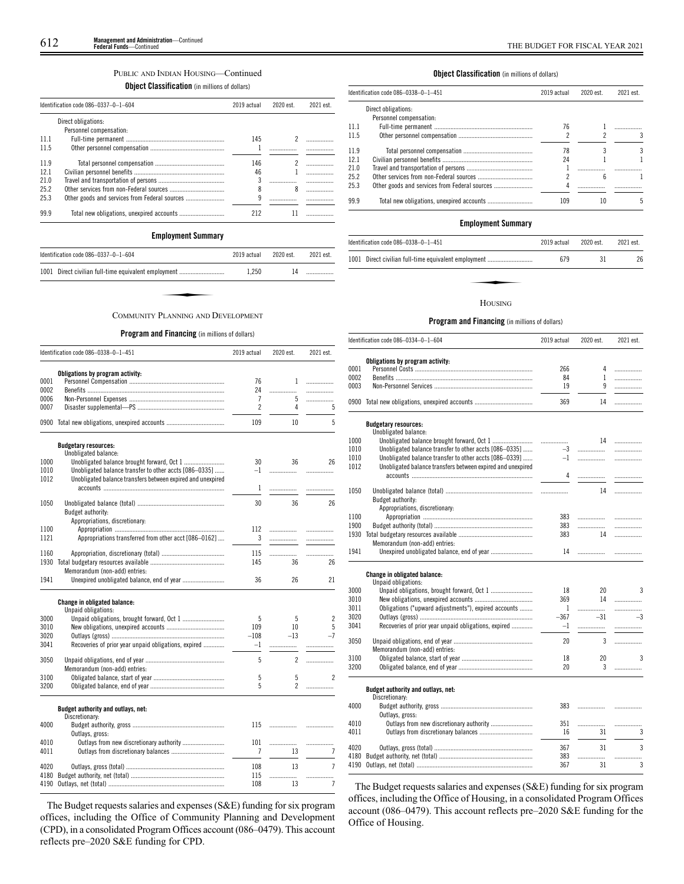PUBLIC AND INDIAN HOUSING—Continued

**Object Classification** (in millions of dollars)

| Identification code 086–0337–0–1–604 | | 2019 actual | 2020 est. | 2021 est. |
|---|---|---|---|---|
| | Direct obligations: | | | |
| | Personnel compensation: | | | |
| 11.1 | Full-time permanent | 145 | 2 | |
| 11.5 | Other personnel compensation | 1 | | |
| 11.9 | Total personnel compensation | 146 | 2 | |
| 12.1 | Civilian personnel benefits | 46 | 1 | |
| 21.0 | Travel and transportation of persons | 3 | | |
| 25.2 | Other services from non-Federal sources | 8 | 8 | |
| 25.3 | Other goods and services from Federal sources | 9 | | |
| 99.9 | Total new obligations, unexpired accounts | 212 | 11 | |

**Employment Summary**

| Identification code 086–0337–0–1–604 | | 2019 actual | 2020 est. | 2021 est. |
|---|---|---|---|---|
| 1001 | Direct civilian full-time equivalent employment | 1,250 | 14 | |

COMMUNITY PLANNING AND DEVELOPMENT

**Program and Financing** (in millions of dollars)

| Identification code 086–0338–0–1–451 | | 2019 actual | 2020 est. | 2021 est. |
|---|---|---|---|---|
| | **Obligations by program activity:** | | | |
| 0001 | Personnel Compensation | 76 | 1 | |
| 0002 | Benefits | 24 | | |
| 0006 | Non-Personnel Expenses | 7 | 5 | |
| 0007 | Disaster supplemental—PS | 2 | 4 | 5 |
| 0900 | Total new obligations, unexpired accounts | 109 | 10 | 5 |
| | **Budgetary resources:** | | | |
| | Unobligated balance: | | | |
| 1000 | Unobligated balance brought forward, Oct 1 | 30 | 36 | 26 |
| 1010 | Unobligated balance transfer to other accts [086–0335] | –1 | | |
| 1012 | Unobligated balance transfers between expired and unexpired accounts | 1 | | |
| 1050 | Unobligated balance (total) | 30 | 36 | 26 |
| | Budget authority: | | | |
| | Appropriations, discretionary: | | | |
| 1100 | Appropriation | 112 | | |
| 1121 | Appropriations transferred from other acct [086–0162] | 3 | | |
| 1160 | Appropriation, discretionary (total) | 115 | | |
| 1930 | Total budgetary resources available | 145 | 36 | 26 |
| | Memorandum (non-add) entries: | | | |
| 1941 | Unexpired unobligated balance, end of year | 36 | 26 | 21 |
| | **Change in obligated balance:** | | | |
| | Unpaid obligations: | | | |
| 3000 | Unpaid obligations, brought forward, Oct 1 | 5 | 5 | 2 |
| 3010 | New obligations, unexpired accounts | 109 | 10 | 5 |
| 3020 | Outlays (gross) | –108 | –13 | –7 |
| 3041 | Recoveries of prior year unpaid obligations, expired | –1 | | |
| 3050 | Unpaid obligations, end of year | 5 | 2 | |
| | Memorandum (non-add) entries: | | | |
| 3100 | Obligated balance, start of year | 5 | 5 | 2 |
| 3200 | Obligated balance, end of year | 5 | 2 | |
| | **Budget authority and outlays, net:** | | | |
| | Discretionary: | | | |
| 4000 | Budget authority, gross | 115 | | |
| | Outlays, gross: | | | |
| 4010 | Outlays from new discretionary authority | 101 | | |
| 4011 | Outlays from discretionary balances | 7 | 13 | 7 |
| 4020 | Outlays, gross (total) | 108 | 13 | 7 |
| 4180 | Budget authority, net (total) | 115 | | |
| 4190 | Outlays, net (total) | 108 | 13 | 7 |

The Budget requests salaries and expenses (S&E) funding for six program offices, including the Office of Community Planning and Development (CPD), in a consolidated Program Offices account (086–0479). This account reflects pre–2020 S&E funding for CPD.

**Object Classification** (in millions of dollars)

| Identification code 086–0338–0–1–451 | | 2019 actual | 2020 est. | 2021 est. |
|---|---|---|---|---|
| | Direct obligations: | | | |
| | Personnel compensation: | | | |
| 11.1 | Full-time permanent | 76 | 1 | |
| 11.5 | Other personnel compensation | 2 | 2 | 3 |
| 11.9 | Total personnel compensation | 78 | 3 | 3 |
| 12.1 | Civilian personnel benefits | 24 | 1 | 1 |
| 21.0 | Travel and transportation of persons | 1 | | |
| 25.2 | Other services from non-Federal sources | 2 | 6 | 1 |
| 25.3 | Other goods and services from Federal sources | 4 | | |
| 99.9 | Total new obligations, unexpired accounts | 109 | 10 | 5 |

**Employment Summary**

| Identification code 086–0338–0–1–451 | | 2019 actual | 2020 est. | 2021 est. |
|---|---|---|---|---|
| 1001 | Direct civilian full-time equivalent employment | 679 | 31 | 26 |

HOUSING

**Program and Financing** (in millions of dollars)

| Identification code 086–0334–0–1–604 | | 2019 actual | 2020 est. | 2021 est. |
|---|---|---|---|---|
| | **Obligations by program activity:** | | | |
| 0001 | Personnel Costs | 266 | 4 | |
| 0002 | Benefits | 84 | 1 | |
| 0003 | Non-Personnel Services | 19 | 9 | |
| 0900 | Total new obligations, unexpired accounts | 369 | 14 | |
| | **Budgetary resources:** | | | |
| | Unobligated balance: | | | |
| 1000 | Unobligated balance brought forward, Oct 1 | | 14 | |
| 1010 | Unobligated balance transfer to other accts [086–0335] | –3 | | |
| 1010 | Unobligated balance transfer to other accts [086–0339] | –1 | | |
| 1012 | Unobligated balance transfers between expired and unexpired accounts | 4 | | |
| 1050 | Unobligated balance (total) | | 14 | |
| | Budget authority: | | | |
| | Appropriations, discretionary: | | | |
| 1100 | Appropriation | 383 | | |
| 1900 | Budget authority (total) | 383 | | |
| 1930 | Total budgetary resources available | 383 | 14 | |
| | Memorandum (non-add) entries: | | | |
| 1941 | Unexpired unobligated balance, end of year | 14 | | |
| | **Change in obligated balance:** | | | |
| | Unpaid obligations: | | | |
| 3000 | Unpaid obligations, brought forward, Oct 1 | 18 | 20 | 3 |
| 3010 | New obligations, unexpired accounts | 369 | 14 | |
| 3011 | Obligations ("upward adjustments"), expired accounts | 1 | | |
| 3020 | Outlays (gross) | –367 | –31 | –3 |
| 3041 | Recoveries of prior year unpaid obligations, expired | –1 | | |
| 3050 | Unpaid obligations, end of year | 20 | 3 | |
| | Memorandum (non-add) entries: | | | |
| 3100 | Obligated balance, start of year | 18 | 20 | 3 |
| 3200 | Obligated balance, end of year | 20 | 3 | |
| | **Budget authority and outlays, net:** | | | |
| | Discretionary: | | | |
| 4000 | Budget authority, gross | 383 | | |
| | Outlays, gross: | | | |
| 4010 | Outlays from new discretionary authority | 351 | | |
| 4011 | Outlays from discretionary balances | 16 | 31 | 3 |
| 4020 | Outlays, gross (total) | 367 | 31 | 3 |
| 4180 | Budget authority, net (total) | 383 | | |
| 4190 | Outlays, net (total) | 367 | 31 | 3 |

The Budget requests salaries and expenses (S&E) funding for six program offices, including the Office of Housing, in a consolidated Program Offices account (086–0479). This account reflects pre–2020 S&E funding for the Office of Housing.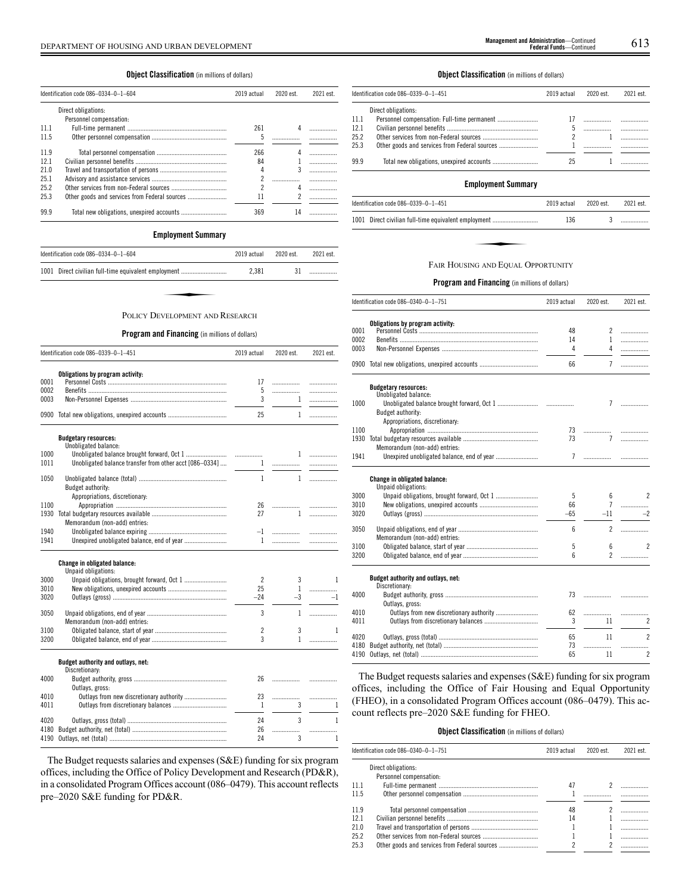**Object Classification** (in millions of dollars)

| Identification code 086–0334–0–1–604 | | 2019 actual | 2020 est. | 2021 est. |
|---|---|---|---|---|
| | Direct obligations: | | | |
| | Personnel compensation: | | | |
| 11.1 | Full-time permanent | 261 | 4 | |
| 11.5 | Other personnel compensation | 5 | | |
| 11.9 | Total personnel compensation | 266 | 4 | |
| 12.1 | Civilian personnel benefits | 84 | 1 | |
| 21.0 | Travel and transportation of persons | 4 | 3 | |
| 25.1 | Advisory and assistance services | 2 | | |
| 25.2 | Other services from non-Federal sources | 2 | 4 | |
| 25.3 | Other goods and services from Federal sources | 11 | 2 | |
| 99.9 | Total new obligations, unexpired accounts | 369 | 14 | |

**Employment Summary**

| Identification code 086–0334–0–1–604 | | 2019 actual | 2020 est. | 2021 est. |
|---|---|---|---|---|
| 1001 | Direct civilian full-time equivalent employment | 2,381 | 31 | |

## Policy Development and Research

**Program and Financing** (in millions of dollars)

| Identification code 086–0339–0–1–451 | | 2019 actual | 2020 est. | 2021 est. |
|---|---|---|---|---|
| | **Obligations by program activity:** | | | |
| 0001 | Personnel Costs | 17 | | |
| 0002 | Benefits | 5 | | |
| 0003 | Non-Personnel Expenses | 3 | 1 | |
| 0900 | Total new obligations, unexpired accounts | 25 | 1 | |
| | **Budgetary resources:** | | | |
| | Unobligated balance: | | | |
| 1000 | Unobligated balance brought forward, Oct 1 | | 1 | |
| 1011 | Unobligated balance transfer from other acct [086–0334] | 1 | | |
| 1050 | Unobligated balance (total) | 1 | 1 | |
| | Budget authority: | | | |
| | Appropriations, discretionary: | | | |
| 1100 | Appropriation | 26 | | |
| 1930 | Total budgetary resources available | 27 | 1 | |
| | Memorandum (non-add) entries: | | | |
| 1940 | Unobligated balance expiring | –1 | | |
| 1941 | Unexpired unobligated balance, end of year | 1 | | |
| | **Change in obligated balance:** | | | |
| | Unpaid obligations: | | | |
| 3000 | Unpaid obligations, brought forward, Oct 1 | 2 | 3 | 1 |
| 3010 | New obligations, unexpired accounts | 25 | 1 | |
| 3020 | Outlays (gross) | –24 | –3 | –1 |
| 3050 | Unpaid obligations, end of year | 3 | 1 | |
| | Memorandum (non-add) entries: | | | |
| 3100 | Obligated balance, start of year | 2 | 3 | 1 |
| 3200 | Obligated balance, end of year | 3 | 1 | |
| | **Budget authority and outlays, net:** | | | |
| | Discretionary: | | | |
| 4000 | Budget authority, gross | 26 | | |
| | Outlays, gross: | | | |
| 4010 | Outlays from new discretionary authority | 23 | | |
| 4011 | Outlays from discretionary balances | 1 | 3 | 1 |
| 4020 | Outlays, gross (total) | 24 | 3 | 1 |
| 4180 | Budget authority, net (total) | 26 | | |
| 4190 | Outlays, net (total) | 24 | 3 | 1 |

The Budget requests salaries and expenses (S&E) funding for six program offices, including the Office of Policy Development and Research (PD&R), in a consolidated Program Offices account (086–0479). This account reflects pre–2020 S&E funding for PD&R.

**Object Classification** (in millions of dollars)

| Identification code 086–0339–0–1–451 | | 2019 actual | 2020 est. | 2021 est. |
|---|---|---|---|---|
| | Direct obligations: | | | |
| 11.1 | Personnel compensation: Full-time permanent | 17 | | |
| 12.1 | Civilian personnel benefits | 5 | | |
| 25.2 | Other services from non-Federal sources | 2 | 1 | |
| 25.3 | Other goods and services from Federal sources | 1 | | |
| 99.9 | Total new obligations, unexpired accounts | 25 | 1 | |

**Employment Summary**

| Identification code 086–0339–0–1–451 | | 2019 actual | 2020 est. | 2021 est. |
|---|---|---|---|---|
| 1001 | Direct civilian full-time equivalent employment | 136 | 3 | |

## Fair Housing and Equal Opportunity

**Program and Financing** (in millions of dollars)

| Identification code 086–0340–0–1–751 | | 2019 actual | 2020 est. | 2021 est. |
|---|---|---|---|---|
| | **Obligations by program activity:** | | | |
| 0001 | Personnel Costs | 48 | 2 | |
| 0002 | Benefits | 14 | 1 | |
| 0003 | Non-Personnel Expenses | 4 | 4 | |
| 0900 | Total new obligations, unexpired accounts | 66 | 7 | |
| | **Budgetary resources:** | | | |
| | Unobligated balance: | | | |
| 1000 | Unobligated balance brought forward, Oct 1 | | 7 | |
| | Budget authority: | | | |
| | Appropriations, discretionary: | | | |
| 1100 | Appropriation | 73 | | |
| 1930 | Total budgetary resources available | 73 | 7 | |
| | Memorandum (non-add) entries: | | | |
| 1941 | Unexpired unobligated balance, end of year | 7 | | |
| | **Change in obligated balance:** | | | |
| | Unpaid obligations: | | | |
| 3000 | Unpaid obligations, brought forward, Oct 1 | 5 | 6 | 2 |
| 3010 | New obligations, unexpired accounts | 66 | 7 | |
| 3020 | Outlays (gross) | –65 | –11 | –2 |
| 3050 | Unpaid obligations, end of year | 6 | 2 | |
| | Memorandum (non-add) entries: | | | |
| 3100 | Obligated balance, start of year | 5 | 6 | 2 |
| 3200 | Obligated balance, end of year | 6 | 2 | |
| | **Budget authority and outlays, net:** | | | |
| | Discretionary: | | | |
| 4000 | Budget authority, gross | 73 | | |
| | Outlays, gross: | | | |
| 4010 | Outlays from new discretionary authority | 62 | | |
| 4011 | Outlays from discretionary balances | 3 | 11 | 2 |
| 4020 | Outlays, gross (total) | 65 | 11 | 2 |
| 4180 | Budget authority, net (total) | 73 | | |
| 4190 | Outlays, net (total) | 65 | 11 | 2 |

The Budget requests salaries and expenses (S&E) funding for six program offices, including the Office of Fair Housing and Equal Opportunity (FHEO), in a consolidated Program Offices account (086–0479). This account reflects pre–2020 S&E funding for FHEO.

**Object Classification** (in millions of dollars)

| Identification code 086–0340–0–1–751 | | 2019 actual | 2020 est. | 2021 est. |
|---|---|---|---|---|
| | Direct obligations: | | | |
| | Personnel compensation: | | | |
| 11.1 | Full-time permanent | 47 | 2 | |
| 11.5 | Other personnel compensation | 1 | | |
| 11.9 | Total personnel compensation | 48 | 2 | |
| 12.1 | Civilian personnel benefits | 14 | 1 | |
| 21.0 | Travel and transportation of persons | 1 | 1 | |
| 25.2 | Other services from non-Federal sources | 1 | 1 | |
| 25.3 | Other goods and services from Federal sources | 2 | 2 | |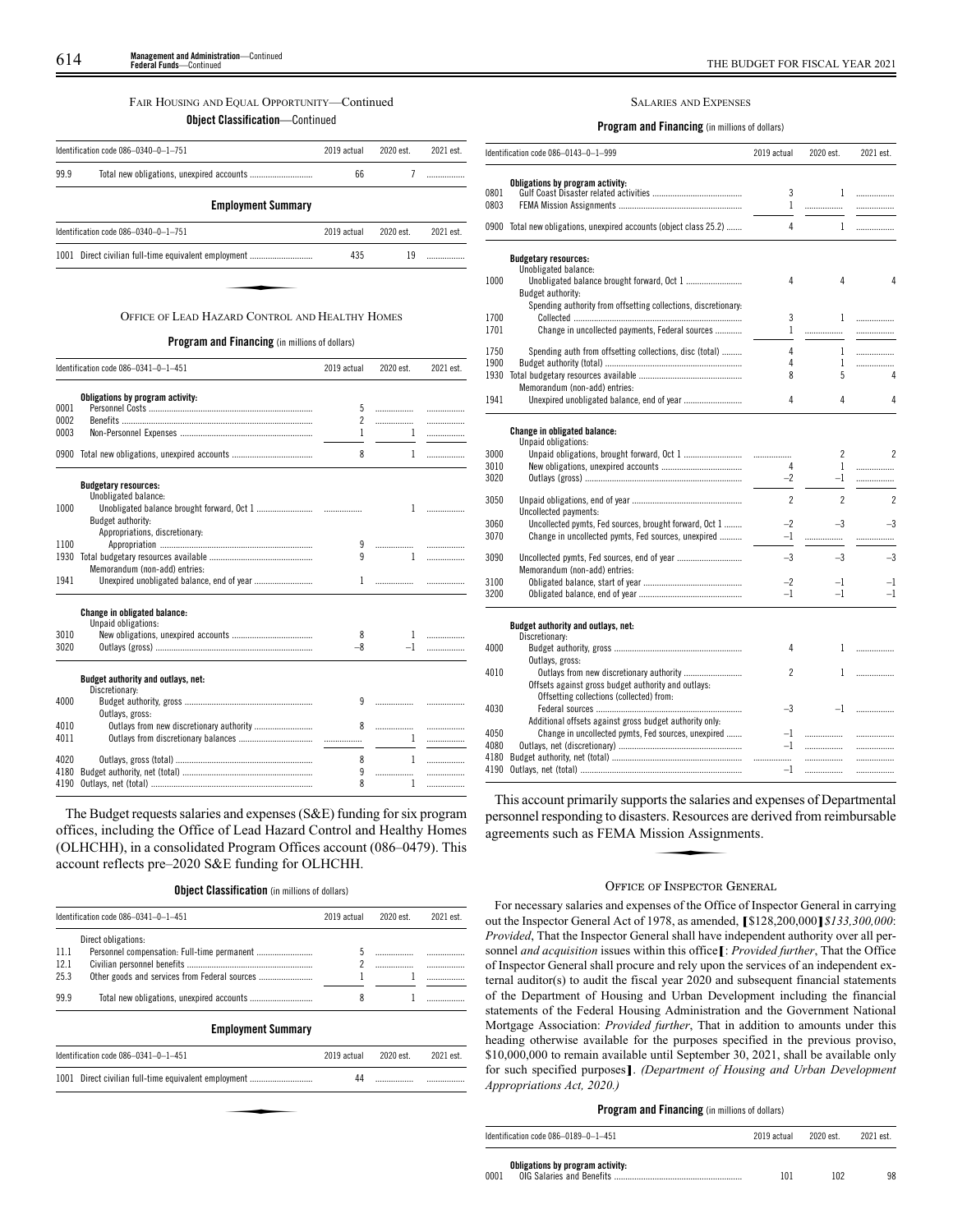FAIR HOUSING AND EQUAL OPPORTUNITY—Continued

**Object Classification**—Continued

| Identification code 086–0340–0–1–751 | | 2019 actual | 2020 est. | 2021 est. |
|---|---|---|---|---|
| 99.9 | Total new obligations, unexpired accounts | 66 | 7 | |

**Employment Summary**

| Identification code 086–0340–0–1–751 | | 2019 actual | 2020 est. | 2021 est. |
|---|---|---|---|---|
| 1001 | Direct civilian full-time equivalent employment | 435 | 19 | |

## OFFICE OF LEAD HAZARD CONTROL AND HEALTHY HOMES

**Program and Financing** (in millions of dollars)

| Identification code 086–0341–0–1–451 | | 2019 actual | 2020 est. | 2021 est. |
|---|---|---|---|---|
| | **Obligations by program activity:** | | | |
| 0001 | Personnel Costs | 5 | | |
| 0002 | Benefits | 2 | | |
| 0003 | Non-Personnel Expenses | 1 | 1 | |
| 0900 | Total new obligations, unexpired accounts | 8 | 1 | |
| | **Budgetary resources:** | | | |
| | Unobligated balance: | | | |
| 1000 | Unobligated balance brought forward, Oct 1 | | 1 | |
| | Budget authority: | | | |
| | Appropriations, discretionary: | | | |
| 1100 | Appropriation | 9 | | |
| 1930 | Total budgetary resources available | 9 | 1 | |
| | Memorandum (non-add) entries: | | | |
| 1941 | Unexpired unobligated balance, end of year | 1 | | |
| | **Change in obligated balance:** | | | |
| | Unpaid obligations: | | | |
| 3010 | New obligations, unexpired accounts | 8 | 1 | |
| 3020 | Outlays (gross) | –8 | –1 | |
| | **Budget authority and outlays, net:** | | | |
| | Discretionary: | | | |
| 4000 | Budget authority, gross | 9 | | |
| | Outlays, gross: | | | |
| 4010 | Outlays from new discretionary authority | 8 | | |
| 4011 | Outlays from discretionary balances | | 1 | |
| 4020 | Outlays, gross (total) | 8 | 1 | |
| 4180 | Budget authority, net (total) | 9 | | |
| 4190 | Outlays, net (total) | 8 | 1 | |

The Budget requests salaries and expenses (S&E) funding for six program offices, including the Office of Lead Hazard Control and Healthy Homes (OLHCHH), in a consolidated Program Offices account (086–0479). This account reflects pre–2020 S&E funding for OLHCHH.

**Object Classification** (in millions of dollars)

| Identification code 086–0341–0–1–451 | | 2019 actual | 2020 est. | 2021 est. |
|---|---|---|---|---|
| | Direct obligations: | | | |
| 11.1 | Personnel compensation: Full-time permanent | 5 | | |
| 12.1 | Civilian personnel benefits | 2 | | |
| 25.3 | Other goods and services from Federal sources | 1 | 1 | |
| 99.9 | Total new obligations, unexpired accounts | 8 | 1 | |

**Employment Summary**

| Identification code 086–0341–0–1–451 | | 2019 actual | 2020 est. | 2021 est. |
|---|---|---|---|---|
| 1001 | Direct civilian full-time equivalent employment | 44 | | |

## SALARIES AND EXPENSES

**Program and Financing** (in millions of dollars)

| Identification code 086–0143–0–1–999 | | 2019 actual | 2020 est. | 2021 est. |
|---|---|---|---|---|
| | **Obligations by program activity:** | | | |
| 0801 | Gulf Coast Disaster related activities | 3 | 1 | |
| 0803 | FEMA Mission Assignments | 1 | | |
| 0900 | Total new obligations, unexpired accounts (object class 25.2) | 4 | 1 | |
| | **Budgetary resources:** | | | |
| | Unobligated balance: | | | |
| 1000 | Unobligated balance brought forward, Oct 1 | 4 | 4 | 4 |
| | Budget authority: | | | |
| | Spending authority from offsetting collections, discretionary: | | | |
| 1700 | Collected | 3 | 1 | |
| 1701 | Change in uncollected payments, Federal sources | 1 | | |
| 1750 | Spending auth from offsetting collections, disc (total) | 4 | 1 | |
| 1900 | Budget authority (total) | 4 | 1 | |
| 1930 | Total budgetary resources available | 8 | 5 | 4 |
| | Memorandum (non-add) entries: | | | |
| 1941 | Unexpired unobligated balance, end of year | 4 | 4 | 4 |
| | **Change in obligated balance:** | | | |
| | Unpaid obligations: | | | |
| 3000 | Unpaid obligations, brought forward, Oct 1 | | 2 | 2 |
| 3010 | New obligations, unexpired accounts | 4 | 1 | |
| 3020 | Outlays (gross) | –2 | –1 | |
| 3050 | Unpaid obligations, end of year | 2 | 2 | 2 |
| | Uncollected payments: | | | |
| 3060 | Uncollected pymts, Fed sources, brought forward, Oct 1 | –2 | –3 | –3 |
| 3070 | Change in uncollected pymts, Fed sources, unexpired | –1 | | |
| 3090 | Uncollected pymts, Fed sources, end of year | –3 | –3 | –3 |
| | Memorandum (non-add) entries: | | | |
| 3100 | Obligated balance, start of year | –2 | –1 | –1 |
| 3200 | Obligated balance, end of year | –1 | –1 | –1 |
| | **Budget authority and outlays, net:** | | | |
| | Discretionary: | | | |
| 4000 | Budget authority, gross | 4 | 1 | |
| | Outlays, gross: | | | |
| 4010 | Outlays from new discretionary authority | 2 | 1 | |
| | Offsets against gross budget authority and outlays: | | | |
| | Offsetting collections (collected) from: | | | |
| 4030 | Federal sources | –3 | –1 | |
| | Additional offsets against gross budget authority only: | | | |
| 4050 | Change in uncollected pymts, Fed sources, unexpired | –1 | | |
| 4080 | Outlays, net (discretionary) | –1 | | |
| 4180 | Budget authority, net (total) | | | |
| 4190 | Outlays, net (total) | –1 | | |

This account primarily supports the salaries and expenses of Departmental personnel responding to disasters. Resources are derived from reimbursable agreements such as FEMA Mission Assignments.

## OFFICE OF INSPECTOR GENERAL

For necessary salaries and expenses of the Office of Inspector General in carrying out the Inspector General Act of 1978, as amended, [$128,200,000] *$133,300,000*: *Provided*, That the Inspector General shall have independent authority over all personnel *and acquisition* issues within this office[: *Provided further*, That the Office of Inspector General shall procure and rely upon the services of an independent external auditor(s) to audit the fiscal year 2020 and subsequent financial statements of the Department of Housing and Urban Development including the financial statements of the Federal Housing Administration and the Government National Mortgage Association: *Provided further*, That in addition to amounts under this heading otherwise available for the purposes specified in the previous proviso, $10,000,000 to remain available until September 30, 2021, shall be available only for such specified purposes]. *(Department of Housing and Urban Development Appropriations Act, 2020.)*

**Program and Financing** (in millions of dollars)

| Identification code 086–0189–0–1–451 | | 2019 actual | 2020 est. | 2021 est. |
|---|---|---|---|---|
| | **Obligations by program activity:** | | | |
| 0001 | OIG Salaries and Benefits | 101 | 102 | 98 |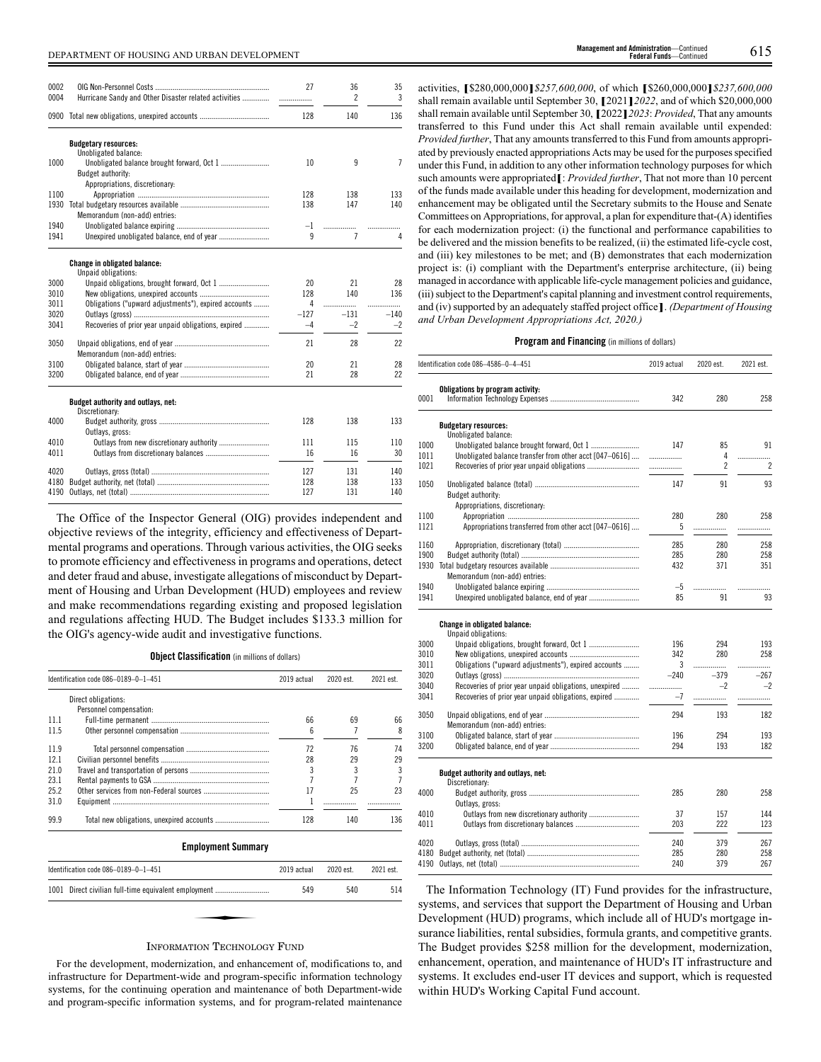| | | 2019 actual | 2020 est. | 2021 est. |
|---|---|---|---|---|
| 0002 | OIG Non-Personnel Costs | 27 | 36 | 35 |
| 0004 | Hurricane Sandy and Other Disaster related activities | | 2 | 3 |
| 0900 | Total new obligations, unexpired accounts | 128 | 140 | 136 |
| | **Budgetary resources:** | | | |
| | Unobligated balance: | | | |
| 1000 | Unobligated balance brought forward, Oct 1 | 10 | 9 | 7 |
| | Budget authority: | | | |
| | Appropriations, discretionary: | | | |
| 1100 | Appropriation | 128 | 138 | 133 |
| 1930 | Total budgetary resources available | 138 | 147 | 140 |
| | Memorandum (non-add) entries: | | | |
| 1940 | Unobligated balance expiring | –1 | | |
| 1941 | Unexpired unobligated balance, end of year | 9 | 7 | 4 |
| | **Change in obligated balance:** | | | |
| | Unpaid obligations: | | | |
| 3000 | Unpaid obligations, brought forward, Oct 1 | 20 | 21 | 28 |
| 3010 | New obligations, unexpired accounts | 128 | 140 | 136 |
| 3011 | Obligations ("upward adjustments"), expired accounts | 4 | | |
| 3020 | Outlays (gross) | –127 | –131 | –140 |
| 3041 | Recoveries of prior year unpaid obligations, expired | –4 | –2 | –2 |
| 3050 | Unpaid obligations, end of year | 21 | 28 | 22 |
| | Memorandum (non-add) entries: | | | |
| 3100 | Obligated balance, start of year | 20 | 21 | 28 |
| 3200 | Obligated balance, end of year | 21 | 28 | 22 |
| | **Budget authority and outlays, net:** | | | |
| | Discretionary: | | | |
| 4000 | Budget authority, gross | 128 | 138 | 133 |
| | Outlays, gross: | | | |
| 4010 | Outlays from new discretionary authority | 111 | 115 | 110 |
| 4011 | Outlays from discretionary balances | 16 | 16 | 30 |
| 4020 | Outlays, gross (total) | 127 | 131 | 140 |
| 4180 | Budget authority, net (total) | 128 | 138 | 133 |
| 4190 | Outlays, net (total) | 127 | 131 | 140 |

The Office of the Inspector General (OIG) provides independent and objective reviews of the integrity, efficiency and effectiveness of Departmental programs and operations. Through various activities, the OIG seeks to promote efficiency and effectiveness in programs and operations, detect and deter fraud and abuse, investigate allegations of misconduct by Department of Housing and Urban Development (HUD) employees and review and make recommendations regarding existing and proposed legislation and regulations affecting HUD. The Budget includes $133.3 million for the OIG's agency-wide audit and investigative functions.

**Object Classification** (in millions of dollars)

| Identification code 086–0189–0–1–451 | | 2019 actual | 2020 est. | 2021 est. |
|---|---|---|---|---|
| | Direct obligations: | | | |
| | Personnel compensation: | | | |
| 11.1 | Full-time permanent | 66 | 69 | 66 |
| 11.5 | Other personnel compensation | 6 | 7 | 8 |
| 11.9 | Total personnel compensation | 72 | 76 | 74 |
| 12.1 | Civilian personnel benefits | 28 | 29 | 29 |
| 21.0 | Travel and transportation of persons | 3 | 3 | 3 |
| 23.1 | Rental payments to GSA | 7 | 7 | 7 |
| 25.2 | Other services from non-Federal sources | 17 | 25 | 23 |
| 31.0 | Equipment | 1 | | |
| 99.9 | Total new obligations, unexpired accounts | 128 | 140 | 136 |

**Employment Summary**

| Identification code 086–0189–0–1–451 | | 2019 actual | 2020 est. | 2021 est. |
|---|---|---|---|---|
| 1001 | Direct civilian full-time equivalent employment | 549 | 540 | 514 |

## Information Technology Fund

For the development, modernization, and enhancement of, modifications to, and infrastructure for Department-wide and program-specific information technology systems, for the continuing operation and maintenance of both Department-wide and program-specific information systems, and for program-related maintenance activities, [$280,000,000] *$257,600,000*, of which [$260,000,000] *$237,600,000* shall remain available until September 30, [2021] *2022*, and of which $20,000,000 shall remain available until September 30, [2022] *2023*: *Provided*, That any amounts transferred to this Fund under this Act shall remain available until expended: *Provided further*, That any amounts transferred to this Fund from amounts appropriated by previously enacted appropriations Acts may be used for the purposes specified under this Fund, in addition to any other information technology purposes for which such amounts were appropriated[: *Provided further*, That not more than 10 percent of the funds made available under this heading for development, modernization and enhancement may be obligated until the Secretary submits to the House and Senate Committees on Appropriations, for approval, a plan for expenditure that-(A) identifies for each modernization project: (i) the functional and performance capabilities to be delivered and the mission benefits to be realized, (ii) the estimated life-cycle cost, and (iii) key milestones to be met; and (B) demonstrates that each modernization project is: (i) compliant with the Department's enterprise architecture, (ii) being managed in accordance with applicable life-cycle management policies and guidance, (iii) subject to the Department's capital planning and investment control requirements, and (iv) supported by an adequately staffed project office]. *(Department of Housing and Urban Development Appropriations Act, 2020.)*

**Program and Financing** (in millions of dollars)

| Identification code 086–4586–0–4–451 | | 2019 actual | 2020 est. | 2021 est. |
|---|---|---|---|---|
| | **Obligations by program activity:** | | | |
| 0001 | Information Technology Expenses | 342 | 280 | 258 |
| | **Budgetary resources:** | | | |
| | Unobligated balance: | | | |
| 1000 | Unobligated balance brought forward, Oct 1 | 147 | 85 | 91 |
| 1011 | Unobligated balance transfer from other acct [047–0616] | | 4 | |
| 1021 | Recoveries of prior year unpaid obligations | | 2 | 2 |
| 1050 | Unobligated balance (total) | 147 | 91 | 93 |
| | Budget authority: | | | |
| | Appropriations, discretionary: | | | |
| 1100 | Appropriation | 280 | 280 | 258 |
| 1121 | Appropriations transferred from other acct [047–0616] | 5 | | |
| 1160 | Appropriation, discretionary (total) | 285 | 280 | 258 |
| 1900 | Budget authority (total) | 285 | 280 | 258 |
| 1930 | Total budgetary resources available | 432 | 371 | 351 |
| | Memorandum (non-add) entries: | | | |
| 1940 | Unobligated balance expiring | –5 | | |
| 1941 | Unexpired unobligated balance, end of year | 85 | 91 | 93 |
| | **Change in obligated balance:** | | | |
| | Unpaid obligations: | | | |
| 3000 | Unpaid obligations, brought forward, Oct 1 | 196 | 294 | 193 |
| 3010 | New obligations, unexpired accounts | 342 | 280 | 258 |
| 3011 | Obligations ("upward adjustments"), expired accounts | 3 | | |
| 3020 | Outlays (gross) | –240 | –379 | –267 |
| 3040 | Recoveries of prior year unpaid obligations, unexpired | | –2 | –2 |
| 3041 | Recoveries of prior year unpaid obligations, expired | –7 | | |
| 3050 | Unpaid obligations, end of year | 294 | 193 | 182 |
| | Memorandum (non-add) entries: | | | |
| 3100 | Obligated balance, start of year | 196 | 294 | 193 |
| 3200 | Obligated balance, end of year | 294 | 193 | 182 |
| | **Budget authority and outlays, net:** | | | |
| | Discretionary: | | | |
| 4000 | Budget authority, gross | 285 | 280 | 258 |
| | Outlays, gross: | | | |
| 4010 | Outlays from new discretionary authority | 37 | 157 | 144 |
| 4011 | Outlays from discretionary balances | 203 | 222 | 123 |
| 4020 | Outlays, gross (total) | 240 | 379 | 267 |
| 4180 | Budget authority, net (total) | 285 | 280 | 258 |
| 4190 | Outlays, net (total) | 240 | 379 | 267 |

The Information Technology (IT) Fund provides for the infrastructure, systems, and services that support the Department of Housing and Urban Development (HUD) programs, which include all of HUD's mortgage insurance liabilities, rental subsidies, formula grants, and competitive grants. The Budget provides $258 million for the development, modernization, enhancement, operation, and maintenance of HUD's IT infrastructure and systems. It excludes end-user IT devices and support, which is requested within HUD's Working Capital Fund account.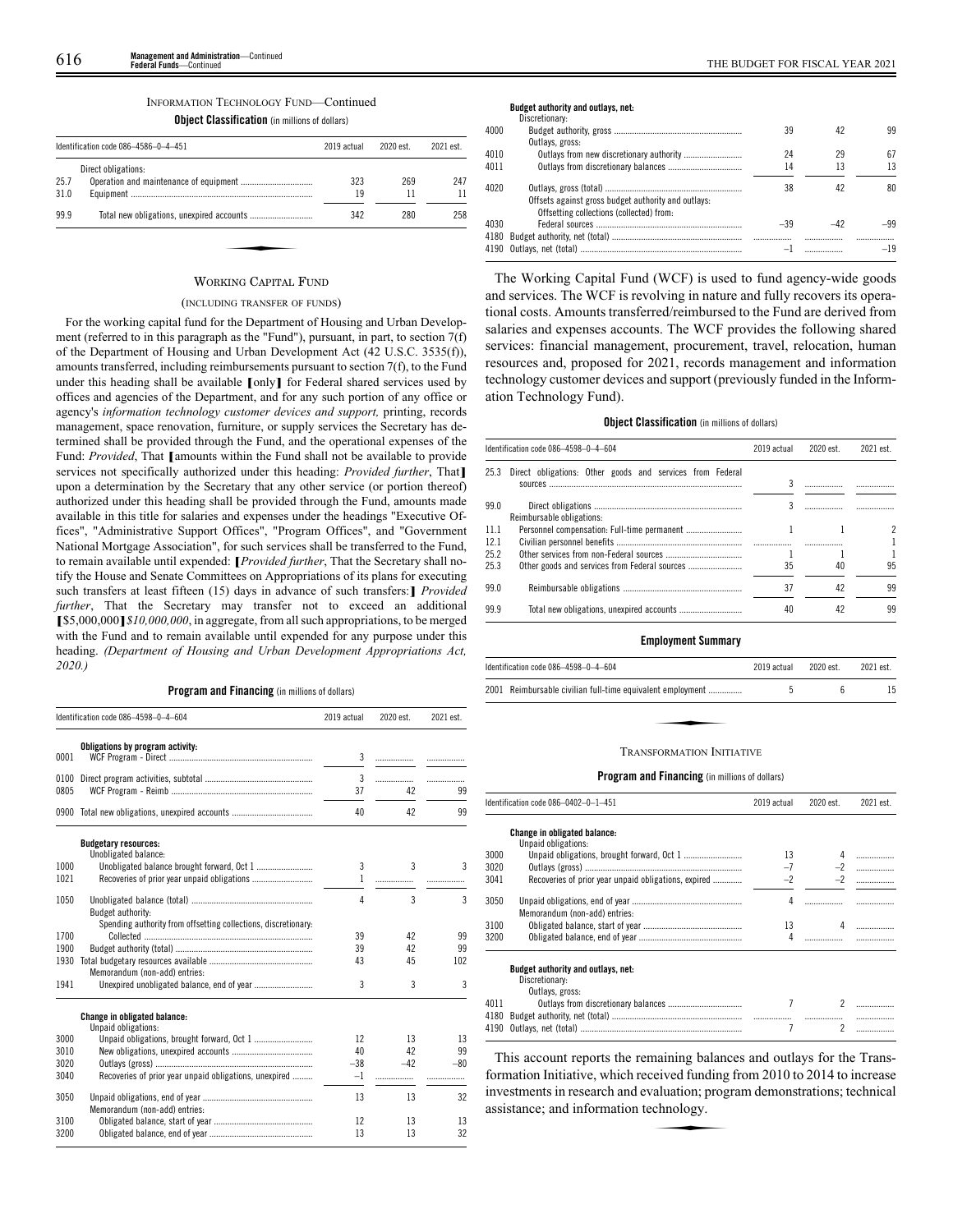INFORMATION TECHNOLOGY FUND—Continued

**Object Classification** (in millions of dollars)

| Identification code 086–4586–0–4–451 | | 2019 actual | 2020 est. | 2021 est. |
|---|---|---|---|---|
| | Direct obligations: | | | |
| 25.7 | Operation and maintenance of equipment | 323 | 269 | 247 |
| 31.0 | Equipment | 19 | 11 | 11 |
| 99.9 | Total new obligations, unexpired accounts | 342 | 280 | 258 |

## WORKING CAPITAL FUND

(INCLUDING TRANSFER OF FUNDS)

For the working capital fund for the Department of Housing and Urban Development (referred to in this paragraph as the "Fund"), pursuant, in part, to section 7(f) of the Department of Housing and Urban Development Act (42 U.S.C. 3535(f)), amounts transferred, including reimbursements pursuant to section 7(f), to the Fund under this heading shall be available [only] for Federal shared services used by offices and agencies of the Department, and for any such portion of any office or agency's *information technology customer devices and support,* printing, records management, space renovation, furniture, or supply services the Secretary has determined shall be provided through the Fund, and the operational expenses of the Fund: *Provided*, That [amounts within the Fund shall not be available to provide services not specifically authorized under this heading: *Provided further*, That] upon a determination by the Secretary that any other service (or portion thereof) authorized under this heading shall be provided through the Fund, amounts made available in this title for salaries and expenses under the headings "Executive Offices", "Administrative Support Offices", "Program Offices", and "Government National Mortgage Association", for such services shall be transferred to the Fund, to remain available until expended: [*Provided further*, That the Secretary shall notify the House and Senate Committees on Appropriations of its plans for executing such transfers at least fifteen (15) days in advance of such transfers:] *Provided further*, That the Secretary may transfer not to exceed an additional [$5,000,000] *$10,000,000*, in aggregate, from all such appropriations, to be merged with the Fund and to remain available until expended for any purpose under this heading. *(Department of Housing and Urban Development Appropriations Act, 2020.)*

**Program and Financing** (in millions of dollars)

| Identification code 086–4598–0–4–604 | | 2019 actual | 2020 est. | 2021 est. |
|---|---|---|---|---|
| | **Obligations by program activity:** | | | |
| 0001 | WCF Program - Direct | 3 | | |
| 0100 | Direct program activities, subtotal | 3 | | |
| 0805 | WCF Program - Reimb | 37 | 42 | 99 |
| 0900 | Total new obligations, unexpired accounts | 40 | 42 | 99 |
| | **Budgetary resources:** | | | |
| | Unobligated balance: | | | |
| 1000 | Unobligated balance brought forward, Oct 1 | 3 | 3 | 3 |
| 1021 | Recoveries of prior year unpaid obligations | 1 | | |
| 1050 | Unobligated balance (total) | 4 | 3 | 3 |
| | Budget authority: | | | |
| | Spending authority from offsetting collections, discretionary: | | | |
| 1700 | Collected | 39 | 42 | 99 |
| 1900 | Budget authority (total) | 39 | 42 | 99 |
| 1930 | Total budgetary resources available | 43 | 45 | 102 |
| | Memorandum (non-add) entries: | | | |
| 1941 | Unexpired unobligated balance, end of year | 3 | 3 | 3 |
| | **Change in obligated balance:** | | | |
| | Unpaid obligations: | | | |
| 3000 | Unpaid obligations, brought forward, Oct 1 | 12 | 13 | 13 |
| 3010 | New obligations, unexpired accounts | 40 | 42 | 99 |
| 3020 | Outlays (gross) | –38 | –42 | –80 |
| 3040 | Recoveries of prior year unpaid obligations, unexpired | –1 | | |
| 3050 | Unpaid obligations, end of year | 13 | 13 | 32 |
| | Memorandum (non-add) entries: | | | |
| 3100 | Obligated balance, start of year | 12 | 13 | 13 |
| 3200 | Obligated balance, end of year | 13 | 13 | 32 |
| | **Budget authority and outlays, net:** | | | |
| | Discretionary: | | | |
| 4000 | Budget authority, gross | 39 | 42 | 99 |
| | Outlays, gross: | | | |
| 4010 | Outlays from new discretionary authority | 24 | 29 | 67 |
| 4011 | Outlays from discretionary balances | 14 | 13 | 13 |
| 4020 | Outlays, gross (total) | 38 | 42 | 80 |
| | Offsets against gross budget authority and outlays: | | | |
| | Offsetting collections (collected) from: | | | |
| 4030 | Federal sources | –39 | –42 | –99 |
| 4180 | Budget authority, net (total) | | | |
| 4190 | Outlays, net (total) | –1 | | –19 |

The Working Capital Fund (WCF) is used to fund agency-wide goods and services. The WCF is revolving in nature and fully recovers its operational costs. Amounts transferred/reimbursed to the Fund are derived from salaries and expenses accounts. The WCF provides the following shared services: financial management, procurement, travel, relocation, human resources and, proposed for 2021, records management and information technology customer devices and support (previously funded in the Information Technology Fund).

**Object Classification** (in millions of dollars)

| Identification code 086–4598–0–4–604 | | 2019 actual | 2020 est. | 2021 est. |
|---|---|---|---|---|
| 25.3 | Direct obligations: Other goods and services from Federal sources | 3 | | |
| 99.0 | Direct obligations | 3 | | |
| | Reimbursable obligations: | | | |
| 11.1 | Personnel compensation: Full-time permanent | 1 | 1 | 2 |
| 12.1 | Civilian personnel benefits | | | 1 |
| 25.2 | Other services from non-Federal sources | 1 | 1 | 1 |
| 25.3 | Other goods and services from Federal sources | 35 | 40 | 95 |
| 99.0 | Reimbursable obligations | 37 | 42 | 99 |
| 99.9 | Total new obligations, unexpired accounts | 40 | 42 | 99 |

**Employment Summary**

| Identification code 086–4598–0–4–604 | | 2019 actual | 2020 est. | 2021 est. |
|---|---|---|---|---|
| 2001 | Reimbursable civilian full-time equivalent employment | 5 | 6 | 15 |

## TRANSFORMATION INITIATIVE

**Program and Financing** (in millions of dollars)

| Identification code 086–0402–0–1–451 | | 2019 actual | 2020 est. | 2021 est. |
|---|---|---|---|---|
| | **Change in obligated balance:** | | | |
| | Unpaid obligations: | | | |
| 3000 | Unpaid obligations, brought forward, Oct 1 | 13 | 4 | |
| 3020 | Outlays (gross) | –7 | –2 | |
| 3041 | Recoveries of prior year unpaid obligations, expired | –2 | –2 | |
| 3050 | Unpaid obligations, end of year | 4 | | |
| | Memorandum (non-add) entries: | | | |
| 3100 | Obligated balance, start of year | 13 | 4 | |
| 3200 | Obligated balance, end of year | 4 | | |
| | **Budget authority and outlays, net:** | | | |
| | Discretionary: | | | |
| | Outlays, gross: | | | |
| 4011 | Outlays from discretionary balances | 7 | 2 | |
| 4180 | Budget authority, net (total) | | | |
| 4190 | Outlays, net (total) | 7 | 2 | |

This account reports the remaining balances and outlays for the Transformation Initiative, which received funding from 2010 to 2014 to increase investments in research and evaluation; program demonstrations; technical assistance; and information technology.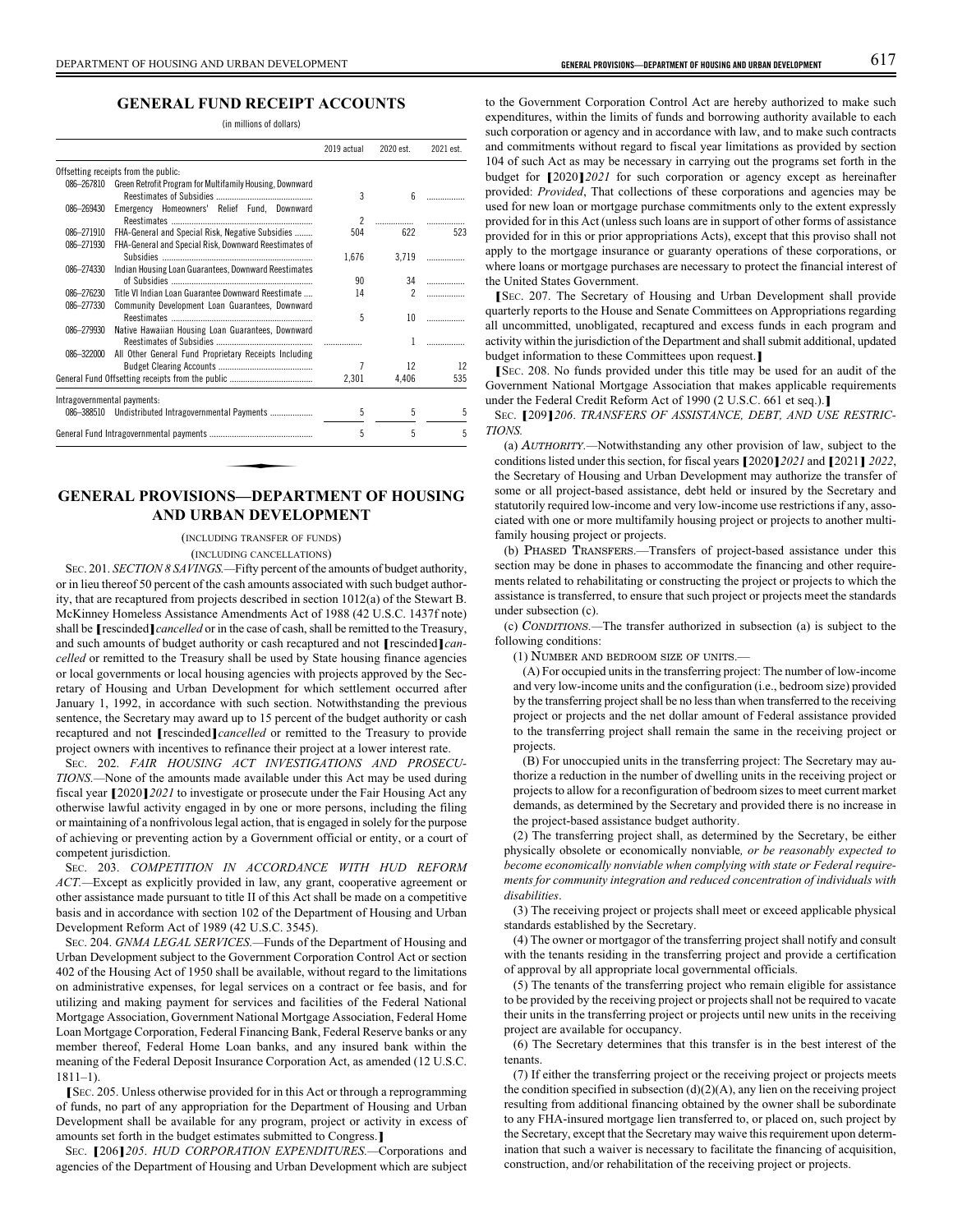## GENERAL FUND RECEIPT ACCOUNTS

(in millions of dollars)

| | | 2019 actual | 2020 est. | 2021 est. |
|---|---|---|---|---|
| Offsetting receipts from the public: | | | | |
| 086–267810 | Green Retrofit Program for Multifamily Housing, Downward Reestimates of Subsidies | 3 | 6 | ........... |
| 086–269430 | Emergency Homeowners' Relief Fund, Downward Reestimates | 2 | ........... | ........... |
| 086–271910 | FHA-General and Special Risk, Negative Subsidies | 504 | 622 | 523 |
| 086–271930 | FHA-General and Special Risk, Downward Reestimates of Subsidies | 1,676 | 3,719 | ........... |
| 086–274330 | Indian Housing Loan Guarantees, Downward Reestimates of Subsidies | 90 | 34 | ........... |
| 086–276230 | Title VI Indian Loan Guarantee Downward Reestimate | 14 | 2 | ........... |
| 086–277330 | Community Development Loan Guarantees, Downward Reestimates | 5 | 10 | ........... |
| 086–279930 | Native Hawaiian Housing Loan Guarantees, Downward Reestimates of Subsidies | ........... | 1 | ........... |
| 086–322000 | All Other General Fund Proprietary Receipts Including Budget Clearing Accounts | 7 | 12 | 12 |
| General Fund Offsetting receipts from the public | | 2,301 | 4,406 | 535 |
| Intragovernmental payments: | | | | |
| 086–388510 | Undistributed Intragovernmental Payments | 5 | 5 | 5 |
| General Fund Intragovernmental payments | | 5 | 5 | 5 |

## GENERAL PROVISIONS—DEPARTMENT OF HOUSING AND URBAN DEVELOPMENT

(INCLUDING TRANSFER OF FUNDS)

(INCLUDING CANCELLATIONS)

SEC. 201. *SECTION 8 SAVINGS.*—Fifty percent of the amounts of budget authority, or in lieu thereof 50 percent of the cash amounts associated with such budget authority, that are recaptured from projects described in section 1012(a) of the Stewart B. McKinney Homeless Assistance Amendments Act of 1988 (42 U.S.C. 1437f note) shall be ❲rescinded❳*cancelled* or in the case of cash, shall be remitted to the Treasury, and such amounts of budget authority or cash recaptured and not ❲rescinded❳*cancelled* or remitted to the Treasury shall be used by State housing finance agencies or local governments or local housing agencies with projects approved by the Secretary of Housing and Urban Development for which settlement occurred after January 1, 1992, in accordance with such section. Notwithstanding the previous sentence, the Secretary may award up to 15 percent of the budget authority or cash recaptured and not ❲rescinded❳*cancelled* or remitted to the Treasury to provide project owners with incentives to refinance their project at a lower interest rate.

SEC. 202. *FAIR HOUSING ACT INVESTIGATIONS AND PROSECUTIONS.*—None of the amounts made available under this Act may be used during fiscal year ❲2020❳*2021* to investigate or prosecute under the Fair Housing Act any otherwise lawful activity engaged in by one or more persons, including the filing or maintaining of a nonfrivolous legal action, that is engaged in solely for the purpose of achieving or preventing action by a Government official or entity, or a court of competent jurisdiction.

SEC. 203. *COMPETITION IN ACCORDANCE WITH HUD REFORM ACT.*—Except as explicitly provided in law, any grant, cooperative agreement or other assistance made pursuant to title II of this Act shall be made on a competitive basis and in accordance with section 102 of the Department of Housing and Urban Development Reform Act of 1989 (42 U.S.C. 3545).

SEC. 204. *GNMA LEGAL SERVICES.*—Funds of the Department of Housing and Urban Development subject to the Government Corporation Control Act or section 402 of the Housing Act of 1950 shall be available, without regard to the limitations on administrative expenses, for legal services on a contract or fee basis, and for utilizing and making payment for services and facilities of the Federal National Mortgage Association, Government National Mortgage Association, Federal Home Loan Mortgage Corporation, Federal Financing Bank, Federal Reserve banks or any member thereof, Federal Home Loan banks, and any insured bank within the meaning of the Federal Deposit Insurance Corporation Act, as amended (12 U.S.C. 1811–1).

❲SEC. 205. Unless otherwise provided for in this Act or through a reprogramming of funds, no part of any appropriation for the Department of Housing and Urban Development shall be available for any program, project or activity in excess of amounts set forth in the budget estimates submitted to Congress.❳

SEC. ❲206❳*205*. *HUD CORPORATION EXPENDITURES.*—Corporations and agencies of the Department of Housing and Urban Development which are subject to the Government Corporation Control Act are hereby authorized to make such expenditures, within the limits of funds and borrowing authority available to each such corporation or agency and in accordance with law, and to make such contracts and commitments without regard to fiscal year limitations as provided by section 104 of such Act as may be necessary in carrying out the programs set forth in the budget for ❲2020❳*2021* for such corporation or agency except as hereinafter provided: *Provided*, That collections of these corporations and agencies may be used for new loan or mortgage purchase commitments only to the extent expressly provided for in this Act (unless such loans are in support of other forms of assistance provided for in this or prior appropriations Acts), except that this proviso shall not apply to the mortgage insurance or guaranty operations of these corporations, or where loans or mortgage purchases are necessary to protect the financial interest of the United States Government.

❲SEC. 207. The Secretary of Housing and Urban Development shall provide quarterly reports to the House and Senate Committees on Appropriations regarding all uncommitted, unobligated, recaptured and excess funds in each program and activity within the jurisdiction of the Department and shall submit additional, updated budget information to these Committees upon request.❳

❲SEC. 208. No funds provided under this title may be used for an audit of the Government National Mortgage Association that makes applicable requirements under the Federal Credit Reform Act of 1990 (2 U.S.C. 661 et seq.).❳

SEC. ❲209❳*206*. *TRANSFERS OF ASSISTANCE, DEBT, AND USE RESTRICTIONS.*

(a) *AUTHORITY.*—Notwithstanding any other provision of law, subject to the conditions listed under this section, for fiscal years ❲2020❳*2021* and ❲2021❳ *2022*, the Secretary of Housing and Urban Development may authorize the transfer of some or all project-based assistance, debt held or insured by the Secretary and statutorily required low-income and very low-income use restrictions if any, associated with one or more multifamily housing project or projects to another multifamily housing project or projects.

(b) PHASED TRANSFERS.—Transfers of project-based assistance under this section may be done in phases to accommodate the financing and other requirements related to rehabilitating or constructing the project or projects to which the assistance is transferred, to ensure that such project or projects meet the standards under subsection (c).

(c) *CONDITIONS.*—The transfer authorized in subsection (a) is subject to the following conditions:

(1) NUMBER AND BEDROOM SIZE OF UNITS.—

(A) For occupied units in the transferring project: The number of low-income and very low-income units and the configuration (i.e., bedroom size) provided by the transferring project shall be no less than when transferred to the receiving project or projects and the net dollar amount of Federal assistance provided to the transferring project shall remain the same in the receiving project or projects.

(B) For unoccupied units in the transferring project: The Secretary may authorize a reduction in the number of dwelling units in the receiving project or projects to allow for a reconfiguration of bedroom sizes to meet current market demands, as determined by the Secretary and provided there is no increase in the project-based assistance budget authority.

(2) The transferring project shall, as determined by the Secretary, be either physically obsolete or economically nonviable*, or be reasonably expected to become economically nonviable when complying with state or Federal requirements for community integration and reduced concentration of individuals with disabilities*.

(3) The receiving project or projects shall meet or exceed applicable physical standards established by the Secretary.

(4) The owner or mortgagor of the transferring project shall notify and consult with the tenants residing in the transferring project and provide a certification of approval by all appropriate local governmental officials.

(5) The tenants of the transferring project who remain eligible for assistance to be provided by the receiving project or projects shall not be required to vacate their units in the transferring project or projects until new units in the receiving project are available for occupancy.

(6) The Secretary determines that this transfer is in the best interest of the tenants.

(7) If either the transferring project or the receiving project or projects meets the condition specified in subsection (d)(2)(A), any lien on the receiving project resulting from additional financing obtained by the owner shall be subordinate to any FHA-insured mortgage lien transferred to, or placed on, such project by the Secretary, except that the Secretary may waive this requirement upon determination that such a waiver is necessary to facilitate the financing of acquisition, construction, and/or rehabilitation of the receiving project or projects.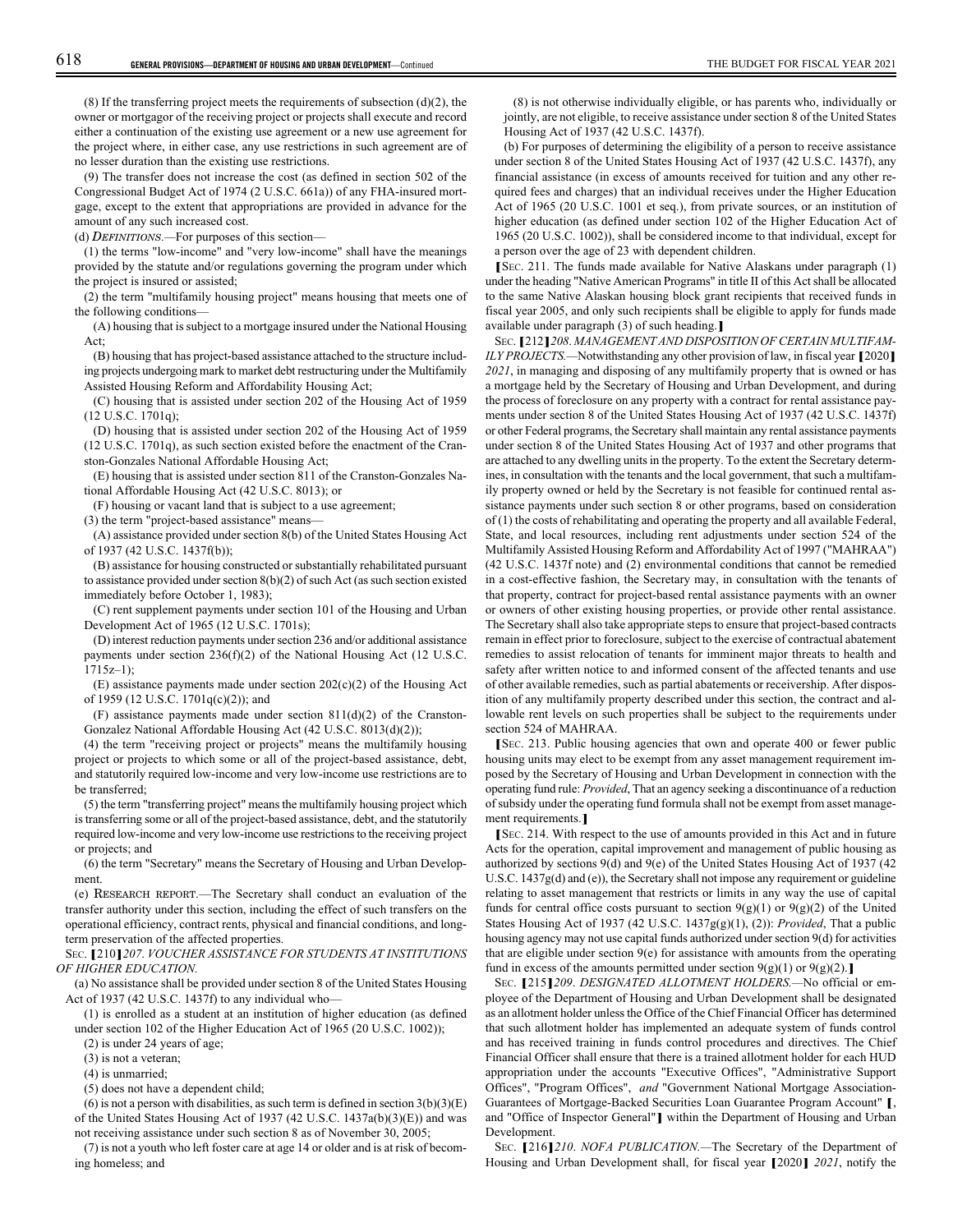(8) If the transferring project meets the requirements of subsection (d)(2), the owner or mortgagor of the receiving project or projects shall execute and record either a continuation of the existing use agreement or a new use agreement for the project where, in either case, any use restrictions in such agreement are of no lesser duration than the existing use restrictions.

(9) The transfer does not increase the cost (as defined in section 502 of the Congressional Budget Act of 1974 (2 U.S.C. 661a)) of any FHA-insured mortgage, except to the extent that appropriations are provided in advance for the amount of any such increased cost.

(d) *DEFINITIONS*.—For purposes of this section—

(1) the terms "low-income" and "very low-income" shall have the meanings provided by the statute and/or regulations governing the program under which the project is insured or assisted;

(2) the term "multifamily housing project" means housing that meets one of the following conditions—

(A) housing that is subject to a mortgage insured under the National Housing Act;

(B) housing that has project-based assistance attached to the structure including projects undergoing mark to market debt restructuring under the Multifamily Assisted Housing Reform and Affordability Housing Act;

(C) housing that is assisted under section 202 of the Housing Act of 1959 (12 U.S.C. 1701q);

(D) housing that is assisted under section 202 of the Housing Act of 1959 (12 U.S.C. 1701q), as such section existed before the enactment of the Cranston-Gonzales National Affordable Housing Act;

(E) housing that is assisted under section 811 of the Cranston-Gonzales National Affordable Housing Act (42 U.S.C. 8013); or

(F) housing or vacant land that is subject to a use agreement;

(3) the term "project-based assistance" means—

(A) assistance provided under section 8(b) of the United States Housing Act of 1937 (42 U.S.C. 1437f(b));

(B) assistance for housing constructed or substantially rehabilitated pursuant to assistance provided under section 8(b)(2) of such Act (as such section existed immediately before October 1, 1983);

(C) rent supplement payments under section 101 of the Housing and Urban Development Act of 1965 (12 U.S.C. 1701s);

(D) interest reduction payments under section 236 and/or additional assistance payments under section 236(f)(2) of the National Housing Act (12 U.S.C. 1715z–1);

(E) assistance payments made under section 202(c)(2) of the Housing Act of 1959 (12 U.S.C. 1701q(c)(2)); and

(F) assistance payments made under section 811(d)(2) of the Cranston-Gonzalez National Affordable Housing Act (42 U.S.C. 8013(d)(2));

(4) the term "receiving project or projects" means the multifamily housing project or projects to which some or all of the project-based assistance, debt, and statutorily required low-income and very low-income use restrictions are to be transferred;

(5) the term "transferring project" means the multifamily housing project which is transferring some or all of the project-based assistance, debt, and the statutorily required low-income and very low-income use restrictions to the receiving project or projects; and

(6) the term "Secretary" means the Secretary of Housing and Urban Development.

(e) RESEARCH REPORT.—The Secretary shall conduct an evaluation of the transfer authority under this section, including the effect of such transfers on the operational efficiency, contract rents, physical and financial conditions, and long-term preservation of the affected properties.

SEC. ⟦210⟧*207. VOUCHER ASSISTANCE FOR STUDENTS AT INSTITUTIONS OF HIGHER EDUCATION.*

(a) No assistance shall be provided under section 8 of the United States Housing Act of 1937 (42 U.S.C. 1437f) to any individual who—

(1) is enrolled as a student at an institution of higher education (as defined under section 102 of the Higher Education Act of 1965 (20 U.S.C. 1002));

(2) is under 24 years of age;

(3) is not a veteran;

(4) is unmarried;

(5) does not have a dependent child;

(6) is not a person with disabilities, as such term is defined in section 3(b)(3)(E) of the United States Housing Act of 1937 (42 U.S.C. 1437a(b)(3)(E)) and was not receiving assistance under such section 8 as of November 30, 2005;

(7) is not a youth who left foster care at age 14 or older and is at risk of becoming homeless; and

(8) is not otherwise individually eligible, or has parents who, individually or jointly, are not eligible, to receive assistance under section 8 of the United States Housing Act of 1937 (42 U.S.C. 1437f).

(b) For purposes of determining the eligibility of a person to receive assistance under section 8 of the United States Housing Act of 1937 (42 U.S.C. 1437f), any financial assistance (in excess of amounts received for tuition and any other required fees and charges) that an individual receives under the Higher Education Act of 1965 (20 U.S.C. 1001 et seq.), from private sources, or an institution of higher education (as defined under section 102 of the Higher Education Act of 1965 (20 U.S.C. 1002)), shall be considered income to that individual, except for a person over the age of 23 with dependent children.

⟦SEC. 211. The funds made available for Native Alaskans under paragraph (1) under the heading "Native American Programs" in title II of this Act shall be allocated to the same Native Alaskan housing block grant recipients that received funds in fiscal year 2005, and only such recipients shall be eligible to apply for funds made available under paragraph (3) of such heading.⟧

SEC. ⟦212⟧*208. MANAGEMENT AND DISPOSITION OF CERTAIN MULTIFAMILY PROJECTS.*—Notwithstanding any other provision of law, in fiscal year ⟦2020⟧ *2021*, in managing and disposing of any multifamily property that is owned or has a mortgage held by the Secretary of Housing and Urban Development, and during the process of foreclosure on any property with a contract for rental assistance payments under section 8 of the United States Housing Act of 1937 (42 U.S.C. 1437f) or other Federal programs, the Secretary shall maintain any rental assistance payments under section 8 of the United States Housing Act of 1937 and other programs that are attached to any dwelling units in the property. To the extent the Secretary determines, in consultation with the tenants and the local government, that such a multifamily property owned or held by the Secretary is not feasible for continued rental assistance payments under such section 8 or other programs, based on consideration of (1) the costs of rehabilitating and operating the property and all available Federal, State, and local resources, including rent adjustments under section 524 of the Multifamily Assisted Housing Reform and Affordability Act of 1997 ("MAHRAA") (42 U.S.C. 1437f note) and (2) environmental conditions that cannot be remedied in a cost-effective fashion, the Secretary may, in consultation with the tenants of that property, contract for project-based rental assistance payments with an owner or owners of other existing housing properties, or provide other rental assistance. The Secretary shall also take appropriate steps to ensure that project-based contracts remain in effect prior to foreclosure, subject to the exercise of contractual abatement remedies to assist relocation of tenants for imminent major threats to health and safety after written notice to and informed consent of the affected tenants and use of other available remedies, such as partial abatements or receivership. After disposition of any multifamily property described under this section, the contract and allowable rent levels on such properties shall be subject to the requirements under section 524 of MAHRAA.

⟦SEC. 213. Public housing agencies that own and operate 400 or fewer public housing units may elect to be exempt from any asset management requirement imposed by the Secretary of Housing and Urban Development in connection with the operating fund rule: *Provided*, That an agency seeking a discontinuance of a reduction of subsidy under the operating fund formula shall not be exempt from asset management requirements.⟧

⟦SEC. 214. With respect to the use of amounts provided in this Act and in future Acts for the operation, capital improvement and management of public housing as authorized by sections 9(d) and 9(e) of the United States Housing Act of 1937 (42 U.S.C. 1437g(d) and (e)), the Secretary shall not impose any requirement or guideline relating to asset management that restricts or limits in any way the use of capital funds for central office costs pursuant to section 9(g)(1) or 9(g)(2) of the United States Housing Act of 1937 (42 U.S.C. 1437g(g)(1), (2)): *Provided*, That a public housing agency may not use capital funds authorized under section 9(d) for activities that are eligible under section 9(e) for assistance with amounts from the operating fund in excess of the amounts permitted under section 9(g)(1) or 9(g)(2).⟧

SEC. ⟦215⟧*209. DESIGNATED ALLOTMENT HOLDERS.*—No official or employee of the Department of Housing and Urban Development shall be designated as an allotment holder unless the Office of the Chief Financial Officer has determined that such allotment holder has implemented an adequate system of funds control and has received training in funds control procedures and directives. The Chief Financial Officer shall ensure that there is a trained allotment holder for each HUD appropriation under the accounts "Executive Offices", "Administrative Support Offices", "Program Offices", *and* "Government National Mortgage Association-Guarantees of Mortgage-Backed Securities Loan Guarantee Program Account" ⟦, and "Office of Inspector General"⟧ within the Department of Housing and Urban Development.

SEC. ⟦216⟧*210. NOFA PUBLICATION.*—The Secretary of the Department of Housing and Urban Development shall, for fiscal year ⟦2020⟧ *2021*, notify the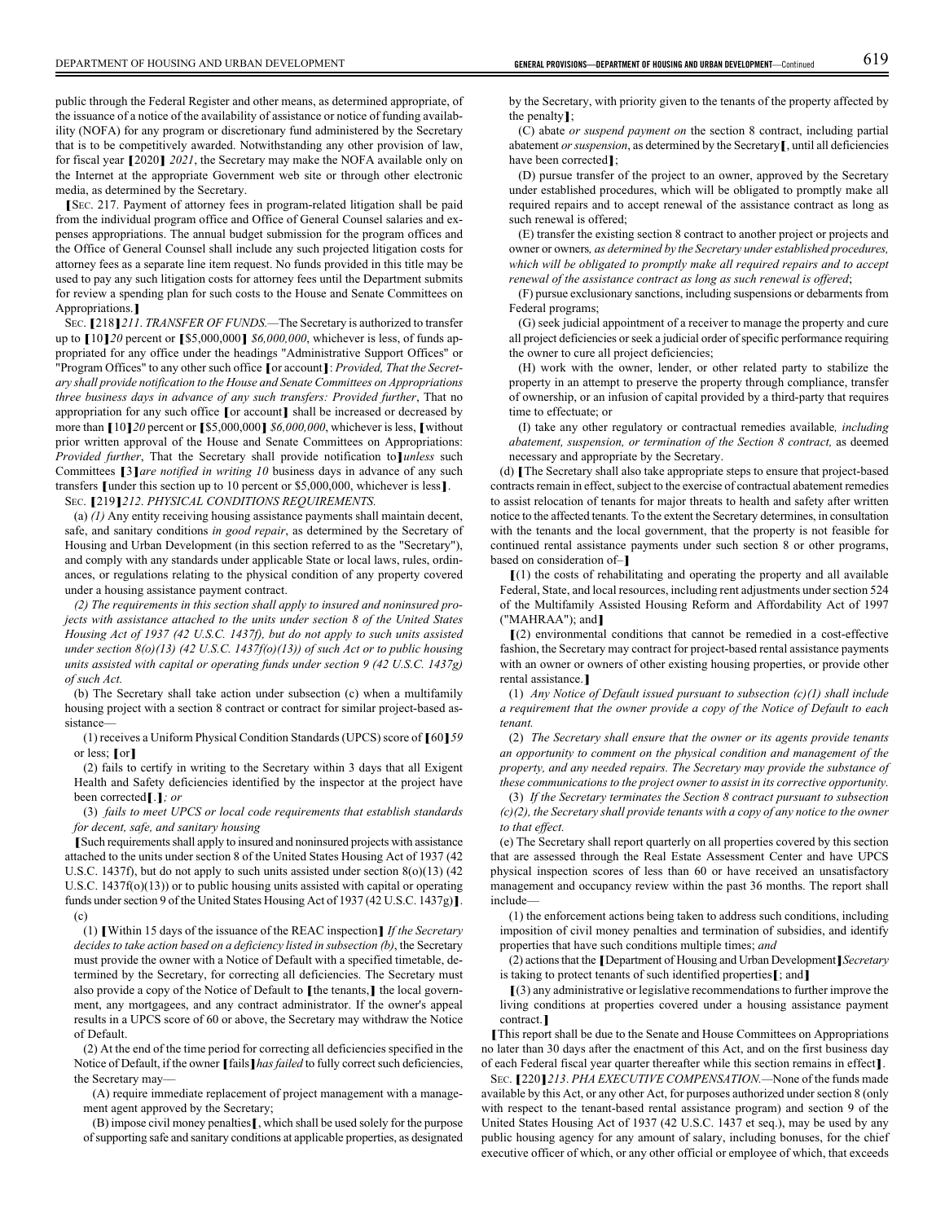public through the Federal Register and other means, as determined appropriate, of the issuance of a notice of the availability of assistance or notice of funding availability (NOFA) for any program or discretionary fund administered by the Secretary that is to be competitively awarded. Notwithstanding any other provision of law, for fiscal year ⟦2020⟧ *2021*, the Secretary may make the NOFA available only on the Internet at the appropriate Government web site or through other electronic media, as determined by the Secretary.

⟦SEC. 217. Payment of attorney fees in program-related litigation shall be paid from the individual program office and Office of General Counsel salaries and expenses appropriations. The annual budget submission for the program offices and the Office of General Counsel shall include any such projected litigation costs for attorney fees as a separate line item request. No funds provided in this title may be used to pay any such litigation costs for attorney fees until the Department submits for review a spending plan for such costs to the House and Senate Committees on Appropriations.⟧

SEC. ⟦218⟧*211. TRANSFER OF FUNDS.*—The Secretary is authorized to transfer up to ⟦10⟧*20* percent or ⟦$5,000,000⟧ *$6,000,000*, whichever is less, of funds appropriated for any office under the headings "Administrative Support Offices" or "Program Offices" to any other such office ⟦or account⟧: *Provided, That the Secretary shall provide notification to the House and Senate Committees on Appropriations three business days in advance of any such transfers: Provided further*, That no appropriation for any such office ⟦or account⟧ shall be increased or decreased by more than ⟦10⟧*20* percent or ⟦$5,000,000⟧ *$6,000,000*, whichever is less, ⟦without prior written approval of the House and Senate Committees on Appropriations: *Provided further*, That the Secretary shall provide notification to⟧*unless* such Committees ⟦3⟧*are notified in writing 10* business days in advance of any such transfers ⟦under this section up to 10 percent or $5,000,000, whichever is less⟧.

SEC. ⟦219⟧*212. PHYSICAL CONDITIONS REQUIREMENTS.*

(a) *(1)* Any entity receiving housing assistance payments shall maintain decent, safe, and sanitary conditions *in good repair*, as determined by the Secretary of Housing and Urban Development (in this section referred to as the "Secretary"), and comply with any standards under applicable State or local laws, rules, ordinances, or regulations relating to the physical condition of any property covered under a housing assistance payment contract.

*(2) The requirements in this section shall apply to insured and noninsured projects with assistance attached to the units under section 8 of the United States Housing Act of 1937 (42 U.S.C. 1437f), but do not apply to such units assisted under section 8(o)(13) (42 U.S.C. 1437f(o)(13)) of such Act or to public housing units assisted with capital or operating funds under section 9 (42 U.S.C. 1437g) of such Act.*

(b) The Secretary shall take action under subsection (c) when a multifamily housing project with a section 8 contract or contract for similar project-based assistance—

(1) receives a Uniform Physical Condition Standards (UPCS) score of ⟦60⟧*59* or less; ⟦or⟧

(2) fails to certify in writing to the Secretary within 3 days that all Exigent Health and Safety deficiencies identified by the inspector at the project have been corrected⟦.⟧*; or*

(3) *fails to meet UPCS or local code requirements that establish standards for decent, safe, and sanitary housing*

⟦Such requirements shall apply to insured and noninsured projects with assistance attached to the units under section 8 of the United States Housing Act of 1937 (42 U.S.C. 1437f), but do not apply to such units assisted under section 8(o)(13) (42 U.S.C. 1437f(o)(13)) or to public housing units assisted with capital or operating funds under section 9 of the United States Housing Act of 1937 (42 U.S.C. 1437g)⟧.

(c)

(1) ⟦Within 15 days of the issuance of the REAC inspection⟧ *If the Secretary decides to take action based on a deficiency listed in subsection (b)*, the Secretary must provide the owner with a Notice of Default with a specified timetable, determined by the Secretary, for correcting all deficiencies. The Secretary must also provide a copy of the Notice of Default to ⟦the tenants,⟧ the local government, any mortgagees, and any contract administrator. If the owner's appeal results in a UPCS score of 60 or above, the Secretary may withdraw the Notice of Default.

(2) At the end of the time period for correcting all deficiencies specified in the Notice of Default, if the owner ⟦fails⟧*has failed* to fully correct such deficiencies, the Secretary may—

(A) require immediate replacement of project management with a management agent approved by the Secretary;

(B) impose civil money penalties⟦, which shall be used solely for the purpose of supporting safe and sanitary conditions at applicable properties, as designated by the Secretary, with priority given to the tenants of the property affected by the penalty⟧;

(C) abate *or suspend payment on* the section 8 contract, including partial abatement *or suspension*, as determined by the Secretary⟦, until all deficiencies have been corrected⟧;

(D) pursue transfer of the project to an owner, approved by the Secretary under established procedures, which will be obligated to promptly make all required repairs and to accept renewal of the assistance contract as long as such renewal is offered;

(E) transfer the existing section 8 contract to another project or projects and owner or owners*, as determined by the Secretary under established procedures, which will be obligated to promptly make all required repairs and to accept renewal of the assistance contract as long as such renewal is offered*;

(F) pursue exclusionary sanctions, including suspensions or debarments from Federal programs;

(G) seek judicial appointment of a receiver to manage the property and cure all project deficiencies or seek a judicial order of specific performance requiring the owner to cure all project deficiencies;

(H) work with the owner, lender, or other related party to stabilize the property in an attempt to preserve the property through compliance, transfer of ownership, or an infusion of capital provided by a third-party that requires time to effectuate; or

(I) take any other regulatory or contractual remedies available*, including abatement, suspension, or termination of the Section 8 contract,* as deemed necessary and appropriate by the Secretary.

(d) ⟦The Secretary shall also take appropriate steps to ensure that project-based contracts remain in effect, subject to the exercise of contractual abatement remedies to assist relocation of tenants for major threats to health and safety after written notice to the affected tenants. To the extent the Secretary determines, in consultation with the tenants and the local government, that the property is not feasible for continued rental assistance payments under such section 8 or other programs, based on consideration of–⟧

⟦(1) the costs of rehabilitating and operating the property and all available Federal, State, and local resources, including rent adjustments under section 524 of the Multifamily Assisted Housing Reform and Affordability Act of 1997 ("MAHRAA"); and⟧

⟦(2) environmental conditions that cannot be remedied in a cost-effective fashion, the Secretary may contract for project-based rental assistance payments with an owner or owners of other existing housing properties, or provide other rental assistance.⟧

(1) *Any Notice of Default issued pursuant to subsection (c)(1) shall include a requirement that the owner provide a copy of the Notice of Default to each tenant.*

(2) *The Secretary shall ensure that the owner or its agents provide tenants an opportunity to comment on the physical condition and management of the property, and any needed repairs. The Secretary may provide the substance of these communications to the project owner to assist in its corrective opportunity.*

(3) *If the Secretary terminates the Section 8 contract pursuant to subsection (c)(2), the Secretary shall provide tenants with a copy of any notice to the owner to that effect.*

(e) The Secretary shall report quarterly on all properties covered by this section that are assessed through the Real Estate Assessment Center and have UPCS physical inspection scores of less than 60 or have received an unsatisfactory management and occupancy review within the past 36 months. The report shall include—

(1) the enforcement actions being taken to address such conditions, including imposition of civil money penalties and termination of subsidies, and identify properties that have such conditions multiple times; *and*

(2) actions that the ⟦Department of Housing and Urban Development⟧*Secretary* is taking to protect tenants of such identified properties⟦; and⟧

⟦(3) any administrative or legislative recommendations to further improve the living conditions at properties covered under a housing assistance payment contract.⟧

⟦This report shall be due to the Senate and House Committees on Appropriations no later than 30 days after the enactment of this Act, and on the first business day of each Federal fiscal year quarter thereafter while this section remains in effect⟧.

SEC. ⟦220⟧*213. PHA EXECUTIVE COMPENSATION.*—None of the funds made available by this Act, or any other Act, for purposes authorized under section 8 (only with respect to the tenant-based rental assistance program) and section 9 of the United States Housing Act of 1937 (42 U.S.C. 1437 et seq.), may be used by any public housing agency for any amount of salary, including bonuses, for the chief executive officer of which, or any other official or employee of which, that exceeds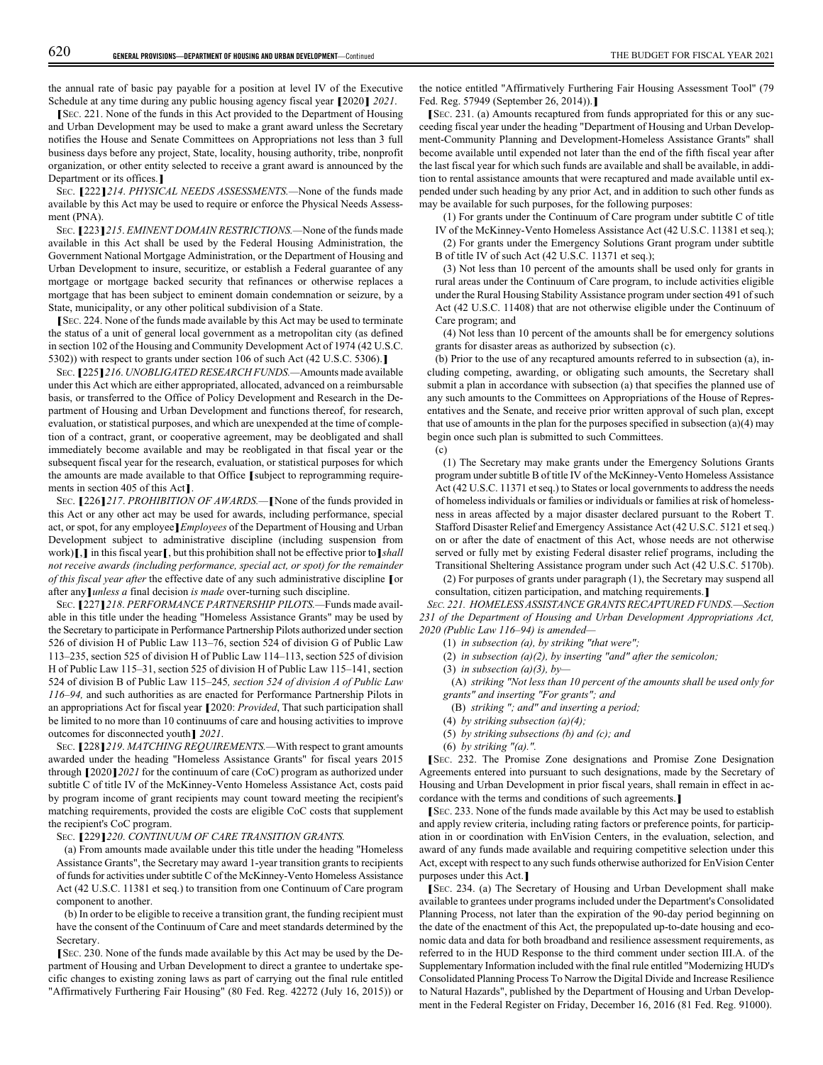the annual rate of basic pay payable for a position at level IV of the Executive Schedule at any time during any public housing agency fiscal year ❲2020❳ *2021*.

❲SEC. 221. None of the funds in this Act provided to the Department of Housing and Urban Development may be used to make a grant award unless the Secretary notifies the House and Senate Committees on Appropriations not less than 3 full business days before any project, State, locality, housing authority, tribe, nonprofit organization, or other entity selected to receive a grant award is announced by the Department or its offices.❳

SEC. ❲222❳*214. PHYSICAL NEEDS ASSESSMENTS.*—None of the funds made available by this Act may be used to require or enforce the Physical Needs Assessment (PNA).

SEC. ❲223❳*215. EMINENT DOMAIN RESTRICTIONS.*—None of the funds made available in this Act shall be used by the Federal Housing Administration, the Government National Mortgage Administration, or the Department of Housing and Urban Development to insure, securitize, or establish a Federal guarantee of any mortgage or mortgage backed security that refinances or otherwise replaces a mortgage that has been subject to eminent domain condemnation or seizure, by a State, municipality, or any other political subdivision of a State.

❲SEC. 224. None of the funds made available by this Act may be used to terminate the status of a unit of general local government as a metropolitan city (as defined in section 102 of the Housing and Community Development Act of 1974 (42 U.S.C. 5302)) with respect to grants under section 106 of such Act (42 U.S.C. 5306).❳

SEC. ❲225❳*216. UNOBLIGATED RESEARCH FUNDS.*—Amounts made available under this Act which are either appropriated, allocated, advanced on a reimbursable basis, or transferred to the Office of Policy Development and Research in the Department of Housing and Urban Development and functions thereof, for research, evaluation, or statistical purposes, and which are unexpended at the time of completion of a contract, grant, or cooperative agreement, may be deobligated and shall immediately become available and may be reobligated in that fiscal year or the subsequent fiscal year for the research, evaluation, or statistical purposes for which the amounts are made available to that Office ❲subject to reprogramming requirements in section 405 of this Act❳.

SEC. ❲226❳*217. PROHIBITION OF AWARDS.*—❲None of the funds provided in this Act or any other act may be used for awards, including performance, special act, or spot, for any employee❳*Employees* of the Department of Housing and Urban Development subject to administrative discipline (including suspension from work)❲,❳ in this fiscal year❲, but this prohibition shall not be effective prior to❳*shall not receive awards (including performance, special act, or spot) for the remainder of this fiscal year after* the effective date of any such administrative discipline ❲or after any❳*unless a* final decision *is made* over-turning such discipline.

SEC. ❲227❳*218. PERFORMANCE PARTNERSHIP PILOTS.*—Funds made available in this title under the heading "Homeless Assistance Grants" may be used by the Secretary to participate in Performance Partnership Pilots authorized under section 526 of division H of Public Law 113–76, section 524 of division G of Public Law 113–235, section 525 of division H of Public Law 114–113, section 525 of division H of Public Law 115–31, section 525 of division H of Public Law 115–141, section 524 of division B of Public Law 115–245*, section 524 of division A of Public Law 116–94,* and such authorities as are enacted for Performance Partnership Pilots in an appropriations Act for fiscal year ❲2020: *Provided*, That such participation shall be limited to no more than 10 continuums of care and housing activities to improve outcomes for disconnected youth❳ *2021*.

SEC. ❲228❳*219. MATCHING REQUIREMENTS.*—With respect to grant amounts awarded under the heading "Homeless Assistance Grants" for fiscal years 2015 through ❲2020❳*2021* for the continuum of care (CoC) program as authorized under subtitle C of title IV of the McKinney-Vento Homeless Assistance Act, costs paid by program income of grant recipients may count toward meeting the recipient's matching requirements, provided the costs are eligible CoC costs that supplement the recipient's CoC program.

SEC. ❲229❳*220. CONTINUUM OF CARE TRANSITION GRANTS.*

(a) From amounts made available under this title under the heading "Homeless Assistance Grants", the Secretary may award 1-year transition grants to recipients of funds for activities under subtitle C of the McKinney-Vento Homeless Assistance Act (42 U.S.C. 11381 et seq.) to transition from one Continuum of Care program component to another.

(b) In order to be eligible to receive a transition grant, the funding recipient must have the consent of the Continuum of Care and meet standards determined by the Secretary.

❲SEC. 230. None of the funds made available by this Act may be used by the Department of Housing and Urban Development to direct a grantee to undertake specific changes to existing zoning laws as part of carrying out the final rule entitled "Affirmatively Furthering Fair Housing" (80 Fed. Reg. 42272 (July 16, 2015)) or the notice entitled "Affirmatively Furthering Fair Housing Assessment Tool" (79 Fed. Reg. 57949 (September 26, 2014)).❳

❲SEC. 231. (a) Amounts recaptured from funds appropriated for this or any succeeding fiscal year under the heading "Department of Housing and Urban Development-Community Planning and Development-Homeless Assistance Grants" shall become available until expended not later than the end of the fifth fiscal year after the last fiscal year for which such funds are available and shall be available, in addition to rental assistance amounts that were recaptured and made available until expended under such heading by any prior Act, and in addition to such other funds as may be available for such purposes, for the following purposes:

(1) For grants under the Continuum of Care program under subtitle C of title IV of the McKinney-Vento Homeless Assistance Act (42 U.S.C. 11381 et seq.);

(2) For grants under the Emergency Solutions Grant program under subtitle B of title IV of such Act (42 U.S.C. 11371 et seq.);

(3) Not less than 10 percent of the amounts shall be used only for grants in rural areas under the Continuum of Care program, to include activities eligible under the Rural Housing Stability Assistance program under section 491 of such Act (42 U.S.C. 11408) that are not otherwise eligible under the Continuum of Care program; and

(4) Not less than 10 percent of the amounts shall be for emergency solutions grants for disaster areas as authorized by subsection (c).

(b) Prior to the use of any recaptured amounts referred to in subsection (a), including competing, awarding, or obligating such amounts, the Secretary shall submit a plan in accordance with subsection (a) that specifies the planned use of any such amounts to the Committees on Appropriations of the House of Representatives and the Senate, and receive prior written approval of such plan, except that use of amounts in the plan for the purposes specified in subsection (a)(4) may begin once such plan is submitted to such Committees.

(c)

(1) The Secretary may make grants under the Emergency Solutions Grants program under subtitle B of title IV of the McKinney-Vento Homeless Assistance Act (42 U.S.C. 11371 et seq.) to States or local governments to address the needs of homeless individuals or families or individuals or families at risk of homelessness in areas affected by a major disaster declared pursuant to the Robert T. Stafford Disaster Relief and Emergency Assistance Act (42 U.S.C. 5121 et seq.) on or after the date of enactment of this Act, whose needs are not otherwise served or fully met by existing Federal disaster relief programs, including the Transitional Sheltering Assistance program under such Act (42 U.S.C. 5170b).

(2) For purposes of grants under paragraph (1), the Secretary may suspend all consultation, citizen participation, and matching requirements.❳

*SEC. 221. HOMELESS ASSISTANCE GRANTS RECAPTURED FUNDS.—Section 231 of the Department of Housing and Urban Development Appropriations Act, 2020 (Public Law 116–94) is amended—*

(1) *in subsection (a), by striking "that were";*

(2) *in subsection (a)(2), by inserting "and" after the semicolon;*

(3) *in subsection (a)(3), by—*

(A) *striking "Not less than 10 percent of the amounts shall be used only for grants" and inserting "For grants"; and*

(B) *striking "; and" and inserting a period;*

(4) *by striking subsection (a)(4);*

(5) *by striking subsections (b) and (c); and*

(6) *by striking "(a).".*

❲SEC. 232. The Promise Zone designations and Promise Zone Designation Agreements entered into pursuant to such designations, made by the Secretary of Housing and Urban Development in prior fiscal years, shall remain in effect in accordance with the terms and conditions of such agreements.❳

❲SEC. 233. None of the funds made available by this Act may be used to establish and apply review criteria, including rating factors or preference points, for participation in or coordination with EnVision Centers, in the evaluation, selection, and award of any funds made available and requiring competitive selection under this Act, except with respect to any such funds otherwise authorized for EnVision Center purposes under this Act.❳

❲SEC. 234. (a) The Secretary of Housing and Urban Development shall make available to grantees under programs included under the Department's Consolidated Planning Process, not later than the expiration of the 90-day period beginning on the date of the enactment of this Act, the prepopulated up-to-date housing and economic data and data for both broadband and resilience assessment requirements, as referred to in the HUD Response to the third comment under section III.A. of the Supplementary Information included with the final rule entitled "Modernizing HUD's Consolidated Planning Process To Narrow the Digital Divide and Increase Resilience to Natural Hazards", published by the Department of Housing and Urban Development in the Federal Register on Friday, December 16, 2016 (81 Fed. Reg. 91000).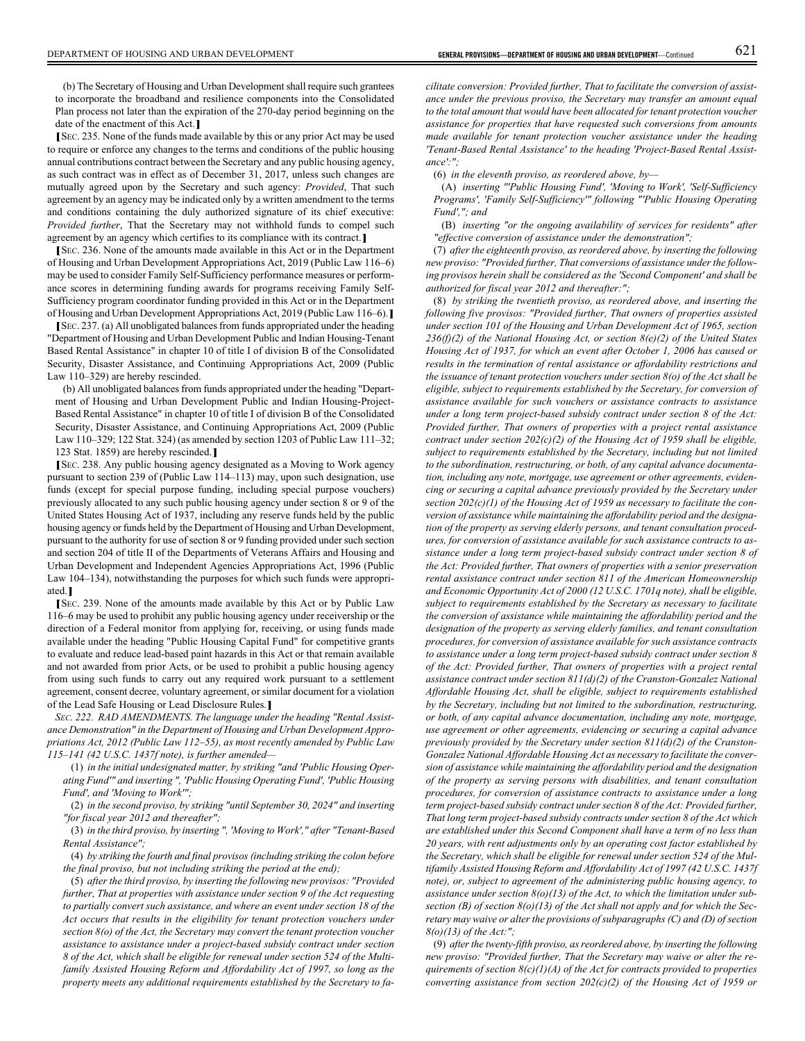(b) The Secretary of Housing and Urban Development shall require such grantees to incorporate the broadband and resilience components into the Consolidated Plan process not later than the expiration of the 270-day period beginning on the date of the enactment of this Act.❳

❲SEC. 235. None of the funds made available by this or any prior Act may be used to require or enforce any changes to the terms and conditions of the public housing annual contributions contract between the Secretary and any public housing agency, as such contract was in effect as of December 31, 2017, unless such changes are mutually agreed upon by the Secretary and such agency: *Provided*, That such agreement by an agency may be indicated only by a written amendment to the terms and conditions containing the duly authorized signature of its chief executive: *Provided further*, That the Secretary may not withhold funds to compel such agreement by an agency which certifies to its compliance with its contract.❳

❲SEC. 236. None of the amounts made available in this Act or in the Department of Housing and Urban Development Appropriations Act, 2019 (Public Law 116–6) may be used to consider Family Self-Sufficiency performance measures or performance scores in determining funding awards for programs receiving Family Self-Sufficiency program coordinator funding provided in this Act or in the Department of Housing and Urban Development Appropriations Act, 2019 (Public Law 116–6).❳

❲SEC. 237. (a) All unobligated balances from funds appropriated under the heading "Department of Housing and Urban Development Public and Indian Housing-Tenant Based Rental Assistance" in chapter 10 of title I of division B of the Consolidated Security, Disaster Assistance, and Continuing Appropriations Act, 2009 (Public Law 110–329) are hereby rescinded.

(b) All unobligated balances from funds appropriated under the heading "Department of Housing and Urban Development Public and Indian Housing-Project-Based Rental Assistance" in chapter 10 of title I of division B of the Consolidated Security, Disaster Assistance, and Continuing Appropriations Act, 2009 (Public Law 110–329; 122 Stat. 324) (as amended by section 1203 of Public Law 111–32; 123 Stat. 1859) are hereby rescinded.❳

❲SEC. 238. Any public housing agency designated as a Moving to Work agency pursuant to section 239 of (Public Law 114–113) may, upon such designation, use funds (except for special purpose funding, including special purpose vouchers) previously allocated to any such public housing agency under section 8 or 9 of the United States Housing Act of 1937, including any reserve funds held by the public housing agency or funds held by the Department of Housing and Urban Development, pursuant to the authority for use of section 8 or 9 funding provided under such section and section 204 of title II of the Departments of Veterans Affairs and Housing and Urban Development and Independent Agencies Appropriations Act, 1996 (Public Law 104–134), notwithstanding the purposes for which such funds were appropriated.❳

❲SEC. 239. None of the amounts made available by this Act or by Public Law 116–6 may be used to prohibit any public housing agency under receivership or the direction of a Federal monitor from applying for, receiving, or using funds made available under the heading "Public Housing Capital Fund" for competitive grants to evaluate and reduce lead-based paint hazards in this Act or that remain available and not awarded from prior Acts, or be used to prohibit a public housing agency from using such funds to carry out any required work pursuant to a settlement agreement, consent decree, voluntary agreement, or similar document for a violation of the Lead Safe Housing or Lead Disclosure Rules.❳

*SEC. 222. RAD AMENDMENTS. The language under the heading "Rental Assistance Demonstration" in the Department of Housing and Urban Development Appropriations Act, 2012 (Public Law 112–55), as most recently amended by Public Law 115–141 (42 U.S.C. 1437f note), is further amended—*

(1) *in the initial undesignated matter, by striking "and 'Public Housing Operating Fund'" and inserting ", 'Public Housing Operating Fund', 'Public Housing Fund', and 'Moving to Work'";*

(2) *in the second proviso, by striking "until September 30, 2024" and inserting "for fiscal year 2012 and thereafter";*

(3) *in the third proviso, by inserting ", 'Moving to Work'," after "Tenant-Based Rental Assistance";*

(4) *by striking the fourth and final provisos (including striking the colon before the final proviso, but not including striking the period at the end);*

(5) *after the third proviso, by inserting the following new provisos: "Provided further, That at properties with assistance under section 9 of the Act requesting to partially convert such assistance, and where an event under section 18 of the Act occurs that results in the eligibility for tenant protection vouchers under section 8(o) of the Act, the Secretary may convert the tenant protection voucher assistance to assistance under a project-based subsidy contract under section 8 of the Act, which shall be eligible for renewal under section 524 of the Multifamily Assisted Housing Reform and Affordability Act of 1997, so long as the property meets any additional requirements established by the Secretary to facilitate conversion: Provided further, That to facilitate the conversion of assistance under the previous proviso, the Secretary may transfer an amount equal to the total amount that would have been allocated for tenant protection voucher assistance for properties that have requested such conversions from amounts made available for tenant protection voucher assistance under the heading 'Tenant-Based Rental Assistance' to the heading 'Project-Based Rental Assistance':";*

(6) *in the eleventh proviso, as reordered above, by—*

(A) *inserting "'Public Housing Fund', 'Moving to Work', 'Self-Sufficiency Programs', 'Family Self-Sufficiency'" following "'Public Housing Operating Fund',"; and*

(B) *inserting "or the ongoing availability of services for residents" after "effective conversion of assistance under the demonstration";*

(7) *after the eighteenth proviso, as reordered above, by inserting the following new proviso: "Provided further, That conversions of assistance under the following provisos herein shall be considered as the 'Second Component' and shall be authorized for fiscal year 2012 and thereafter:";*

(8) *by striking the twentieth proviso, as reordered above, and inserting the following five provisos: "Provided further, That owners of properties assisted under section 101 of the Housing and Urban Development Act of 1965, section 236(f)(2) of the National Housing Act, or section 8(e)(2) of the United States Housing Act of 1937, for which an event after October 1, 2006 has caused or results in the termination of rental assistance or affordability restrictions and the issuance of tenant protection vouchers under section 8(o) of the Act shall be eligible, subject to requirements established by the Secretary, for conversion of assistance available for such vouchers or assistance contracts to assistance under a long term project-based subsidy contract under section 8 of the Act: Provided further, That owners of properties with a project rental assistance contract under section 202(c)(2) of the Housing Act of 1959 shall be eligible, subject to requirements established by the Secretary, including but not limited to the subordination, restructuring, or both, of any capital advance documentation, including any note, mortgage, use agreement or other agreements, evidencing or securing a capital advance previously provided by the Secretary under section 202(c)(1) of the Housing Act of 1959 as necessary to facilitate the conversion of assistance while maintaining the affordability period and the designation of the property as serving elderly persons, and tenant consultation procedures, for conversion of assistance available for such assistance contracts to assistance under a long term project-based subsidy contract under section 8 of the Act: Provided further, That owners of properties with a senior preservation rental assistance contract under section 811 of the American Homeownership and Economic Opportunity Act of 2000 (12 U.S.C. 1701q note), shall be eligible, subject to requirements established by the Secretary as necessary to facilitate the conversion of assistance while maintaining the affordability period and the designation of the property as serving elderly families, and tenant consultation procedures, for conversion of assistance available for such assistance contracts to assistance under a long term project-based subsidy contract under section 8 of the Act: Provided further, That owners of properties with a project rental assistance contract under section 811(d)(2) of the Cranston-Gonzalez National Affordable Housing Act, shall be eligible, subject to requirements established by the Secretary, including but not limited to the subordination, restructuring, or both, of any capital advance documentation, including any note, mortgage, use agreement or other agreements, evidencing or securing a capital advance previously provided by the Secretary under section 811(d)(2) of the Cranston-Gonzalez National Affordable Housing Act as necessary to facilitate the conversion of assistance while maintaining the affordability period and the designation of the property as serving persons with disabilities, and tenant consultation procedures, for conversion of assistance contracts to assistance under a long term project-based subsidy contract under section 8 of the Act: Provided further, That long term project-based subsidy contracts under section 8 of the Act which are established under this Second Component shall have a term of no less than 20 years, with rent adjustments only by an operating cost factor established by the Secretary, which shall be eligible for renewal under section 524 of the Multifamily Assisted Housing Reform and Affordability Act of 1997 (42 U.S.C. 1437f note), or, subject to agreement of the administering public housing agency, to assistance under section 8(o)(13) of the Act, to which the limitation under subsection (B) of section 8(o)(13) of the Act shall not apply and for which the Secretary may waive or alter the provisions of subparagraphs (C) and (D) of section 8(o)(13) of the Act:";*

(9) *after the twenty-fifth proviso, as reordered above, by inserting the following new proviso: "Provided further, That the Secretary may waive or alter the requirements of section 8(c)(1)(A) of the Act for contracts provided to properties converting assistance from section 202(c)(2) of the Housing Act of 1959 or*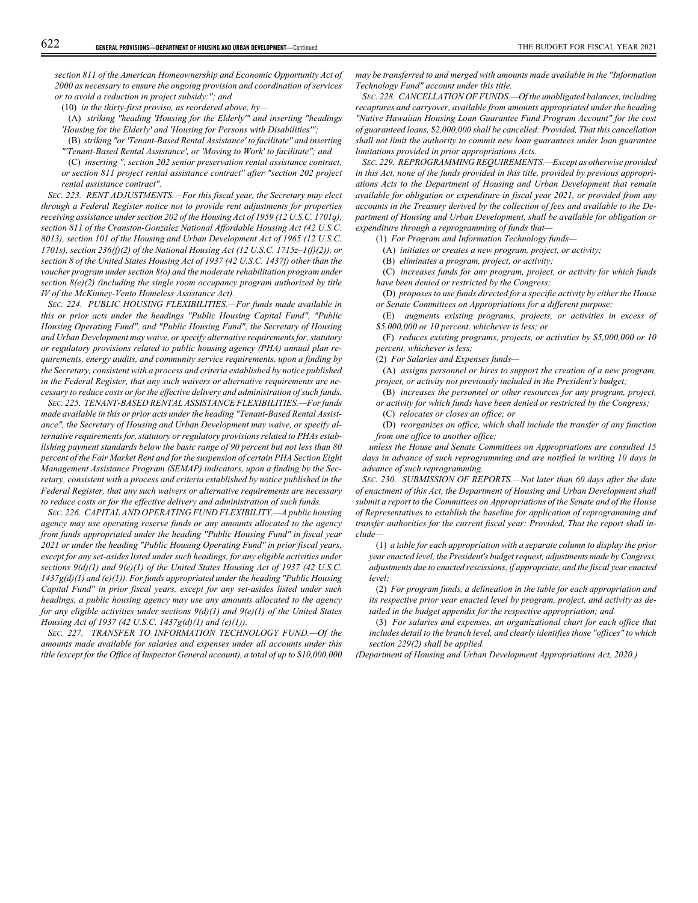*section 811 of the American Homeownership and Economic Opportunity Act of 2000 as necessary to ensure the ongoing provision and coordination of services or to avoid a reduction in project subsidy:"; and*

(10) *in the thirty-first proviso, as reordered above, by—*

(A) *striking "heading 'Housing for the Elderly'" and inserting "headings 'Housing for the Elderly' and 'Housing for Persons with Disabilities'";*

(B) *striking "or 'Tenant-Based Rental Assistance' to facilitate" and inserting "'Tenant-Based Rental Assistance', or 'Moving to Work' to facilitate"; and*

(C) *inserting ", section 202 senior preservation rental assistance contract, or section 811 project rental assistance contract" after "section 202 project rental assistance contract".*

*SEC. 223. RENT ADJUSTMENTS.—For this fiscal year, the Secretary may elect through a Federal Register notice not to provide rent adjustments for properties receiving assistance under section 202 of the Housing Act of 1959 (12 U.S.C. 1701q), section 811 of the Cranston-Gonzalez National Affordable Housing Act (42 U.S.C. 8013), section 101 of the Housing and Urban Development Act of 1965 (12 U.S.C. 1701s), section 236(f)(2) of the National Housing Act (12 U.S.C. 1715z–1(f)(2)), or section 8 of the United States Housing Act of 1937 (42 U.S.C. 1437f) other than the voucher program under section 8(o) and the moderate rehabilitation program under section 8(e)(2) (including the single room occupancy program authorized by title IV of the McKinney-Vento Homeless Assistance Act).*

*SEC. 224. PUBLIC HOUSING FLEXIBILITIES.—For funds made available in this or prior acts under the headings "Public Housing Capital Fund", "Public Housing Operating Fund", and "Public Housing Fund", the Secretary of Housing and Urban Development may waive, or specify alternative requirements for, statutory or regulatory provisions related to public housing agency (PHA) annual plan requirements, energy audits, and community service requirements, upon a finding by the Secretary, consistent with a process and criteria established by notice published in the Federal Register, that any such waivers or alternative requirements are necessary to reduce costs or for the effective delivery and administration of such funds.*

*SEC. 225. TENANT-BASED RENTAL ASSISTANCE FLEXIBILITIES.—For funds made available in this or prior acts under the heading "Tenant-Based Rental Assistance", the Secretary of Housing and Urban Development may waive, or specify alternative requirements for, statutory or regulatory provisions related to PHAs establishing payment standards below the basic range of 90 percent but not less than 80 percent of the Fair Market Rent and for the suspension of certain PHA Section Eight Management Assistance Program (SEMAP) indicators, upon a finding by the Secretary, consistent with a process and criteria established by notice published in the Federal Register, that any such waivers or alternative requirements are necessary to reduce costs or for the effective delivery and administration of such funds.*

*SEC. 226. CAPITAL AND OPERATING FUND FLEXIBILITY.—A public housing agency may use operating reserve funds or any amounts allocated to the agency from funds appropriated under the heading "Public Housing Fund" in fiscal year 2021 or under the heading "Public Housing Operating Fund" in prior fiscal years, except for any set-asides listed under such headings, for any eligible activities under sections 9(d)(1) and 9(e)(1) of the United States Housing Act of 1937 (42 U.S.C. 1437g(d)(1) and (e)(1)). For funds appropriated under the heading "Public Housing Capital Fund" in prior fiscal years, except for any set-asides listed under such headings, a public housing agency may use any amounts allocated to the agency for any eligible activities under sections 9(d)(1) and 9(e)(1) of the United States Housing Act of 1937 (42 U.S.C. 1437g(d)(1) and (e)(1)).*

*SEC. 227. TRANSFER TO INFORMATION TECHNOLOGY FUND.—Of the amounts made available for salaries and expenses under all accounts under this title (except for the Office of Inspector General account), a total of up to $10,000,000 may be transferred to and merged with amounts made available in the "Information Technology Fund" account under this title.*

*SEC. 228. CANCELLATION OF FUNDS.—Of the unobligated balances, including recaptures and carryover, available from amounts appropriated under the heading "Native Hawaiian Housing Loan Guarantee Fund Program Account" for the cost of guaranteed loans, $2,000,000 shall be cancelled: Provided, That this cancellation shall not limit the authority to commit new loan guarantees under loan guarantee limitations provided in prior appropriations Acts.*

*SEC. 229. REPROGRAMMING REQUIREMENTS.—Except as otherwise provided in this Act, none of the funds provided in this title, provided by previous appropriations Acts to the Department of Housing and Urban Development that remain available for obligation or expenditure in fiscal year 2021, or provided from any accounts in the Treasury derived by the collection of fees and available to the Department of Housing and Urban Development, shall be available for obligation or expenditure through a reprogramming of funds that—*

(1) *For Program and Information Technology funds—*

(A) *initiates or creates a new program, project, or activity;*

(B) *eliminates a program, project, or activity;*

(C) *increases funds for any program, project, or activity for which funds have been denied or restricted by the Congress;*

(D) *proposes to use funds directed for a specific activity by either the House or Senate Committees on Appropriations for a different purpose;*

(E) *augments existing programs, projects, or activities in excess of $5,000,000 or 10 percent, whichever is less; or*

(F) *reduces existing programs, projects, or activities by $5,000,000 or 10 percent, whichever is less;*

(2) *For Salaries and Expenses funds—*

(A) *assigns personnel or hires to support the creation of a new program, project, or activity not previously included in the President's budget;*

(B) *increases the personnel or other resources for any program, project, or activity for which funds have been denied or restricted by the Congress;*

(C) *relocates or closes an office; or*

(D) *reorganizes an office, which shall include the transfer of any function from one office to another office;*

*unless the House and Senate Committees on Appropriations are consulted 15 days in advance of such reprogramming and are notified in writing 10 days in advance of such reprogramming.*

*SEC. 230. SUBMISSION OF REPORTS.—Not later than 60 days after the date of enactment of this Act, the Department of Housing and Urban Development shall submit a report to the Committees on Appropriations of the Senate and of the House of Representatives to establish the baseline for application of reprogramming and transfer authorities for the current fiscal year: Provided, That the report shall include—*

(1) *a table for each appropriation with a separate column to display the prior year enacted level, the President's budget request, adjustments made by Congress, adjustments due to enacted rescissions, if appropriate, and the fiscal year enacted level;*

(2) *For program funds, a delineation in the table for each appropriation and its respective prior year enacted level by program, project, and activity as detailed in the budget appendix for the respective appropriation; and*

(3) *For salaries and expenses, an organizational chart for each office that includes detail to the branch level, and clearly identifies those "offices" to which section 229(2) shall be applied.*

*(Department of Housing and Urban Development Appropriations Act, 2020.)*